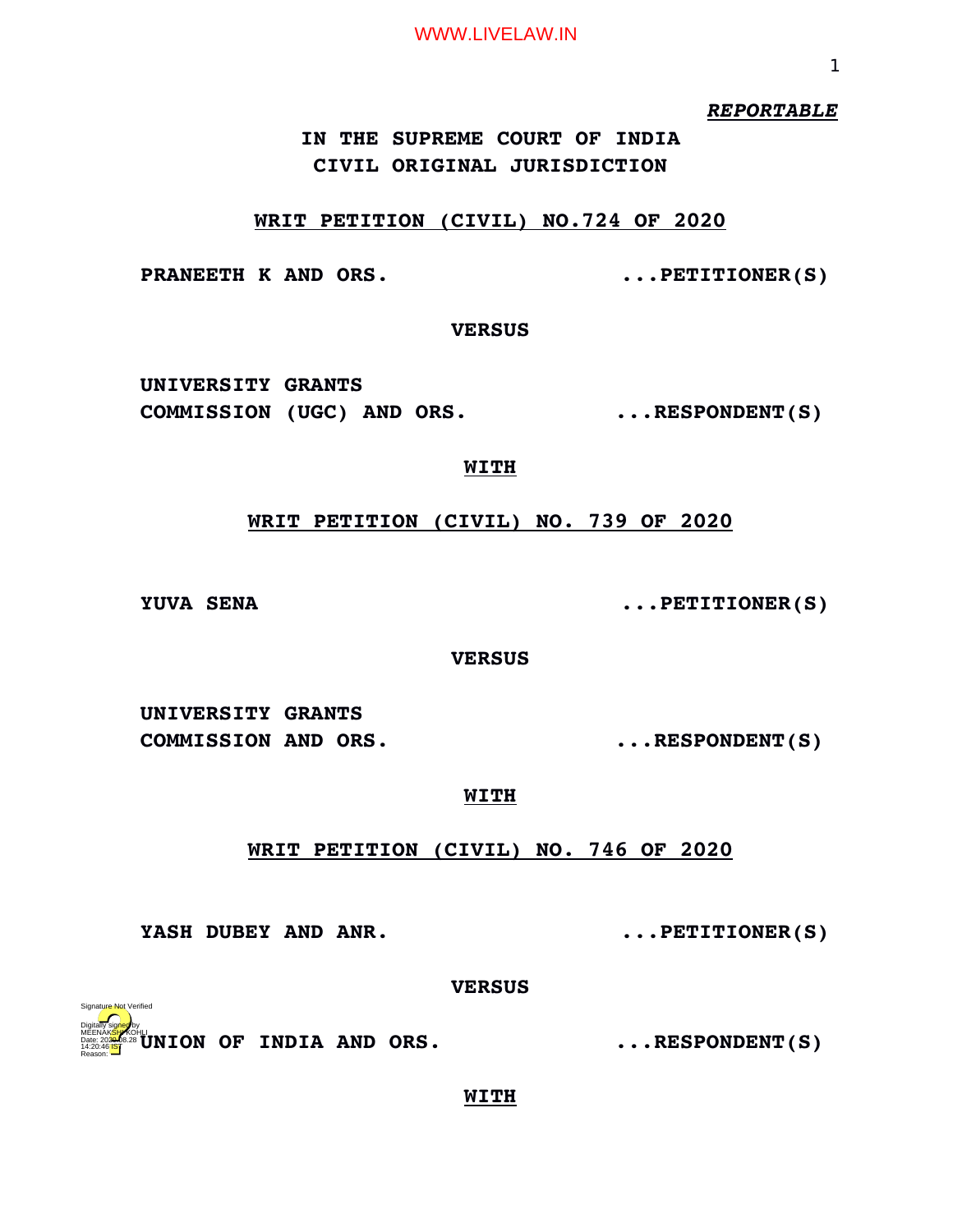***REPORTABLE***

**IN THE SUPREME COURT OF INDIA**
**CIVIL ORIGINAL JURISDICTION**

**WRIT PETITION (CIVIL) NO.724 OF 2020**

**PRANEETH K AND ORS. ...PETITIONER(S)**

**VERSUS**

**UNIVERSITY GRANTS COMMISSION (UGC) AND ORS. ...RESPONDENT(S)**

**WITH**

**WRIT PETITION (CIVIL) NO. 739 OF 2020**

**YUVA SENA ...PETITIONER(S)**

**VERSUS**

**UNIVERSITY GRANTS COMMISSION AND ORS. ...RESPONDENT(S)**

**WITH**

**WRIT PETITION (CIVIL) NO. 746 OF 2020**

**YASH DUBEY AND ANR. ...PETITIONER(S)**

**VERSUS**

**UNION OF INDIA AND ORS. ...RESPONDENT(S)**

**WITH**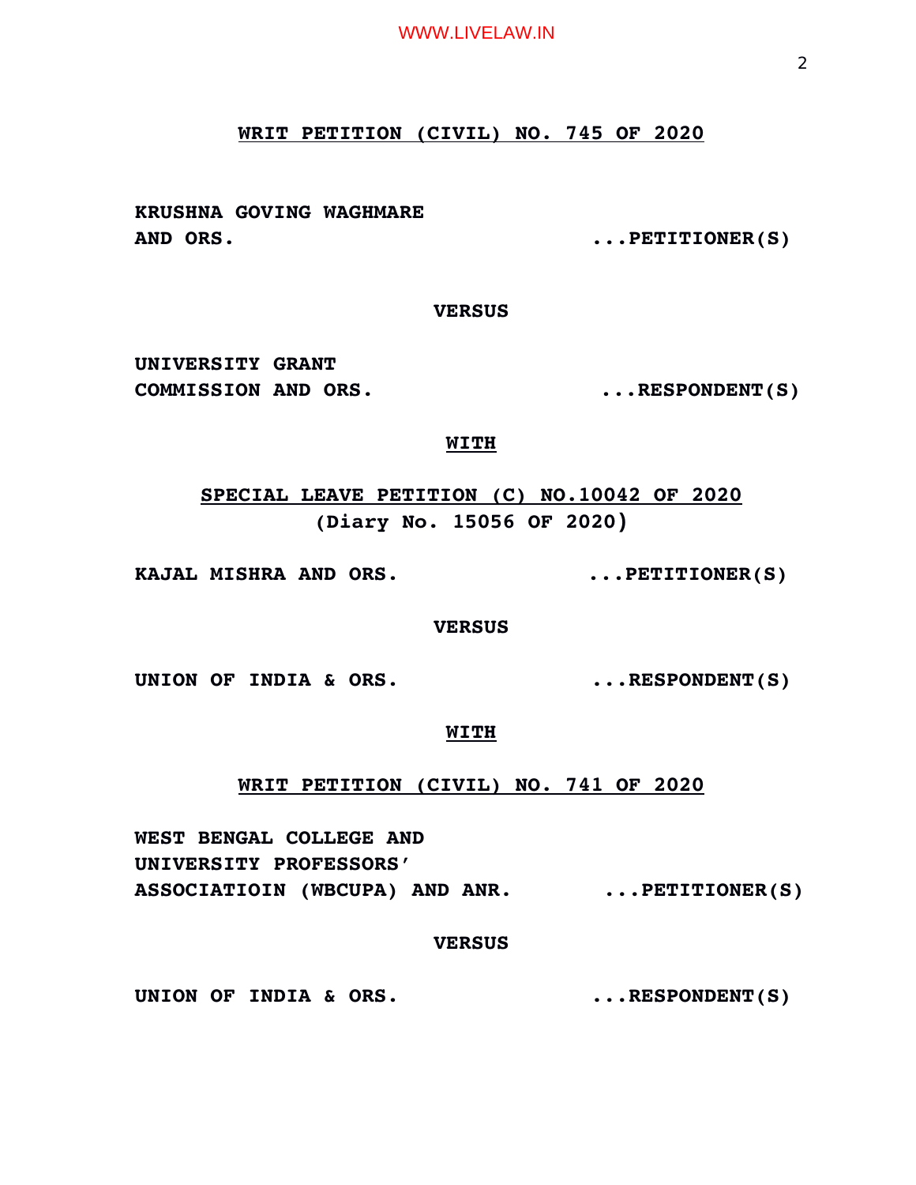**WRIT PETITION (CIVIL) NO. 745 OF 2020**

**KRUSHNA GOVING WAGHMARE AND ORS.** ...**PETITIONER(S)**

**VERSUS**

**UNIVERSITY GRANT COMMISSION AND ORS.** ...**RESPONDENT(S)**

**WITH**

**SPECIAL LEAVE PETITION (C) NO.10042 OF 2020**
**(Diary No. 15056 OF 2020)**

**KAJAL MISHRA AND ORS.** ...**PETITIONER(S)**

**VERSUS**

**UNION OF INDIA & ORS.** ...**RESPONDENT(S)**

**WITH**

**WRIT PETITION (CIVIL) NO. 741 OF 2020**

**WEST BENGAL COLLEGE AND UNIVERSITY PROFESSORS' ASSOCIATIOIN (WBCUPA) AND ANR.** ...**PETITIONER(S)**

**VERSUS**

**UNION OF INDIA & ORS.** ...**RESPONDENT(S)**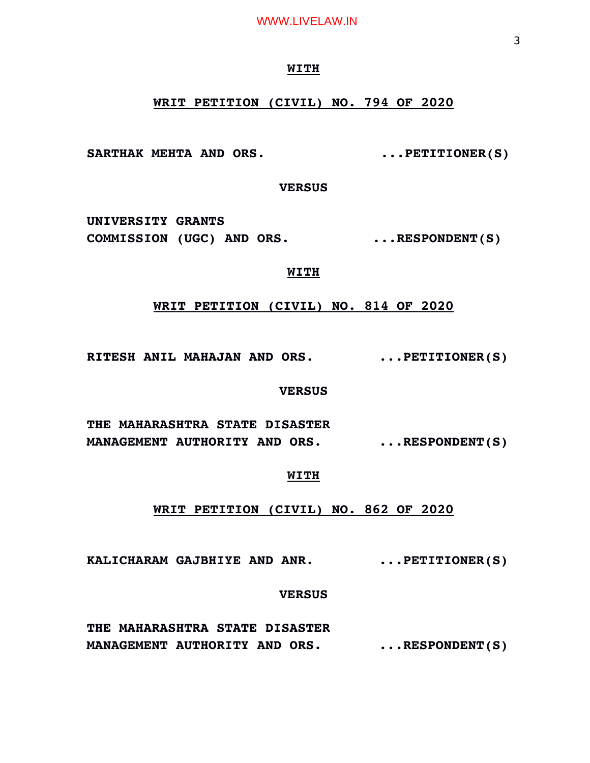**WITH**

**WRIT PETITION (CIVIL) NO. 794 OF 2020**

**SARTHAK MEHTA AND ORS.** ...**PETITIONER(S)**

**VERSUS**

**UNIVERSITY GRANTS COMMISSION (UGC) AND ORS.** ...**RESPONDENT(S)**

**WITH**

**WRIT PETITION (CIVIL) NO. 814 OF 2020**

**RITESH ANIL MAHAJAN AND ORS.** ...**PETITIONER(S)**

**VERSUS**

**THE MAHARASHTRA STATE DISASTER MANAGEMENT AUTHORITY AND ORS.** ...**RESPONDENT(S)**

**WITH**

**WRIT PETITION (CIVIL) NO. 862 OF 2020**

**KALICHARAM GAJBHIYE AND ANR.** ...**PETITIONER(S)**

**VERSUS**

**THE MAHARASHTRA STATE DISASTER MANAGEMENT AUTHORITY AND ORS.** ...**RESPONDENT(S)**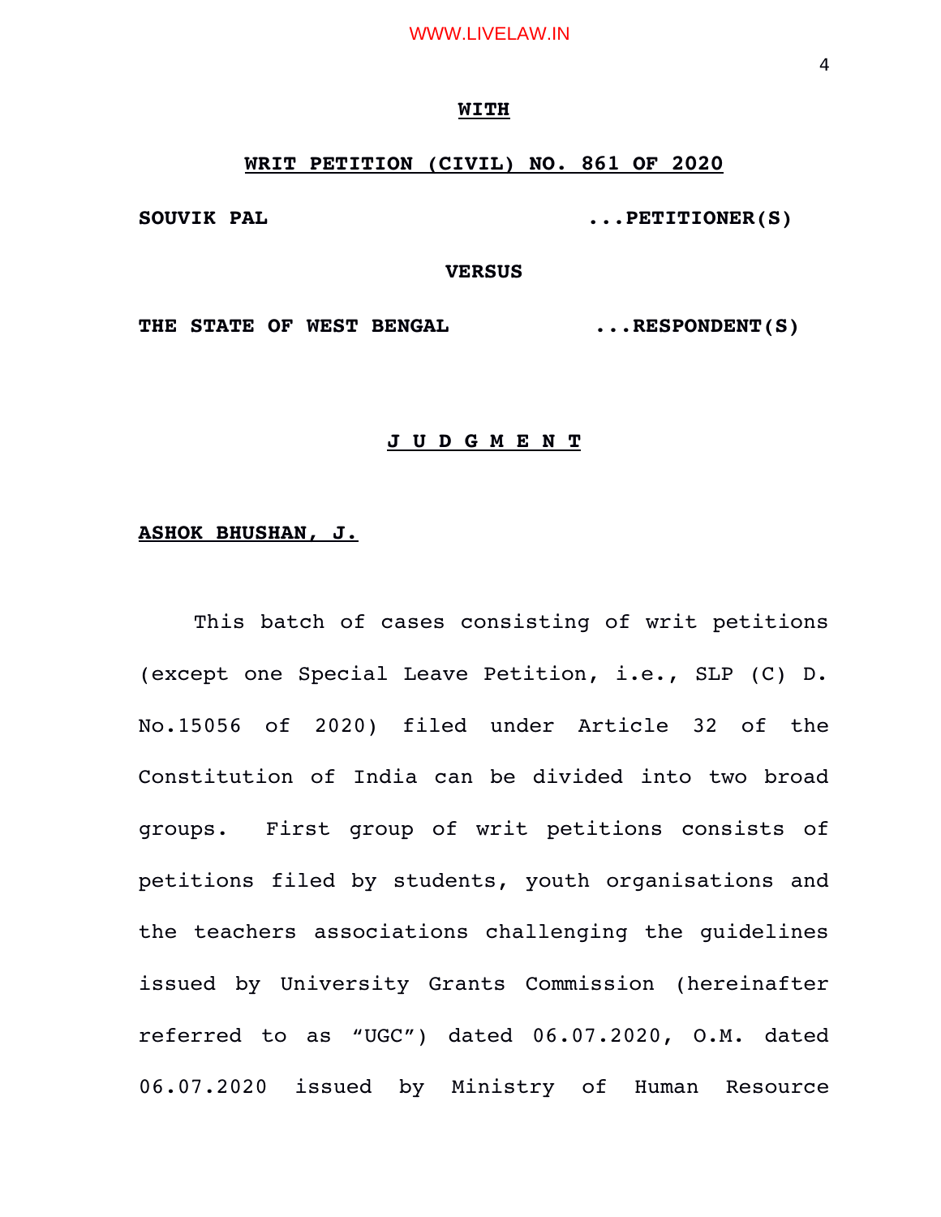**WITH**

**WRIT PETITION (CIVIL) NO. 861 OF 2020**

**SOUVIK PAL ...PETITIONER(S)**

**VERSUS**

**THE STATE OF WEST BENGAL ...RESPONDENT(S)**

**J U D G M E N T**

**ASHOK BHUSHAN, J.**

This batch of cases consisting of writ petitions (except one Special Leave Petition, i.e., SLP (C) D. No.15056 of 2020) filed under Article 32 of the Constitution of India can be divided into two broad groups. First group of writ petitions consists of petitions filed by students, youth organisations and the teachers associations challenging the guidelines issued by University Grants Commission (hereinafter referred to as "UGC") dated 06.07.2020, O.M. dated 06.07.2020 issued by Ministry of Human Resource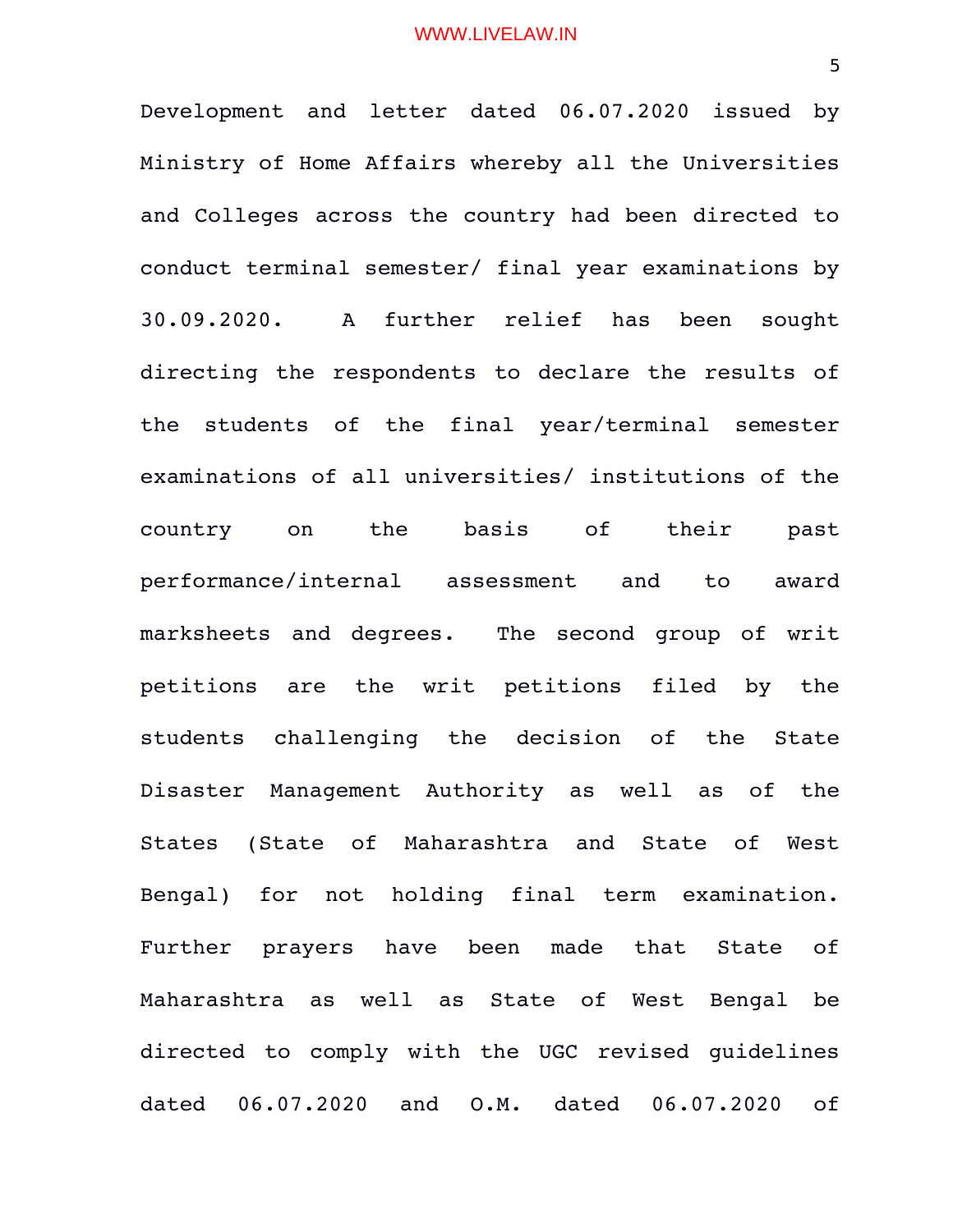Development and letter dated 06.07.2020 issued by Ministry of Home Affairs whereby all the Universities and Colleges across the country had been directed to conduct terminal semester/ final year examinations by 30.09.2020. A further relief has been sought directing the respondents to declare the results of the students of the final year/terminal semester examinations of all universities/ institutions of the country on the basis of their past performance/internal assessment and to award marksheets and degrees. The second group of writ petitions are the writ petitions filed by the students challenging the decision of the State Disaster Management Authority as well as of the States (State of Maharashtra and State of West Bengal) for not holding final term examination. Further prayers have been made that State of Maharashtra as well as State of West Bengal be directed to comply with the UGC revised guidelines dated 06.07.2020 and O.M. dated 06.07.2020 of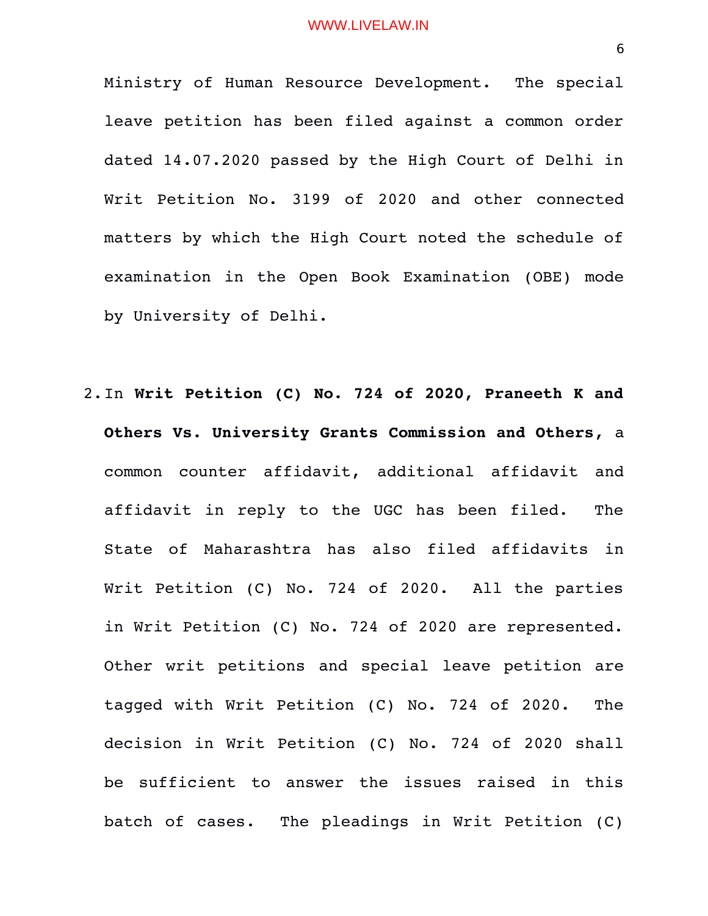Ministry of Human Resource Development. The special leave petition has been filed against a common order dated 14.07.2020 passed by the High Court of Delhi in Writ Petition No. 3199 of 2020 and other connected matters by which the High Court noted the schedule of examination in the Open Book Examination (OBE) mode by University of Delhi.

2. In **Writ Petition (C) No. 724 of 2020, Praneeth K and Others Vs. University Grants Commission and Others,** a common counter affidavit, additional affidavit and affidavit in reply to the UGC has been filed. The State of Maharashtra has also filed affidavits in Writ Petition (C) No. 724 of 2020. All the parties in Writ Petition (C) No. 724 of 2020 are represented. Other writ petitions and special leave petition are tagged with Writ Petition (C) No. 724 of 2020. The decision in Writ Petition (C) No. 724 of 2020 shall be sufficient to answer the issues raised in this batch of cases. The pleadings in Writ Petition (C)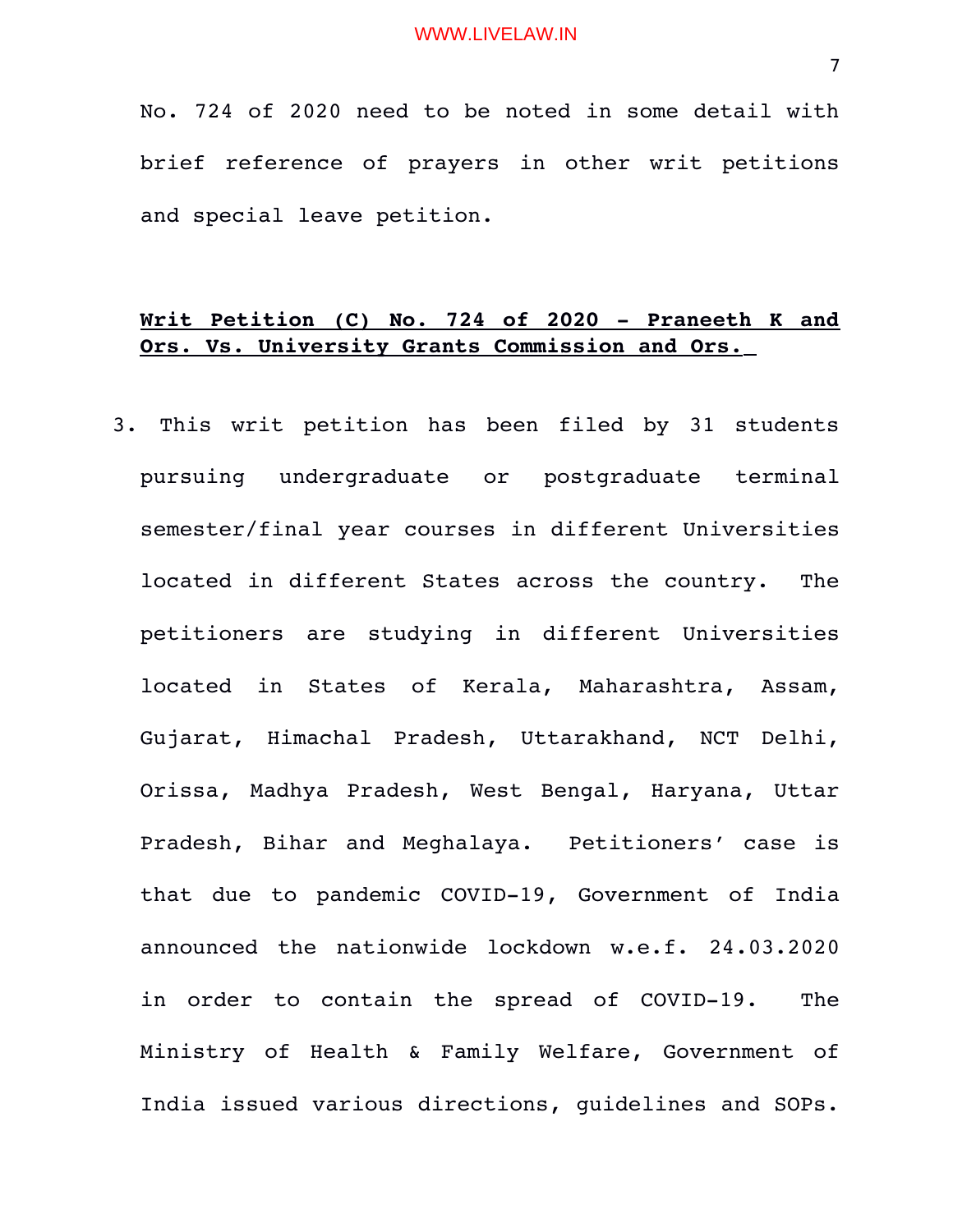No. 724 of 2020 need to be noted in some detail with brief reference of prayers in other writ petitions and special leave petition.

**Writ Petition (C) No. 724 of 2020 - Praneeth K and Ors. Vs. University Grants Commission and Ors.**

3. This writ petition has been filed by 31 students pursuing undergraduate or postgraduate terminal semester/final year courses in different Universities located in different States across the country. The petitioners are studying in different Universities located in States of Kerala, Maharashtra, Assam, Gujarat, Himachal Pradesh, Uttarakhand, NCT Delhi, Orissa, Madhya Pradesh, West Bengal, Haryana, Uttar Pradesh, Bihar and Meghalaya. Petitioners' case is that due to pandemic COVID-19, Government of India announced the nationwide lockdown w.e.f. 24.03.2020 in order to contain the spread of COVID-19. The Ministry of Health & Family Welfare, Government of India issued various directions, guidelines and SOPs.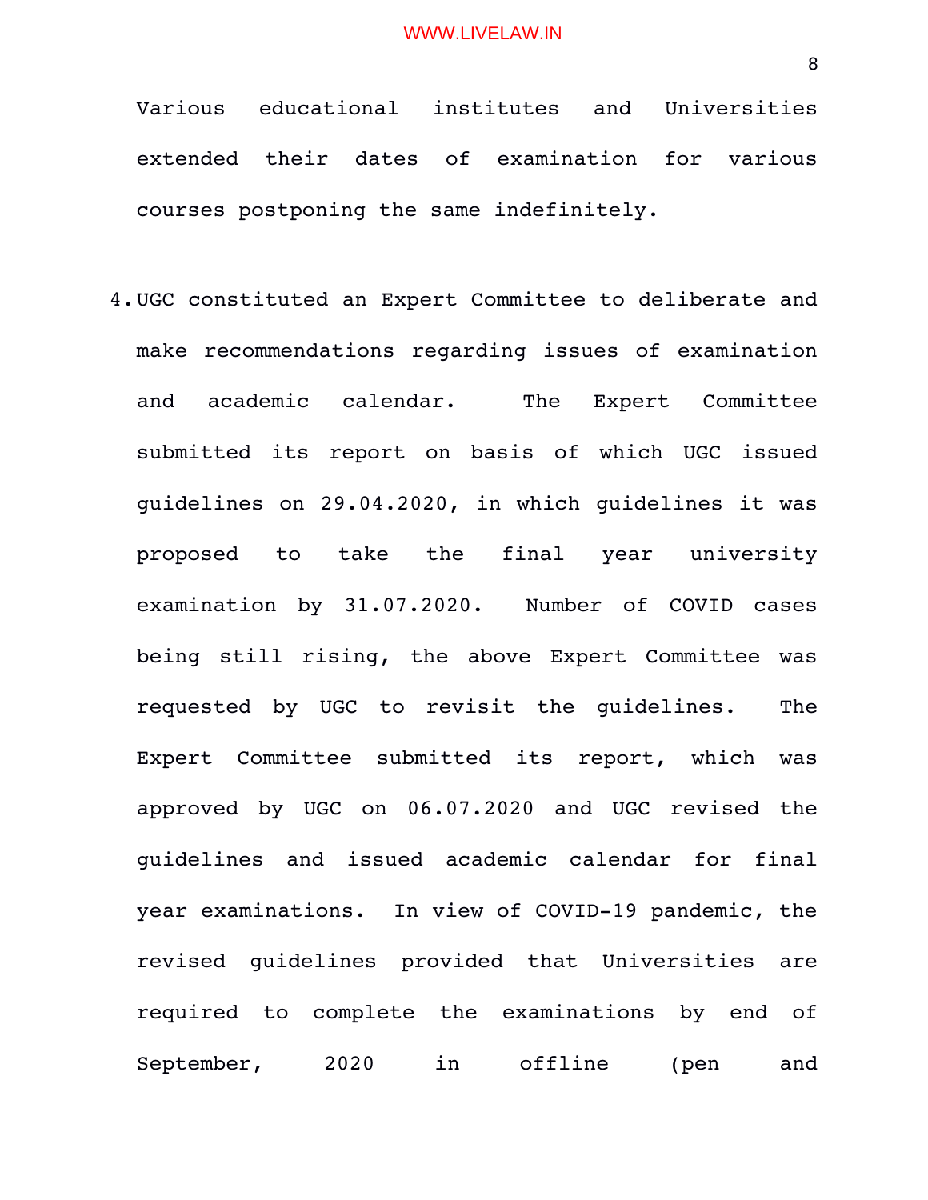Various educational institutes and Universities extended their dates of examination for various courses postponing the same indefinitely.

4. UGC constituted an Expert Committee to deliberate and make recommendations regarding issues of examination and academic calendar. The Expert Committee submitted its report on basis of which UGC issued guidelines on 29.04.2020, in which guidelines it was proposed to take the final year university examination by 31.07.2020. Number of COVID cases being still rising, the above Expert Committee was requested by UGC to revisit the guidelines. The Expert Committee submitted its report, which was approved by UGC on 06.07.2020 and UGC revised the guidelines and issued academic calendar for final year examinations. In view of COVID-19 pandemic, the revised guidelines provided that Universities are required to complete the examinations by end of September, 2020 in offline (pen and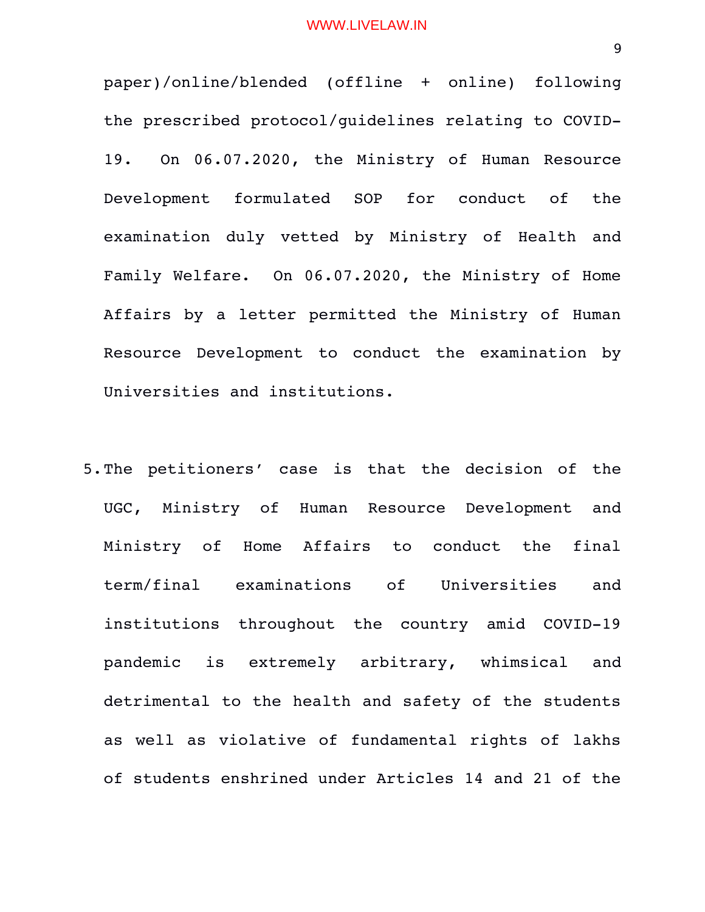paper)/online/blended (offline + online) following the prescribed protocol/guidelines relating to COVID-19. On 06.07.2020, the Ministry of Human Resource Development formulated SOP for conduct of the examination duly vetted by Ministry of Health and Family Welfare. On 06.07.2020, the Ministry of Home Affairs by a letter permitted the Ministry of Human Resource Development to conduct the examination by Universities and institutions.

5. The petitioners' case is that the decision of the UGC, Ministry of Human Resource Development and Ministry of Home Affairs to conduct the final term/final examinations of Universities and institutions throughout the country amid COVID-19 pandemic is extremely arbitrary, whimsical and detrimental to the health and safety of the students as well as violative of fundamental rights of lakhs of students enshrined under Articles 14 and 21 of the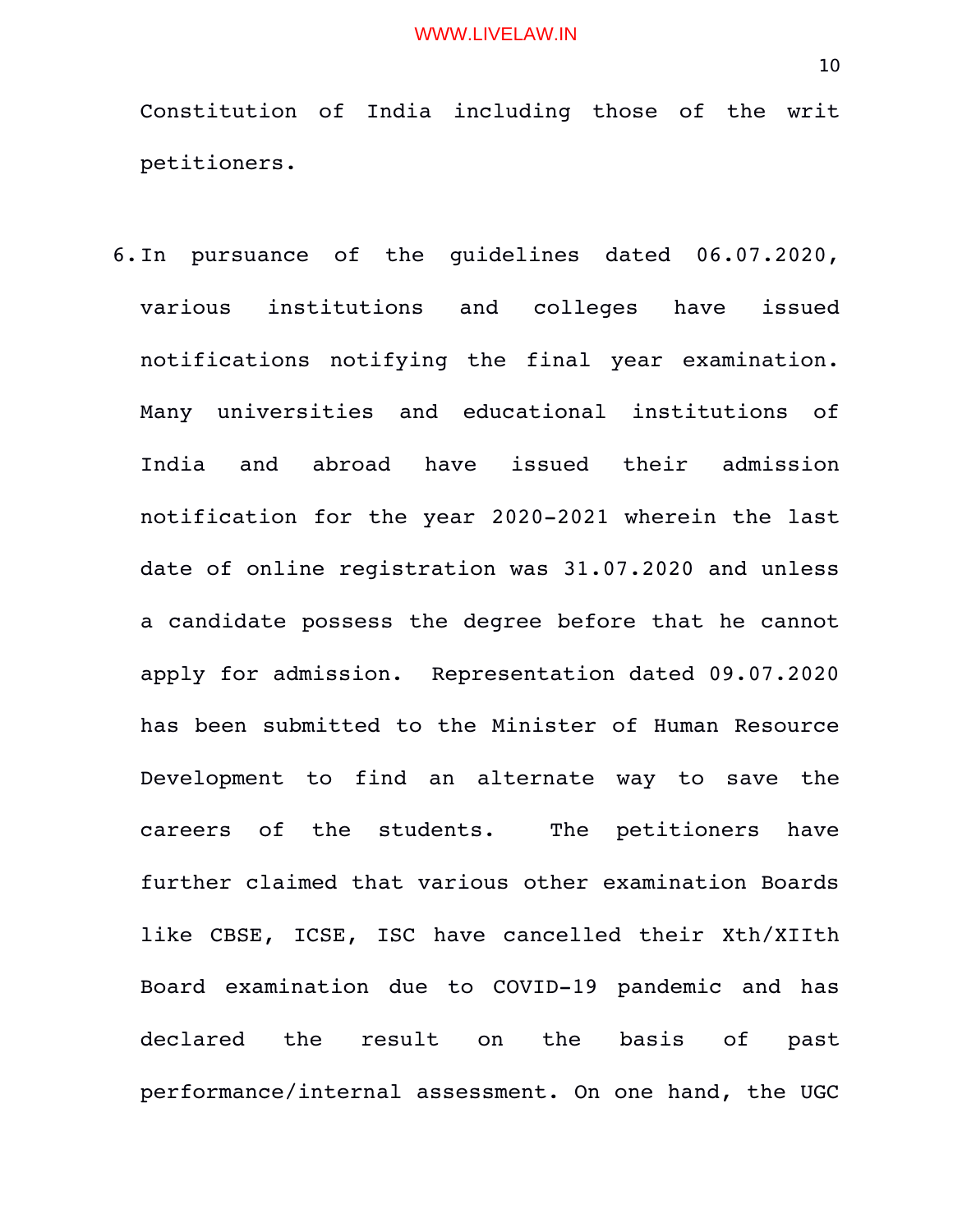Constitution of India including those of the writ petitioners.

6. In pursuance of the guidelines dated 06.07.2020, various institutions and colleges have issued notifications notifying the final year examination. Many universities and educational institutions of India and abroad have issued their admission notification for the year 2020-2021 wherein the last date of online registration was 31.07.2020 and unless a candidate possess the degree before that he cannot apply for admission. Representation dated 09.07.2020 has been submitted to the Minister of Human Resource Development to find an alternate way to save the careers of the students. The petitioners have further claimed that various other examination Boards like CBSE, ICSE, ISC have cancelled their Xth/XIIth Board examination due to COVID-19 pandemic and has declared the result on the basis of past performance/internal assessment. On one hand, the UGC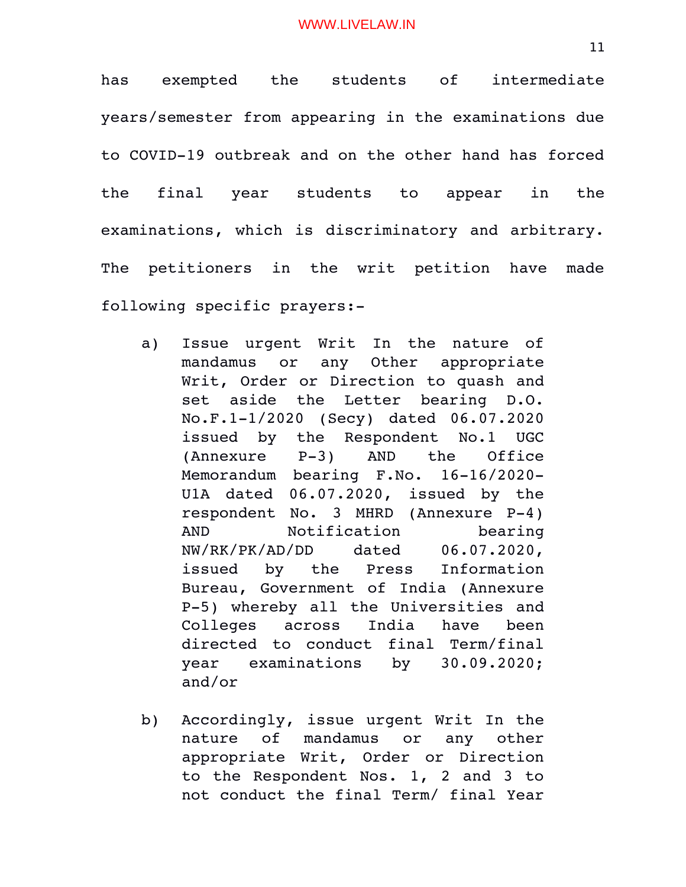has exempted the students of intermediate years/semester from appearing in the examinations due to COVID-19 outbreak and on the other hand has forced the final year students to appear in the examinations, which is discriminatory and arbitrary. The petitioners in the writ petition have made following specific prayers:-

a) Issue urgent Writ In the nature of mandamus or any Other appropriate Writ, Order or Direction to quash and set aside the Letter bearing D.O. No.F.1-1/2020 (Secy) dated 06.07.2020 issued by the Respondent No.1 UGC (Annexure P-3) AND the Office Memorandum bearing F.No. 16-16/2020-U1A dated 06.07.2020, issued by the respondent No. 3 MHRD (Annexure P-4) AND Notification bearing NW/RK/PK/AD/DD dated 06.07.2020, issued by the Press Information Bureau, Government of India (Annexure P-5) whereby all the Universities and Colleges across India have been directed to conduct final Term/final year examinations by 30.09.2020; and/or

b) Accordingly, issue urgent Writ In the nature of mandamus or any other appropriate Writ, Order or Direction to the Respondent Nos. 1, 2 and 3 to not conduct the final Term/ final Year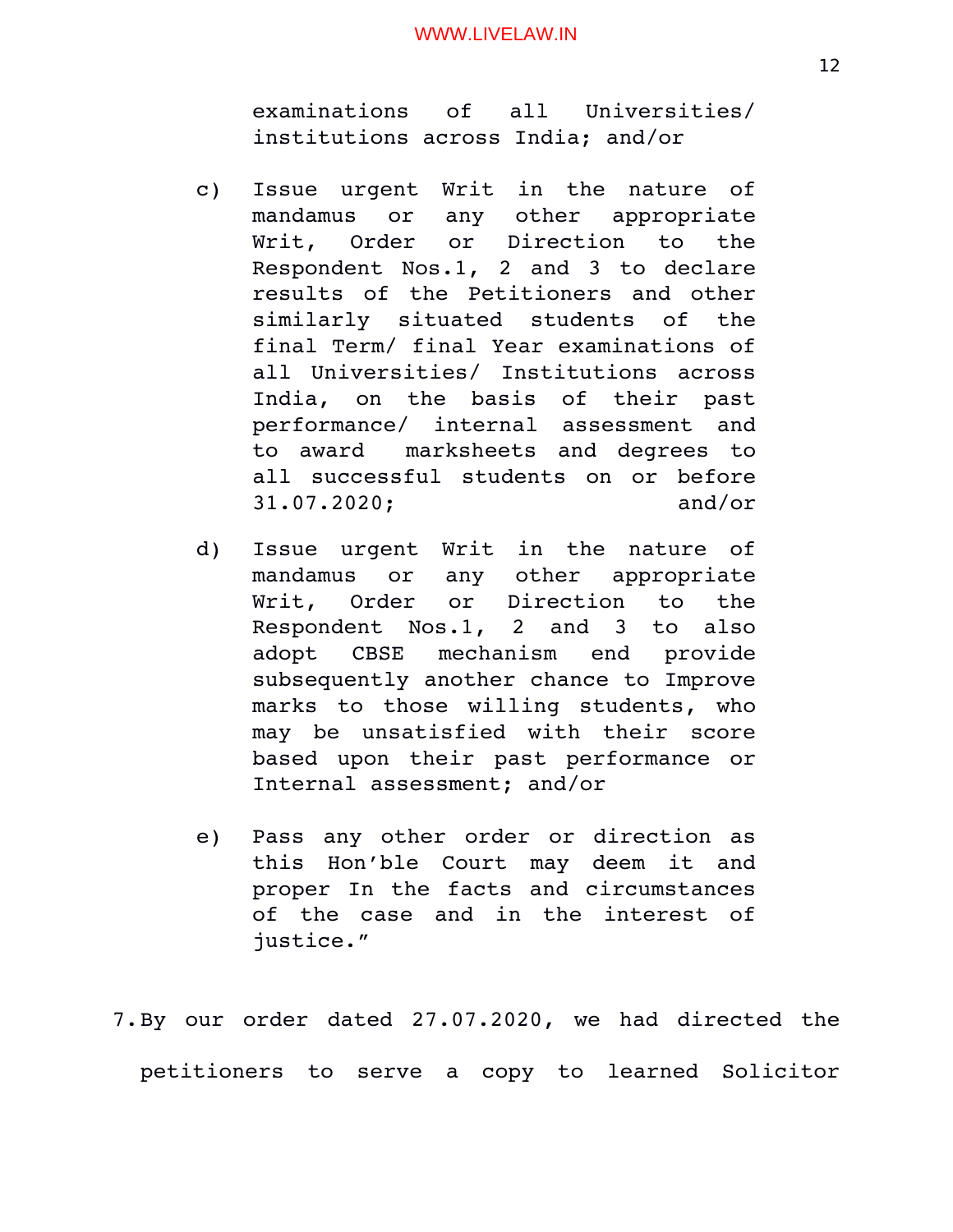examinations of all Universities/ institutions across India; and/or

c) Issue urgent Writ in the nature of mandamus or any other appropriate Writ, Order or Direction to the Respondent Nos.1, 2 and 3 to declare results of the Petitioners and other similarly situated students of the final Term/ final Year examinations of all Universities/ Institutions across India, on the basis of their past performance/ internal assessment and to award marksheets and degrees to all successful students on or before 31.07.2020; and/or

d) Issue urgent Writ in the nature of mandamus or any other appropriate Writ, Order or Direction to the Respondent Nos.1, 2 and 3 to also adopt CBSE mechanism end provide subsequently another chance to Improve marks to those willing students, who may be unsatisfied with their score based upon their past performance or Internal assessment; and/or

e) Pass any other order or direction as this Hon'ble Court may deem it and proper In the facts and circumstances of the case and in the interest of justice."

7. By our order dated 27.07.2020, we had directed the petitioners to serve a copy to learned Solicitor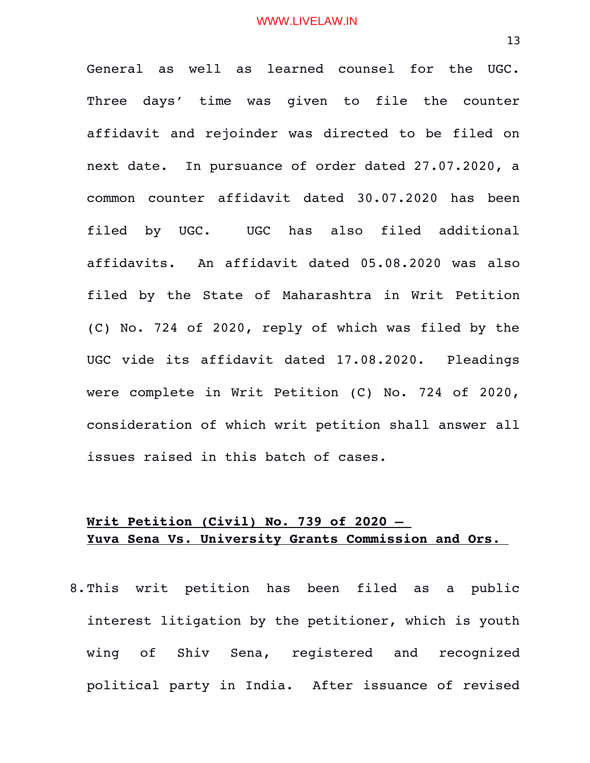General as well as learned counsel for the UGC. Three days' time was given to file the counter affidavit and rejoinder was directed to be filed on next date. In pursuance of order dated 27.07.2020, a common counter affidavit dated 30.07.2020 has been filed by UGC. UGC has also filed additional affidavits. An affidavit dated 05.08.2020 was also filed by the State of Maharashtra in Writ Petition (C) No. 724 of 2020, reply of which was filed by the UGC vide its affidavit dated 17.08.2020. Pleadings were complete in Writ Petition (C) No. 724 of 2020, consideration of which writ petition shall answer all issues raised in this batch of cases.

**Writ Petition (Civil) No. 739 of 2020 –**
**Yuva Sena Vs. University Grants Commission and Ors.**

8. This writ petition has been filed as a public interest litigation by the petitioner, which is youth wing of Shiv Sena, registered and recognized political party in India. After issuance of revised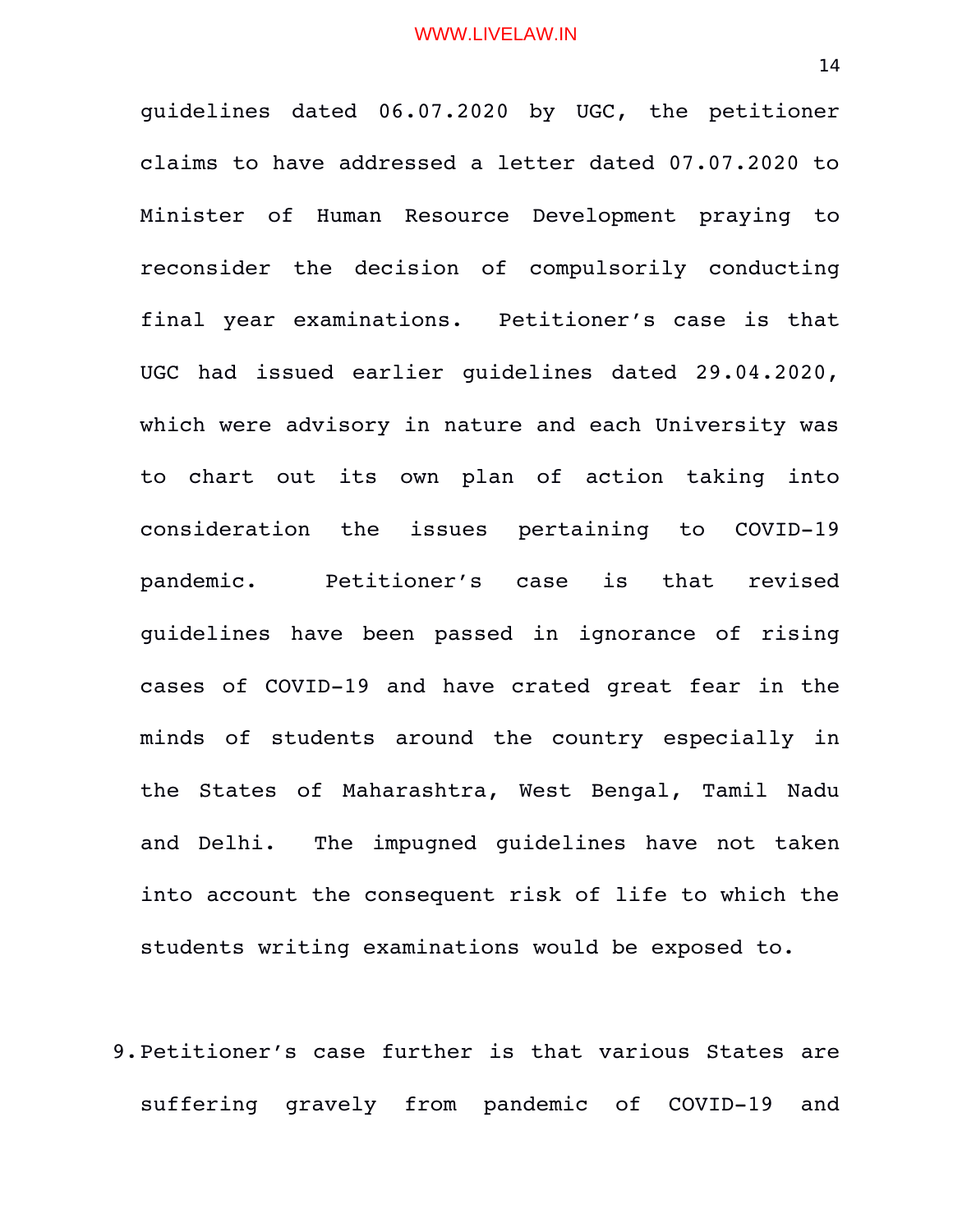guidelines dated 06.07.2020 by UGC, the petitioner claims to have addressed a letter dated 07.07.2020 to Minister of Human Resource Development praying to reconsider the decision of compulsorily conducting final year examinations. Petitioner's case is that UGC had issued earlier guidelines dated 29.04.2020, which were advisory in nature and each University was to chart out its own plan of action taking into consideration the issues pertaining to COVID-19 pandemic. Petitioner's case is that revised guidelines have been passed in ignorance of rising cases of COVID-19 and have crated great fear in the minds of students around the country especially in the States of Maharashtra, West Bengal, Tamil Nadu and Delhi. The impugned guidelines have not taken into account the consequent risk of life to which the students writing examinations would be exposed to.

9. Petitioner's case further is that various States are suffering gravely from pandemic of COVID-19 and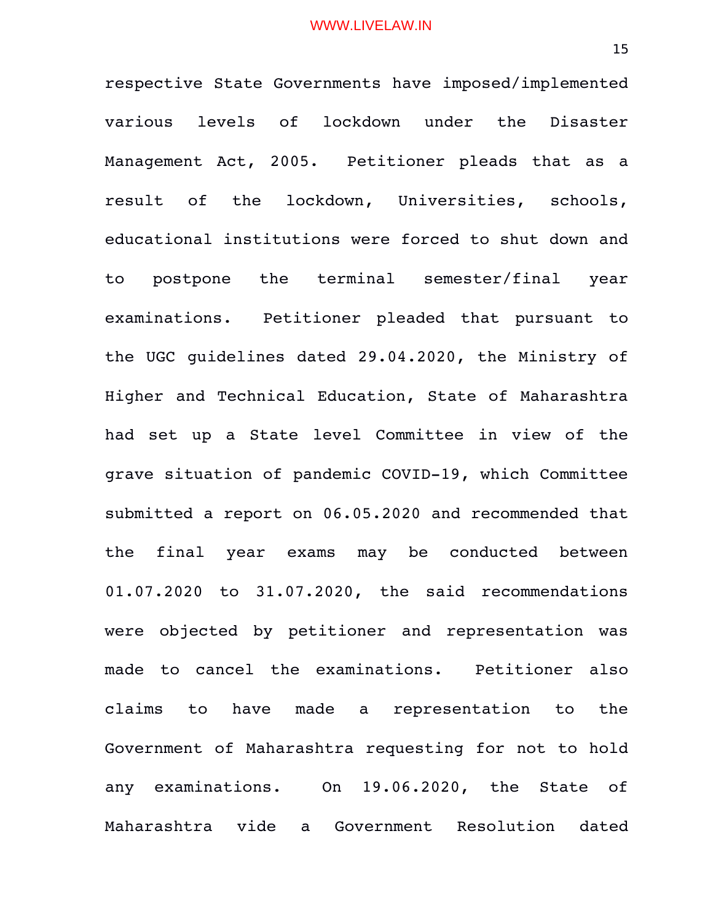respective State Governments have imposed/implemented various levels of lockdown under the Disaster Management Act, 2005. Petitioner pleads that as a result of the lockdown, Universities, schools, educational institutions were forced to shut down and to postpone the terminal semester/final year examinations. Petitioner pleaded that pursuant to the UGC guidelines dated 29.04.2020, the Ministry of Higher and Technical Education, State of Maharashtra had set up a State level Committee in view of the grave situation of pandemic COVID-19, which Committee submitted a report on 06.05.2020 and recommended that the final year exams may be conducted between 01.07.2020 to 31.07.2020, the said recommendations were objected by petitioner and representation was made to cancel the examinations. Petitioner also claims to have made a representation to the Government of Maharashtra requesting for not to hold any examinations. On 19.06.2020, the State of Maharashtra vide a Government Resolution dated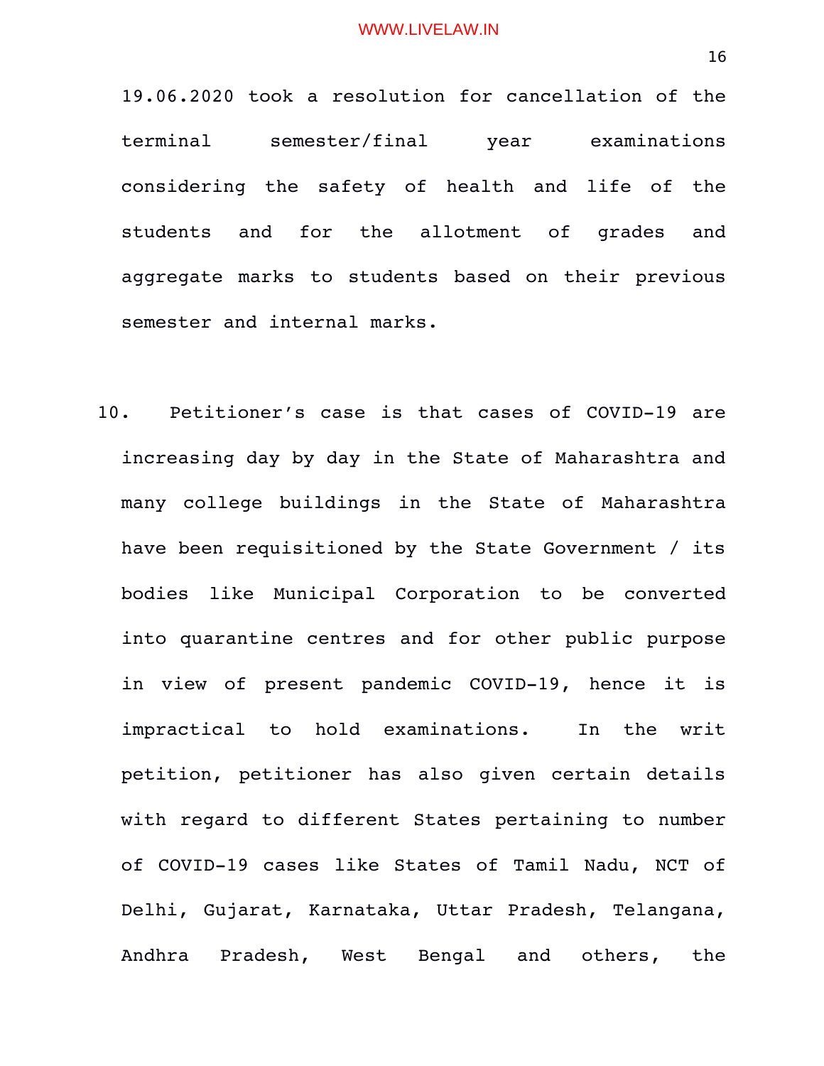19.06.2020 took a resolution for cancellation of the terminal semester/final year examinations considering the safety of health and life of the students and for the allotment of grades and aggregate marks to students based on their previous semester and internal marks.

10. Petitioner's case is that cases of COVID-19 are increasing day by day in the State of Maharashtra and many college buildings in the State of Maharashtra have been requisitioned by the State Government / its bodies like Municipal Corporation to be converted into quarantine centres and for other public purpose in view of present pandemic COVID-19, hence it is impractical to hold examinations. In the writ petition, petitioner has also given certain details with regard to different States pertaining to number of COVID-19 cases like States of Tamil Nadu, NCT of Delhi, Gujarat, Karnataka, Uttar Pradesh, Telangana, Andhra Pradesh, West Bengal and others, the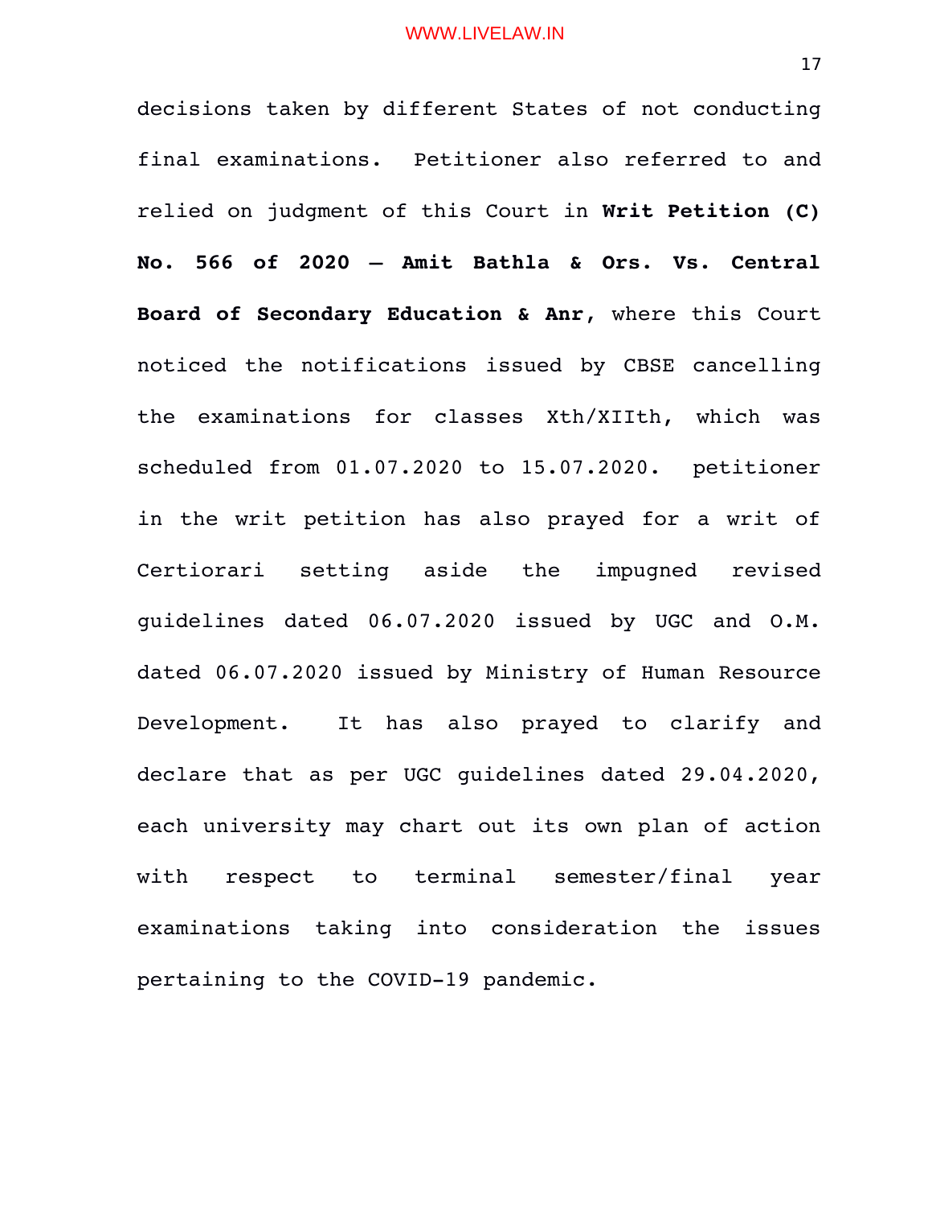decisions taken by different States of not conducting final examinations. Petitioner also referred to and relied on judgment of this Court in **Writ Petition (C) No. 566 of 2020 – Amit Bathla & Ors. Vs. Central Board of Secondary Education & Anr**, where this Court noticed the notifications issued by CBSE cancelling the examinations for classes Xth/XIIth, which was scheduled from 01.07.2020 to 15.07.2020. petitioner in the writ petition has also prayed for a writ of Certiorari setting aside the impugned revised guidelines dated 06.07.2020 issued by UGC and O.M. dated 06.07.2020 issued by Ministry of Human Resource Development. It has also prayed to clarify and declare that as per UGC guidelines dated 29.04.2020, each university may chart out its own plan of action with respect to terminal semester/final year examinations taking into consideration the issues pertaining to the COVID-19 pandemic.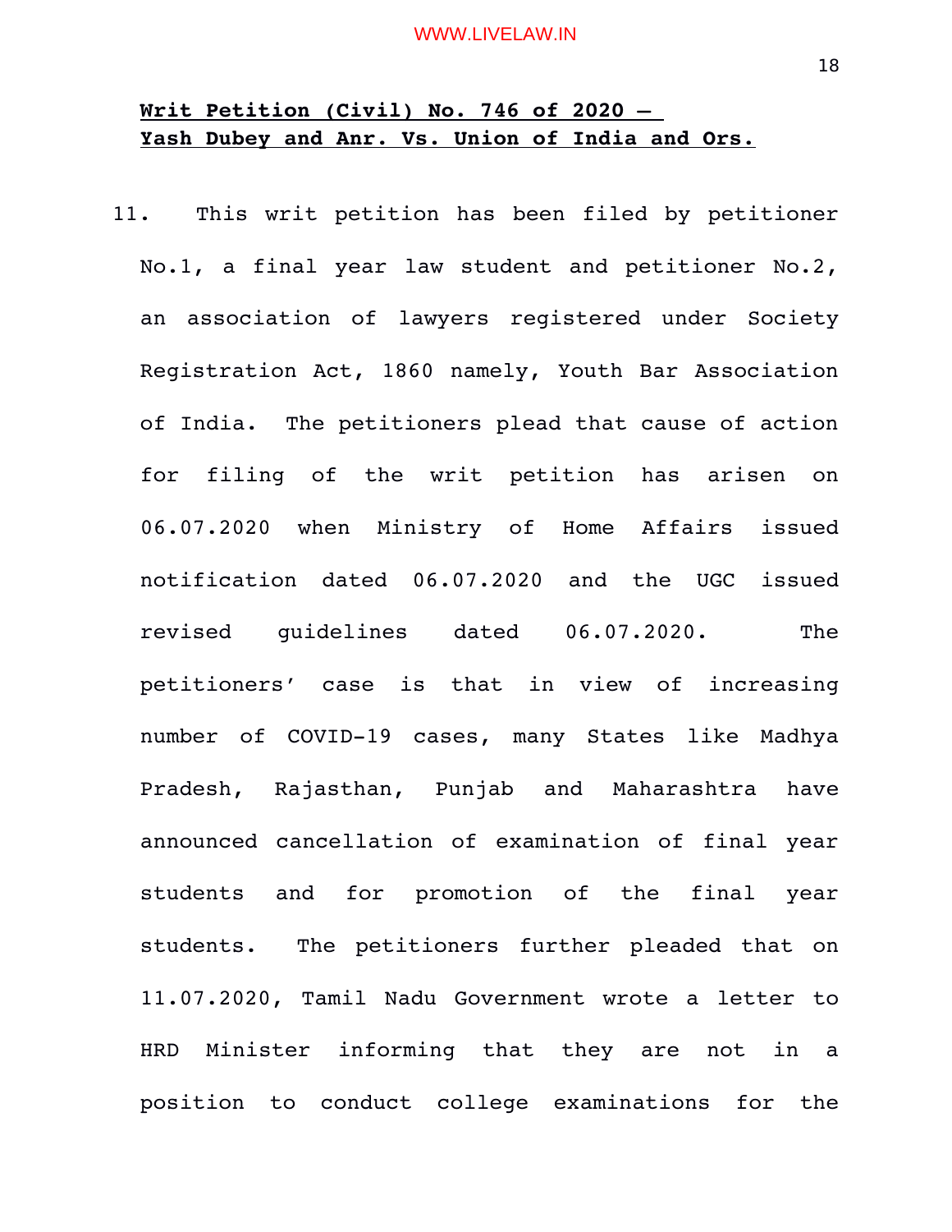**Writ Petition (Civil) No. 746 of 2020 – Yash Dubey and Anr. Vs. Union of India and Ors.**

11. This writ petition has been filed by petitioner No.1, a final year law student and petitioner No.2, an association of lawyers registered under Society Registration Act, 1860 namely, Youth Bar Association of India. The petitioners plead that cause of action for filing of the writ petition has arisen on 06.07.2020 when Ministry of Home Affairs issued notification dated 06.07.2020 and the UGC issued revised guidelines dated 06.07.2020. The petitioners' case is that in view of increasing number of COVID-19 cases, many States like Madhya Pradesh, Rajasthan, Punjab and Maharashtra have announced cancellation of examination of final year students and for promotion of the final year students. The petitioners further pleaded that on 11.07.2020, Tamil Nadu Government wrote a letter to HRD Minister informing that they are not in a position to conduct college examinations for the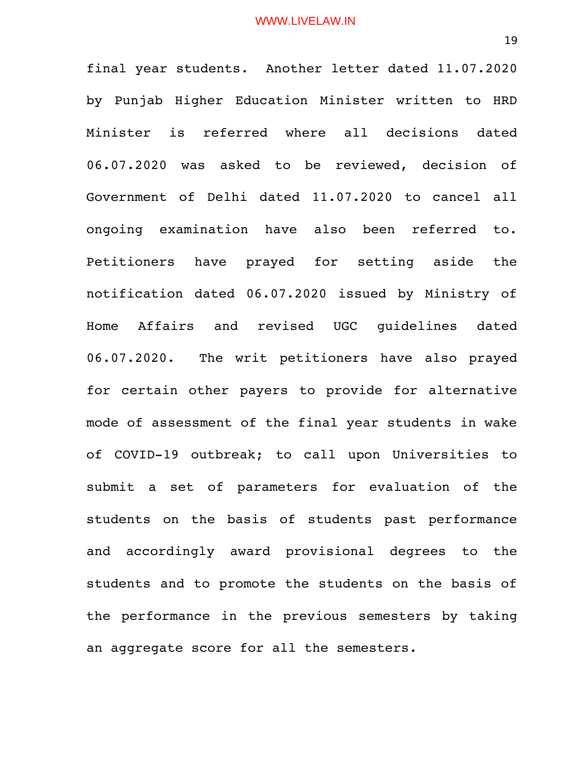final year students. Another letter dated 11.07.2020 by Punjab Higher Education Minister written to HRD Minister is referred where all decisions dated 06.07.2020 was asked to be reviewed, decision of Government of Delhi dated 11.07.2020 to cancel all ongoing examination have also been referred to. Petitioners have prayed for setting aside the notification dated 06.07.2020 issued by Ministry of Home Affairs and revised UGC guidelines dated 06.07.2020. The writ petitioners have also prayed for certain other payers to provide for alternative mode of assessment of the final year students in wake of COVID-19 outbreak; to call upon Universities to submit a set of parameters for evaluation of the students on the basis of students past performance and accordingly award provisional degrees to the students and to promote the students on the basis of the performance in the previous semesters by taking an aggregate score for all the semesters.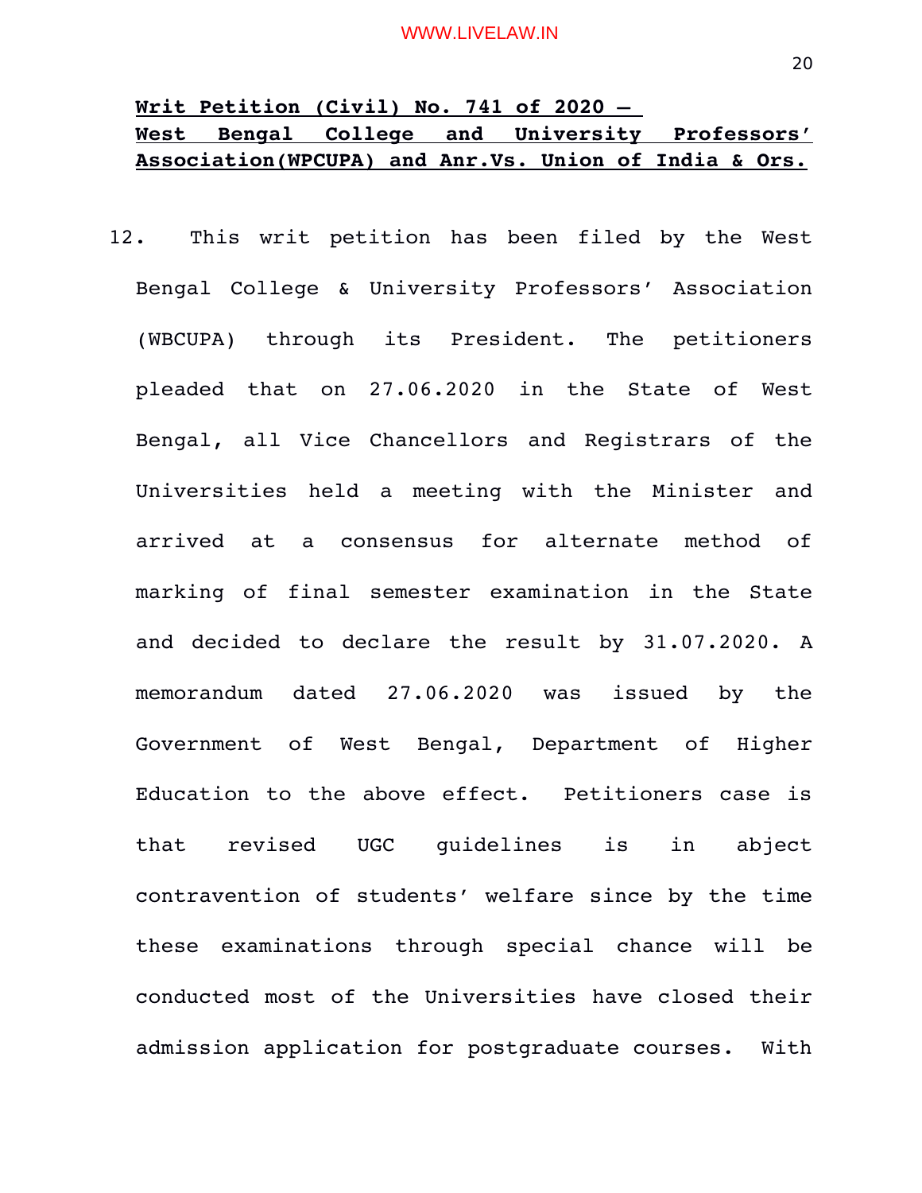**<u>Writ Petition (Civil) No. 741 of 2020 – West Bengal College and University Professors' Association(WPCUPA) and Anr.Vs. Union of India & Ors.</u>**

12. This writ petition has been filed by the West Bengal College & University Professors' Association (WBCUPA) through its President. The petitioners pleaded that on 27.06.2020 in the State of West Bengal, all Vice Chancellors and Registrars of the Universities held a meeting with the Minister and arrived at a consensus for alternate method of marking of final semester examination in the State and decided to declare the result by 31.07.2020. A memorandum dated 27.06.2020 was issued by the Government of West Bengal, Department of Higher Education to the above effect. Petitioners case is that revised UGC guidelines is in abject contravention of students' welfare since by the time these examinations through special chance will be conducted most of the Universities have closed their admission application for postgraduate courses. With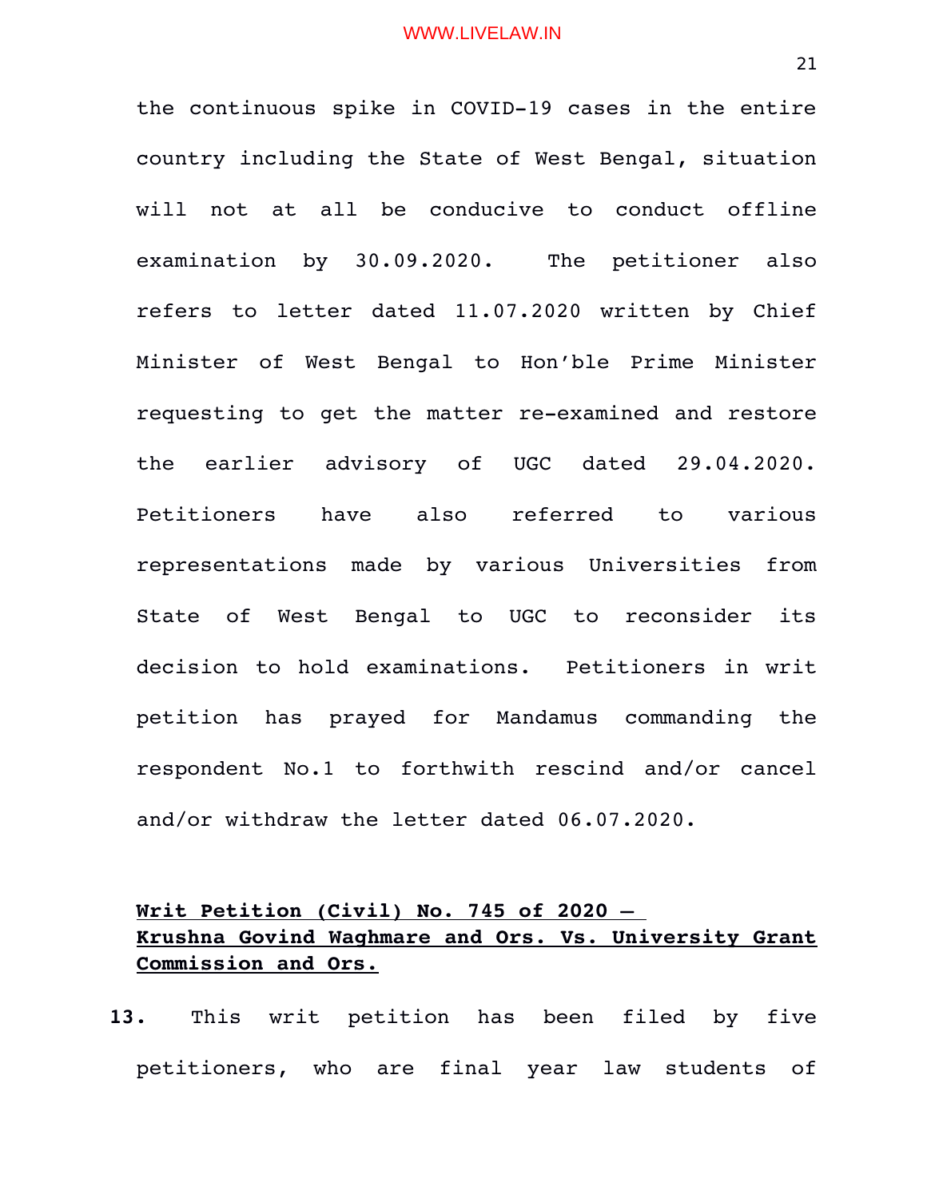the continuous spike in COVID-19 cases in the entire country including the State of West Bengal, situation will not at all be conducive to conduct offline examination by 30.09.2020. The petitioner also refers to letter dated 11.07.2020 written by Chief Minister of West Bengal to Hon'ble Prime Minister requesting to get the matter re-examined and restore the earlier advisory of UGC dated 29.04.2020. Petitioners have also referred to various representations made by various Universities from State of West Bengal to UGC to reconsider its decision to hold examinations. Petitioners in writ petition has prayed for Mandamus commanding the respondent No.1 to forthwith rescind and/or cancel and/or withdraw the letter dated 06.07.2020.

**Writ Petition (Civil) No. 745 of 2020 – Krushna Govind Waghmare and Ors. Vs. University Grant Commission and Ors.**

**13.** This writ petition has been filed by five petitioners, who are final year law students of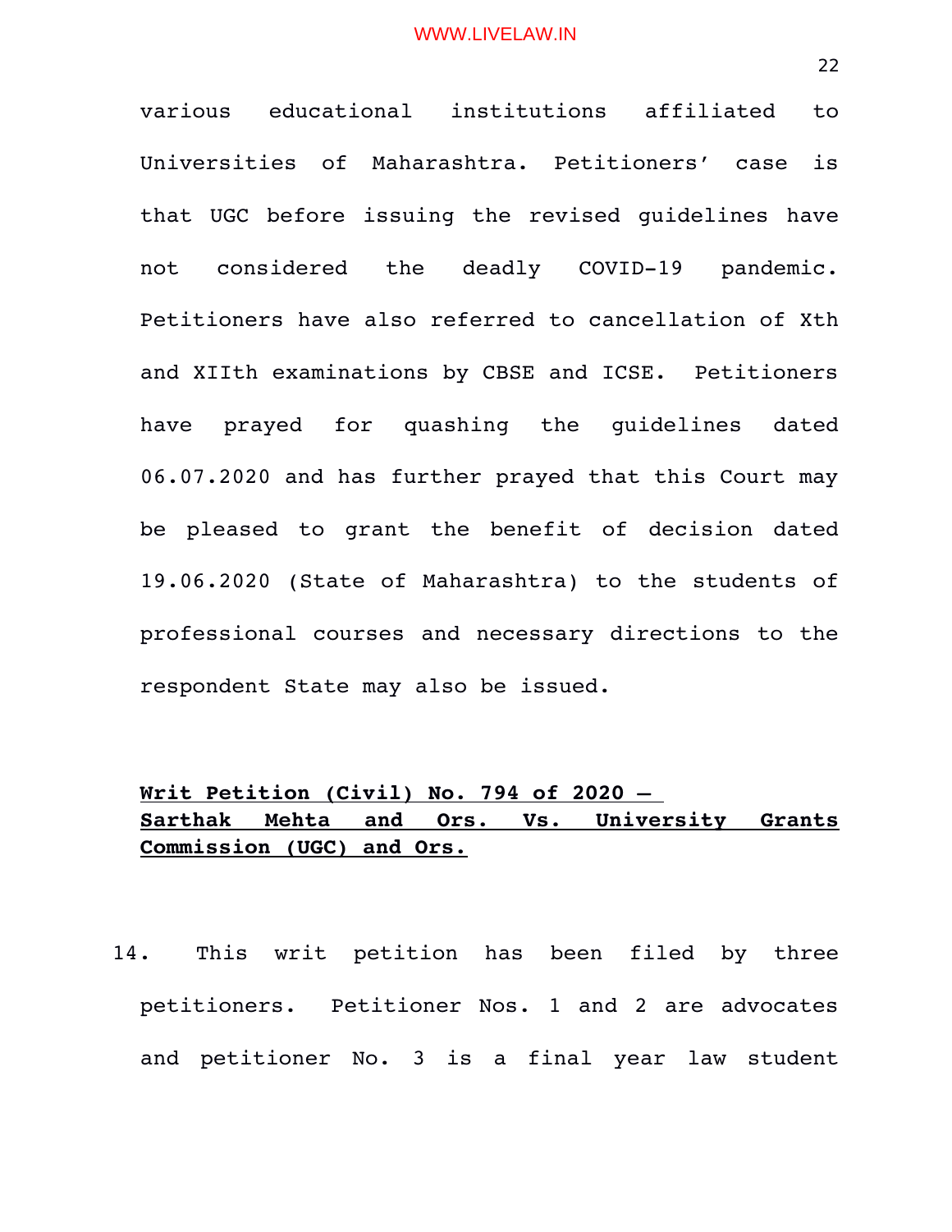various educational institutions affiliated to Universities of Maharashtra. Petitioners' case is that UGC before issuing the revised guidelines have not considered the deadly COVID-19 pandemic. Petitioners have also referred to cancellation of Xth and XIIth examinations by CBSE and ICSE. Petitioners have prayed for quashing the guidelines dated 06.07.2020 and has further prayed that this Court may be pleased to grant the benefit of decision dated 19.06.2020 (State of Maharashtra) to the students of professional courses and necessary directions to the respondent State may also be issued.

**<u>Writ Petition (Civil) No. 794 of 2020 – Sarthak Mehta and Ors. Vs. University Grants Commission (UGC) and Ors.</u>**

14. This writ petition has been filed by three petitioners. Petitioner Nos. 1 and 2 are advocates and petitioner No. 3 is a final year law student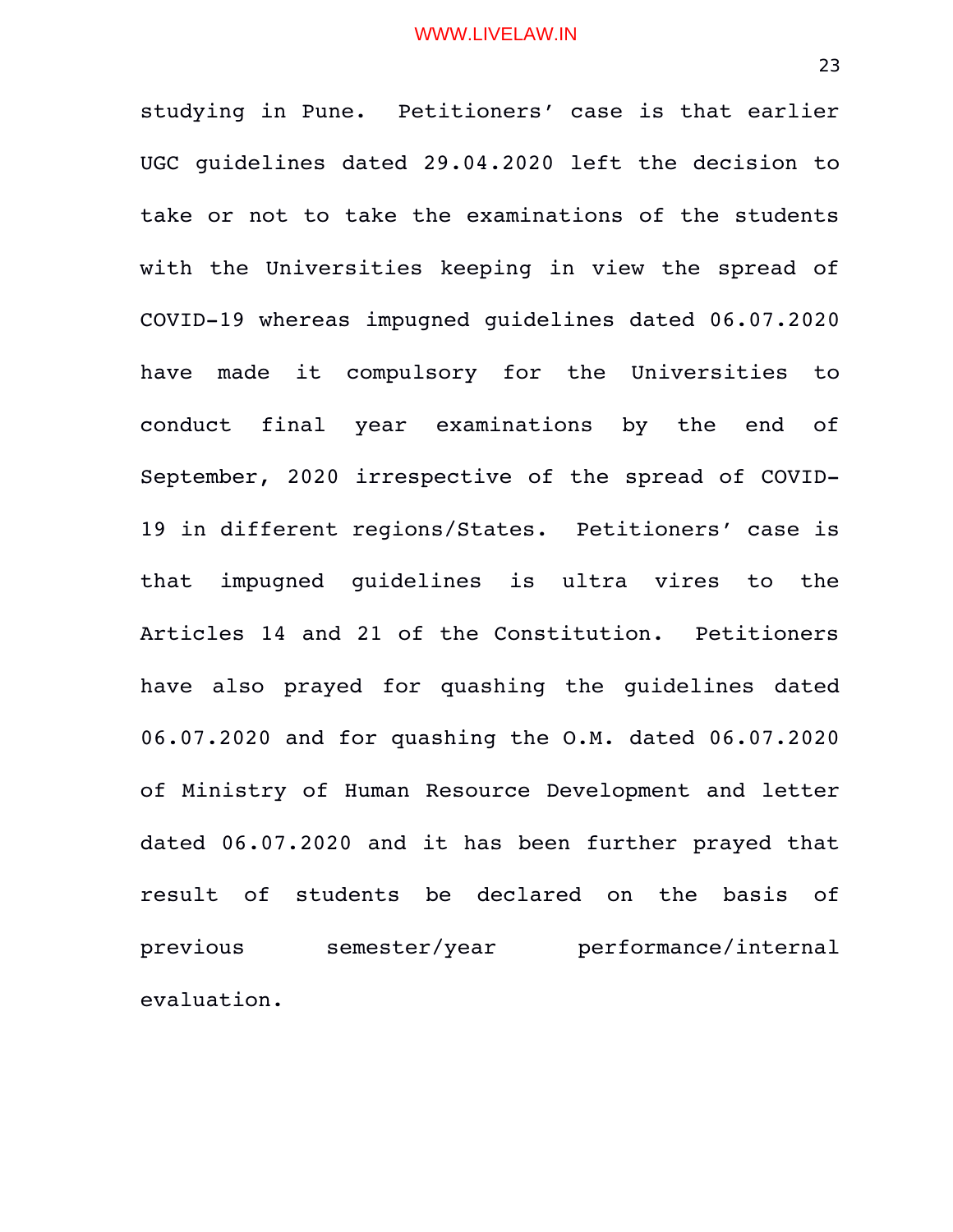studying in Pune. Petitioners' case is that earlier UGC guidelines dated 29.04.2020 left the decision to take or not to take the examinations of the students with the Universities keeping in view the spread of COVID-19 whereas impugned guidelines dated 06.07.2020 have made it compulsory for the Universities to conduct final year examinations by the end of September, 2020 irrespective of the spread of COVID-19 in different regions/States. Petitioners' case is that impugned guidelines is ultra vires to the Articles 14 and 21 of the Constitution. Petitioners have also prayed for quashing the guidelines dated 06.07.2020 and for quashing the O.M. dated 06.07.2020 of Ministry of Human Resource Development and letter dated 06.07.2020 and it has been further prayed that result of students be declared on the basis of previous semester/year performance/internal evaluation.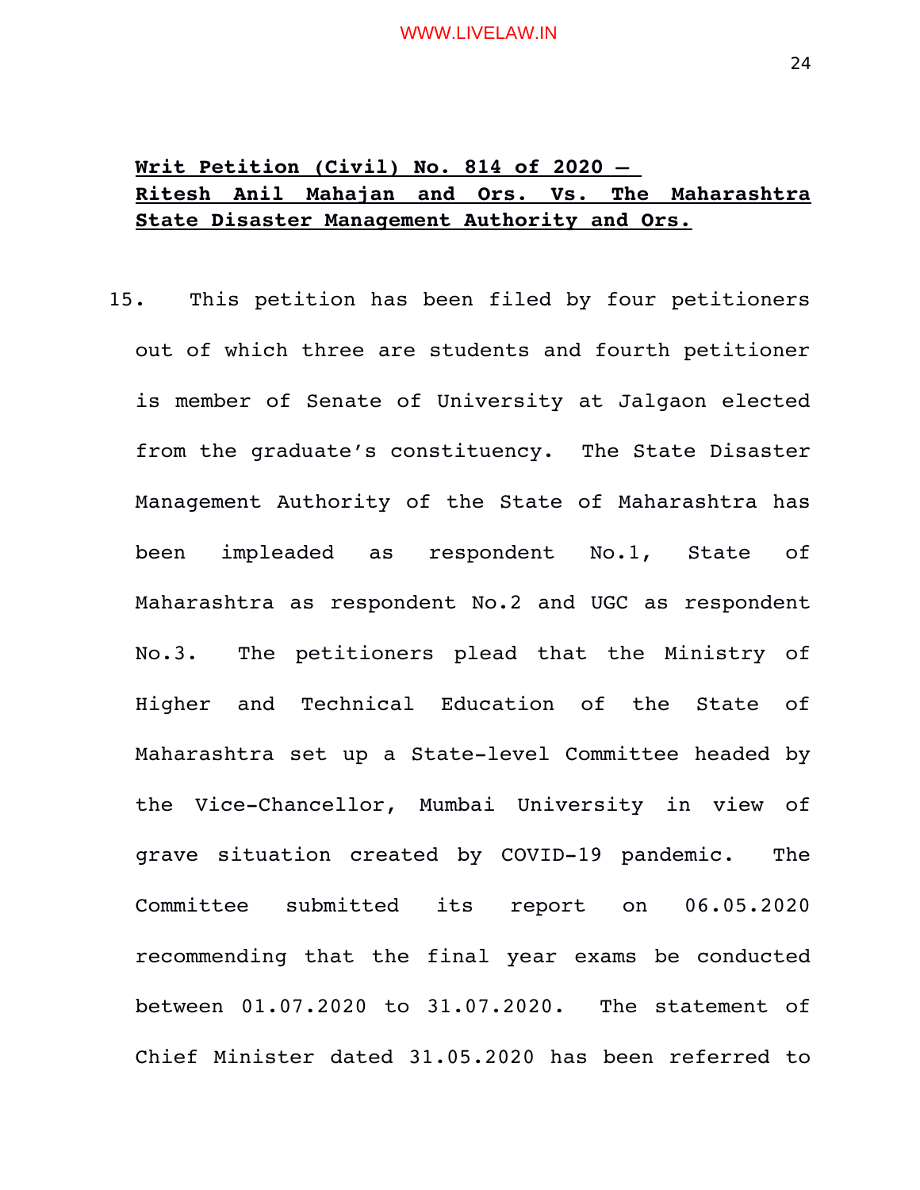**Writ Petition (Civil) No. 814 of 2020 – Ritesh Anil Mahajan and Ors. Vs. The Maharashtra State Disaster Management Authority and Ors.**

15. This petition has been filed by four petitioners out of which three are students and fourth petitioner is member of Senate of University at Jalgaon elected from the graduate's constituency. The State Disaster Management Authority of the State of Maharashtra has been impleaded as respondent No.1, State of Maharashtra as respondent No.2 and UGC as respondent No.3. The petitioners plead that the Ministry of Higher and Technical Education of the State of Maharashtra set up a State-level Committee headed by the Vice-Chancellor, Mumbai University in view of grave situation created by COVID-19 pandemic. The Committee submitted its report on 06.05.2020 recommending that the final year exams be conducted between 01.07.2020 to 31.07.2020. The statement of Chief Minister dated 31.05.2020 has been referred to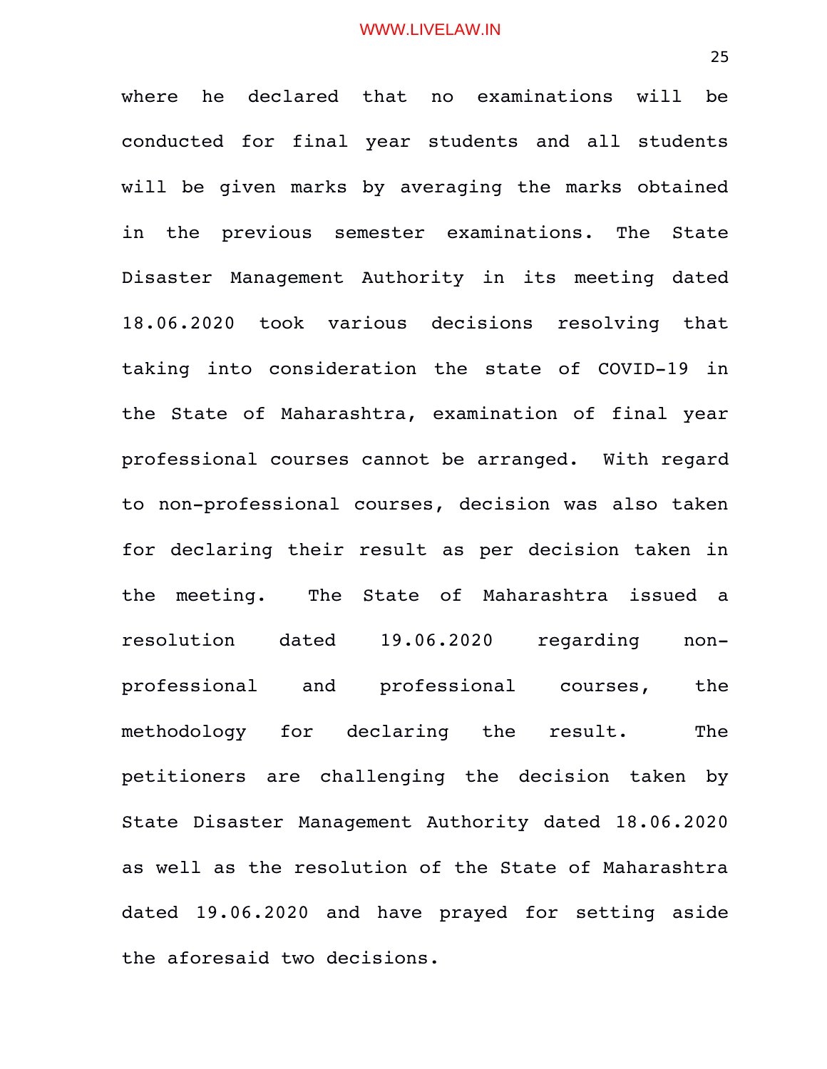where he declared that no examinations will be conducted for final year students and all students will be given marks by averaging the marks obtained in the previous semester examinations. The State Disaster Management Authority in its meeting dated 18.06.2020 took various decisions resolving that taking into consideration the state of COVID-19 in the State of Maharashtra, examination of final year professional courses cannot be arranged. With regard to non-professional courses, decision was also taken for declaring their result as per decision taken in the meeting. The State of Maharashtra issued a resolution dated 19.06.2020 regarding non-professional and professional courses, the methodology for declaring the result. The petitioners are challenging the decision taken by State Disaster Management Authority dated 18.06.2020 as well as the resolution of the State of Maharashtra dated 19.06.2020 and have prayed for setting aside the aforesaid two decisions.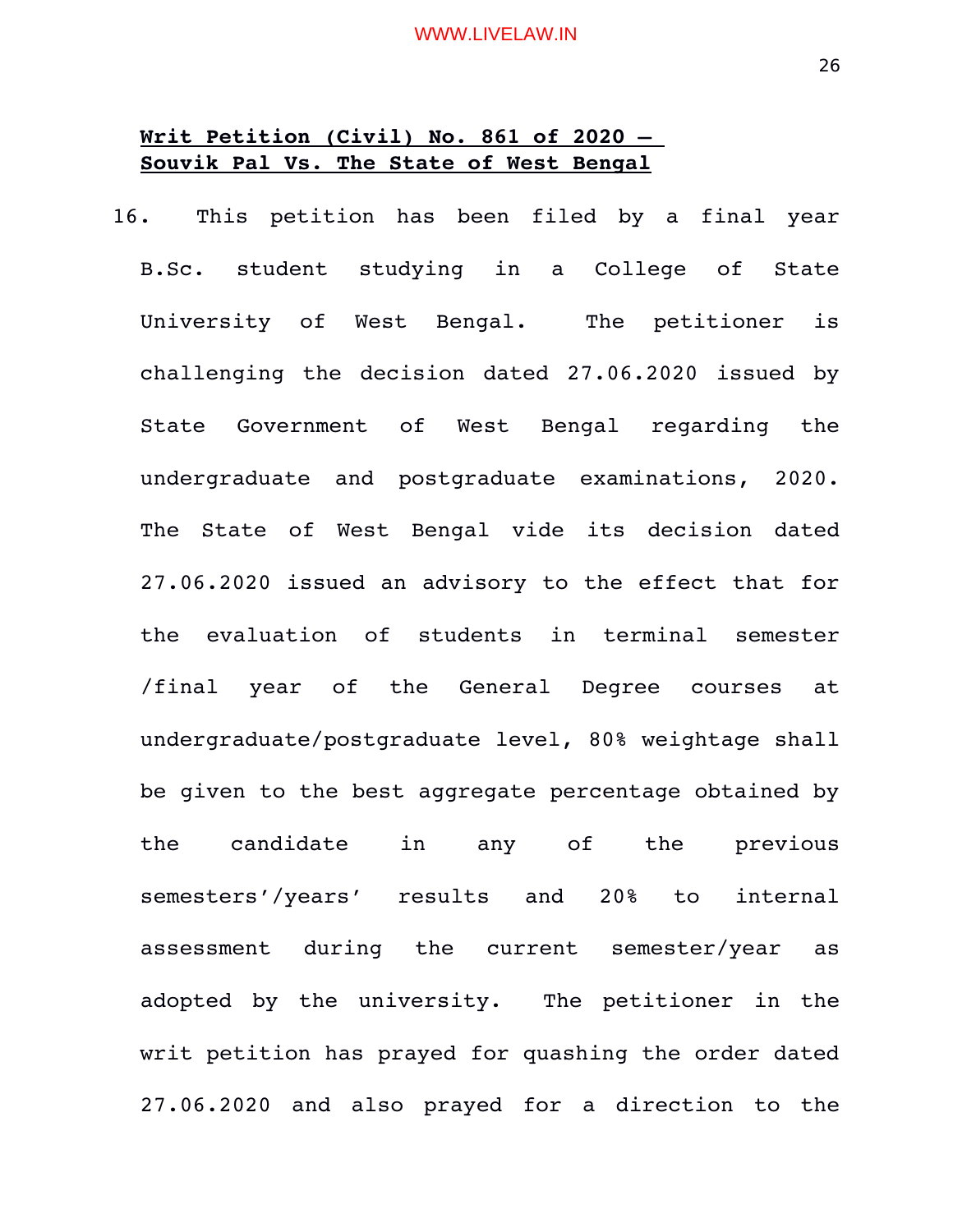**Writ Petition (Civil) No. 861 of 2020 – Souvik Pal Vs. The State of West Bengal**

16. This petition has been filed by a final year B.Sc. student studying in a College of State University of West Bengal. The petitioner is challenging the decision dated 27.06.2020 issued by State Government of West Bengal regarding the undergraduate and postgraduate examinations, 2020. The State of West Bengal vide its decision dated 27.06.2020 issued an advisory to the effect that for the evaluation of students in terminal semester /final year of the General Degree courses at undergraduate/postgraduate level, 80% weightage shall be given to the best aggregate percentage obtained by the candidate in any of the previous semesters'/years' results and 20% to internal assessment during the current semester/year as adopted by the university. The petitioner in the writ petition has prayed for quashing the order dated 27.06.2020 and also prayed for a direction to the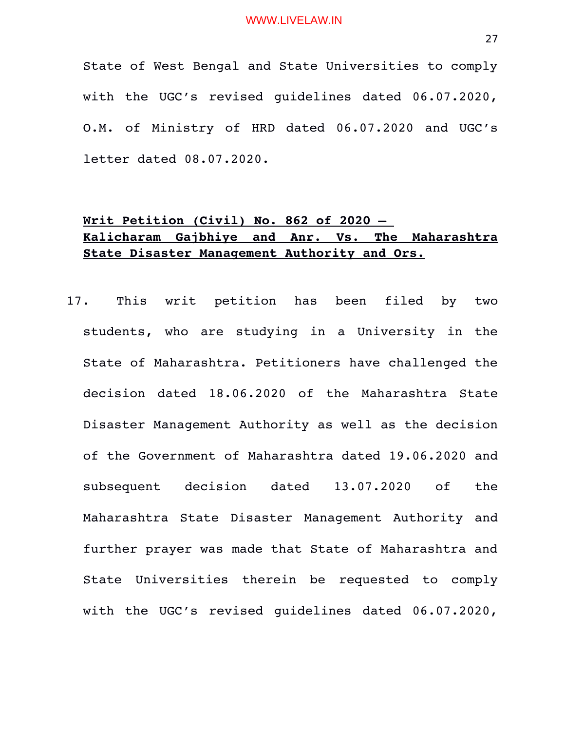State of West Bengal and State Universities to comply with the UGC's revised guidelines dated 06.07.2020, O.M. of Ministry of HRD dated 06.07.2020 and UGC's letter dated 08.07.2020.

**Writ Petition (Civil) No. 862 of 2020 – Kalicharam Gajbhiye and Anr. Vs. The Maharashtra State Disaster Management Authority and Ors.**

17. This writ petition has been filed by two students, who are studying in a University in the State of Maharashtra. Petitioners have challenged the decision dated 18.06.2020 of the Maharashtra State Disaster Management Authority as well as the decision of the Government of Maharashtra dated 19.06.2020 and subsequent decision dated 13.07.2020 of the Maharashtra State Disaster Management Authority and further prayer was made that State of Maharashtra and State Universities therein be requested to comply with the UGC's revised guidelines dated 06.07.2020,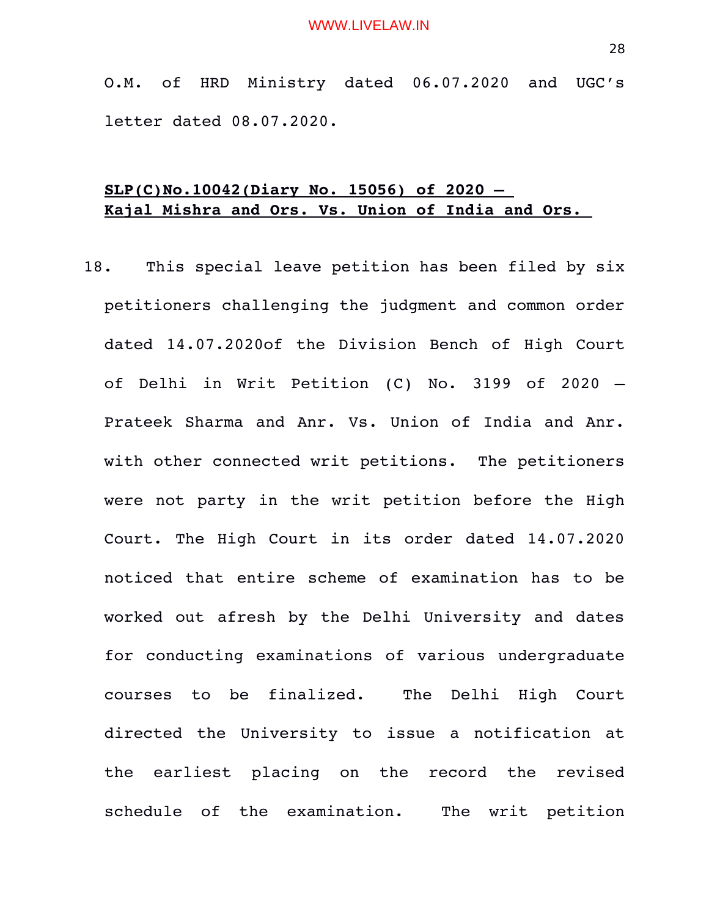O.M. of HRD Ministry dated 06.07.2020 and UGC's letter dated 08.07.2020.

**SLP(C)No.10042(Diary No. 15056) of 2020 – Kajal Mishra and Ors. Vs. Union of India and Ors.**

18. This special leave petition has been filed by six petitioners challenging the judgment and common order dated 14.07.2020of the Division Bench of High Court of Delhi in Writ Petition (C) No. 3199 of 2020 – Prateek Sharma and Anr. Vs. Union of India and Anr. with other connected writ petitions. The petitioners were not party in the writ petition before the High Court. The High Court in its order dated 14.07.2020 noticed that entire scheme of examination has to be worked out afresh by the Delhi University and dates for conducting examinations of various undergraduate courses to be finalized. The Delhi High Court directed the University to issue a notification at the earliest placing on the record the revised schedule of the examination. The writ petition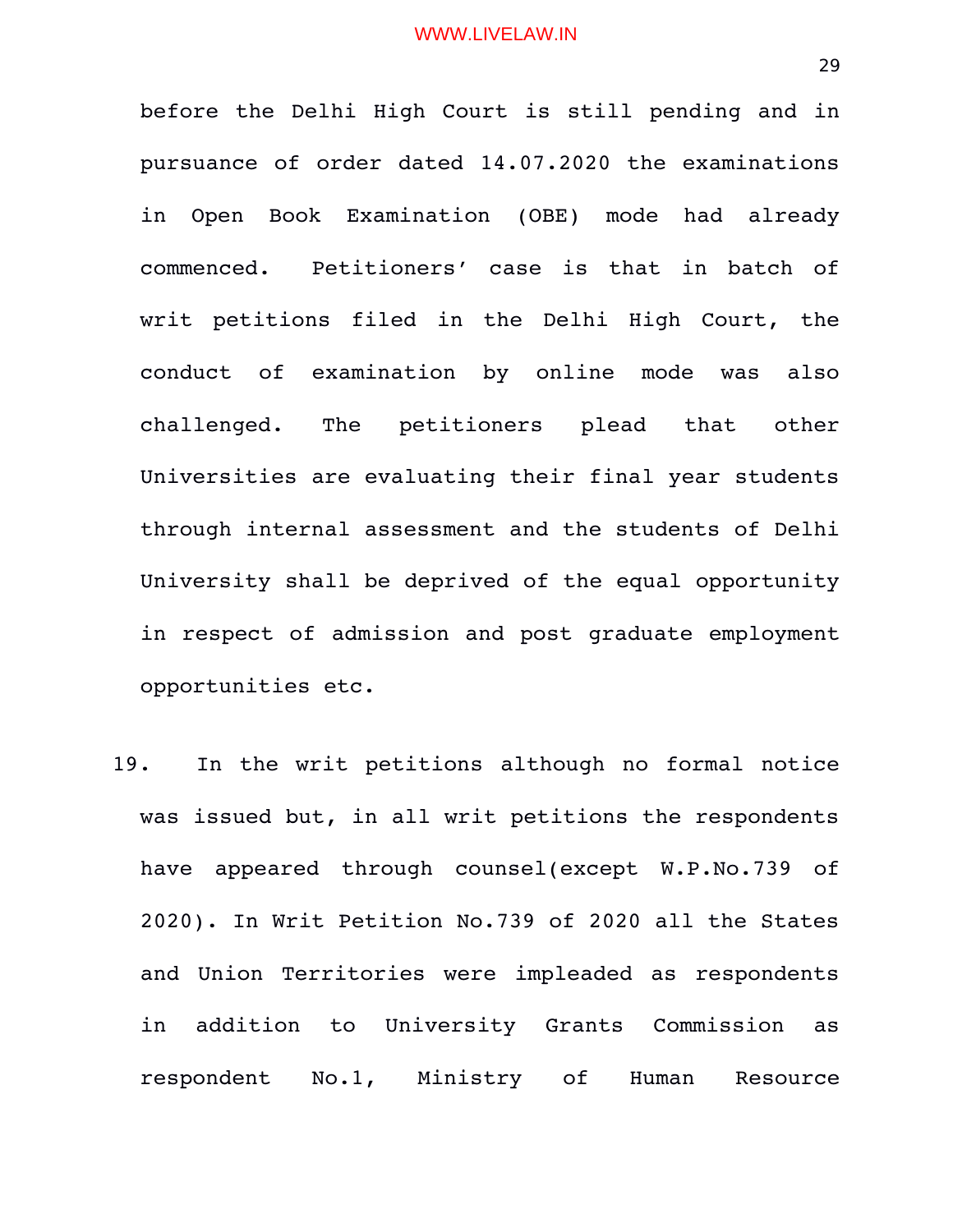before the Delhi High Court is still pending and in pursuance of order dated 14.07.2020 the examinations in Open Book Examination (OBE) mode had already commenced. Petitioners' case is that in batch of writ petitions filed in the Delhi High Court, the conduct of examination by online mode was also challenged. The petitioners plead that other Universities are evaluating their final year students through internal assessment and the students of Delhi University shall be deprived of the equal opportunity in respect of admission and post graduate employment opportunities etc.

19. In the writ petitions although no formal notice was issued but, in all writ petitions the respondents have appeared through counsel(except W.P.No.739 of 2020). In Writ Petition No.739 of 2020 all the States and Union Territories were impleaded as respondents in addition to University Grants Commission as respondent No.1, Ministry of Human Resource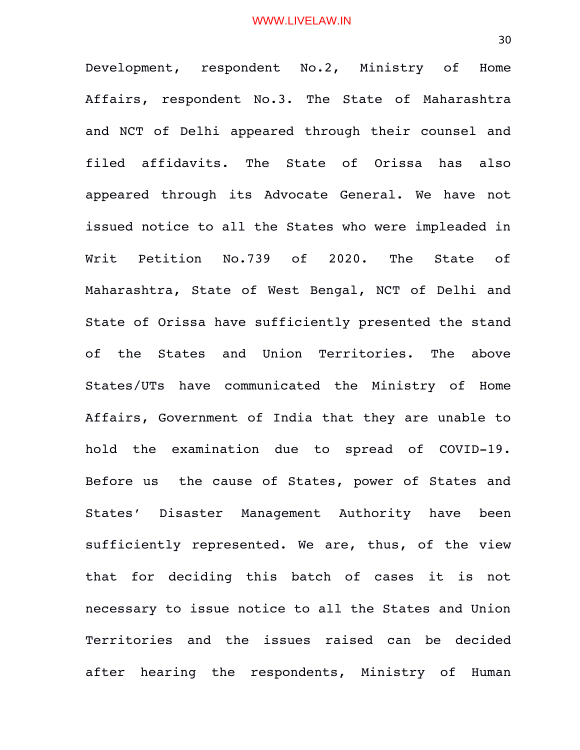Development, respondent No.2, Ministry of Home Affairs, respondent No.3. The State of Maharashtra and NCT of Delhi appeared through their counsel and filed affidavits. The State of Orissa has also appeared through its Advocate General. We have not issued notice to all the States who were impleaded in Writ Petition No.739 of 2020. The State of Maharashtra, State of West Bengal, NCT of Delhi and State of Orissa have sufficiently presented the stand of the States and Union Territories. The above States/UTs have communicated the Ministry of Home Affairs, Government of India that they are unable to hold the examination due to spread of COVID-19. Before us the cause of States, power of States and States' Disaster Management Authority have been sufficiently represented. We are, thus, of the view that for deciding this batch of cases it is not necessary to issue notice to all the States and Union Territories and the issues raised can be decided after hearing the respondents, Ministry of Human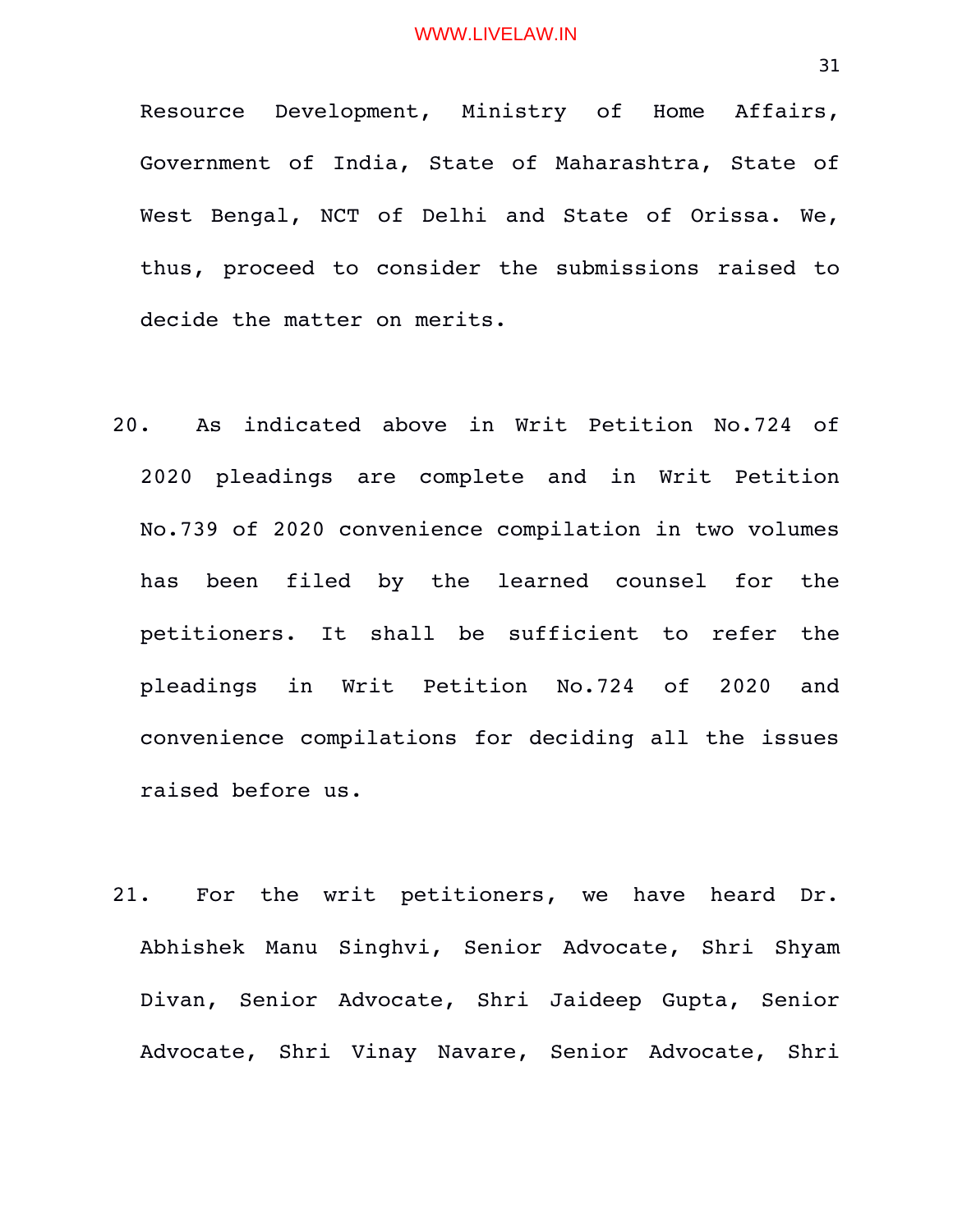Resource Development, Ministry of Home Affairs, Government of India, State of Maharashtra, State of West Bengal, NCT of Delhi and State of Orissa. We, thus, proceed to consider the submissions raised to decide the matter on merits.

20. As indicated above in Writ Petition No.724 of 2020 pleadings are complete and in Writ Petition No.739 of 2020 convenience compilation in two volumes has been filed by the learned counsel for the petitioners. It shall be sufficient to refer the pleadings in Writ Petition No.724 of 2020 and convenience compilations for deciding all the issues raised before us.

21. For the writ petitioners, we have heard Dr. Abhishek Manu Singhvi, Senior Advocate, Shri Shyam Divan, Senior Advocate, Shri Jaideep Gupta, Senior Advocate, Shri Vinay Navare, Senior Advocate, Shri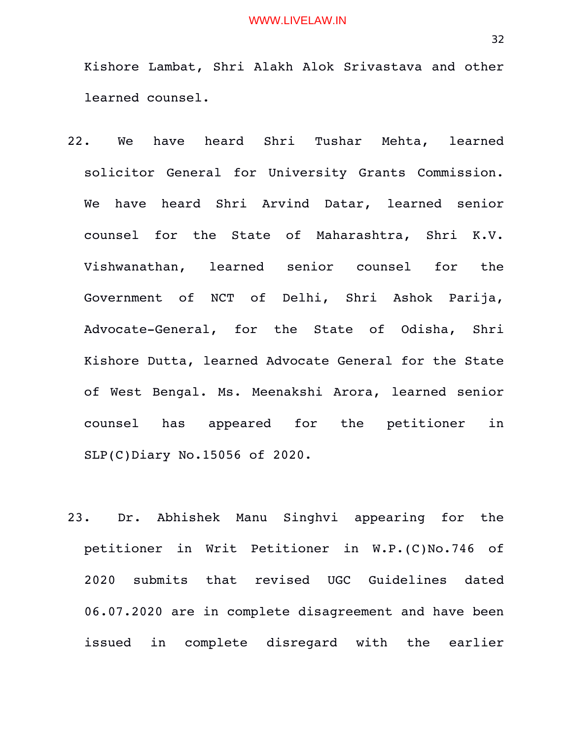Kishore Lambat, Shri Alakh Alok Srivastava and other learned counsel.

22. We have heard Shri Tushar Mehta, learned solicitor General for University Grants Commission. We have heard Shri Arvind Datar, learned senior counsel for the State of Maharashtra, Shri K.V. Vishwanathan, learned senior counsel for the Government of NCT of Delhi, Shri Ashok Parija, Advocate-General, for the State of Odisha, Shri Kishore Dutta, learned Advocate General for the State of West Bengal. Ms. Meenakshi Arora, learned senior counsel has appeared for the petitioner in SLP(C)Diary No.15056 of 2020.

23. Dr. Abhishek Manu Singhvi appearing for the petitioner in Writ Petitioner in W.P.(C)No.746 of 2020 submits that revised UGC Guidelines dated 06.07.2020 are in complete disagreement and have been issued in complete disregard with the earlier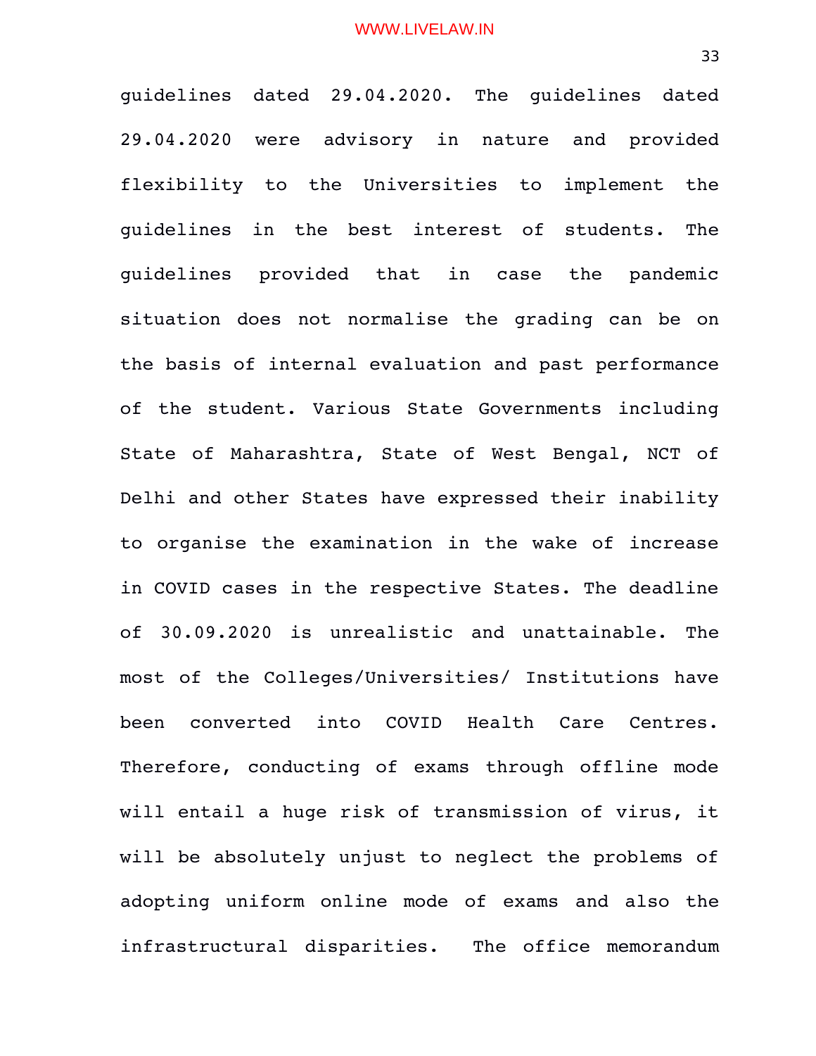guidelines dated 29.04.2020. The guidelines dated 29.04.2020 were advisory in nature and provided flexibility to the Universities to implement the guidelines in the best interest of students. The guidelines provided that in case the pandemic situation does not normalise the grading can be on the basis of internal evaluation and past performance of the student. Various State Governments including State of Maharashtra, State of West Bengal, NCT of Delhi and other States have expressed their inability to organise the examination in the wake of increase in COVID cases in the respective States. The deadline of 30.09.2020 is unrealistic and unattainable. The most of the Colleges/Universities/ Institutions have been converted into COVID Health Care Centres. Therefore, conducting of exams through offline mode will entail a huge risk of transmission of virus, it will be absolutely unjust to neglect the problems of adopting uniform online mode of exams and also the infrastructural disparities. The office memorandum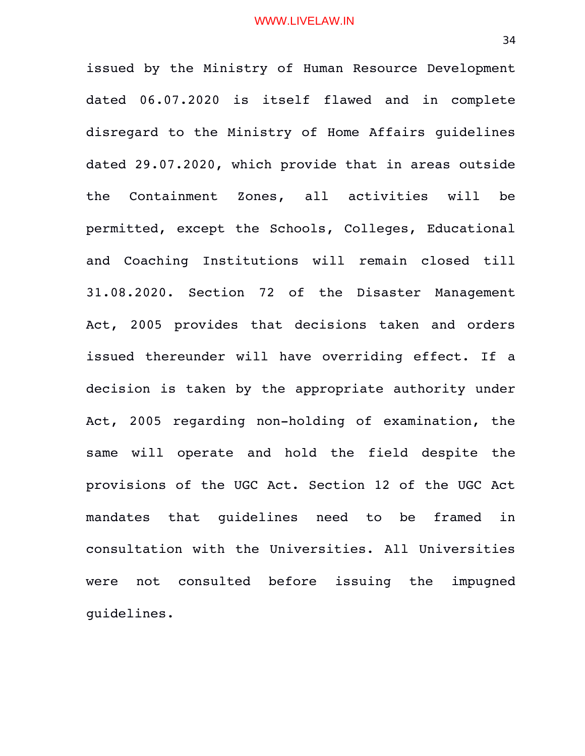issued by the Ministry of Human Resource Development dated 06.07.2020 is itself flawed and in complete disregard to the Ministry of Home Affairs guidelines dated 29.07.2020, which provide that in areas outside the Containment Zones, all activities will be permitted, except the Schools, Colleges, Educational and Coaching Institutions will remain closed till 31.08.2020. Section 72 of the Disaster Management Act, 2005 provides that decisions taken and orders issued thereunder will have overriding effect. If a decision is taken by the appropriate authority under Act, 2005 regarding non-holding of examination, the same will operate and hold the field despite the provisions of the UGC Act. Section 12 of the UGC Act mandates that guidelines need to be framed in consultation with the Universities. All Universities were not consulted before issuing the impugned guidelines.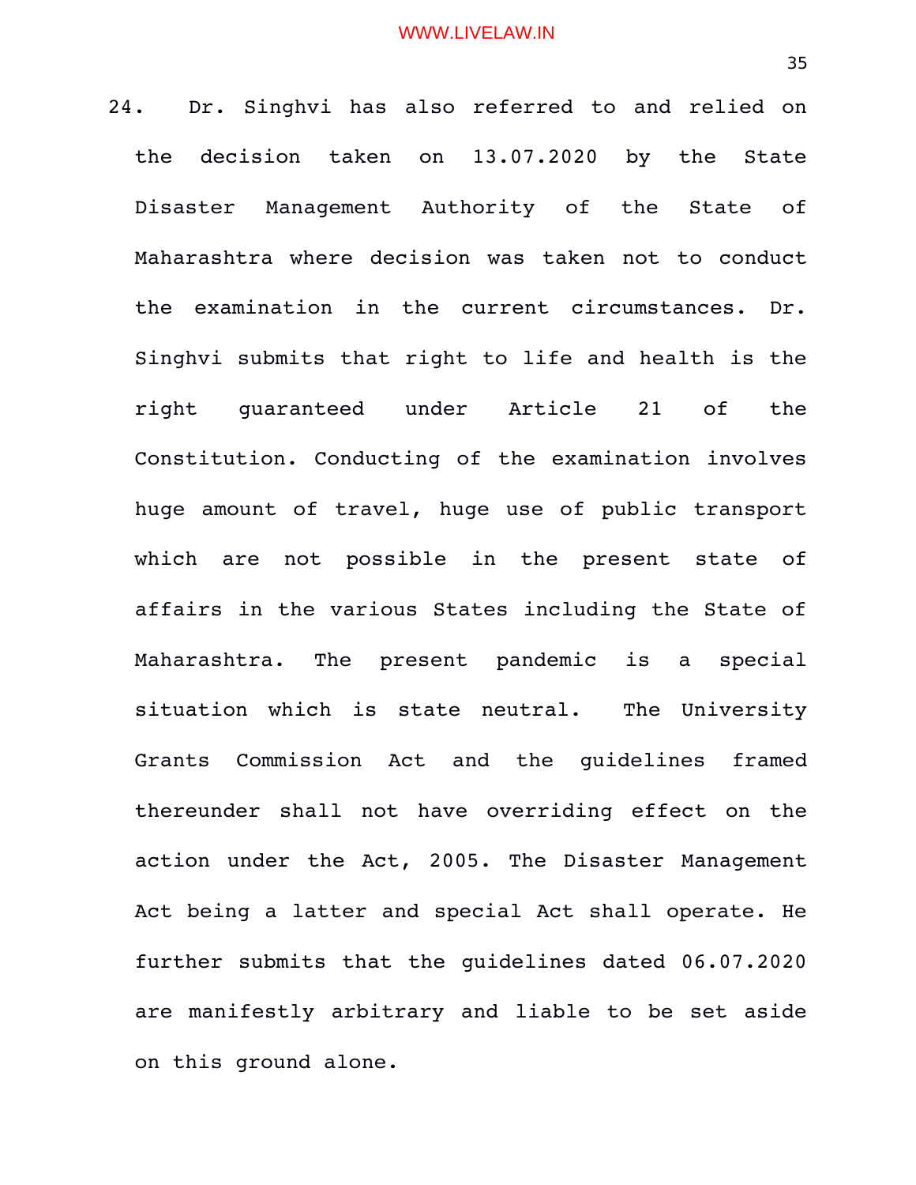24. Dr. Singhvi has also referred to and relied on the decision taken on 13.07.2020 by the State Disaster Management Authority of the State of Maharashtra where decision was taken not to conduct the examination in the current circumstances. Dr. Singhvi submits that right to life and health is the right guaranteed under Article 21 of the Constitution. Conducting of the examination involves huge amount of travel, huge use of public transport which are not possible in the present state of affairs in the various States including the State of Maharashtra. The present pandemic is a special situation which is state neutral. The University Grants Commission Act and the guidelines framed thereunder shall not have overriding effect on the action under the Act, 2005. The Disaster Management Act being a latter and special Act shall operate. He further submits that the guidelines dated 06.07.2020 are manifestly arbitrary and liable to be set aside on this ground alone.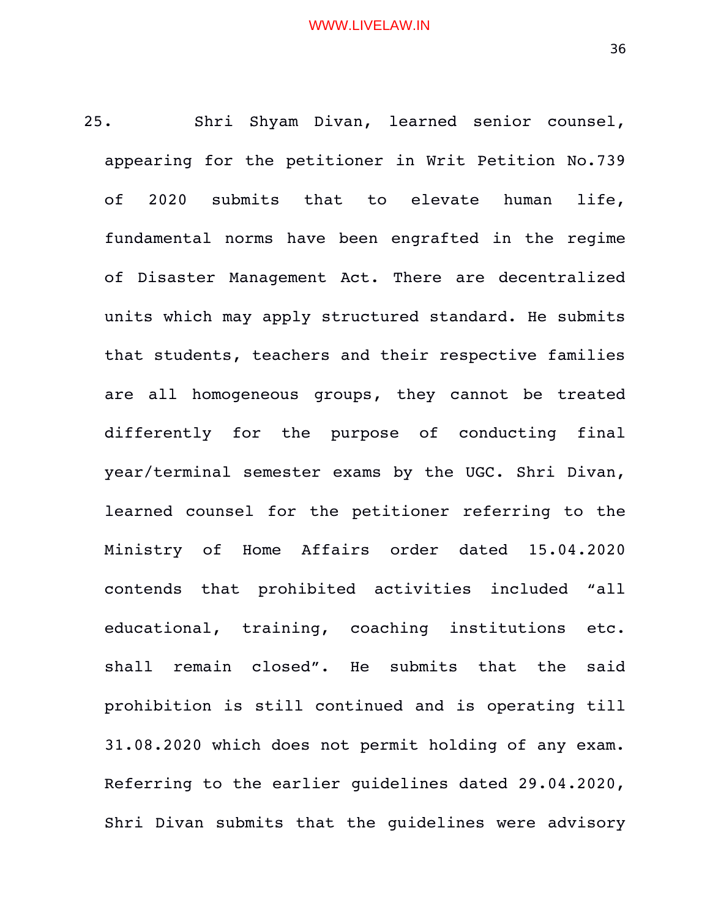25. Shri Shyam Divan, learned senior counsel, appearing for the petitioner in Writ Petition No.739 of 2020 submits that to elevate human life, fundamental norms have been engrafted in the regime of Disaster Management Act. There are decentralized units which may apply structured standard. He submits that students, teachers and their respective families are all homogeneous groups, they cannot be treated differently for the purpose of conducting final year/terminal semester exams by the UGC. Shri Divan, learned counsel for the petitioner referring to the Ministry of Home Affairs order dated 15.04.2020 contends that prohibited activities included "all educational, training, coaching institutions etc. shall remain closed". He submits that the said prohibition is still continued and is operating till 31.08.2020 which does not permit holding of any exam. Referring to the earlier guidelines dated 29.04.2020, Shri Divan submits that the guidelines were advisory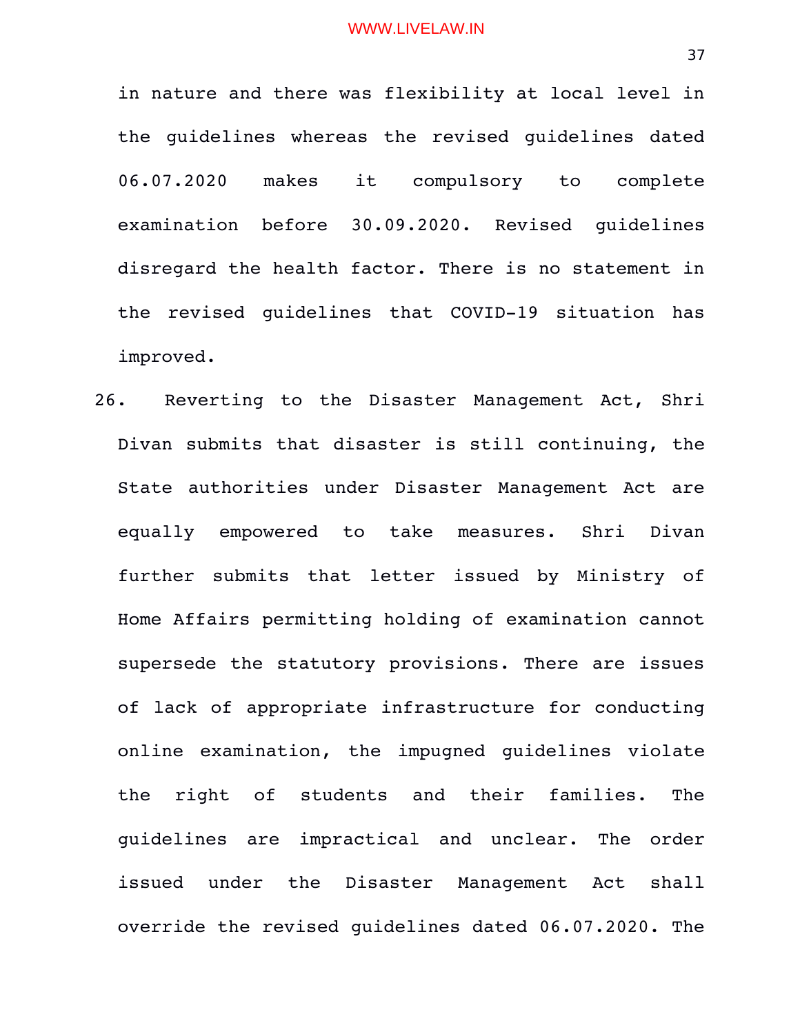in nature and there was flexibility at local level in the guidelines whereas the revised guidelines dated 06.07.2020 makes it compulsory to complete examination before 30.09.2020. Revised guidelines disregard the health factor. There is no statement in the revised guidelines that COVID-19 situation has improved.

26. Reverting to the Disaster Management Act, Shri Divan submits that disaster is still continuing, the State authorities under Disaster Management Act are equally empowered to take measures. Shri Divan further submits that letter issued by Ministry of Home Affairs permitting holding of examination cannot supersede the statutory provisions. There are issues of lack of appropriate infrastructure for conducting online examination, the impugned guidelines violate the right of students and their families. The guidelines are impractical and unclear. The order issued under the Disaster Management Act shall override the revised guidelines dated 06.07.2020. The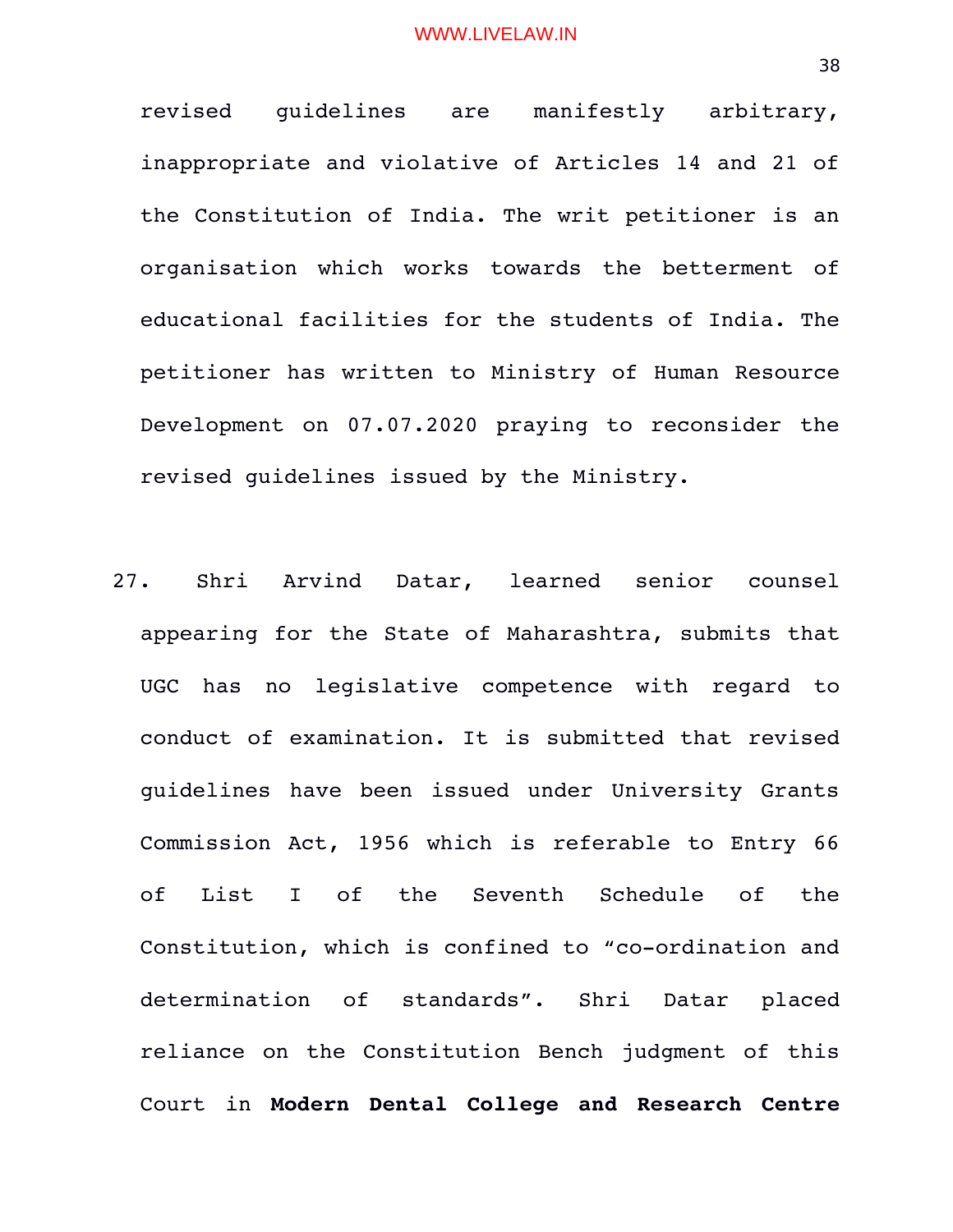revised guidelines are manifestly arbitrary, inappropriate and violative of Articles 14 and 21 of the Constitution of India. The writ petitioner is an organisation which works towards the betterment of educational facilities for the students of India. The petitioner has written to Ministry of Human Resource Development on 07.07.2020 praying to reconsider the revised guidelines issued by the Ministry.

27. Shri Arvind Datar, learned senior counsel appearing for the State of Maharashtra, submits that UGC has no legislative competence with regard to conduct of examination. It is submitted that revised guidelines have been issued under University Grants Commission Act, 1956 which is referable to Entry 66 of List I of the Seventh Schedule of the Constitution, which is confined to "co-ordination and determination of standards". Shri Datar placed reliance on the Constitution Bench judgment of this Court in **Modern Dental College and Research Centre**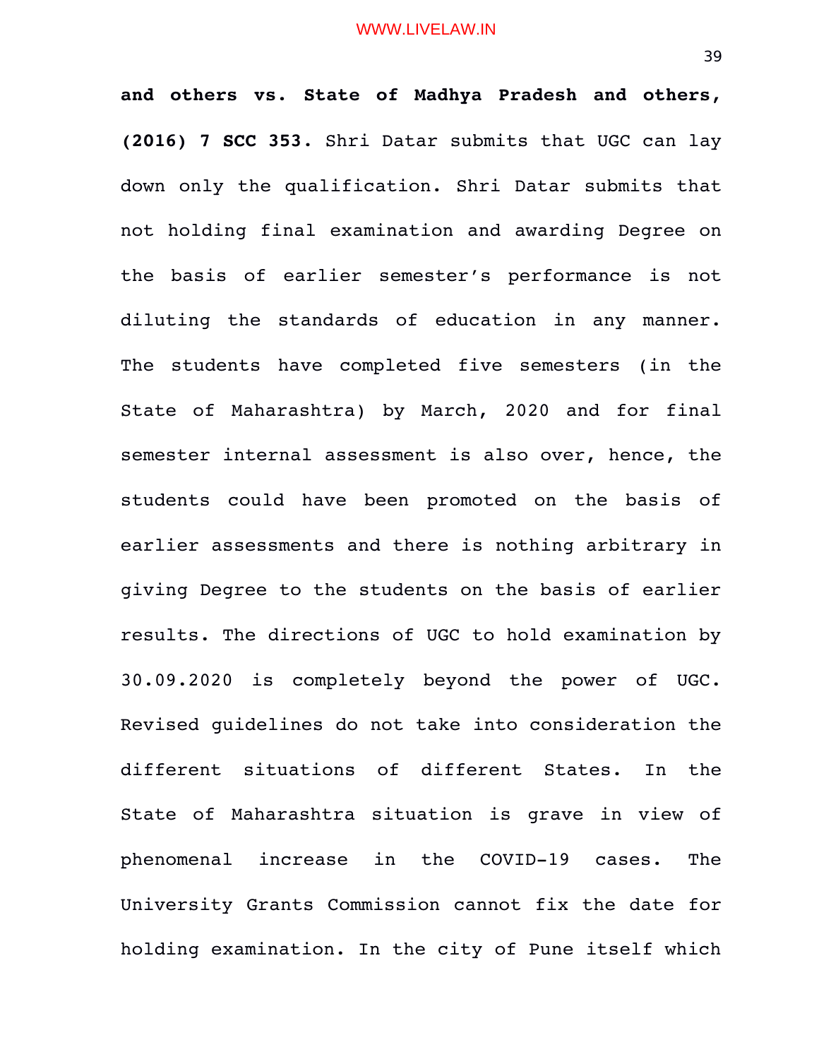**and others vs. State of Madhya Pradesh and others, (2016) 7 SCC 353.** Shri Datar submits that UGC can lay down only the qualification. Shri Datar submits that not holding final examination and awarding Degree on the basis of earlier semester's performance is not diluting the standards of education in any manner. The students have completed five semesters (in the State of Maharashtra) by March, 2020 and for final semester internal assessment is also over, hence, the students could have been promoted on the basis of earlier assessments and there is nothing arbitrary in giving Degree to the students on the basis of earlier results. The directions of UGC to hold examination by 30.09.2020 is completely beyond the power of UGC. Revised guidelines do not take into consideration the different situations of different States. In the State of Maharashtra situation is grave in view of phenomenal increase in the COVID-19 cases. The University Grants Commission cannot fix the date for holding examination. In the city of Pune itself which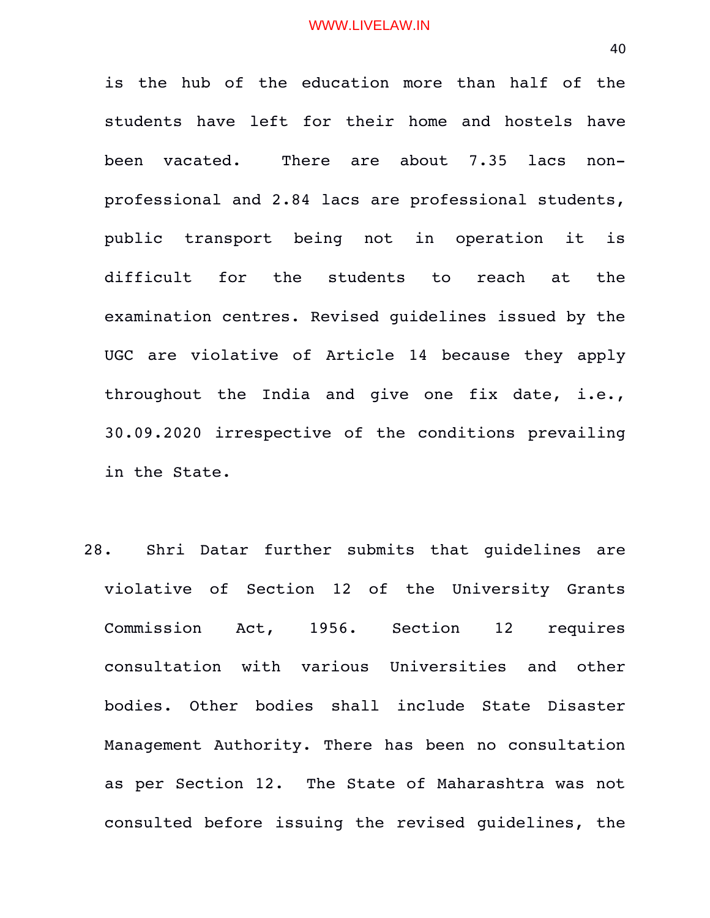is the hub of the education more than half of the students have left for their home and hostels have been vacated. There are about 7.35 lacs non-professional and 2.84 lacs are professional students, public transport being not in operation it is difficult for the students to reach at the examination centres. Revised guidelines issued by the UGC are violative of Article 14 because they apply throughout the India and give one fix date, i.e., 30.09.2020 irrespective of the conditions prevailing in the State.

28. Shri Datar further submits that guidelines are violative of Section 12 of the University Grants Commission Act, 1956. Section 12 requires consultation with various Universities and other bodies. Other bodies shall include State Disaster Management Authority. There has been no consultation as per Section 12. The State of Maharashtra was not consulted before issuing the revised guidelines, the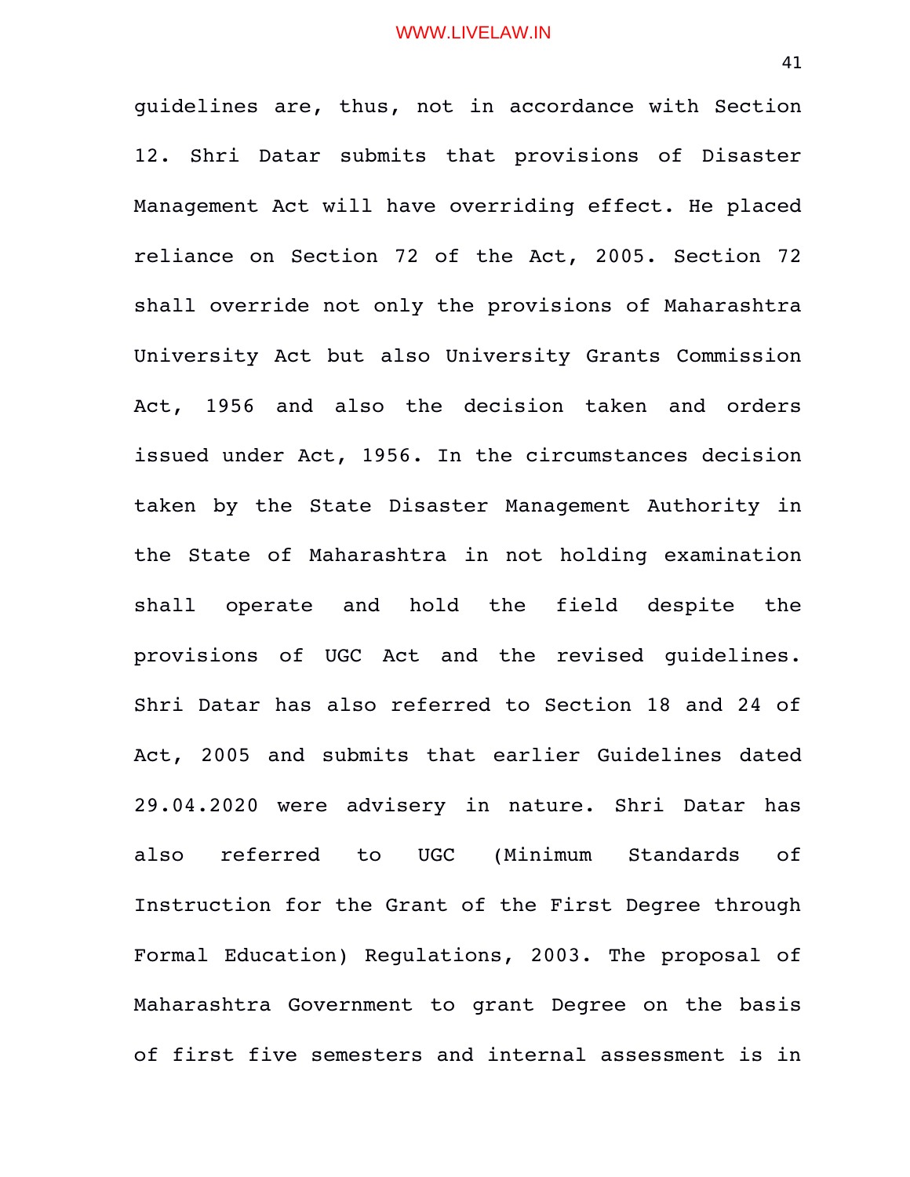guidelines are, thus, not in accordance with Section 12. Shri Datar submits that provisions of Disaster Management Act will have overriding effect. He placed reliance on Section 72 of the Act, 2005. Section 72 shall override not only the provisions of Maharashtra University Act but also University Grants Commission Act, 1956 and also the decision taken and orders issued under Act, 1956. In the circumstances decision taken by the State Disaster Management Authority in the State of Maharashtra in not holding examination shall operate and hold the field despite the provisions of UGC Act and the revised guidelines. Shri Datar has also referred to Section 18 and 24 of Act, 2005 and submits that earlier Guidelines dated 29.04.2020 were advisery in nature. Shri Datar has also referred to UGC (Minimum Standards of Instruction for the Grant of the First Degree through Formal Education) Regulations, 2003. The proposal of Maharashtra Government to grant Degree on the basis of first five semesters and internal assessment is in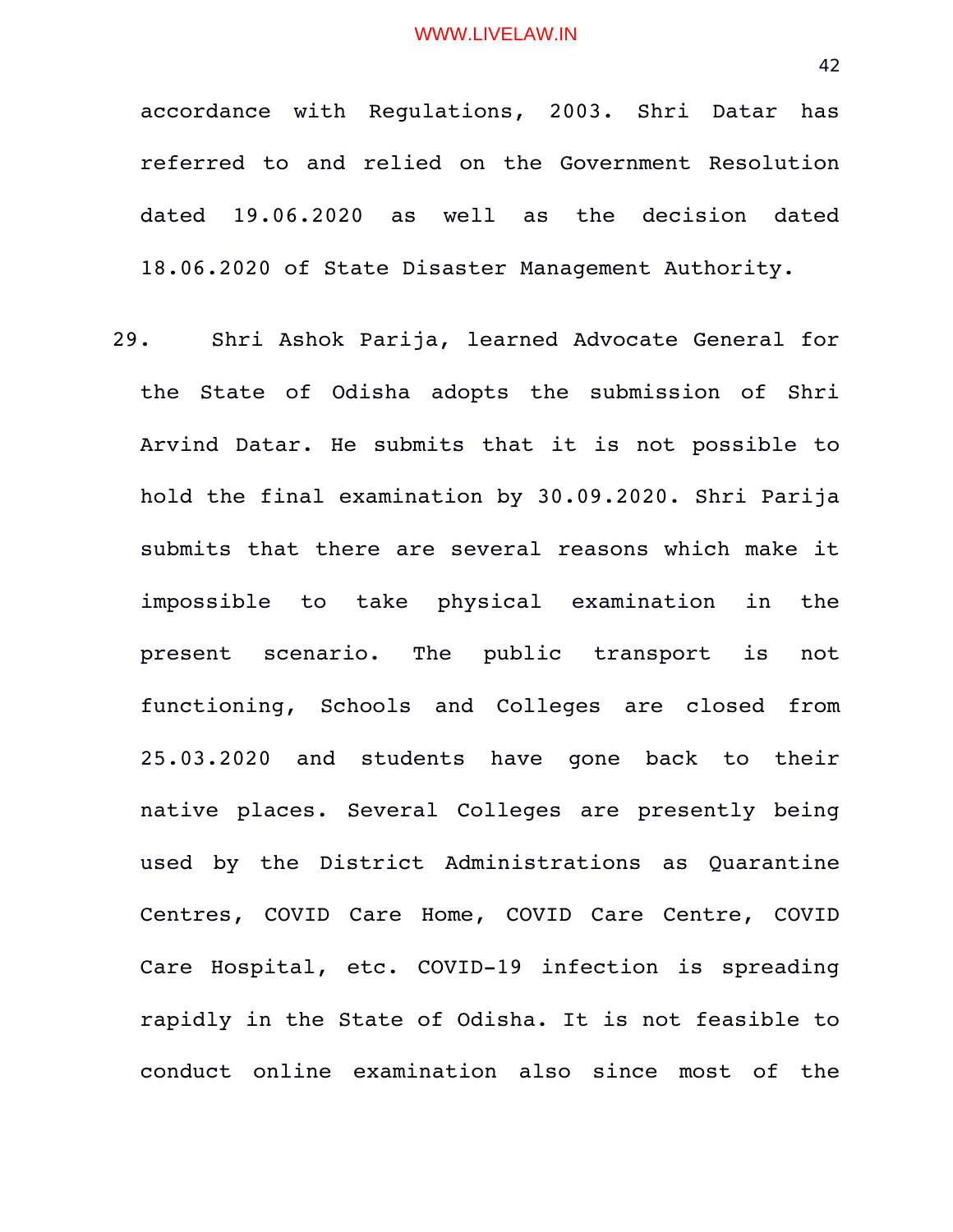accordance with Regulations, 2003. Shri Datar has referred to and relied on the Government Resolution dated 19.06.2020 as well as the decision dated 18.06.2020 of State Disaster Management Authority.

29. Shri Ashok Parija, learned Advocate General for the State of Odisha adopts the submission of Shri Arvind Datar. He submits that it is not possible to hold the final examination by 30.09.2020. Shri Parija submits that there are several reasons which make it impossible to take physical examination in the present scenario. The public transport is not functioning, Schools and Colleges are closed from 25.03.2020 and students have gone back to their native places. Several Colleges are presently being used by the District Administrations as Quarantine Centres, COVID Care Home, COVID Care Centre, COVID Care Hospital, etc. COVID-19 infection is spreading rapidly in the State of Odisha. It is not feasible to conduct online examination also since most of the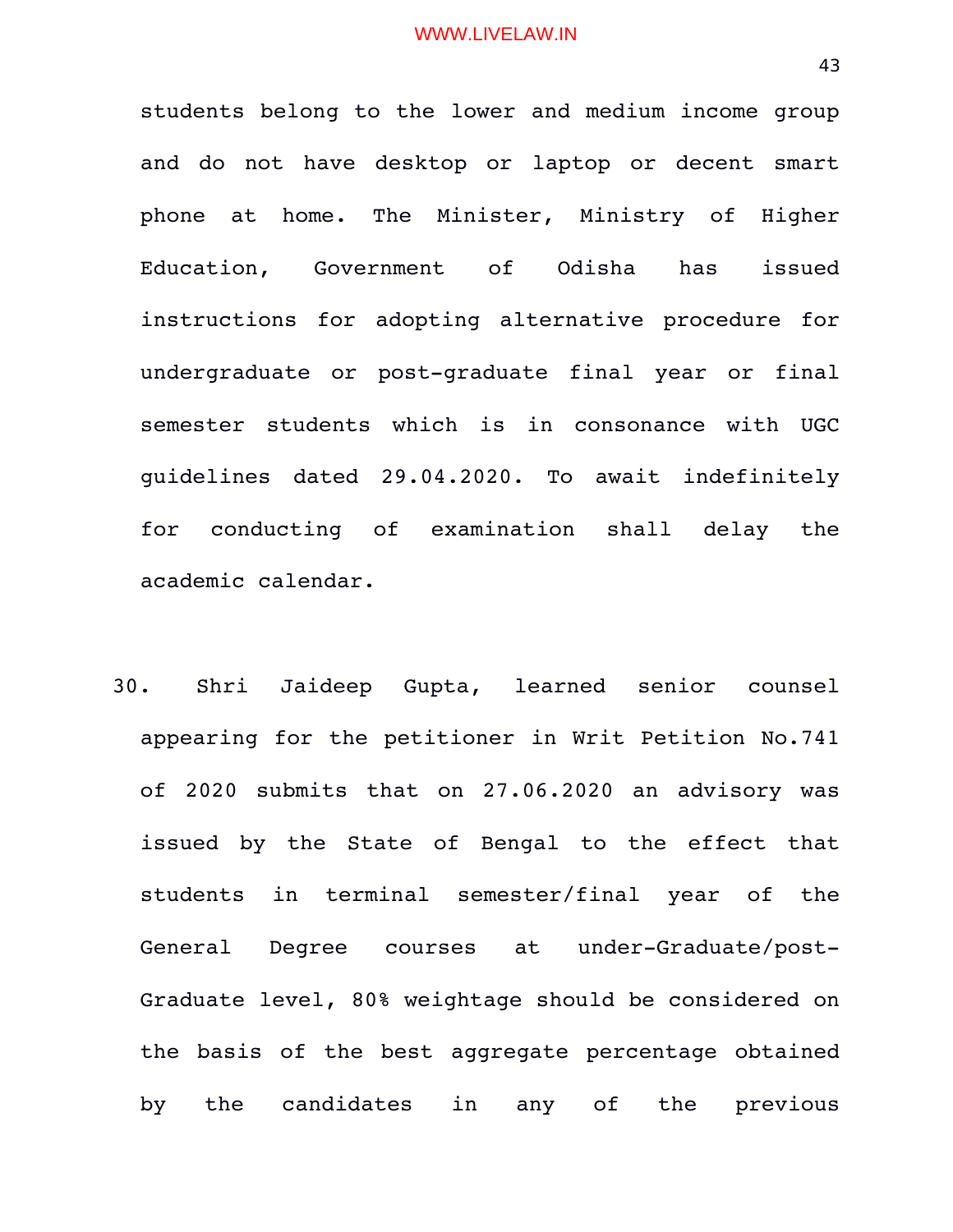students belong to the lower and medium income group and do not have desktop or laptop or decent smart phone at home. The Minister, Ministry of Higher Education, Government of Odisha has issued instructions for adopting alternative procedure for undergraduate or post-graduate final year or final semester students which is in consonance with UGC guidelines dated 29.04.2020. To await indefinitely for conducting of examination shall delay the academic calendar.

30. Shri Jaideep Gupta, learned senior counsel appearing for the petitioner in Writ Petition No.741 of 2020 submits that on 27.06.2020 an advisory was issued by the State of Bengal to the effect that students in terminal semester/final year of the General Degree courses at under-Graduate/post-Graduate level, 80% weightage should be considered on the basis of the best aggregate percentage obtained by the candidates in any of the previous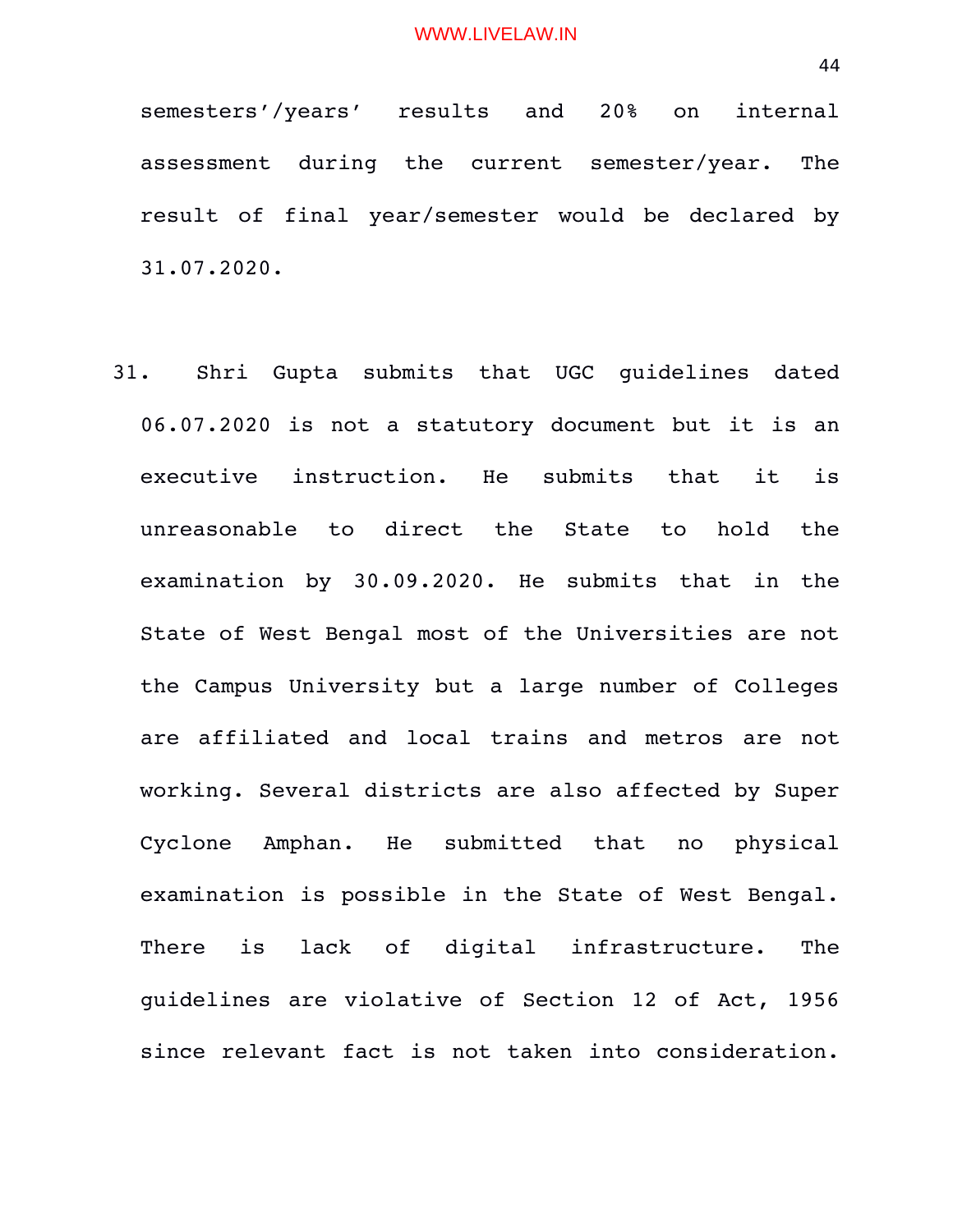semesters'/years' results and 20% on internal assessment during the current semester/year. The result of final year/semester would be declared by 31.07.2020.

31. Shri Gupta submits that UGC guidelines dated 06.07.2020 is not a statutory document but it is an executive instruction. He submits that it is unreasonable to direct the State to hold the examination by 30.09.2020. He submits that in the State of West Bengal most of the Universities are not the Campus University but a large number of Colleges are affiliated and local trains and metros are not working. Several districts are also affected by Super Cyclone Amphan. He submitted that no physical examination is possible in the State of West Bengal. There is lack of digital infrastructure. The guidelines are violative of Section 12 of Act, 1956 since relevant fact is not taken into consideration.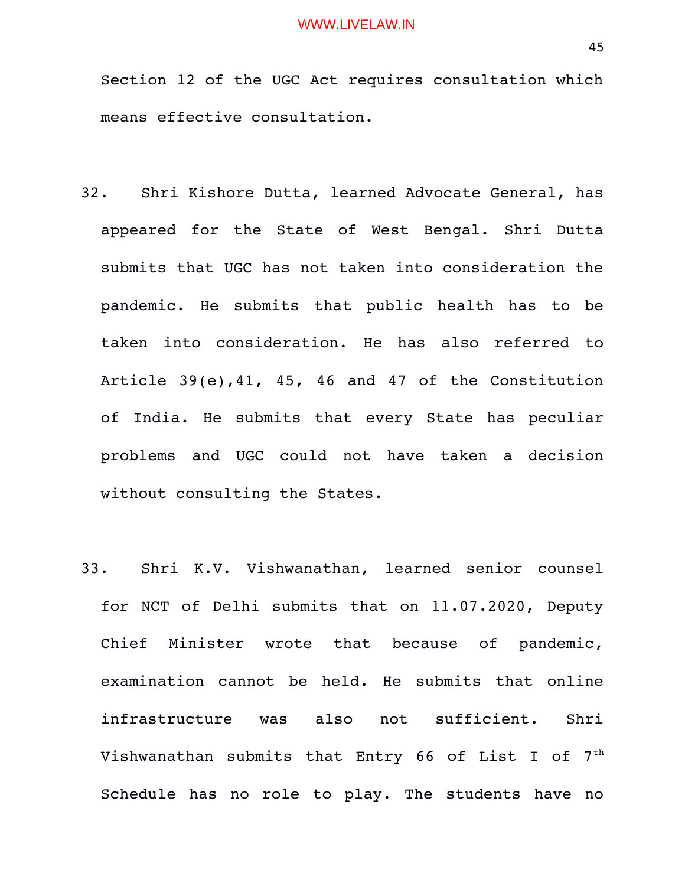Section 12 of the UGC Act requires consultation which means effective consultation.

32. Shri Kishore Dutta, learned Advocate General, has appeared for the State of West Bengal. Shri Dutta submits that UGC has not taken into consideration the pandemic. He submits that public health has to be taken into consideration. He has also referred to Article 39(e),41, 45, 46 and 47 of the Constitution of India. He submits that every State has peculiar problems and UGC could not have taken a decision without consulting the States.

33. Shri K.V. Vishwanathan, learned senior counsel for NCT of Delhi submits that on 11.07.2020, Deputy Chief Minister wrote that because of pandemic, examination cannot be held. He submits that online infrastructure was also not sufficient. Shri Vishwanathan submits that Entry 66 of List I of 7th Schedule has no role to play. The students have no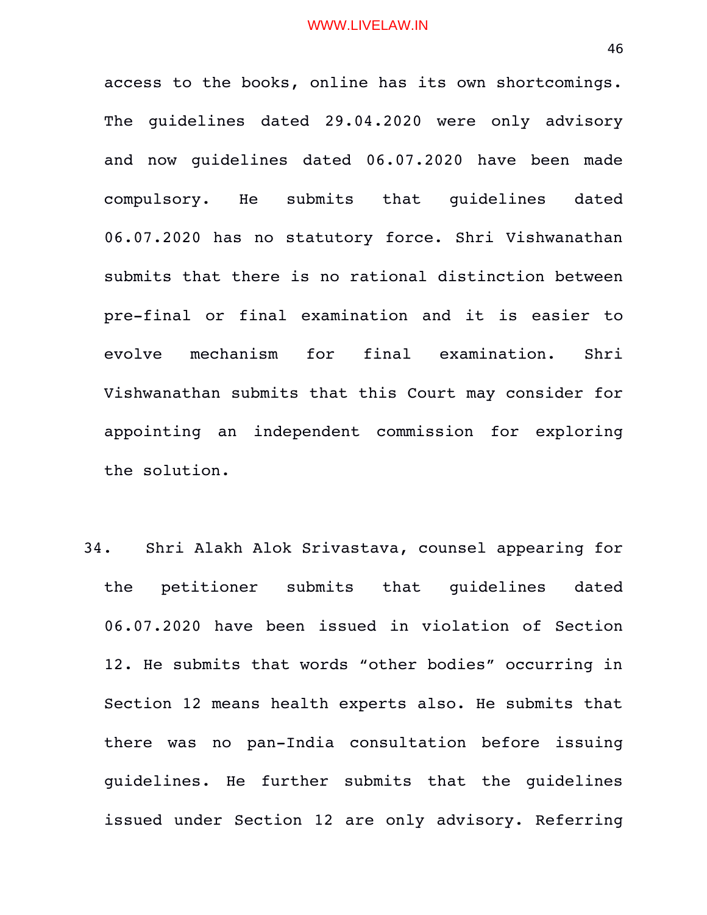access to the books, online has its own shortcomings. The guidelines dated 29.04.2020 were only advisory and now guidelines dated 06.07.2020 have been made compulsory. He submits that guidelines dated 06.07.2020 has no statutory force. Shri Vishwanathan submits that there is no rational distinction between pre-final or final examination and it is easier to evolve mechanism for final examination. Shri Vishwanathan submits that this Court may consider for appointing an independent commission for exploring the solution.

34. Shri Alakh Alok Srivastava, counsel appearing for the petitioner submits that guidelines dated 06.07.2020 have been issued in violation of Section 12. He submits that words "other bodies" occurring in Section 12 means health experts also. He submits that there was no pan-India consultation before issuing guidelines. He further submits that the guidelines issued under Section 12 are only advisory. Referring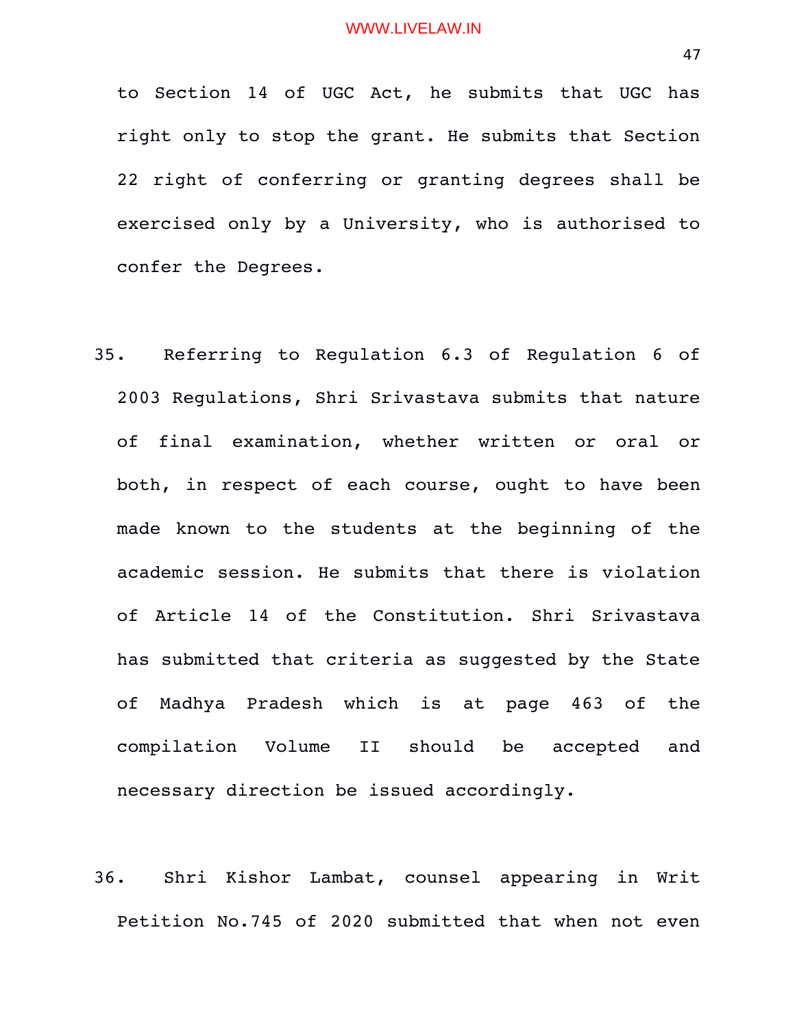to Section 14 of UGC Act, he submits that UGC has right only to stop the grant. He submits that Section 22 right of conferring or granting degrees shall be exercised only by a University, who is authorised to confer the Degrees.

35. Referring to Regulation 6.3 of Regulation 6 of 2003 Regulations, Shri Srivastava submits that nature of final examination, whether written or oral or both, in respect of each course, ought to have been made known to the students at the beginning of the academic session. He submits that there is violation of Article 14 of the Constitution. Shri Srivastava has submitted that criteria as suggested by the State of Madhya Pradesh which is at page 463 of the compilation Volume II should be accepted and necessary direction be issued accordingly.

36. Shri Kishor Lambat, counsel appearing in Writ Petition No.745 of 2020 submitted that when not even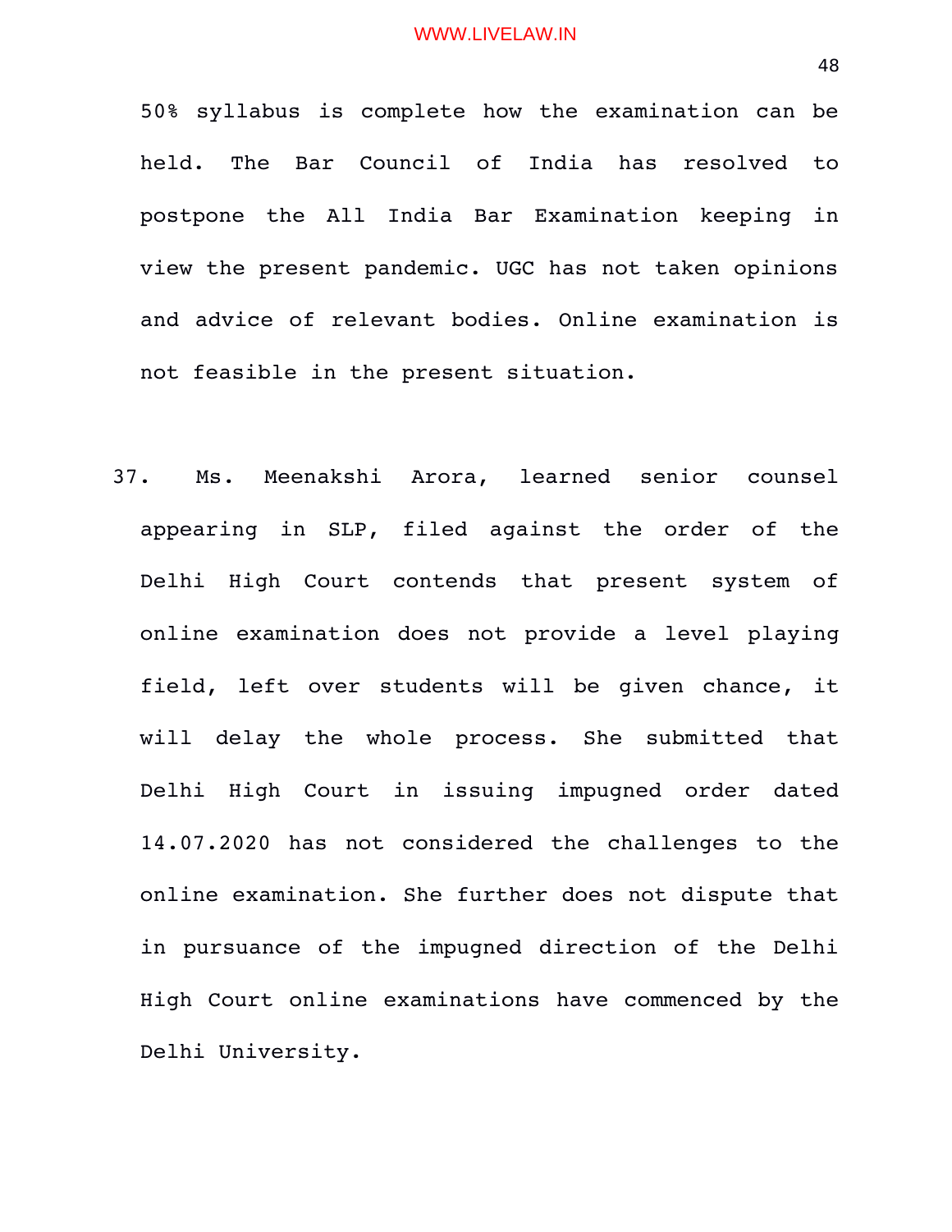50% syllabus is complete how the examination can be held. The Bar Council of India has resolved to postpone the All India Bar Examination keeping in view the present pandemic. UGC has not taken opinions and advice of relevant bodies. Online examination is not feasible in the present situation.

37. Ms. Meenakshi Arora, learned senior counsel appearing in SLP, filed against the order of the Delhi High Court contends that present system of online examination does not provide a level playing field, left over students will be given chance, it will delay the whole process. She submitted that Delhi High Court in issuing impugned order dated 14.07.2020 has not considered the challenges to the online examination. She further does not dispute that in pursuance of the impugned direction of the Delhi High Court online examinations have commenced by the Delhi University.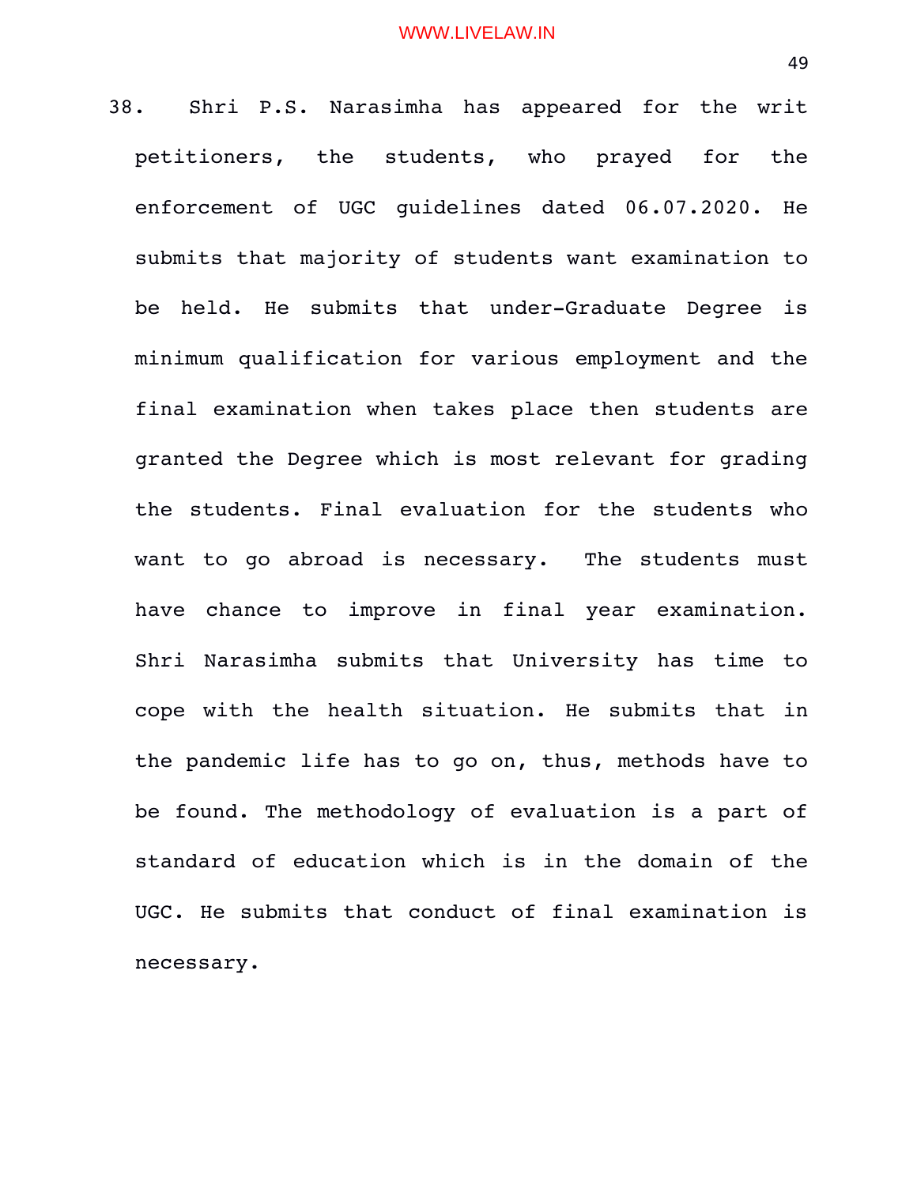38. Shri P.S. Narasimha has appeared for the writ petitioners, the students, who prayed for the enforcement of UGC guidelines dated 06.07.2020. He submits that majority of students want examination to be held. He submits that under-Graduate Degree is minimum qualification for various employment and the final examination when takes place then students are granted the Degree which is most relevant for grading the students. Final evaluation for the students who want to go abroad is necessary. The students must have chance to improve in final year examination. Shri Narasimha submits that University has time to cope with the health situation. He submits that in the pandemic life has to go on, thus, methods have to be found. The methodology of evaluation is a part of standard of education which is in the domain of the UGC. He submits that conduct of final examination is necessary.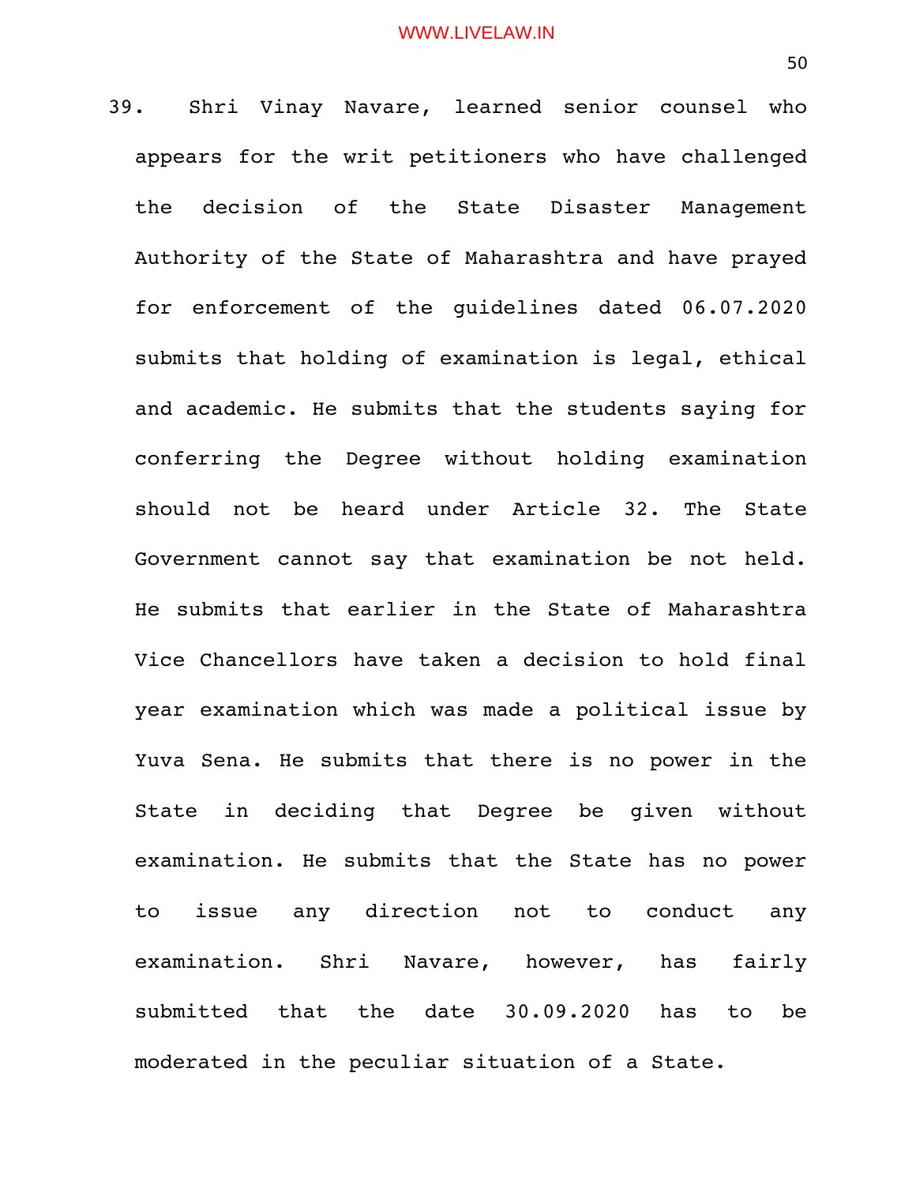39. Shri Vinay Navare, learned senior counsel who appears for the writ petitioners who have challenged the decision of the State Disaster Management Authority of the State of Maharashtra and have prayed for enforcement of the guidelines dated 06.07.2020 submits that holding of examination is legal, ethical and academic. He submits that the students saying for conferring the Degree without holding examination should not be heard under Article 32. The State Government cannot say that examination be not held. He submits that earlier in the State of Maharashtra Vice Chancellors have taken a decision to hold final year examination which was made a political issue by Yuva Sena. He submits that there is no power in the State in deciding that Degree be given without examination. He submits that the State has no power to issue any direction not to conduct any examination. Shri Navare, however, has fairly submitted that the date 30.09.2020 has to be moderated in the peculiar situation of a State.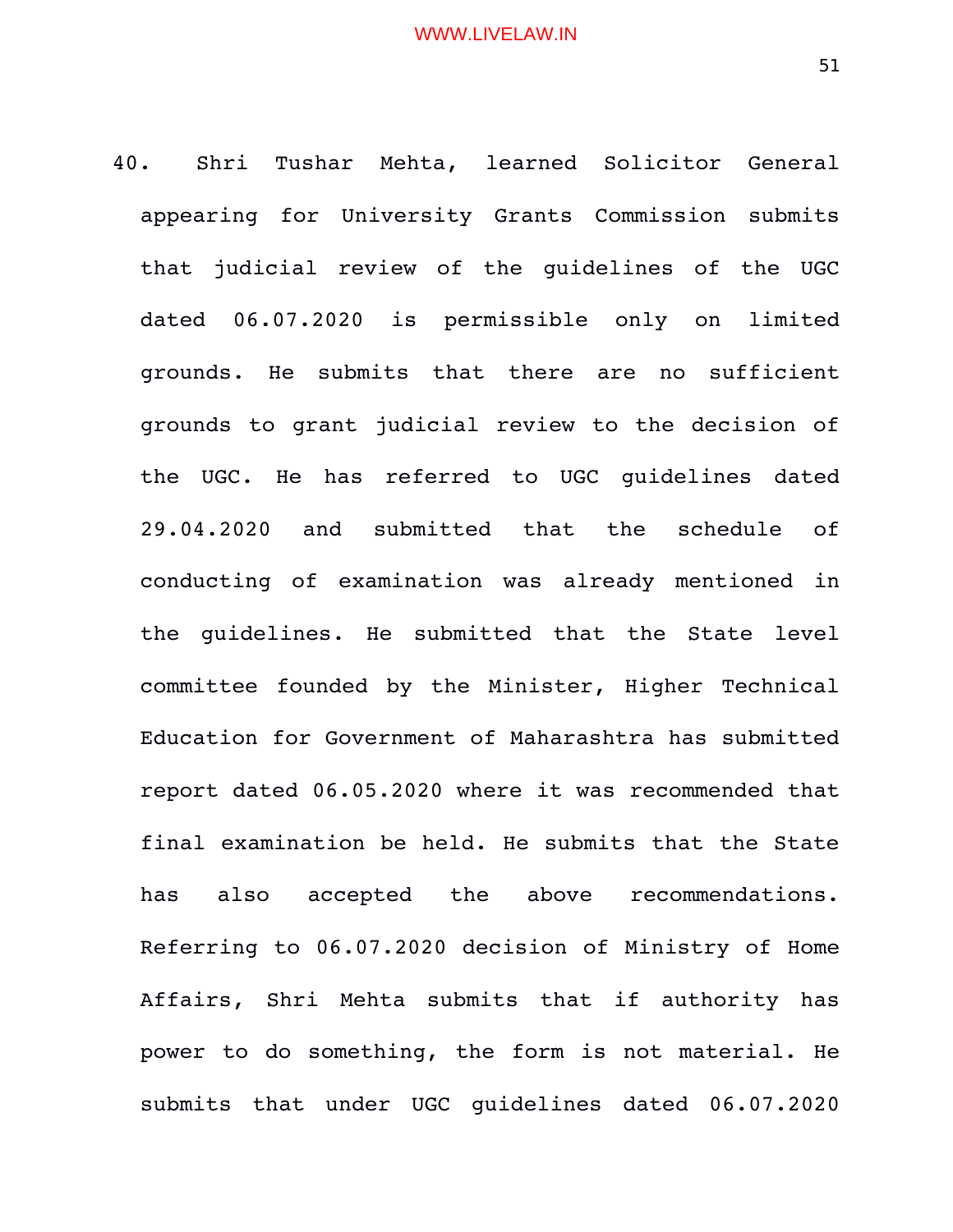40. Shri Tushar Mehta, learned Solicitor General appearing for University Grants Commission submits that judicial review of the guidelines of the UGC dated 06.07.2020 is permissible only on limited grounds. He submits that there are no sufficient grounds to grant judicial review to the decision of the UGC. He has referred to UGC guidelines dated 29.04.2020 and submitted that the schedule of conducting of examination was already mentioned in the guidelines. He submitted that the State level committee founded by the Minister, Higher Technical Education for Government of Maharashtra has submitted report dated 06.05.2020 where it was recommended that final examination be held. He submits that the State has also accepted the above recommendations. Referring to 06.07.2020 decision of Ministry of Home Affairs, Shri Mehta submits that if authority has power to do something, the form is not material. He submits that under UGC guidelines dated 06.07.2020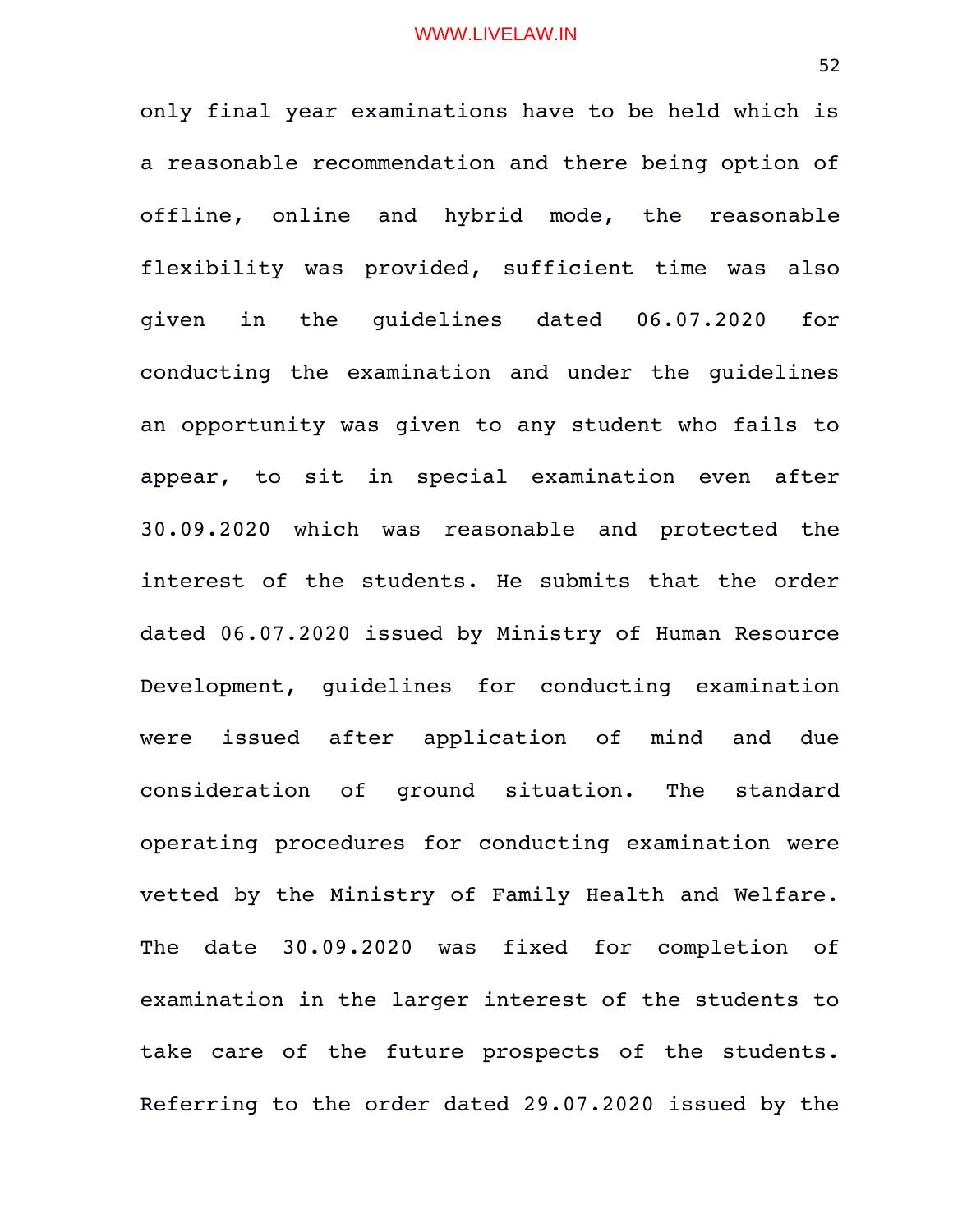only final year examinations have to be held which is a reasonable recommendation and there being option of offline, online and hybrid mode, the reasonable flexibility was provided, sufficient time was also given in the guidelines dated 06.07.2020 for conducting the examination and under the guidelines an opportunity was given to any student who fails to appear, to sit in special examination even after 30.09.2020 which was reasonable and protected the interest of the students. He submits that the order dated 06.07.2020 issued by Ministry of Human Resource Development, guidelines for conducting examination were issued after application of mind and due consideration of ground situation. The standard operating procedures for conducting examination were vetted by the Ministry of Family Health and Welfare. The date 30.09.2020 was fixed for completion of examination in the larger interest of the students to take care of the future prospects of the students. Referring to the order dated 29.07.2020 issued by the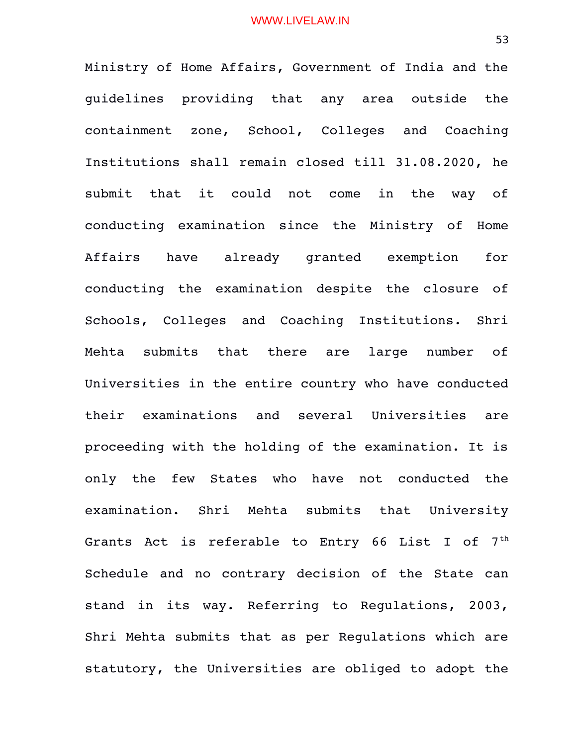Ministry of Home Affairs, Government of India and the guidelines providing that any area outside the containment zone, School, Colleges and Coaching Institutions shall remain closed till 31.08.2020, he submit that it could not come in the way of conducting examination since the Ministry of Home Affairs have already granted exemption for conducting the examination despite the closure of Schools, Colleges and Coaching Institutions. Shri Mehta submits that there are large number of Universities in the entire country who have conducted their examinations and several Universities are proceeding with the holding of the examination. It is only the few States who have not conducted the examination. Shri Mehta submits that University Grants Act is referable to Entry 66 List I of 7th Schedule and no contrary decision of the State can stand in its way. Referring to Regulations, 2003, Shri Mehta submits that as per Regulations which are statutory, the Universities are obliged to adopt the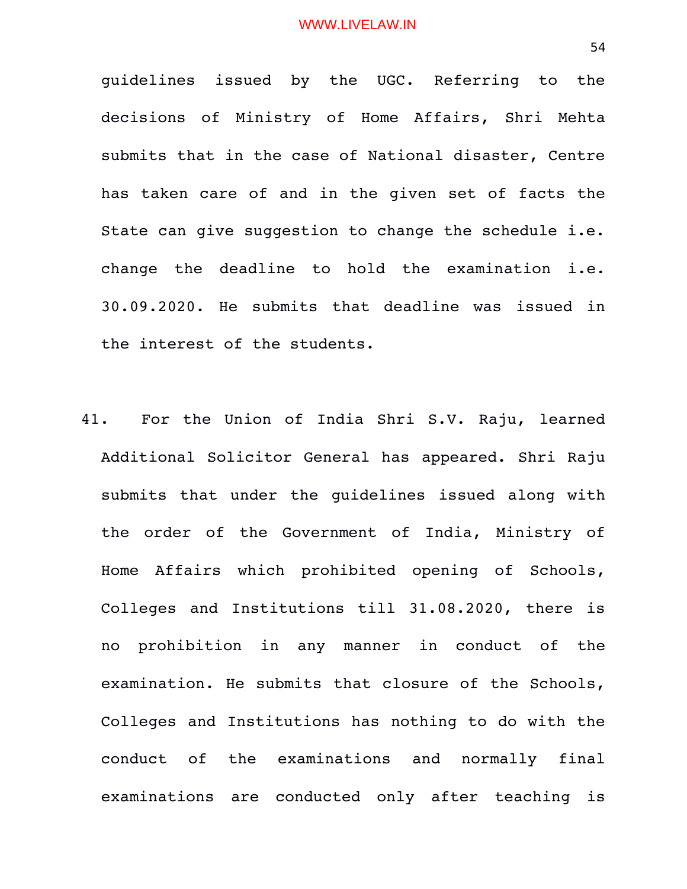guidelines issued by the UGC. Referring to the decisions of Ministry of Home Affairs, Shri Mehta submits that in the case of National disaster, Centre has taken care of and in the given set of facts the State can give suggestion to change the schedule i.e. change the deadline to hold the examination i.e. 30.09.2020. He submits that deadline was issued in the interest of the students.

41. For the Union of India Shri S.V. Raju, learned Additional Solicitor General has appeared. Shri Raju submits that under the guidelines issued along with the order of the Government of India, Ministry of Home Affairs which prohibited opening of Schools, Colleges and Institutions till 31.08.2020, there is no prohibition in any manner in conduct of the examination. He submits that closure of the Schools, Colleges and Institutions has nothing to do with the conduct of the examinations and normally final examinations are conducted only after teaching is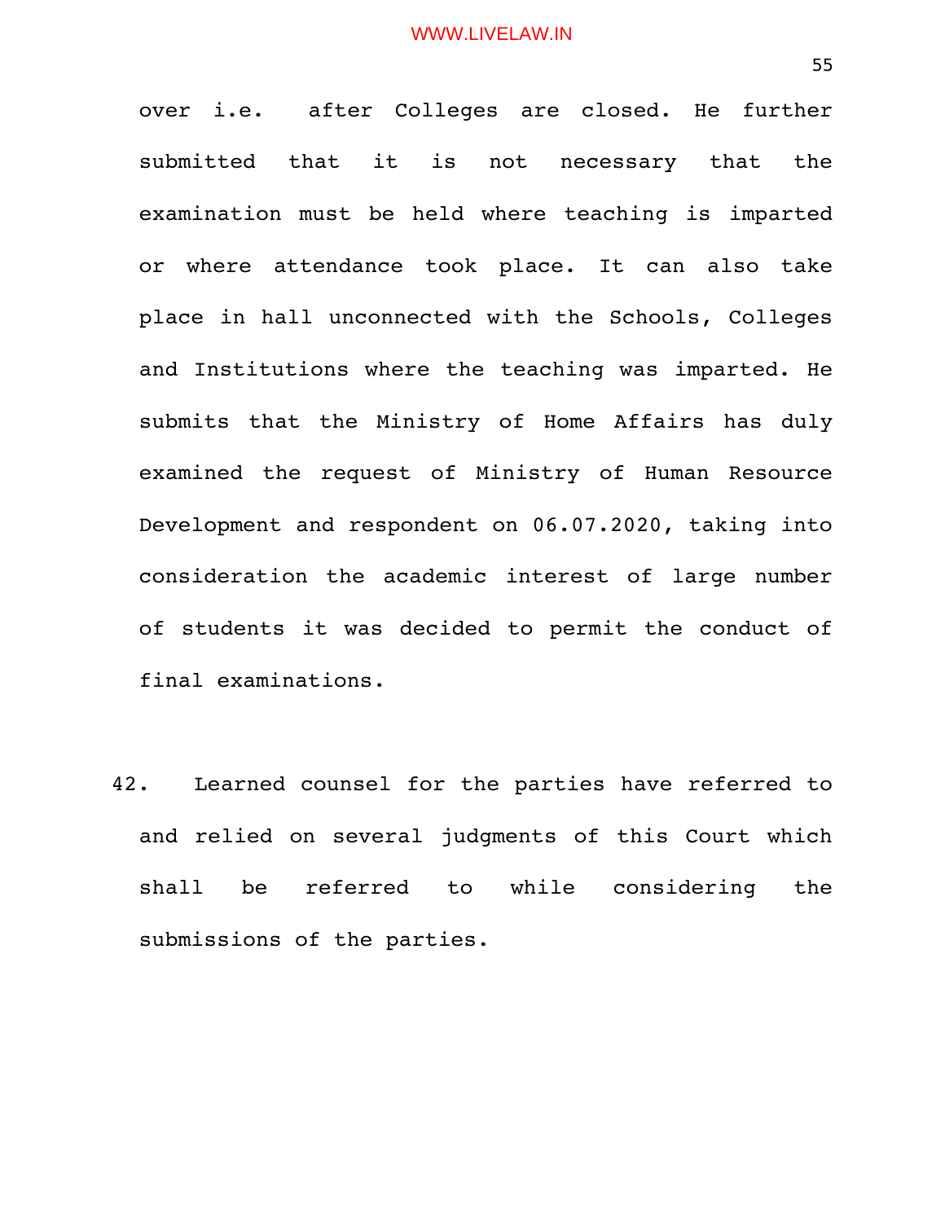over i.e. after Colleges are closed. He further submitted that it is not necessary that the examination must be held where teaching is imparted or where attendance took place. It can also take place in hall unconnected with the Schools, Colleges and Institutions where the teaching was imparted. He submits that the Ministry of Home Affairs has duly examined the request of Ministry of Human Resource Development and respondent on 06.07.2020, taking into consideration the academic interest of large number of students it was decided to permit the conduct of final examinations.

42. Learned counsel for the parties have referred to and relied on several judgments of this Court which shall be referred to while considering the submissions of the parties.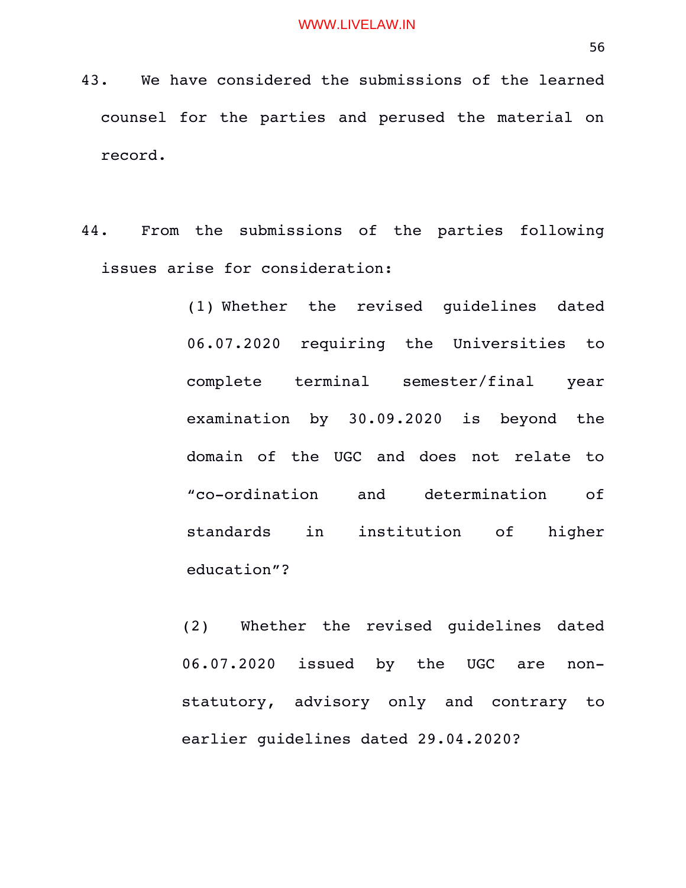43. We have considered the submissions of the learned counsel for the parties and perused the material on record.

44. From the submissions of the parties following issues arise for consideration:

> (1) Whether the revised guidelines dated 06.07.2020 requiring the Universities to complete terminal semester/final year examination by 30.09.2020 is beyond the domain of the UGC and does not relate to "co-ordination and determination of standards in institution of higher education"?
>
> (2) Whether the revised guidelines dated 06.07.2020 issued by the UGC are non-statutory, advisory only and contrary to earlier guidelines dated 29.04.2020?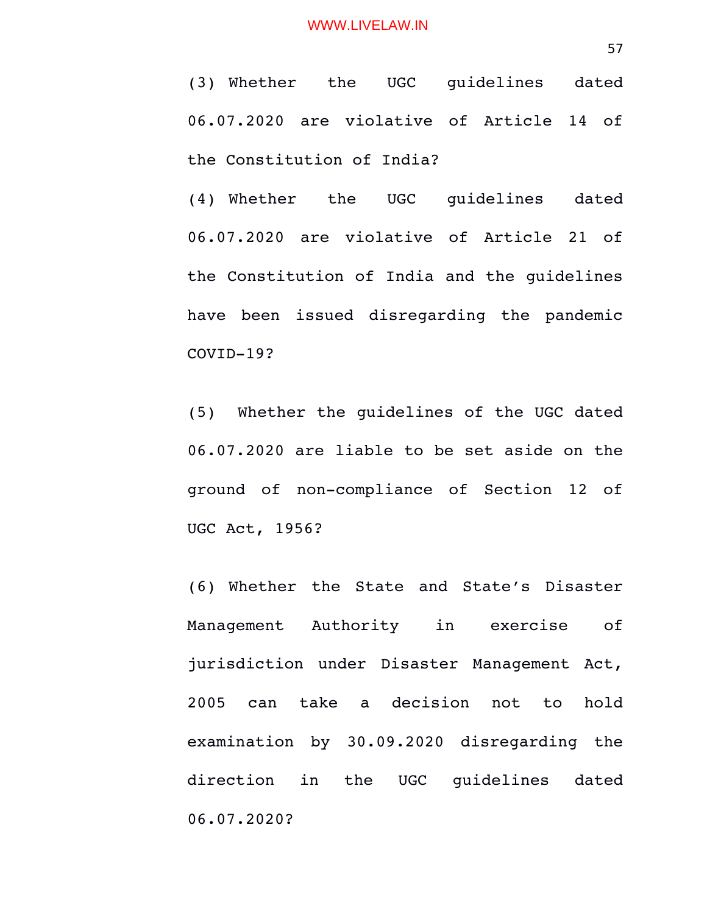(3) Whether the UGC guidelines dated 06.07.2020 are violative of Article 14 of the Constitution of India?

(4) Whether the UGC guidelines dated 06.07.2020 are violative of Article 21 of the Constitution of India and the guidelines have been issued disregarding the pandemic COVID-19?

(5) Whether the guidelines of the UGC dated 06.07.2020 are liable to be set aside on the ground of non-compliance of Section 12 of UGC Act, 1956?

(6) Whether the State and State's Disaster Management Authority in exercise of jurisdiction under Disaster Management Act, 2005 can take a decision not to hold examination by 30.09.2020 disregarding the direction in the UGC guidelines dated 06.07.2020?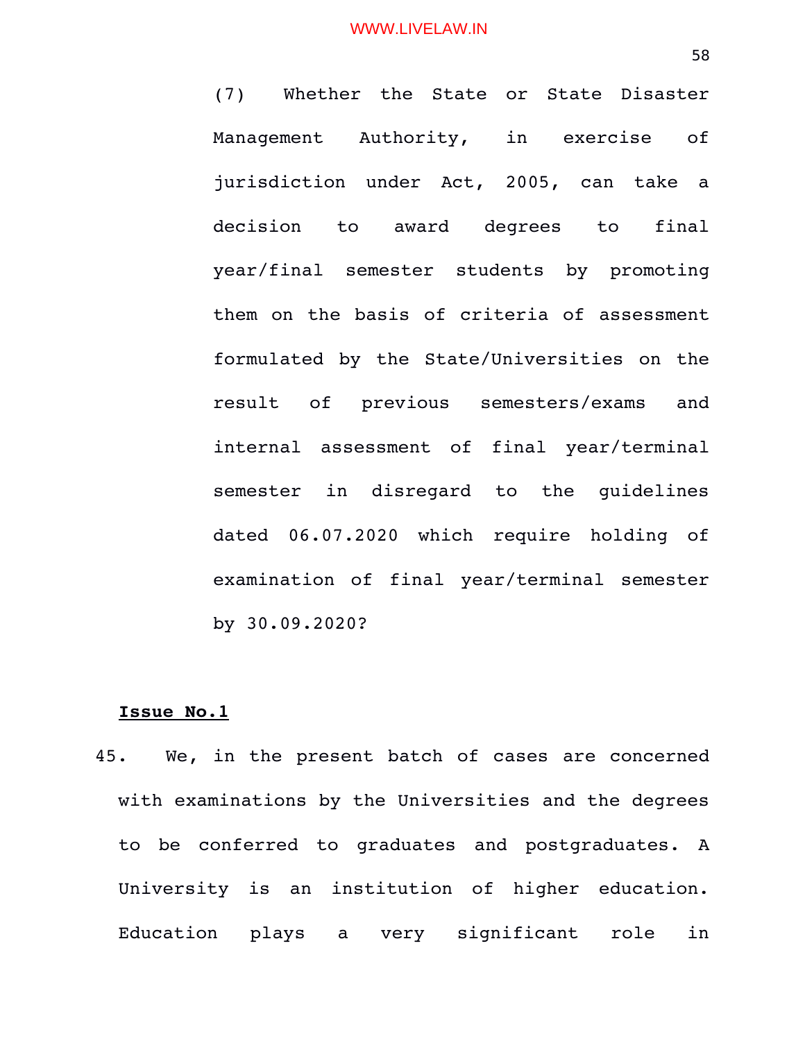(7) Whether the State or State Disaster Management Authority, in exercise of jurisdiction under Act, 2005, can take a decision to award degrees to final year/final semester students by promoting them on the basis of criteria of assessment formulated by the State/Universities on the result of previous semesters/exams and internal assessment of final year/terminal semester in disregard to the guidelines dated 06.07.2020 which require holding of examination of final year/terminal semester by 30.09.2020?

**Issue No.1**

45. We, in the present batch of cases are concerned with examinations by the Universities and the degrees to be conferred to graduates and postgraduates. A University is an institution of higher education. Education plays a very significant role in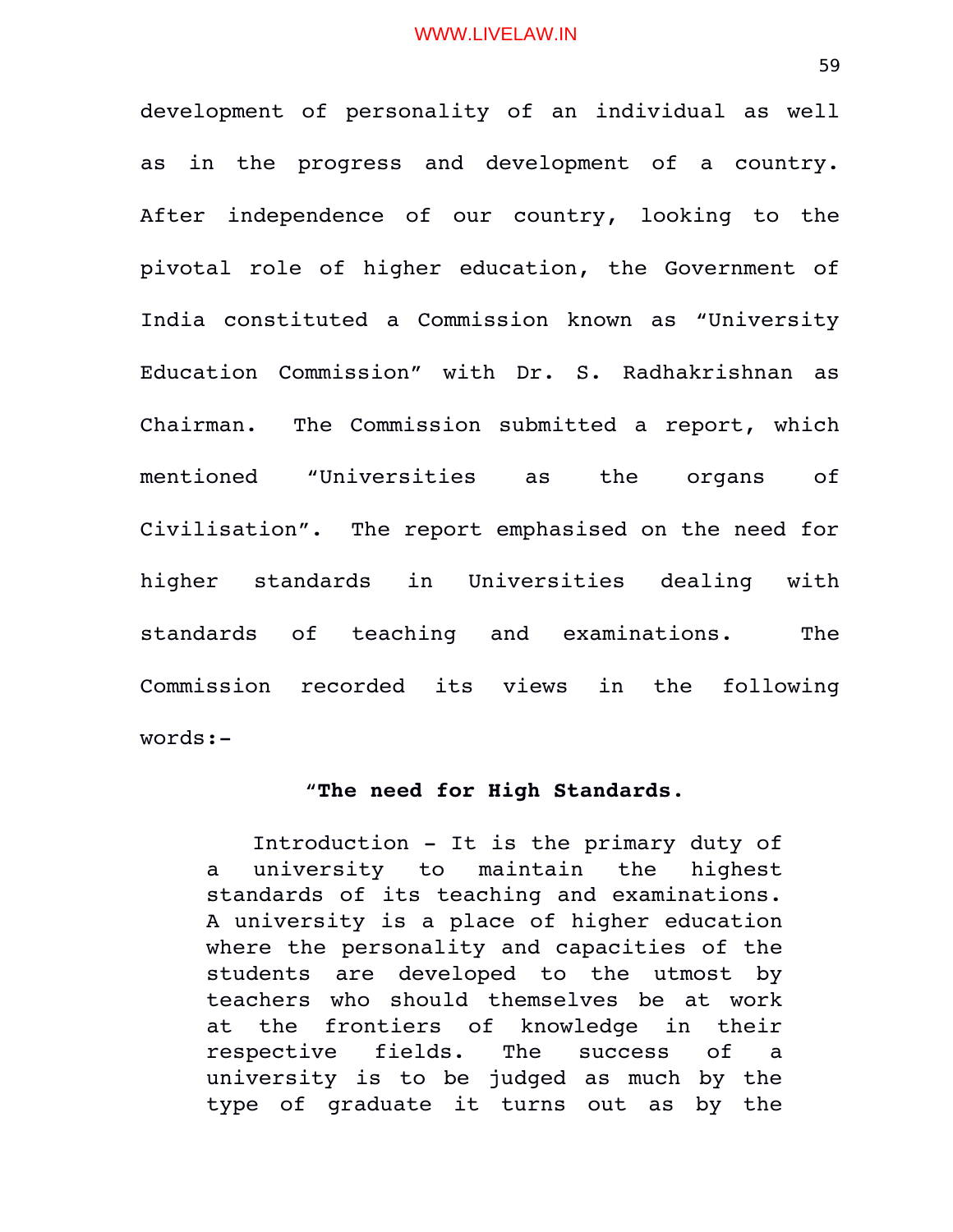development of personality of an individual as well as in the progress and development of a country. After independence of our country, looking to the pivotal role of higher education, the Government of India constituted a Commission known as "University Education Commission" with Dr. S. Radhakrishnan as Chairman. The Commission submitted a report, which mentioned "Universities as the organs of Civilisation". The report emphasised on the need for higher standards in Universities dealing with standards of teaching and examinations. The Commission recorded its views in the following words:-

> "**The need for High Standards.**
>
> Introduction - It is the primary duty of a university to maintain the highest standards of its teaching and examinations. A university is a place of higher education where the personality and capacities of the students are developed to the utmost by teachers who should themselves be at work at the frontiers of knowledge in their respective fields. The success of a university is to be judged as much by the type of graduate it turns out as by the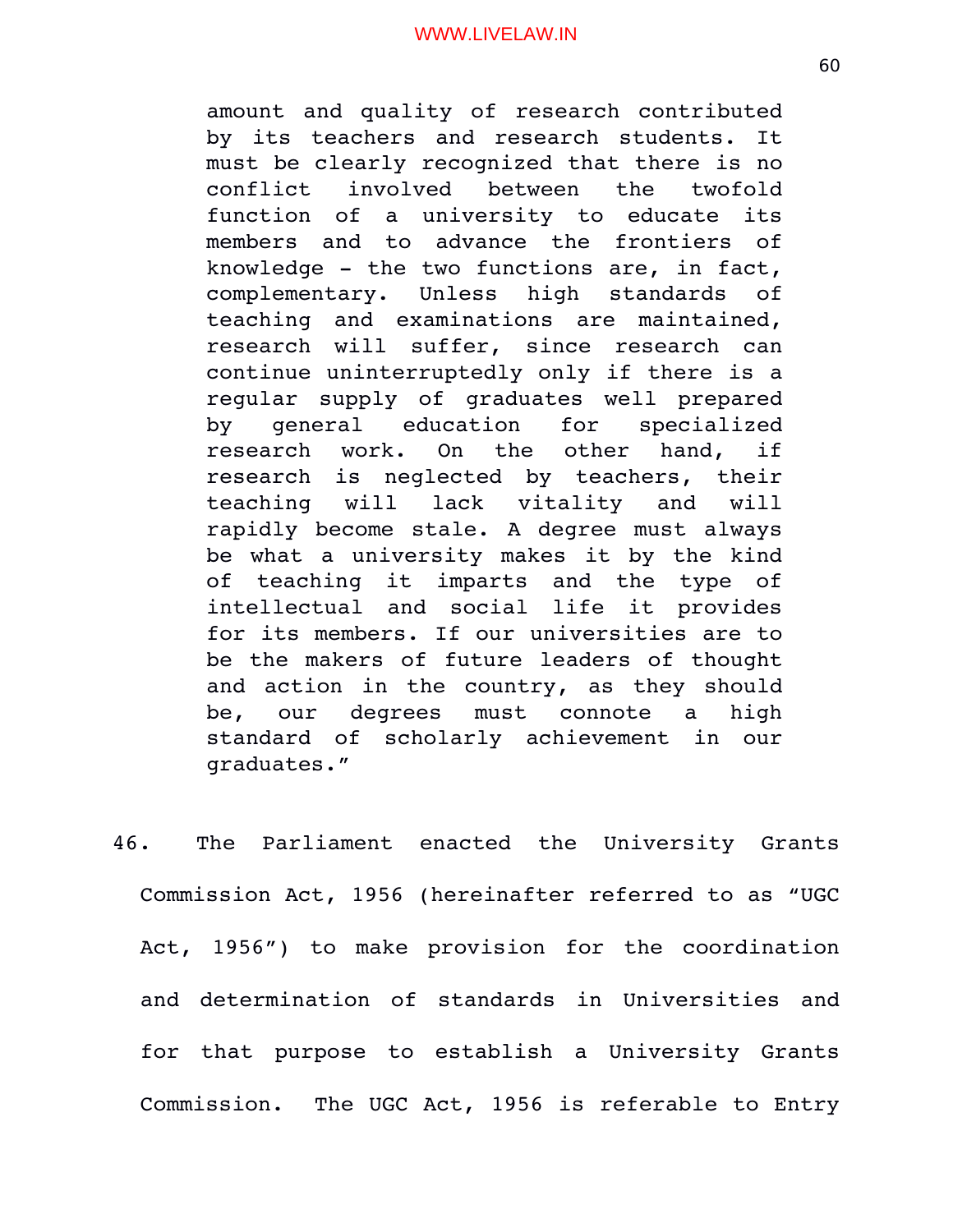> amount and quality of research contributed by its teachers and research students. It must be clearly recognized that there is no conflict involved between the twofold function of a university to educate its members and to advance the frontiers of knowledge - the two functions are, in fact, complementary. Unless high standards of teaching and examinations are maintained, research will suffer, since research can continue uninterruptedly only if there is a regular supply of graduates well prepared by general education for specialized research work. On the other hand, if research is neglected by teachers, their teaching will lack vitality and will rapidly become stale. A degree must always be what a university makes it by the kind of teaching it imparts and the type of intellectual and social life it provides for its members. If our universities are to be the makers of future leaders of thought and action in the country, as they should be, our degrees must connote a high standard of scholarly achievement in our graduates."

46. The Parliament enacted the University Grants Commission Act, 1956 (hereinafter referred to as "UGC Act, 1956") to make provision for the coordination and determination of standards in Universities and for that purpose to establish a University Grants Commission. The UGC Act, 1956 is referable to Entry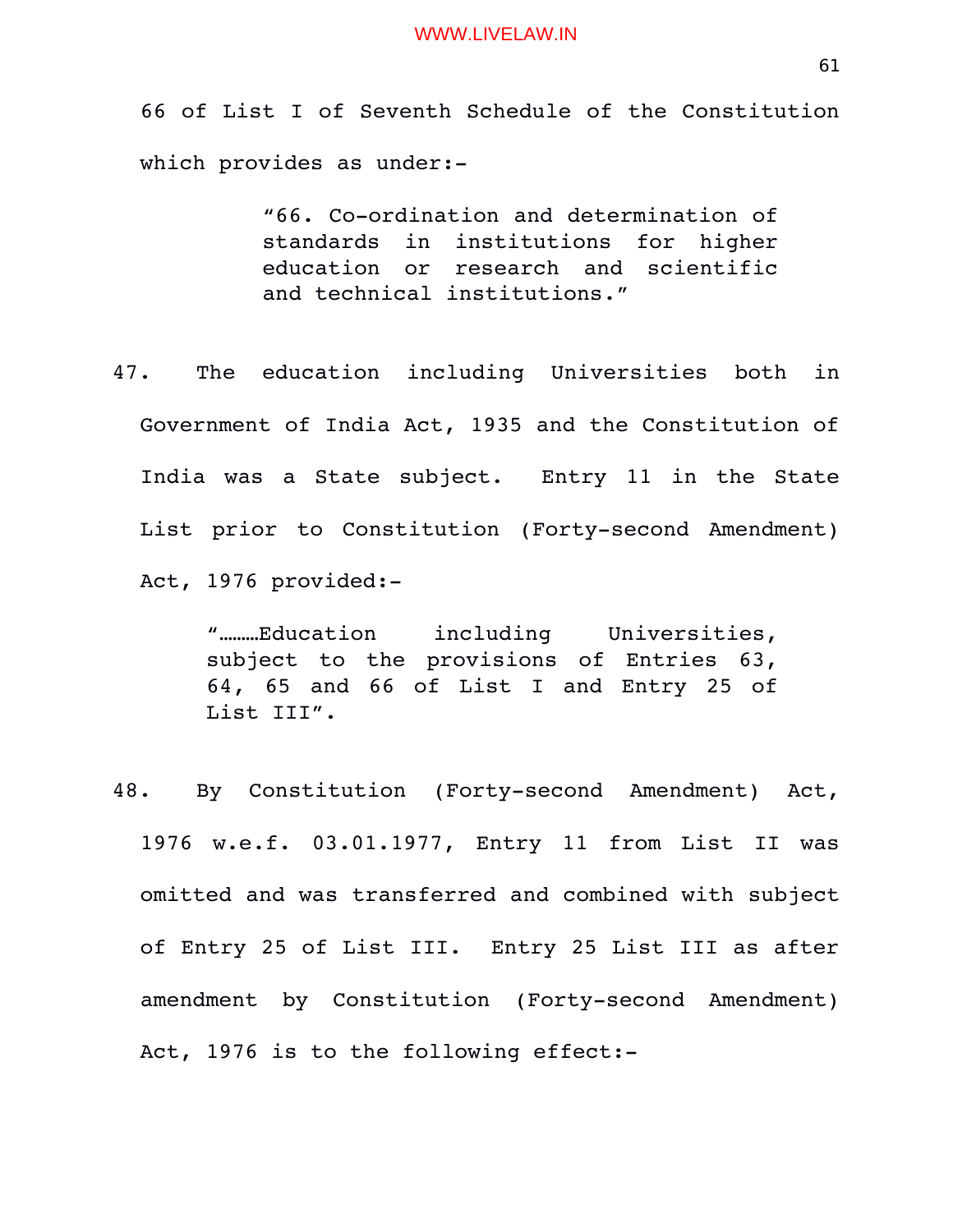66 of List I of Seventh Schedule of the Constitution which provides as under:-

> "66. Co-ordination and determination of standards in institutions for higher education or research and scientific and technical institutions."

47. The education including Universities both in Government of India Act, 1935 and the Constitution of India was a State subject. Entry 11 in the State List prior to Constitution (Forty-second Amendment) Act, 1976 provided:-

> "………Education including Universities, subject to the provisions of Entries 63, 64, 65 and 66 of List I and Entry 25 of List III".

48. By Constitution (Forty-second Amendment) Act, 1976 w.e.f. 03.01.1977, Entry 11 from List II was omitted and was transferred and combined with subject of Entry 25 of List III. Entry 25 List III as after amendment by Constitution (Forty-second Amendment) Act, 1976 is to the following effect:-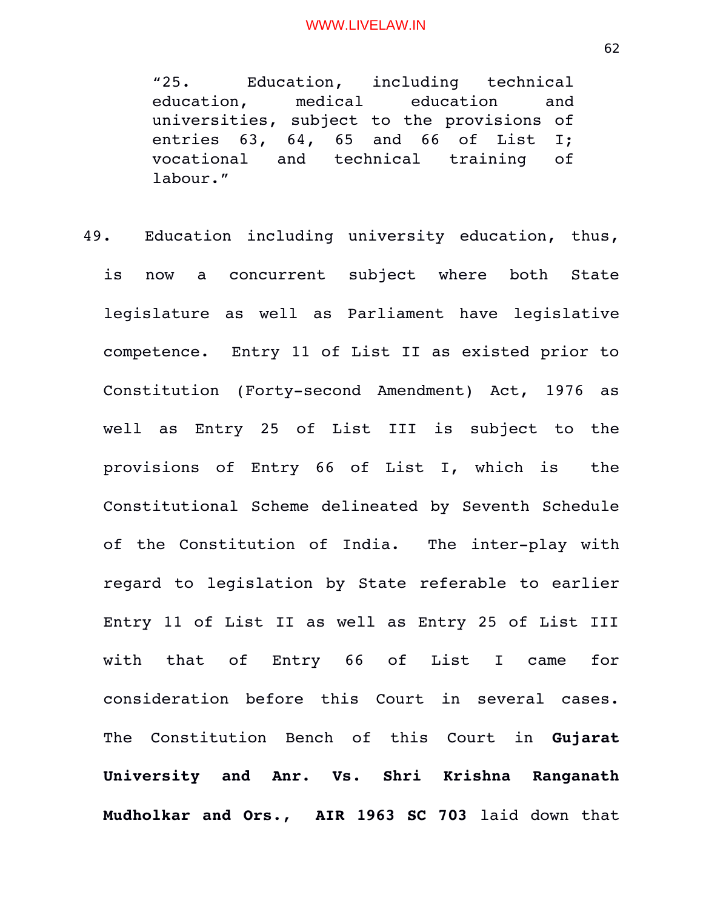> "25. Education, including technical education, medical education and universities, subject to the provisions of entries 63, 64, 65 and 66 of List I; vocational and technical training of labour."

49. Education including university education, thus, is now a concurrent subject where both State legislature as well as Parliament have legislative competence. Entry 11 of List II as existed prior to Constitution (Forty-second Amendment) Act, 1976 as well as Entry 25 of List III is subject to the provisions of Entry 66 of List I, which is the Constitutional Scheme delineated by Seventh Schedule of the Constitution of India. The inter-play with regard to legislation by State referable to earlier Entry 11 of List II as well as Entry 25 of List III with that of Entry 66 of List I came for consideration before this Court in several cases. The Constitution Bench of this Court in **Gujarat University and Anr. Vs. Shri Krishna Ranganath Mudholkar and Ors., AIR 1963 SC 703** laid down that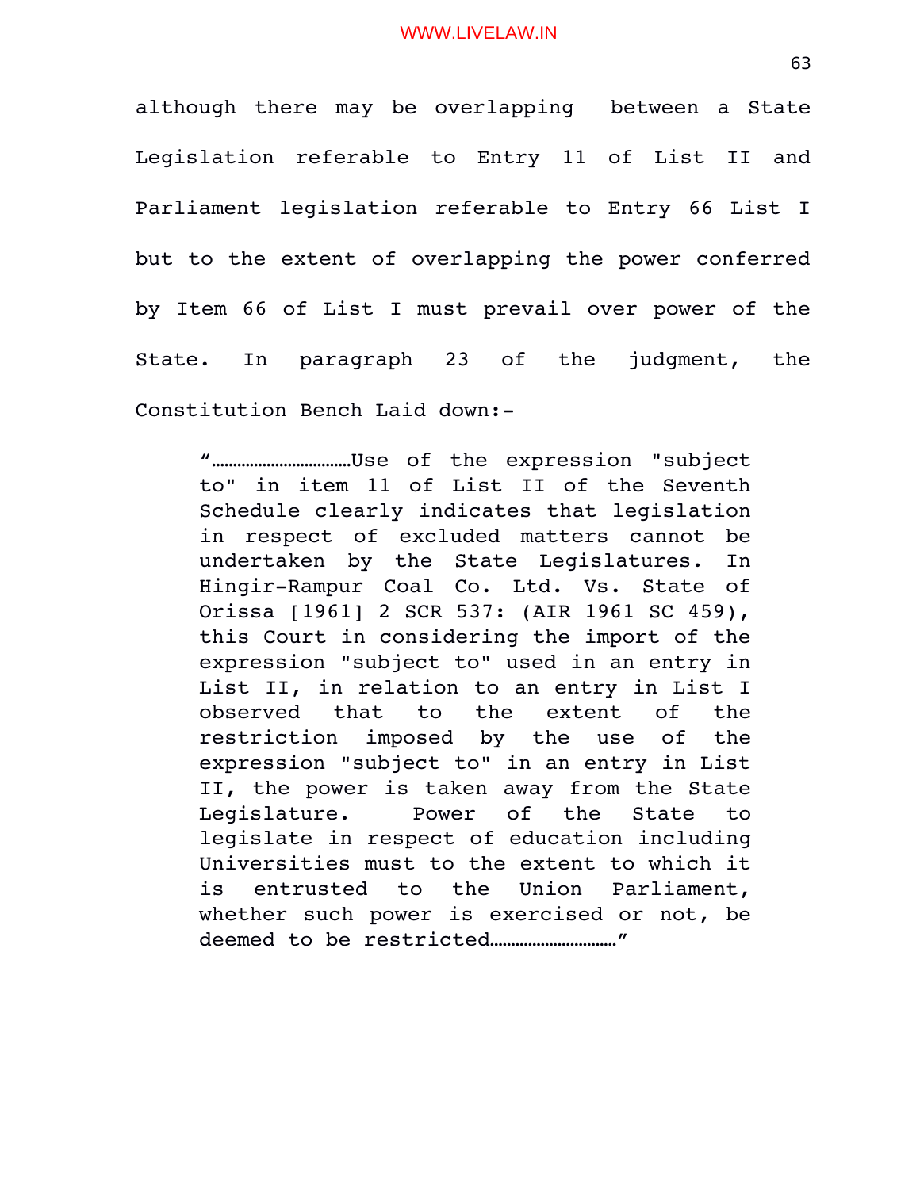although there may be overlapping between a State Legislation referable to Entry 11 of List II and Parliament legislation referable to Entry 66 List I but to the extent of overlapping the power conferred by Item 66 of List I must prevail over power of the State. In paragraph 23 of the judgment, the Constitution Bench Laid down:-

> "……………………………Use of the expression "subject to" in item 11 of List II of the Seventh Schedule clearly indicates that legislation in respect of excluded matters cannot be undertaken by the State Legislatures. In Hingir-Rampur Coal Co. Ltd. Vs. State of Orissa [1961] 2 SCR 537: (AIR 1961 SC 459), this Court in considering the import of the expression "subject to" used in an entry in List II, in relation to an entry in List I observed that to the extent of the restriction imposed by the use of the expression "subject to" in an entry in List II, the power is taken away from the State Legislature. Power of the State to legislate in respect of education including Universities must to the extent to which it is entrusted to the Union Parliament, whether such power is exercised or not, be deemed to be restricted…………………………"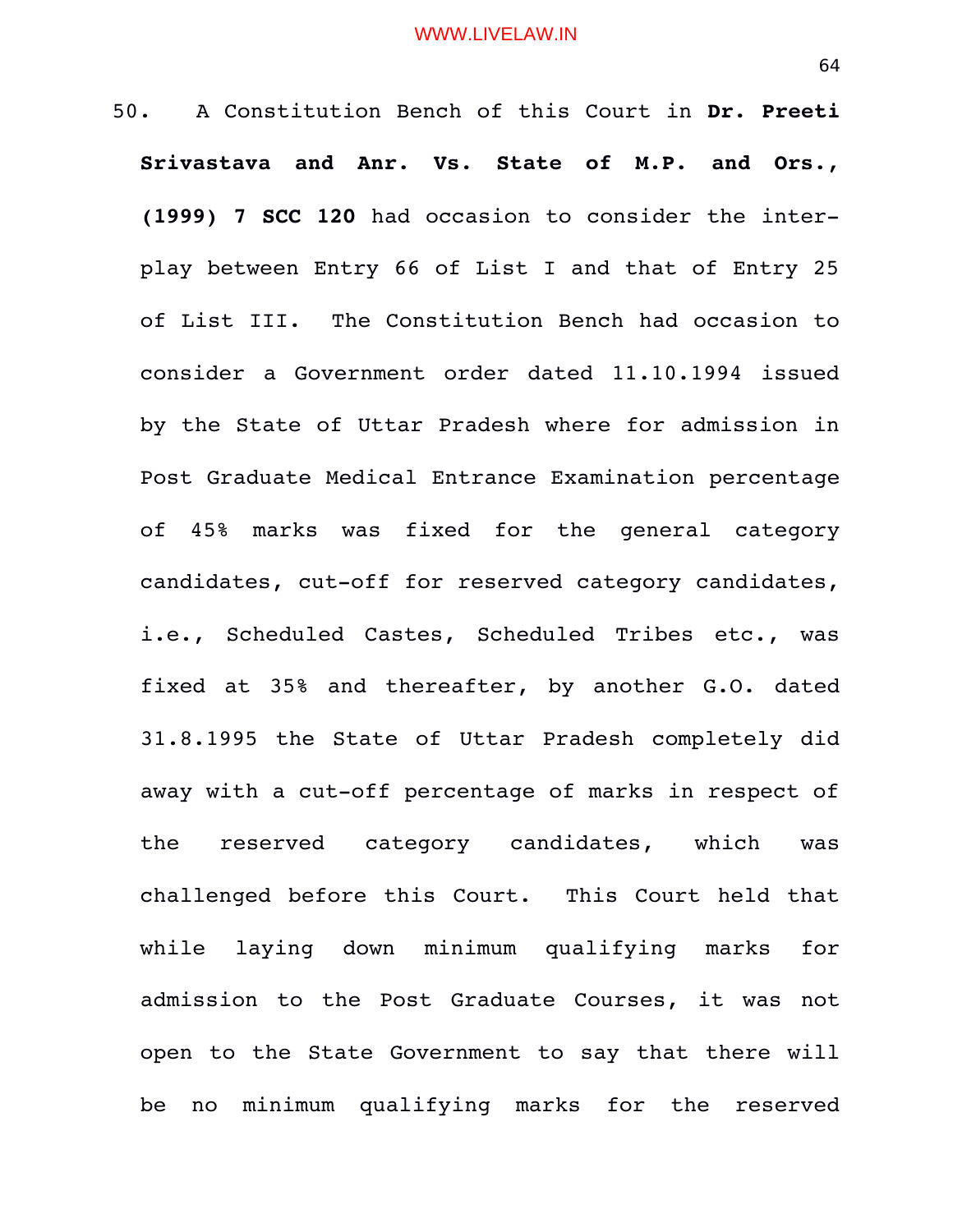50. A Constitution Bench of this Court in **Dr. Preeti Srivastava and Anr. Vs. State of M.P. and Ors., (1999) 7 SCC 120** had occasion to consider the inter-play between Entry 66 of List I and that of Entry 25 of List III. The Constitution Bench had occasion to consider a Government order dated 11.10.1994 issued by the State of Uttar Pradesh where for admission in Post Graduate Medical Entrance Examination percentage of 45% marks was fixed for the general category candidates, cut-off for reserved category candidates, i.e., Scheduled Castes, Scheduled Tribes etc., was fixed at 35% and thereafter, by another G.O. dated 31.8.1995 the State of Uttar Pradesh completely did away with a cut-off percentage of marks in respect of the reserved category candidates, which was challenged before this Court. This Court held that while laying down minimum qualifying marks for admission to the Post Graduate Courses, it was not open to the State Government to say that there will be no minimum qualifying marks for the reserved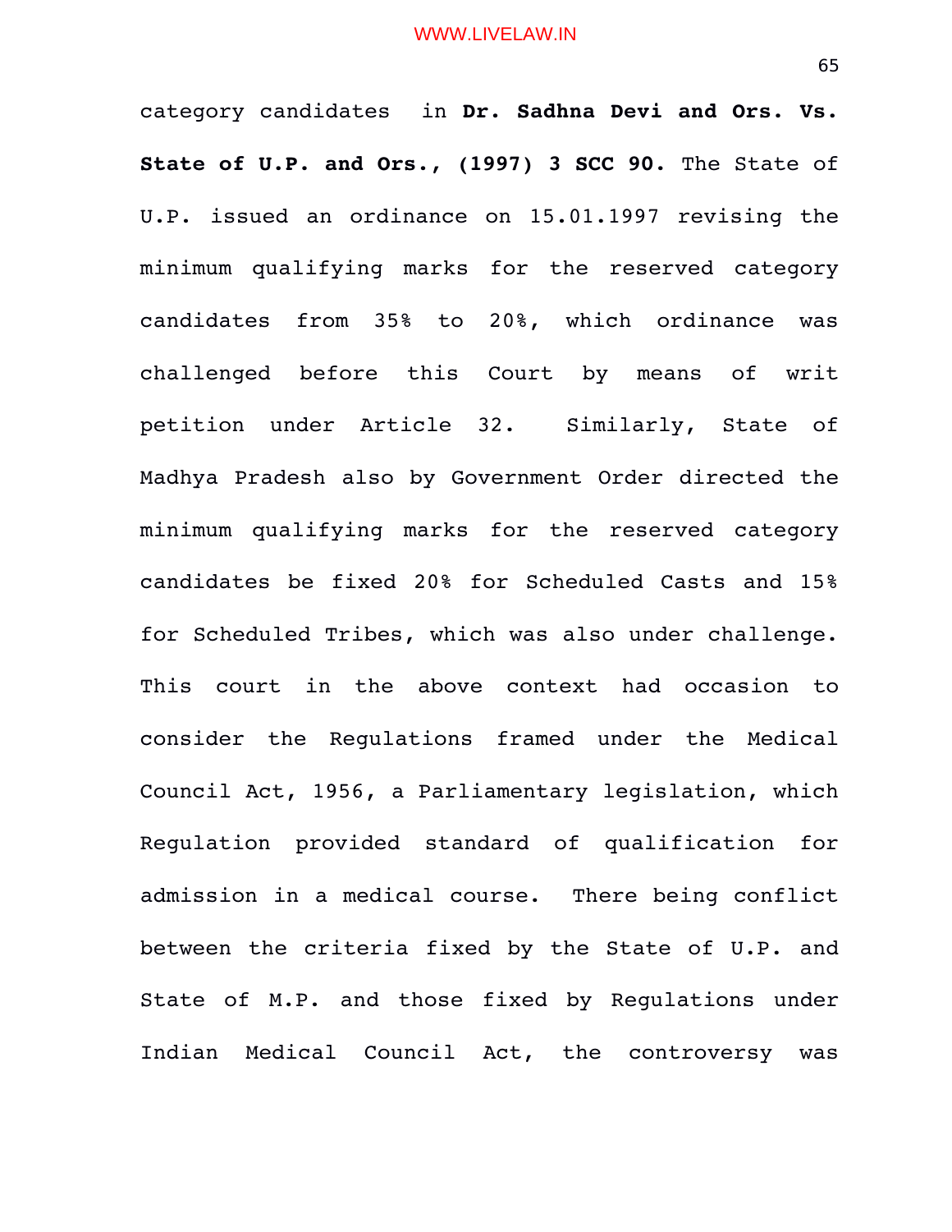category candidates in **Dr. Sadhna Devi and Ors. Vs. State of U.P. and Ors., (1997) 3 SCC 90.** The State of U.P. issued an ordinance on 15.01.1997 revising the minimum qualifying marks for the reserved category candidates from 35% to 20%, which ordinance was challenged before this Court by means of writ petition under Article 32. Similarly, State of Madhya Pradesh also by Government Order directed the minimum qualifying marks for the reserved category candidates be fixed 20% for Scheduled Casts and 15% for Scheduled Tribes, which was also under challenge. This court in the above context had occasion to consider the Regulations framed under the Medical Council Act, 1956, a Parliamentary legislation, which Regulation provided standard of qualification for admission in a medical course. There being conflict between the criteria fixed by the State of U.P. and State of M.P. and those fixed by Regulations under Indian Medical Council Act, the controversy was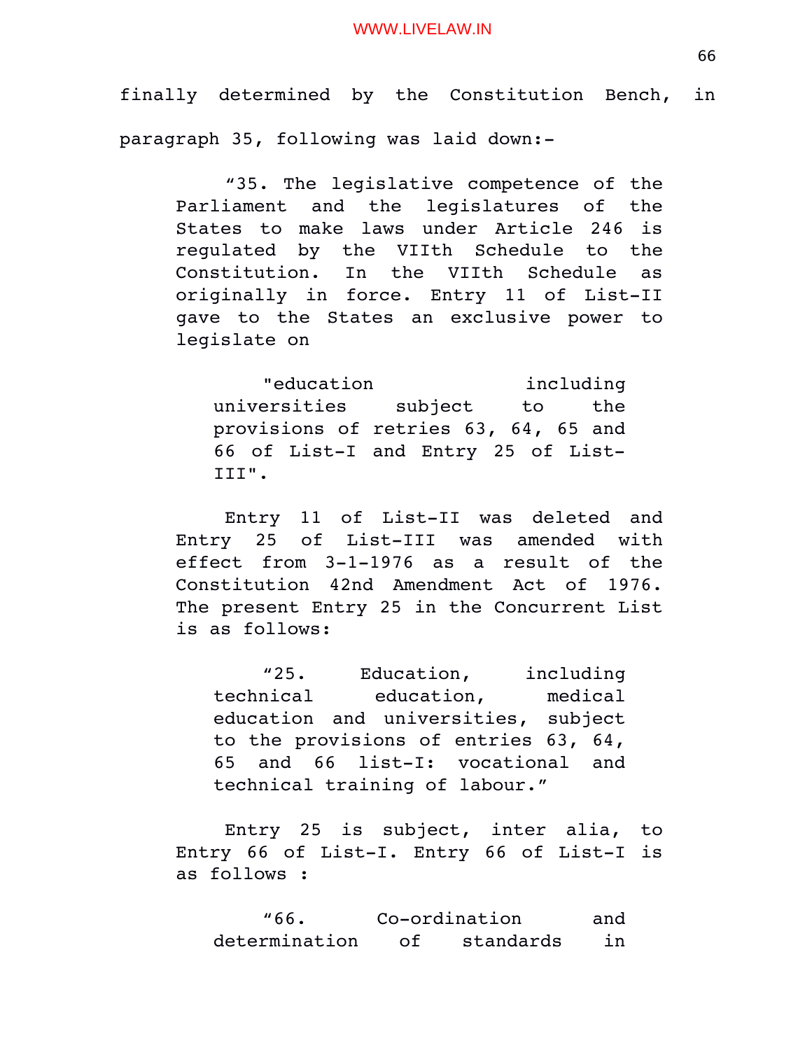finally determined by the Constitution Bench, in paragraph 35, following was laid down:-

> "35. The legislative competence of the Parliament and the legislatures of the States to make laws under Article 246 is regulated by the VIIth Schedule to the Constitution. In the VIIth Schedule as originally in force. Entry 11 of List-II gave to the States an exclusive power to legislate on
>
> > "education including universities subject to the provisions of retries 63, 64, 65 and 66 of List-I and Entry 25 of List-III".
>
> Entry 11 of List-II was deleted and Entry 25 of List-III was amended with effect from 3-1-1976 as a result of the Constitution 42nd Amendment Act of 1976. The present Entry 25 in the Concurrent List is as follows:
>
> > "25. Education, including technical education, medical education and universities, subject to the provisions of entries 63, 64, 65 and 66 list-I: vocational and technical training of labour."
>
> Entry 25 is subject, inter alia, to Entry 66 of List-I. Entry 66 of List-I is as follows :
>
> > "66. Co-ordination and determination of standards in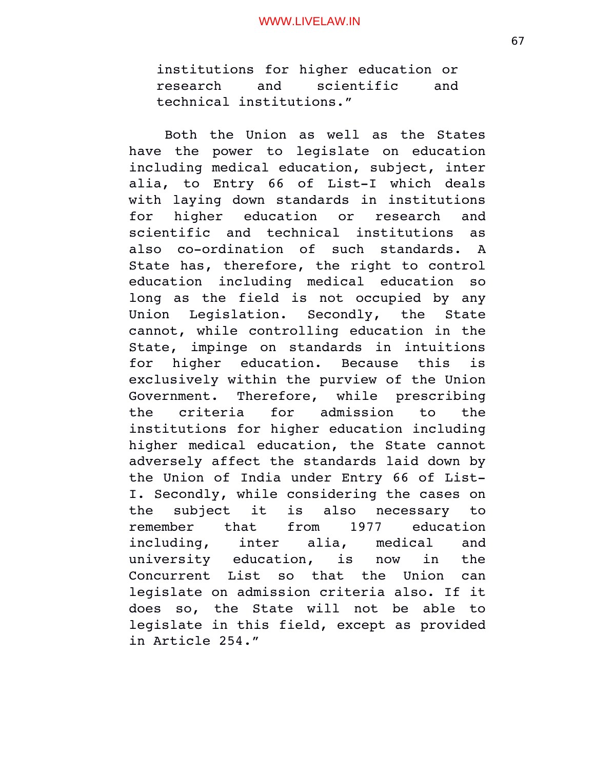institutions for higher education or research and scientific and technical institutions."

Both the Union as well as the States have the power to legislate on education including medical education, subject, inter alia, to Entry 66 of List-I which deals with laying down standards in institutions for higher education or research and scientific and technical institutions as also co-ordination of such standards. A State has, therefore, the right to control education including medical education so long as the field is not occupied by any Union Legislation. Secondly, the State cannot, while controlling education in the State, impinge on standards in intuitions for higher education. Because this is exclusively within the purview of the Union Government. Therefore, while prescribing the criteria for admission to the institutions for higher education including higher medical education, the State cannot adversely affect the standards laid down by the Union of India under Entry 66 of List-I. Secondly, while considering the cases on the subject it is also necessary to remember that from 1977 education including, inter alia, medical and university education, is now in the Concurrent List so that the Union can legislate on admission criteria also. If it does so, the State will not be able to legislate in this field, except as provided in Article 254."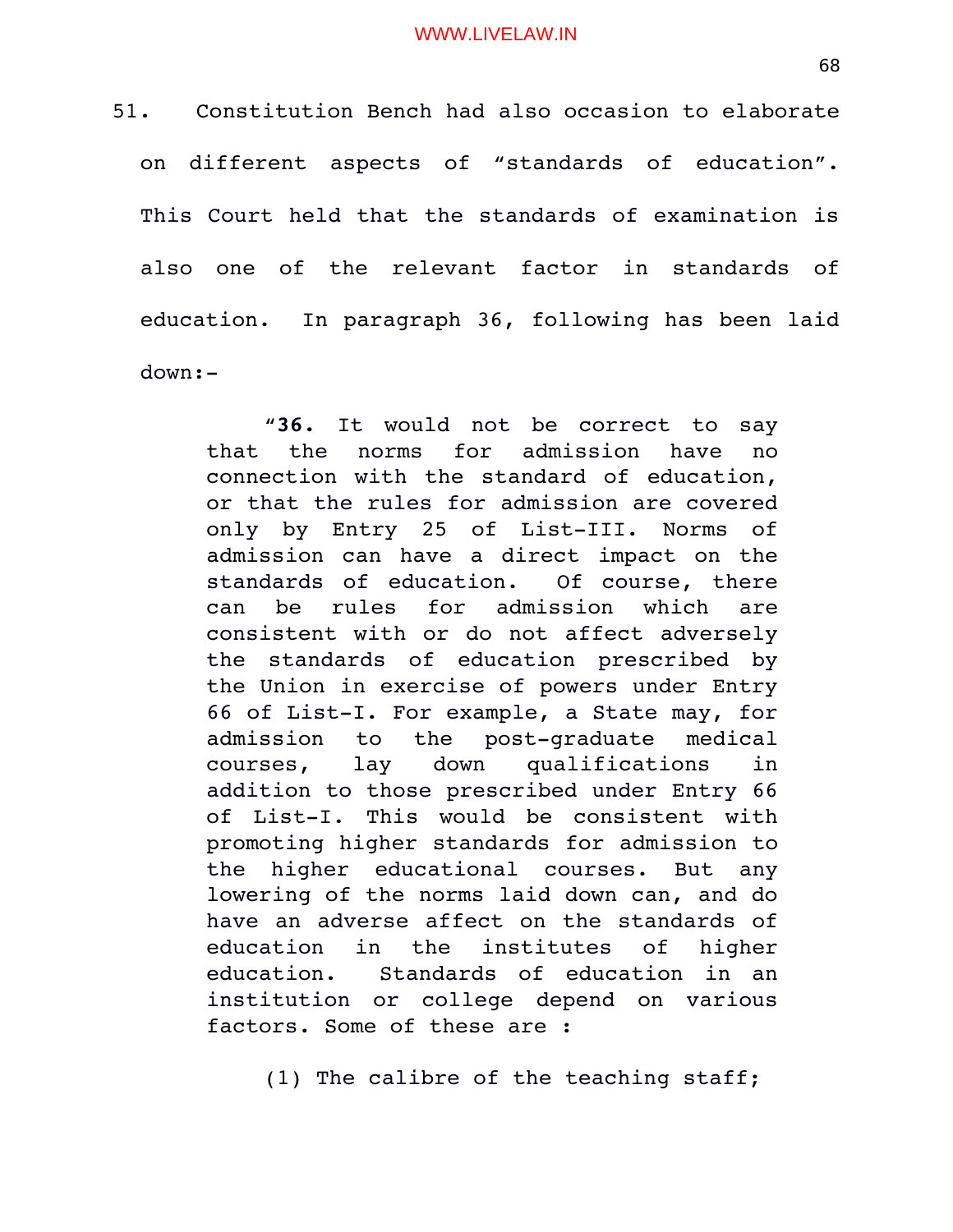51. Constitution Bench had also occasion to elaborate on different aspects of "standards of education". This Court held that the standards of examination is also one of the relevant factor in standards of education. In paragraph 36, following has been laid down:-

> "**36.** It would not be correct to say that the norms for admission have no connection with the standard of education, or that the rules for admission are covered only by Entry 25 of List-III. Norms of admission can have a direct impact on the standards of education. Of course, there can be rules for admission which are consistent with or do not affect adversely the standards of education prescribed by the Union in exercise of powers under Entry 66 of List-I. For example, a State may, for admission to the post-graduate medical courses, lay down qualifications in addition to those prescribed under Entry 66 of List-I. This would be consistent with promoting higher standards for admission to the higher educational courses. But any lowering of the norms laid down can, and do have an adverse affect on the standards of education in the institutes of higher education. Standards of education in an institution or college depend on various factors. Some of these are :
>
> (1) The calibre of the teaching staff;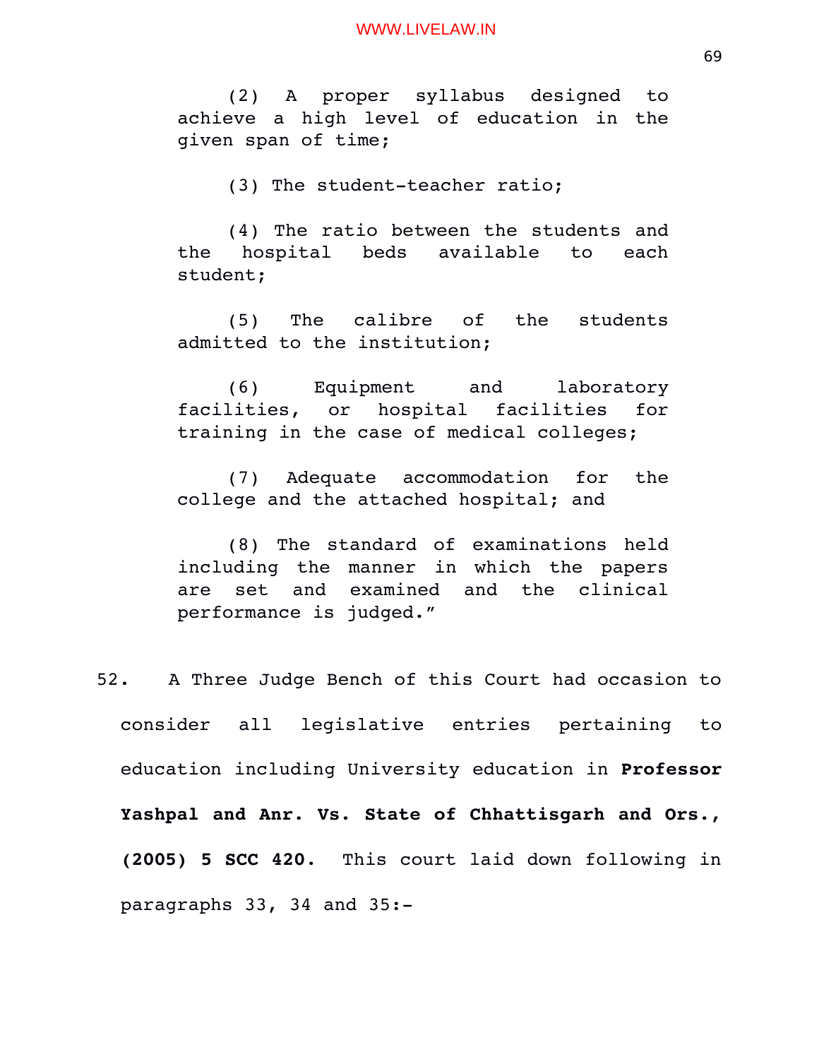> (2) A proper syllabus designed to achieve a high level of education in the given span of time;
>
> (3) The student-teacher ratio;
>
> (4) The ratio between the students and the hospital beds available to each student;
>
> (5) The calibre of the students admitted to the institution;
>
> (6) Equipment and laboratory facilities, or hospital facilities for training in the case of medical colleges;
>
> (7) Adequate accommodation for the college and the attached hospital; and
>
> (8) The standard of examinations held including the manner in which the papers are set and examined and the clinical performance is judged."

52. A Three Judge Bench of this Court had occasion to consider all legislative entries pertaining to education including University education in **Professor Yashpal and Anr. Vs. State of Chhattisgarh and Ors., (2005) 5 SCC 420.** This court laid down following in paragraphs 33, 34 and 35:-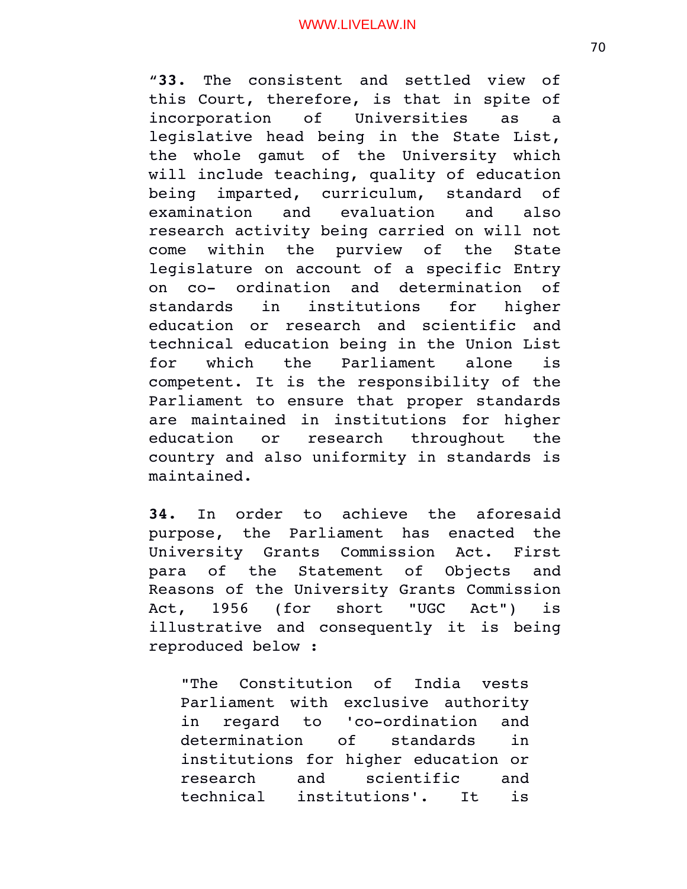"**33.** The consistent and settled view of this Court, therefore, is that in spite of incorporation of Universities as a legislative head being in the State List, the whole gamut of the University which will include teaching, quality of education being imparted, curriculum, standard of examination and evaluation and also research activity being carried on will not come within the purview of the State legislature on account of a specific Entry on co- ordination and determination of standards in institutions for higher education or research and scientific and technical education being in the Union List for which the Parliament alone is competent. It is the responsibility of the Parliament to ensure that proper standards are maintained in institutions for higher education or research throughout the country and also uniformity in standards is maintained.

**34.** In order to achieve the aforesaid purpose, the Parliament has enacted the University Grants Commission Act. First para of the Statement of Objects and Reasons of the University Grants Commission Act, 1956 (for short "UGC Act") is illustrative and consequently it is being reproduced below :

> "The Constitution of India vests Parliament with exclusive authority in regard to 'co-ordination and determination of standards in institutions for higher education or research and scientific and technical institutions'. It is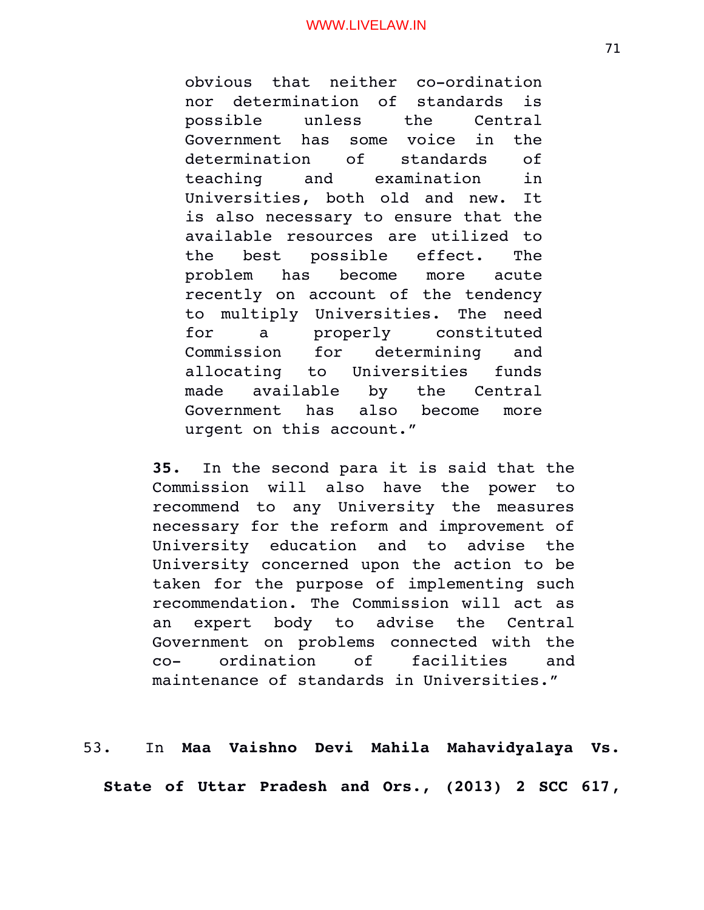> obvious that neither co-ordination nor determination of standards is possible unless the Central Government has some voice in the determination of standards of teaching and examination in Universities, both old and new. It is also necessary to ensure that the available resources are utilized to the best possible effect. The problem has become more acute recently on account of the tendency to multiply Universities. The need for a properly constituted Commission for determining and allocating to Universities funds made available by the Central Government has also become more urgent on this account."

> **35.** In the second para it is said that the Commission will also have the power to recommend to any University the measures necessary for the reform and improvement of University education and to advise the University concerned upon the action to be taken for the purpose of implementing such recommendation. The Commission will act as an expert body to advise the Central Government on problems connected with the co- ordination of facilities and maintenance of standards in Universities."

53. In **Maa Vaishno Devi Mahila Mahavidyalaya Vs. State of Uttar Pradesh and Ors., (2013) 2 SCC 617,**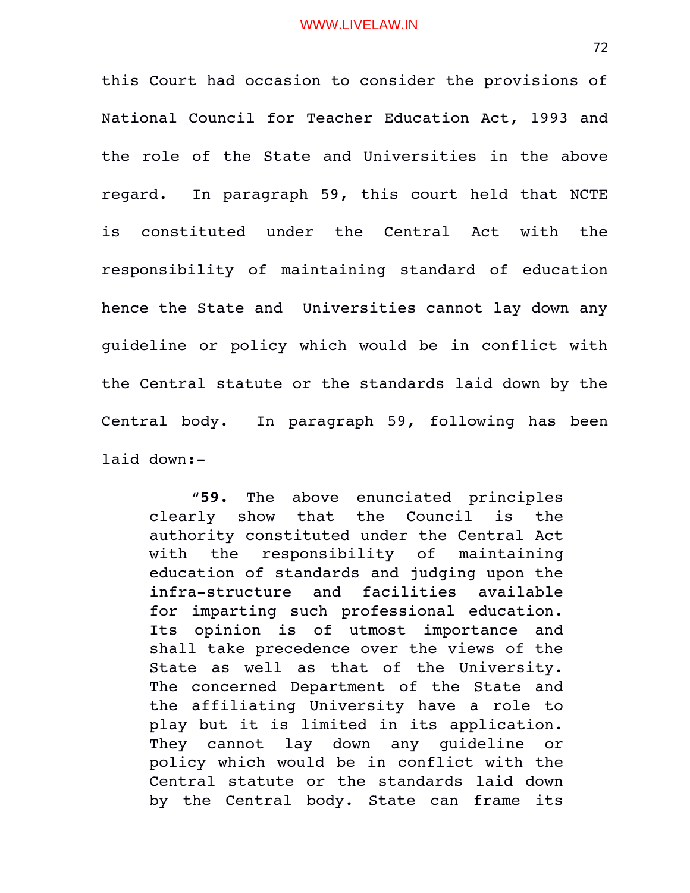this Court had occasion to consider the provisions of National Council for Teacher Education Act, 1993 and the role of the State and Universities in the above regard. In paragraph 59, this court held that NCTE is constituted under the Central Act with the responsibility of maintaining standard of education hence the State and Universities cannot lay down any guideline or policy which would be in conflict with the Central statute or the standards laid down by the Central body. In paragraph 59, following has been laid down:-

> "**59.** The above enunciated principles clearly show that the Council is the authority constituted under the Central Act with the responsibility of maintaining education of standards and judging upon the infra-structure and facilities available for imparting such professional education. Its opinion is of utmost importance and shall take precedence over the views of the State as well as that of the University. The concerned Department of the State and the affiliating University have a role to play but it is limited in its application. They cannot lay down any guideline or policy which would be in conflict with the Central statute or the standards laid down by the Central body. State can frame its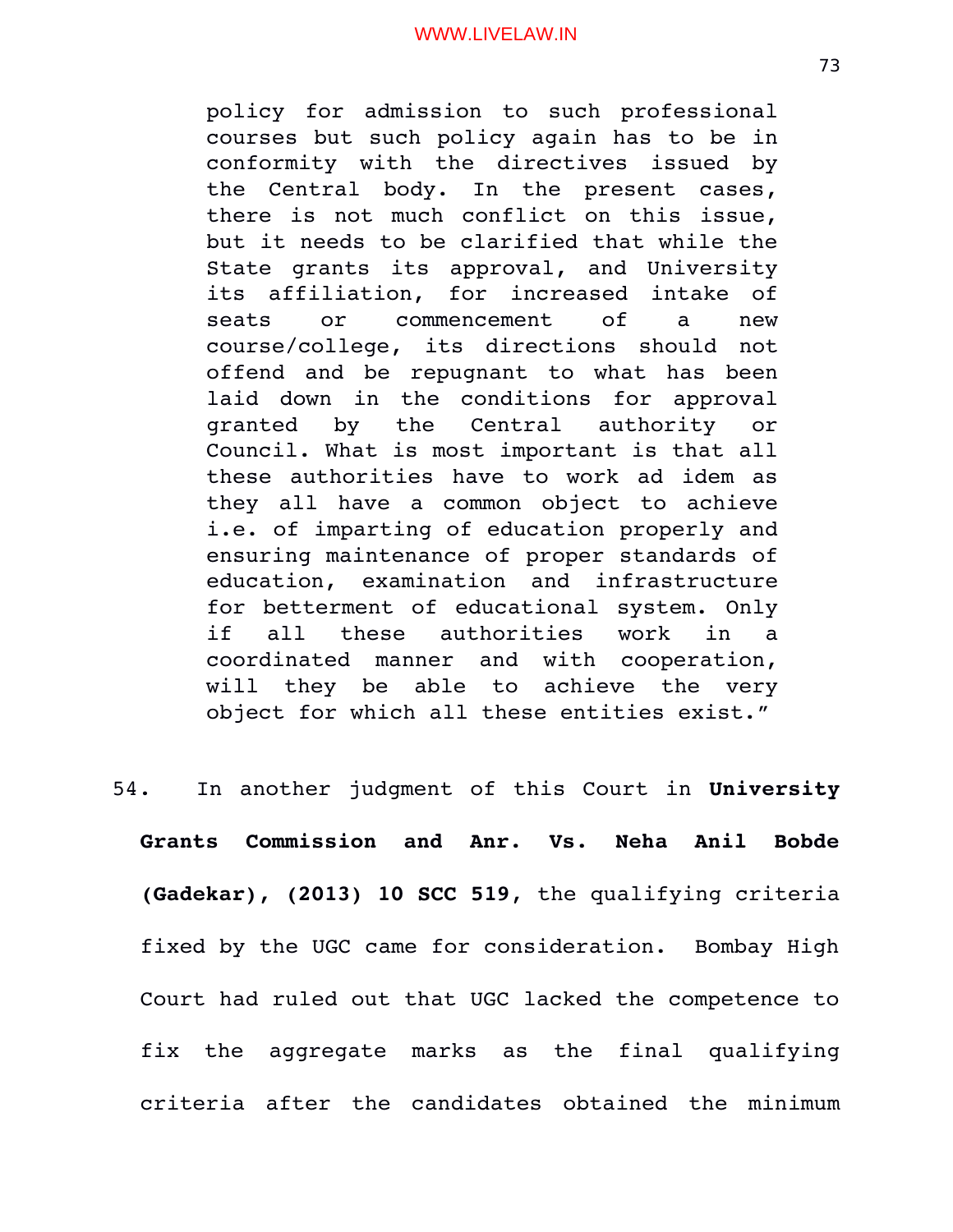> policy for admission to such professional courses but such policy again has to be in conformity with the directives issued by the Central body. In the present cases, there is not much conflict on this issue, but it needs to be clarified that while the State grants its approval, and University its affiliation, for increased intake of seats or commencement of a new course/college, its directions should not offend and be repugnant to what has been laid down in the conditions for approval granted by the Central authority or Council. What is most important is that all these authorities have to work ad idem as they all have a common object to achieve i.e. of imparting of education properly and ensuring maintenance of proper standards of education, examination and infrastructure for betterment of educational system. Only if all these authorities work in a coordinated manner and with cooperation, will they be able to achieve the very object for which all these entities exist."

54. In another judgment of this Court in **University Grants Commission and Anr. Vs. Neha Anil Bobde (Gadekar), (2013) 10 SCC 519,** the qualifying criteria fixed by the UGC came for consideration. Bombay High Court had ruled out that UGC lacked the competence to fix the aggregate marks as the final qualifying criteria after the candidates obtained the minimum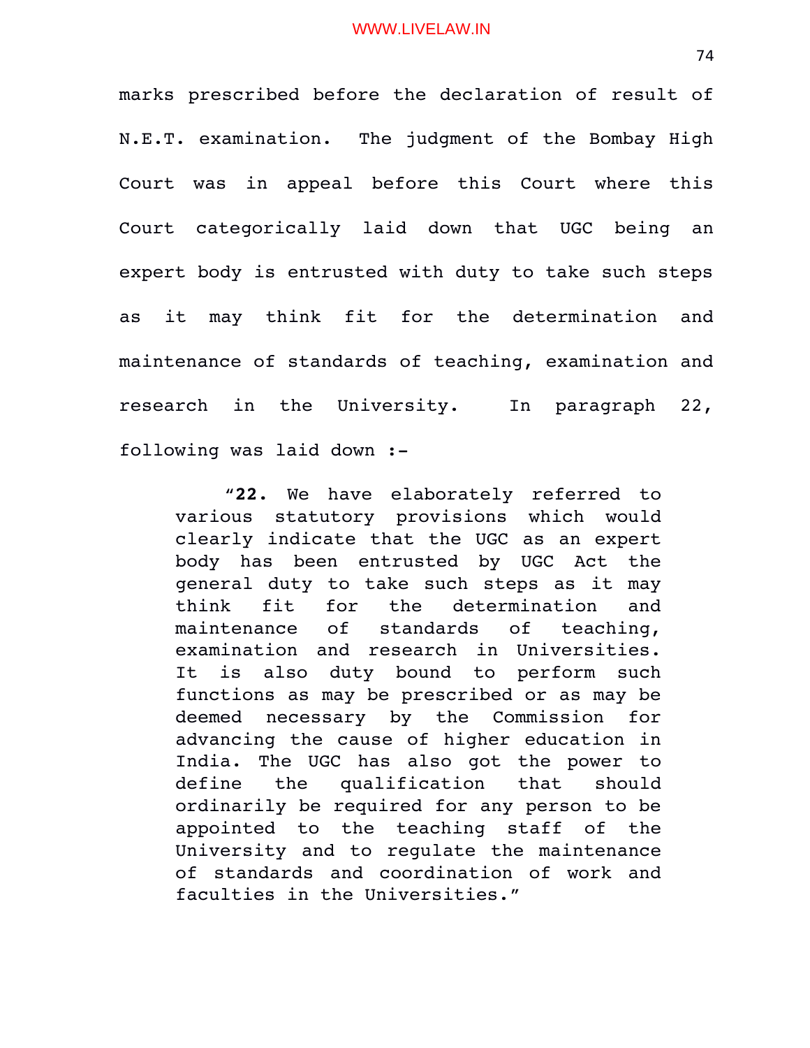marks prescribed before the declaration of result of N.E.T. examination. The judgment of the Bombay High Court was in appeal before this Court where this Court categorically laid down that UGC being an expert body is entrusted with duty to take such steps as it may think fit for the determination and maintenance of standards of teaching, examination and research in the University. In paragraph 22, following was laid down :-

> "**22.** We have elaborately referred to various statutory provisions which would clearly indicate that the UGC as an expert body has been entrusted by UGC Act the general duty to take such steps as it may think fit for the determination and maintenance of standards of teaching, examination and research in Universities. It is also duty bound to perform such functions as may be prescribed or as may be deemed necessary by the Commission for advancing the cause of higher education in India. The UGC has also got the power to define the qualification that should ordinarily be required for any person to be appointed to the teaching staff of the University and to regulate the maintenance of standards and coordination of work and faculties in the Universities."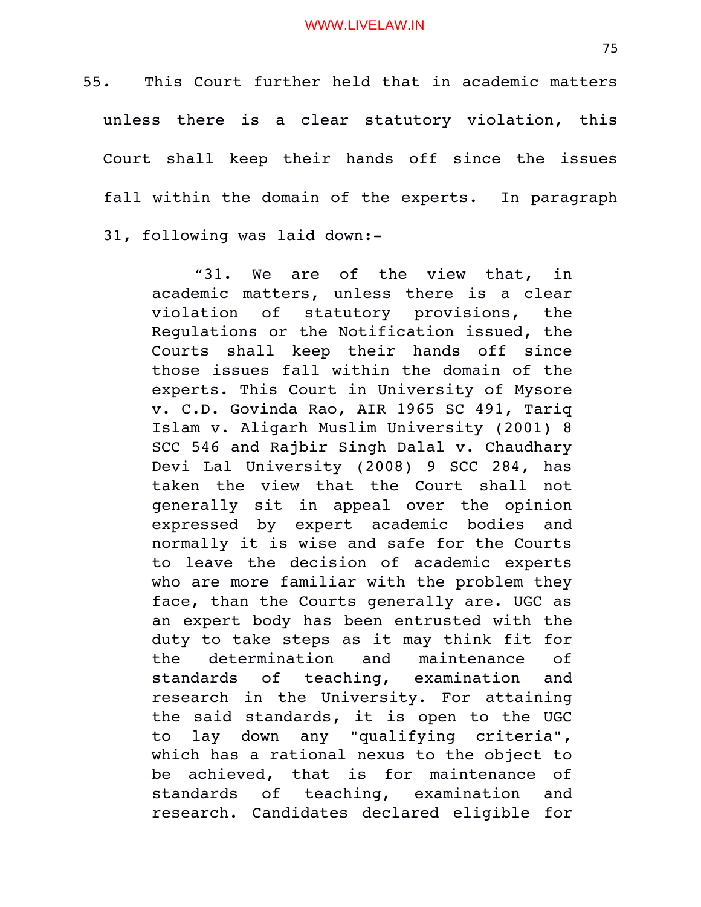55. This Court further held that in academic matters unless there is a clear statutory violation, this Court shall keep their hands off since the issues fall within the domain of the experts. In paragraph 31, following was laid down:-

> "31. We are of the view that, in academic matters, unless there is a clear violation of statutory provisions, the Regulations or the Notification issued, the Courts shall keep their hands off since those issues fall within the domain of the experts. This Court in University of Mysore v. C.D. Govinda Rao, AIR 1965 SC 491, Tariq Islam v. Aligarh Muslim University (2001) 8 SCC 546 and Rajbir Singh Dalal v. Chaudhary Devi Lal University (2008) 9 SCC 284, has taken the view that the Court shall not generally sit in appeal over the opinion expressed by expert academic bodies and normally it is wise and safe for the Courts to leave the decision of academic experts who are more familiar with the problem they face, than the Courts generally are. UGC as an expert body has been entrusted with the duty to take steps as it may think fit for the determination and maintenance of standards of teaching, examination and research in the University. For attaining the said standards, it is open to the UGC to lay down any "qualifying criteria", which has a rational nexus to the object to be achieved, that is for maintenance of standards of teaching, examination and research. Candidates declared eligible for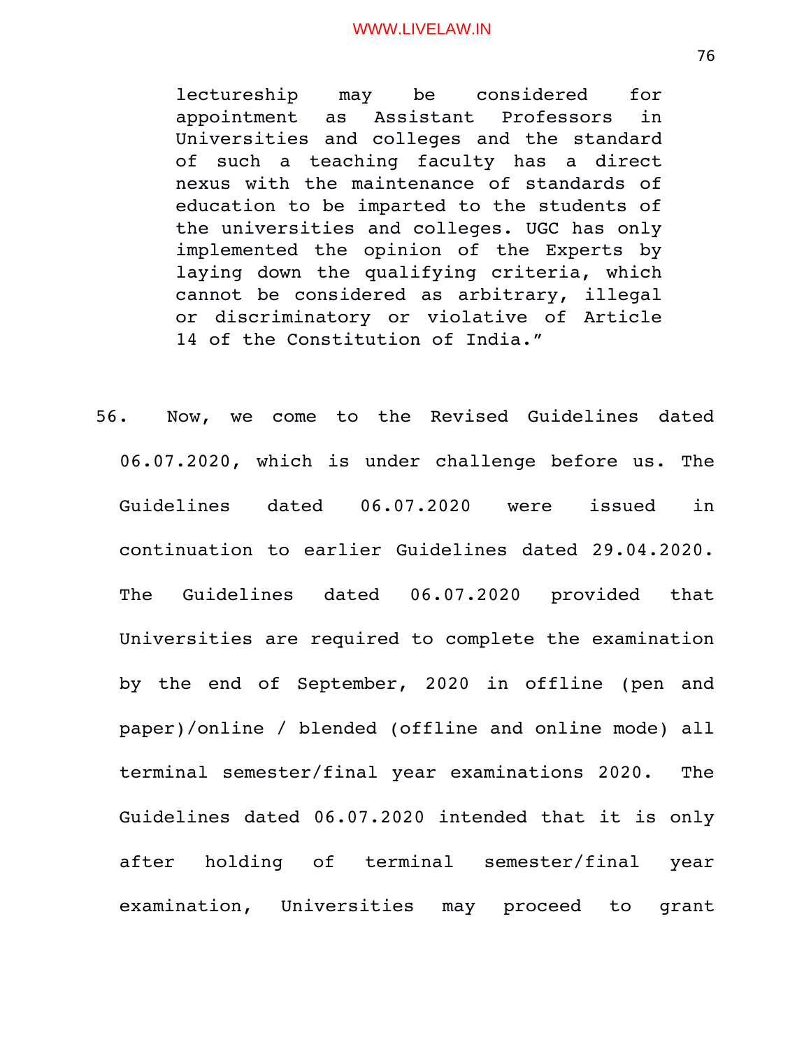> lectureship may be considered for appointment as Assistant Professors in Universities and colleges and the standard of such a teaching faculty has a direct nexus with the maintenance of standards of education to be imparted to the students of the universities and colleges. UGC has only implemented the opinion of the Experts by laying down the qualifying criteria, which cannot be considered as arbitrary, illegal or discriminatory or violative of Article 14 of the Constitution of India."

56. Now, we come to the Revised Guidelines dated 06.07.2020, which is under challenge before us. The Guidelines dated 06.07.2020 were issued in continuation to earlier Guidelines dated 29.04.2020. The Guidelines dated 06.07.2020 provided that Universities are required to complete the examination by the end of September, 2020 in offline (pen and paper)/online / blended (offline and online mode) all terminal semester/final year examinations 2020. The Guidelines dated 06.07.2020 intended that it is only after holding of terminal semester/final year examination, Universities may proceed to grant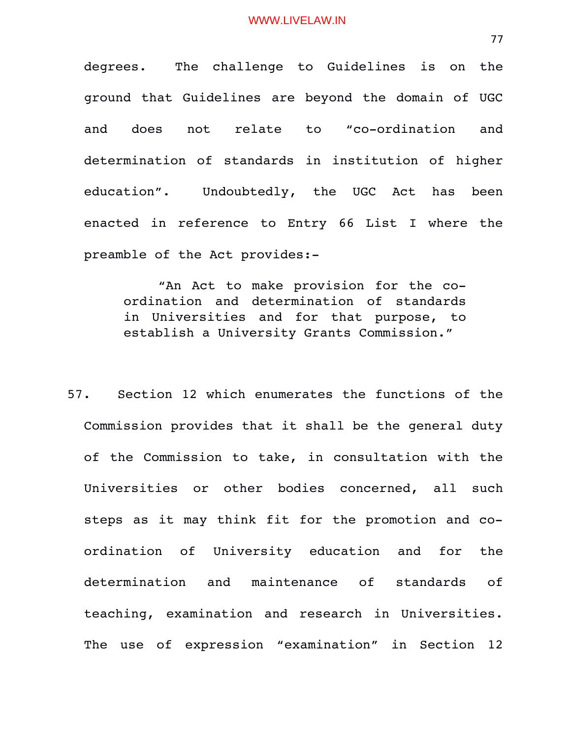degrees. The challenge to Guidelines is on the ground that Guidelines are beyond the domain of UGC and does not relate to "co-ordination and determination of standards in institution of higher education". Undoubtedly, the UGC Act has been enacted in reference to Entry 66 List I where the preamble of the Act provides:-

> "An Act to make provision for the co-ordination and determination of standards in Universities and for that purpose, to establish a University Grants Commission."

57. Section 12 which enumerates the functions of the Commission provides that it shall be the general duty of the Commission to take, in consultation with the Universities or other bodies concerned, all such steps as it may think fit for the promotion and co-ordination of University education and for the determination and maintenance of standards of teaching, examination and research in Universities. The use of expression "examination" in Section 12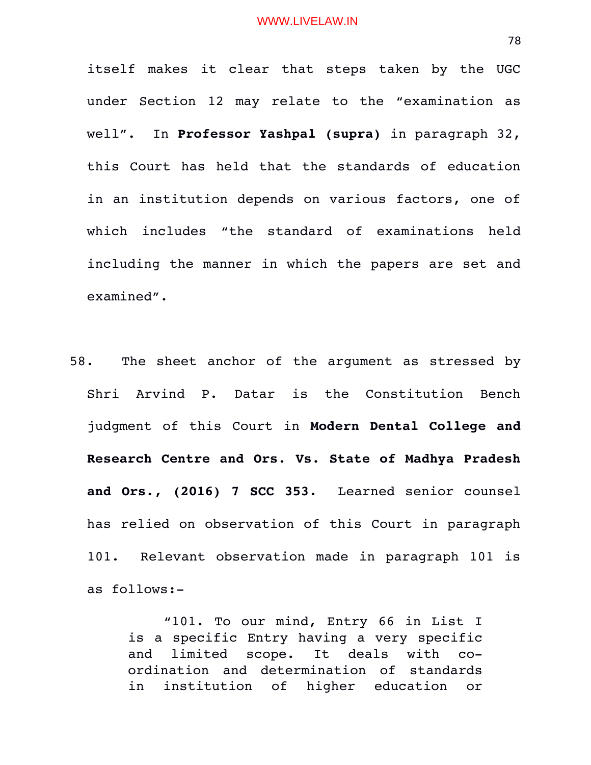itself makes it clear that steps taken by the UGC under Section 12 may relate to the "examination as well". In **Professor Yashpal (supra)** in paragraph 32, this Court has held that the standards of education in an institution depends on various factors, one of which includes "the standard of examinations held including the manner in which the papers are set and examined".

58. The sheet anchor of the argument as stressed by Shri Arvind P. Datar is the Constitution Bench judgment of this Court in **Modern Dental College and Research Centre and Ors. Vs. State of Madhya Pradesh and Ors., (2016) 7 SCC 353.** Learned senior counsel has relied on observation of this Court in paragraph 101. Relevant observation made in paragraph 101 is as follows:-

> "101. To our mind, Entry 66 in List I is a specific Entry having a very specific and limited scope. It deals with co-ordination and determination of standards in institution of higher education or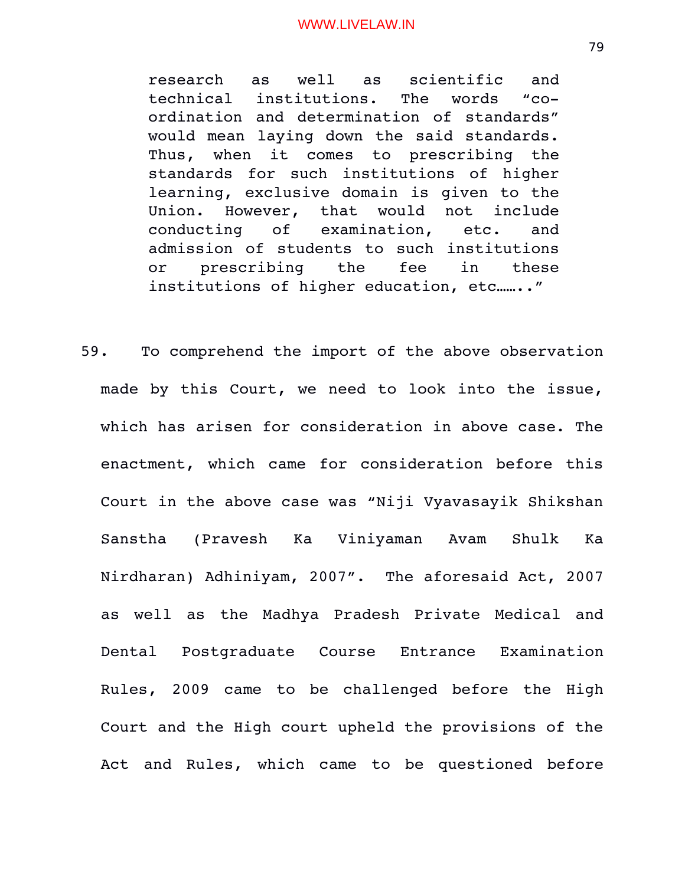> research as well as scientific and technical institutions. The words "co-ordination and determination of standards" would mean laying down the said standards. Thus, when it comes to prescribing the standards for such institutions of higher learning, exclusive domain is given to the Union. However, that would not include conducting of examination, etc. and admission of students to such institutions or prescribing the fee in these institutions of higher education, etc……."

59. To comprehend the import of the above observation made by this Court, we need to look into the issue, which has arisen for consideration in above case. The enactment, which came for consideration before this Court in the above case was "Niji Vyavasayik Shikshan Sanstha (Pravesh Ka Viniyaman Avam Shulk Ka Nirdharan) Adhiniyam, 2007". The aforesaid Act, 2007 as well as the Madhya Pradesh Private Medical and Dental Postgraduate Course Entrance Examination Rules, 2009 came to be challenged before the High Court and the High court upheld the provisions of the Act and Rules, which came to be questioned before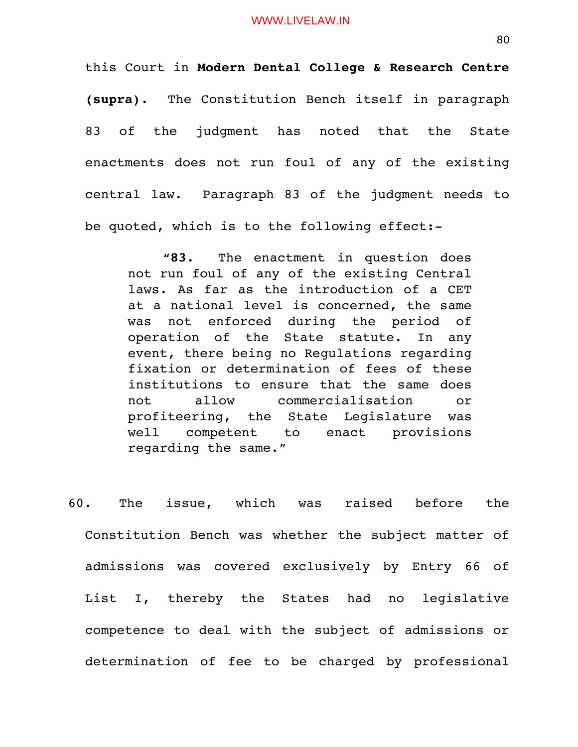this Court in **Modern Dental College & Research Centre (supra).** The Constitution Bench itself in paragraph 83 of the judgment has noted that the State enactments does not run foul of any of the existing central law. Paragraph 83 of the judgment needs to be quoted, which is to the following effect:-

> "**83.** The enactment in question does not run foul of any of the existing Central laws. As far as the introduction of a CET at a national level is concerned, the same was not enforced during the period of operation of the State statute. In any event, there being no Regulations regarding fixation or determination of fees of these institutions to ensure that the same does not allow commercialisation or profiteering, the State Legislature was well competent to enact provisions regarding the same."

60. The issue, which was raised before the Constitution Bench was whether the subject matter of admissions was covered exclusively by Entry 66 of List I, thereby the States had no legislative competence to deal with the subject of admissions or determination of fee to be charged by professional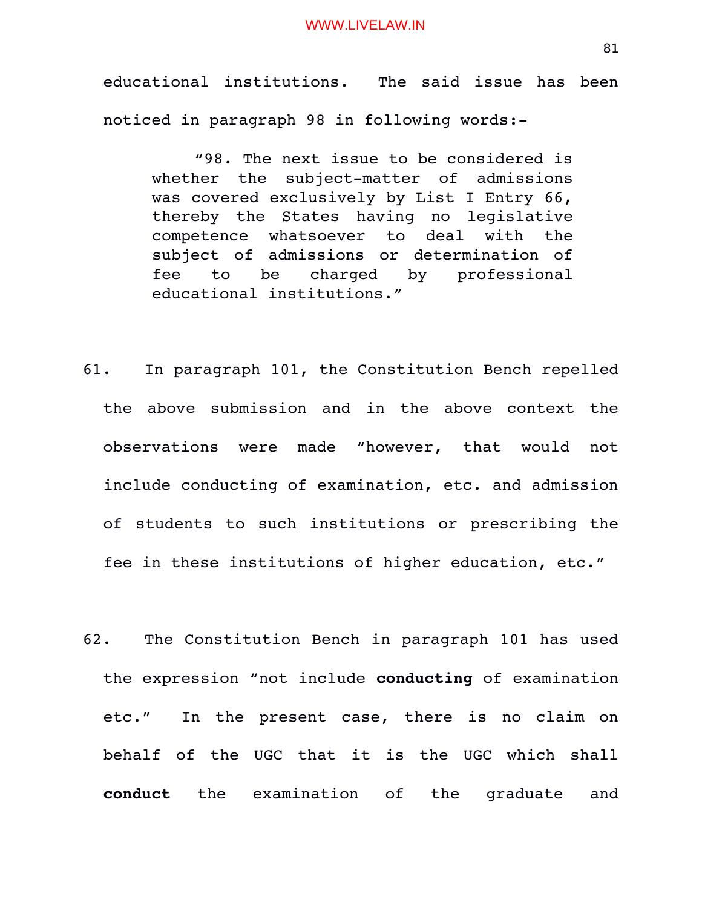educational institutions. The said issue has been noticed in paragraph 98 in following words:-

> "98. The next issue to be considered is whether the subject-matter of admissions was covered exclusively by List I Entry 66, thereby the States having no legislative competence whatsoever to deal with the subject of admissions or determination of fee to be charged by professional educational institutions."

61. In paragraph 101, the Constitution Bench repelled the above submission and in the above context the observations were made "however, that would not include conducting of examination, etc. and admission of students to such institutions or prescribing the fee in these institutions of higher education, etc."

62. The Constitution Bench in paragraph 101 has used the expression "not include **conducting** of examination etc." In the present case, there is no claim on behalf of the UGC that it is the UGC which shall **conduct** the examination of the graduate and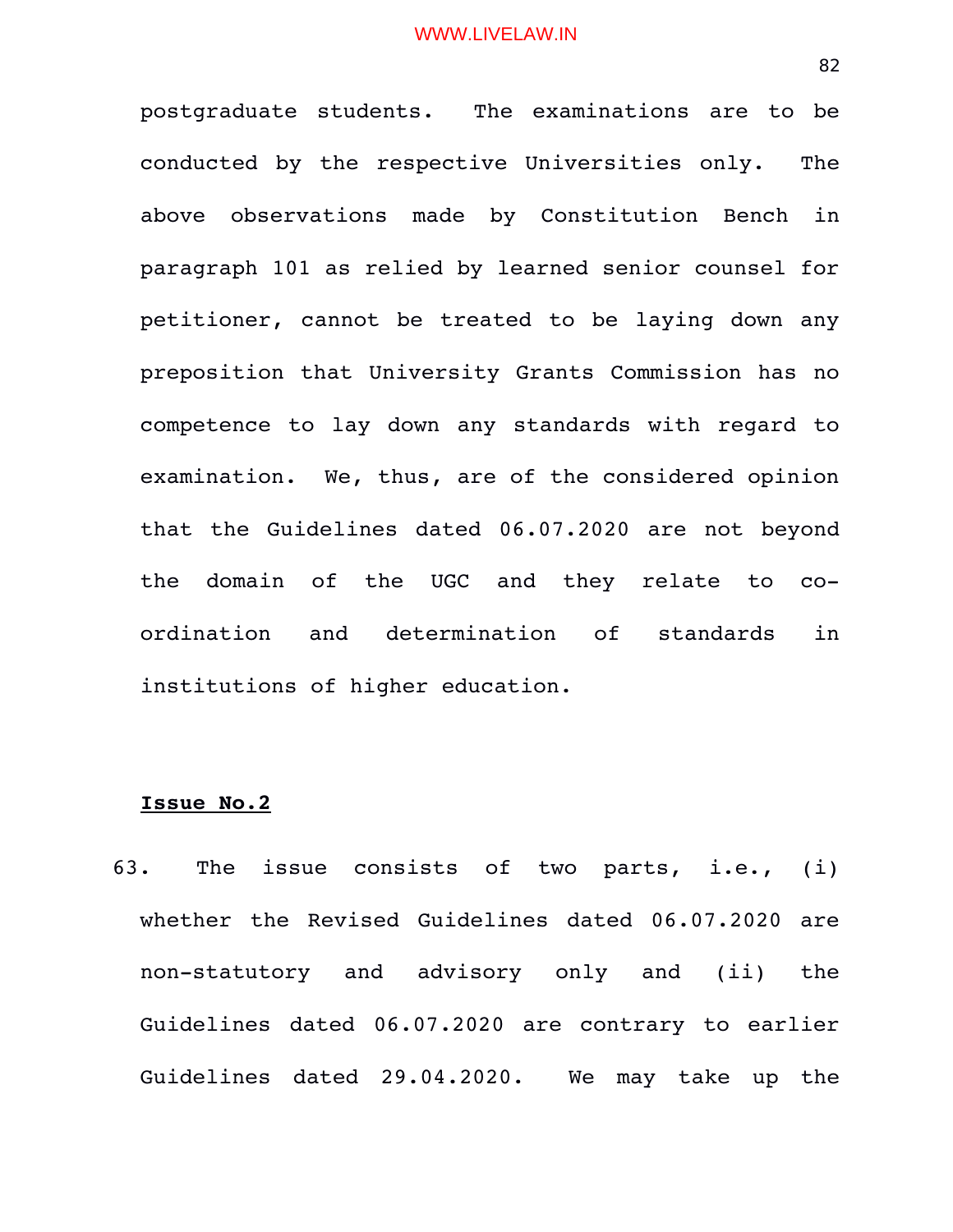postgraduate students. The examinations are to be conducted by the respective Universities only. The above observations made by Constitution Bench in paragraph 101 as relied by learned senior counsel for petitioner, cannot be treated to be laying down any preposition that University Grants Commission has no competence to lay down any standards with regard to examination. We, thus, are of the considered opinion that the Guidelines dated 06.07.2020 are not beyond the domain of the UGC and they relate to co-ordination and determination of standards in institutions of higher education.

**<u>Issue No.2</u>**

63. The issue consists of two parts, i.e., (i) whether the Revised Guidelines dated 06.07.2020 are non-statutory and advisory only and (ii) the Guidelines dated 06.07.2020 are contrary to earlier Guidelines dated 29.04.2020. We may take up the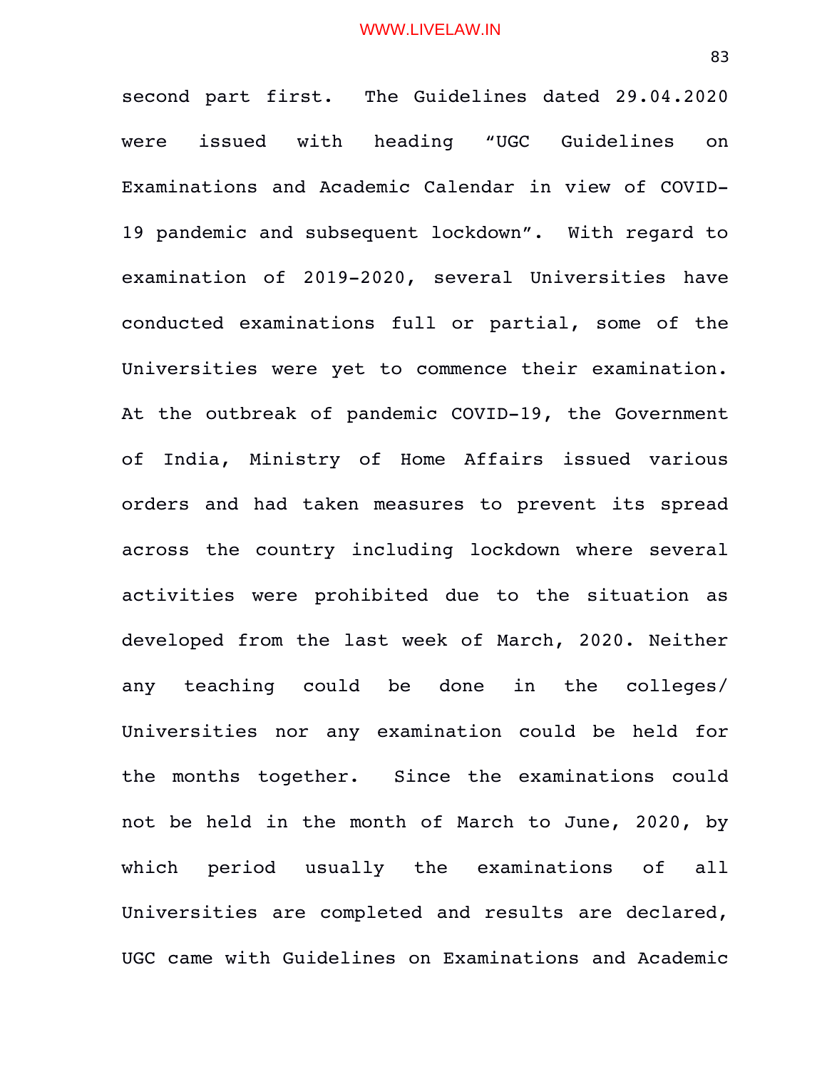second part first. The Guidelines dated 29.04.2020 were issued with heading "UGC Guidelines on Examinations and Academic Calendar in view of COVID-19 pandemic and subsequent lockdown". With regard to examination of 2019-2020, several Universities have conducted examinations full or partial, some of the Universities were yet to commence their examination. At the outbreak of pandemic COVID-19, the Government of India, Ministry of Home Affairs issued various orders and had taken measures to prevent its spread across the country including lockdown where several activities were prohibited due to the situation as developed from the last week of March, 2020. Neither any teaching could be done in the colleges/ Universities nor any examination could be held for the months together. Since the examinations could not be held in the month of March to June, 2020, by which period usually the examinations of all Universities are completed and results are declared, UGC came with Guidelines on Examinations and Academic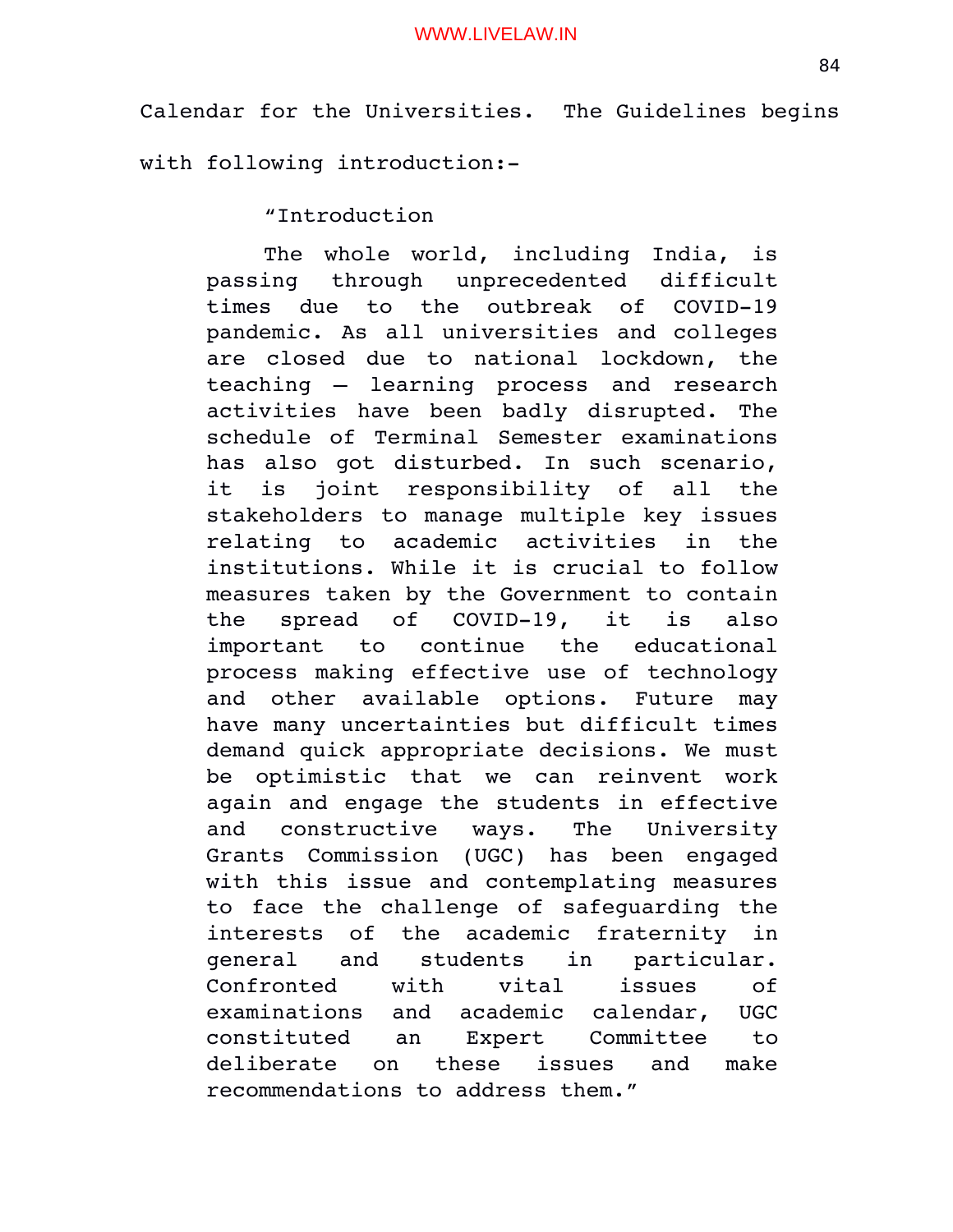Calendar for the Universities. The Guidelines begins with following introduction:-

> "Introduction
>
> The whole world, including India, is passing through unprecedented difficult times due to the outbreak of COVID-19 pandemic. As all universities and colleges are closed due to national lockdown, the teaching – learning process and research activities have been badly disrupted. The schedule of Terminal Semester examinations has also got disturbed. In such scenario, it is joint responsibility of all the stakeholders to manage multiple key issues relating to academic activities in the institutions. While it is crucial to follow measures taken by the Government to contain the spread of COVID-19, it is also important to continue the educational process making effective use of technology and other available options. Future may have many uncertainties but difficult times demand quick appropriate decisions. We must be optimistic that we can reinvent work again and engage the students in effective and constructive ways. The University Grants Commission (UGC) has been engaged with this issue and contemplating measures to face the challenge of safeguarding the interests of the academic fraternity in general and students in particular. Confronted with vital issues of examinations and academic calendar, UGC constituted an Expert Committee to deliberate on these issues and make recommendations to address them."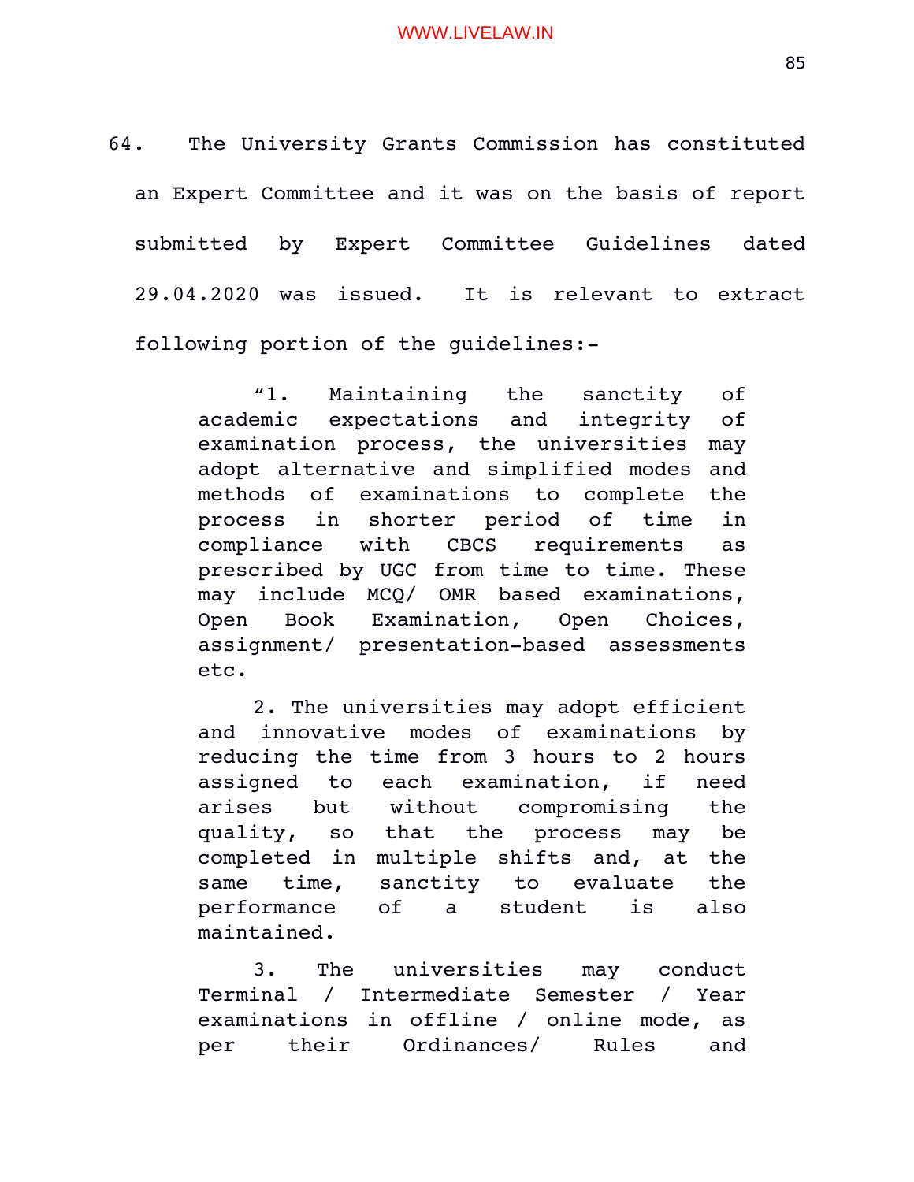64. The University Grants Commission has constituted an Expert Committee and it was on the basis of report submitted by Expert Committee Guidelines dated 29.04.2020 was issued. It is relevant to extract following portion of the guidelines:-

> "1. Maintaining the sanctity of academic expectations and integrity of examination process, the universities may adopt alternative and simplified modes and methods of examinations to complete the process in shorter period of time in compliance with CBCS requirements as prescribed by UGC from time to time. These may include MCQ/ OMR based examinations, Open Book Examination, Open Choices, assignment/ presentation-based assessments etc.
>
> 2. The universities may adopt efficient and innovative modes of examinations by reducing the time from 3 hours to 2 hours assigned to each examination, if need arises but without compromising the quality, so that the process may be completed in multiple shifts and, at the same time, sanctity to evaluate the performance of a student is also maintained.
>
> 3. The universities may conduct Terminal / Intermediate Semester / Year examinations in offline / online mode, as per their Ordinances/ Rules and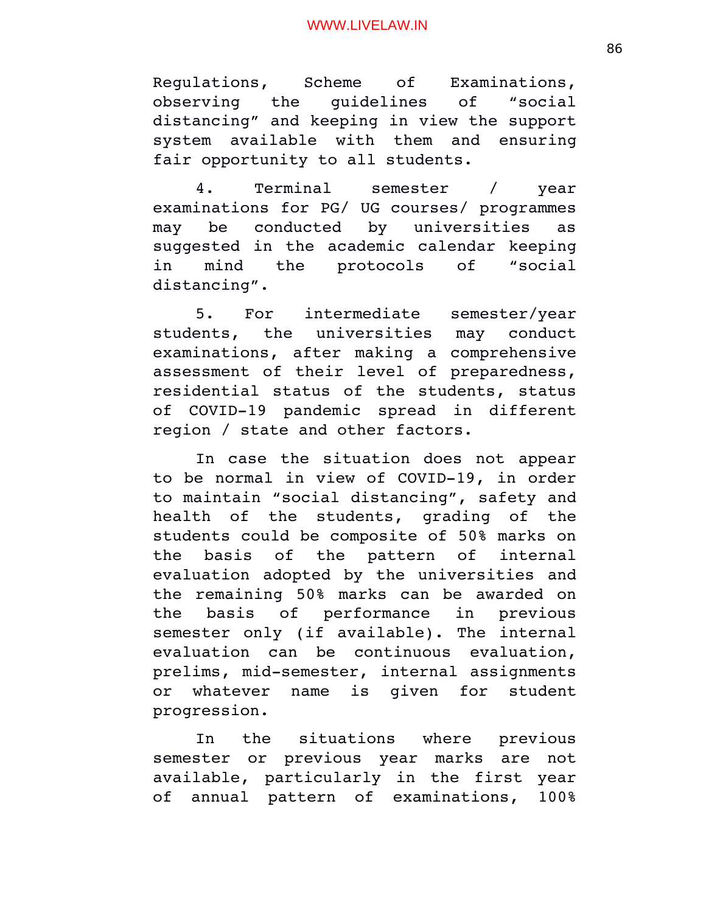Regulations, Scheme of Examinations, observing the guidelines of "social distancing" and keeping in view the support system available with them and ensuring fair opportunity to all students.

4. Terminal semester / year examinations for PG/ UG courses/ programmes may be conducted by universities as suggested in the academic calendar keeping in mind the protocols of "social distancing".

5. For intermediate semester/year students, the universities may conduct examinations, after making a comprehensive assessment of their level of preparedness, residential status of the students, status of COVID-19 pandemic spread in different region / state and other factors.

In case the situation does not appear to be normal in view of COVID-19, in order to maintain "social distancing", safety and health of the students, grading of the students could be composite of 50% marks on the basis of the pattern of internal evaluation adopted by the universities and the remaining 50% marks can be awarded on the basis of performance in previous semester only (if available). The internal evaluation can be continuous evaluation, prelims, mid-semester, internal assignments or whatever name is given for student progression.

In the situations where previous semester or previous year marks are not available, particularly in the first year of annual pattern of examinations, 100%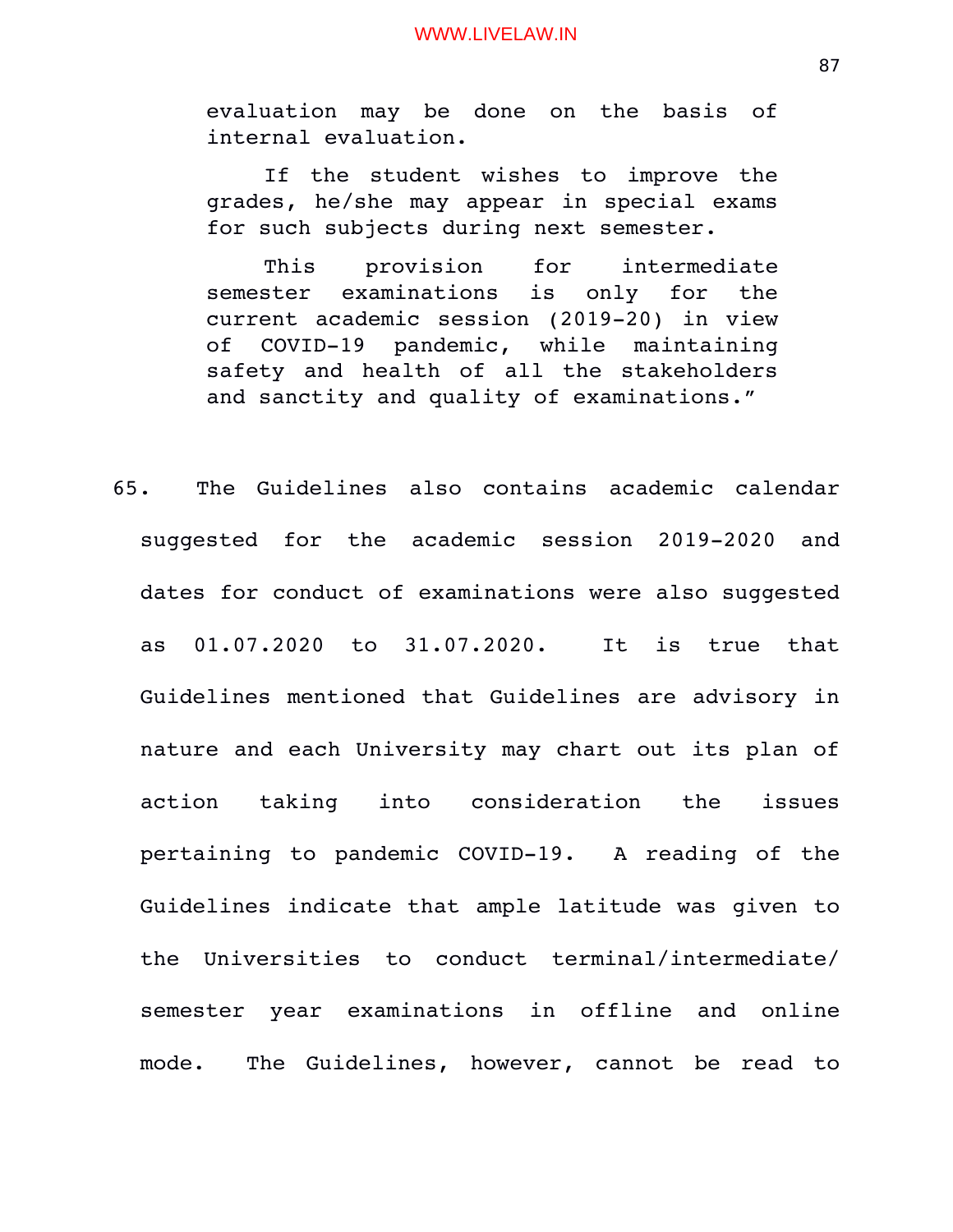> evaluation may be done on the basis of internal evaluation.
>
> If the student wishes to improve the grades, he/she may appear in special exams for such subjects during next semester.
>
> This provision for intermediate semester examinations is only for the current academic session (2019-20) in view of COVID-19 pandemic, while maintaining safety and health of all the stakeholders and sanctity and quality of examinations."

65. The Guidelines also contains academic calendar suggested for the academic session 2019-2020 and dates for conduct of examinations were also suggested as 01.07.2020 to 31.07.2020. It is true that Guidelines mentioned that Guidelines are advisory in nature and each University may chart out its plan of action taking into consideration the issues pertaining to pandemic COVID-19. A reading of the Guidelines indicate that ample latitude was given to the Universities to conduct terminal/intermediate/semester year examinations in offline and online mode. The Guidelines, however, cannot be read to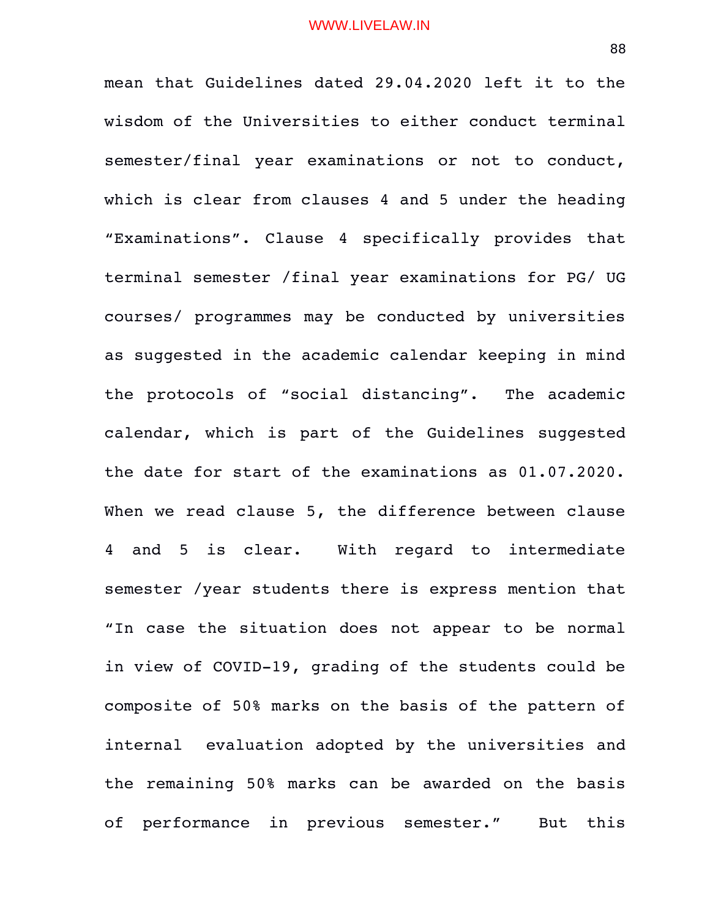mean that Guidelines dated 29.04.2020 left it to the wisdom of the Universities to either conduct terminal semester/final year examinations or not to conduct, which is clear from clauses 4 and 5 under the heading "Examinations". Clause 4 specifically provides that terminal semester /final year examinations for PG/ UG courses/ programmes may be conducted by universities as suggested in the academic calendar keeping in mind the protocols of "social distancing". The academic calendar, which is part of the Guidelines suggested the date for start of the examinations as 01.07.2020. When we read clause 5, the difference between clause 4 and 5 is clear. With regard to intermediate semester /year students there is express mention that "In case the situation does not appear to be normal in view of COVID-19, grading of the students could be composite of 50% marks on the basis of the pattern of internal evaluation adopted by the universities and the remaining 50% marks can be awarded on the basis of performance in previous semester." But this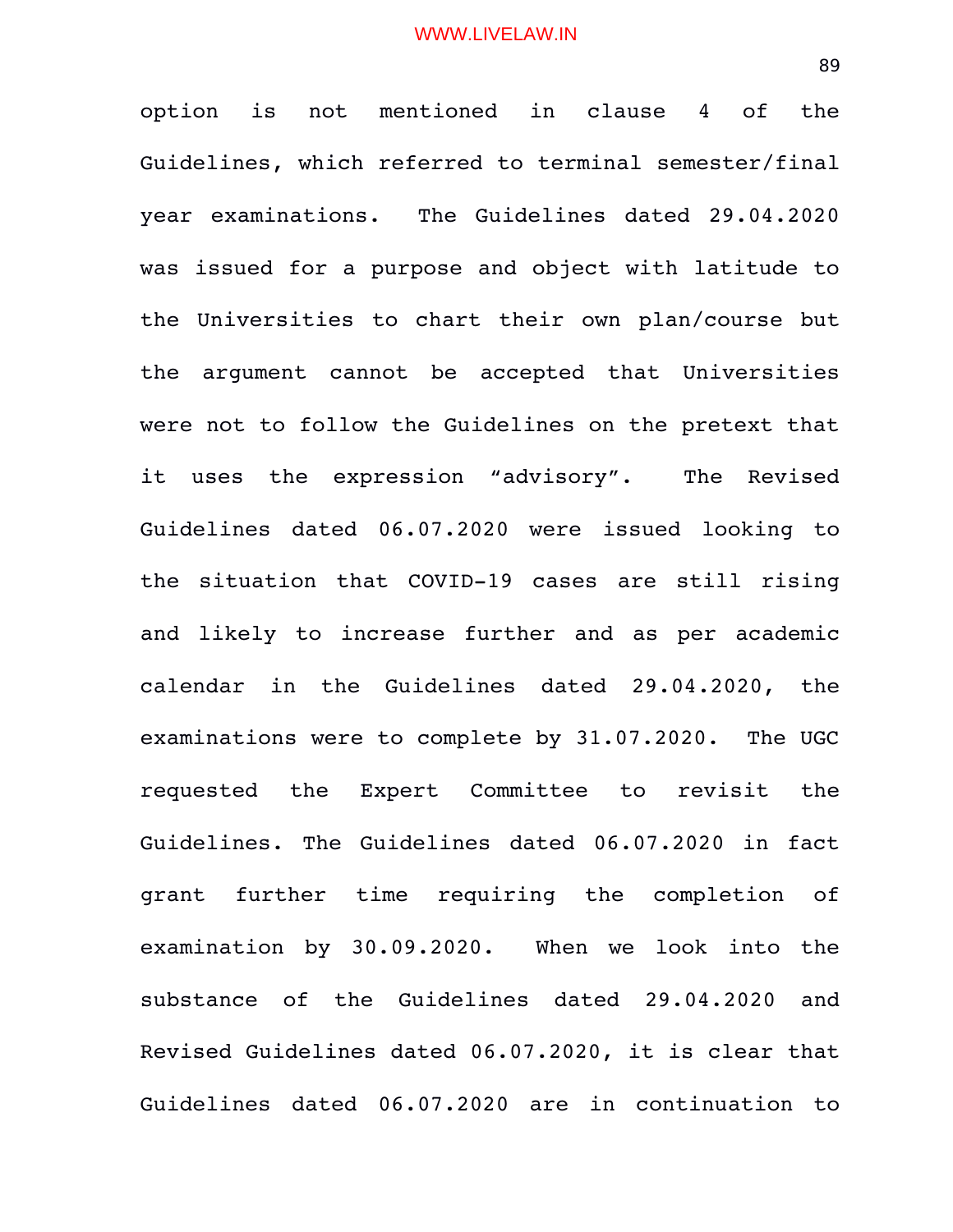option is not mentioned in clause 4 of the Guidelines, which referred to terminal semester/final year examinations. The Guidelines dated 29.04.2020 was issued for a purpose and object with latitude to the Universities to chart their own plan/course but the argument cannot be accepted that Universities were not to follow the Guidelines on the pretext that it uses the expression "advisory". The Revised Guidelines dated 06.07.2020 were issued looking to the situation that COVID-19 cases are still rising and likely to increase further and as per academic calendar in the Guidelines dated 29.04.2020, the examinations were to complete by 31.07.2020. The UGC requested the Expert Committee to revisit the Guidelines. The Guidelines dated 06.07.2020 in fact grant further time requiring the completion of examination by 30.09.2020. When we look into the substance of the Guidelines dated 29.04.2020 and Revised Guidelines dated 06.07.2020, it is clear that Guidelines dated 06.07.2020 are in continuation to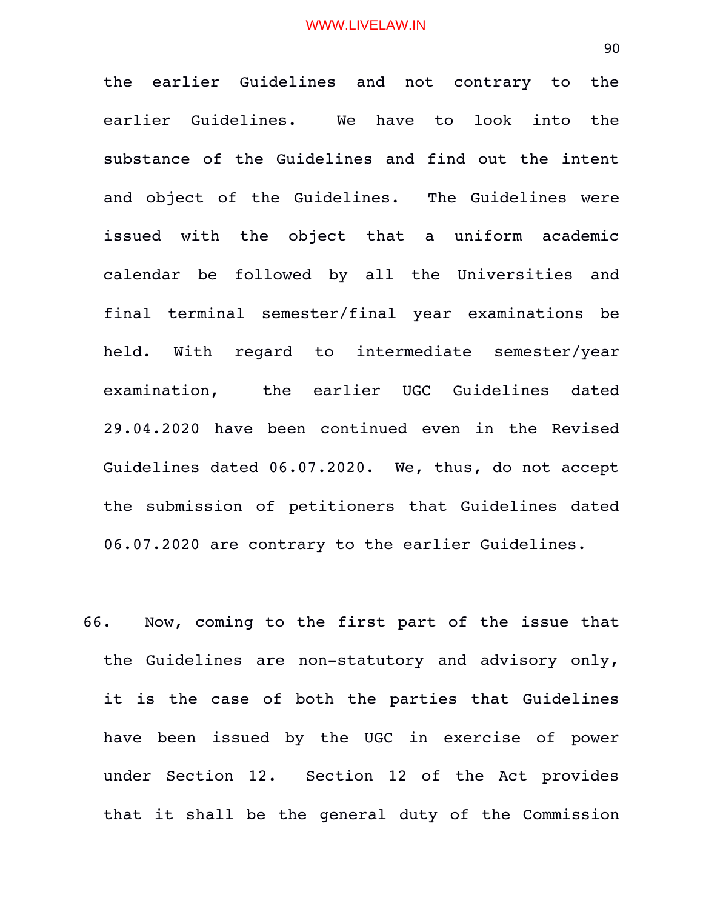the earlier Guidelines and not contrary to the earlier Guidelines. We have to look into the substance of the Guidelines and find out the intent and object of the Guidelines. The Guidelines were issued with the object that a uniform academic calendar be followed by all the Universities and final terminal semester/final year examinations be held. With regard to intermediate semester/year examination, the earlier UGC Guidelines dated 29.04.2020 have been continued even in the Revised Guidelines dated 06.07.2020. We, thus, do not accept the submission of petitioners that Guidelines dated 06.07.2020 are contrary to the earlier Guidelines.

66. Now, coming to the first part of the issue that the Guidelines are non-statutory and advisory only, it is the case of both the parties that Guidelines have been issued by the UGC in exercise of power under Section 12. Section 12 of the Act provides that it shall be the general duty of the Commission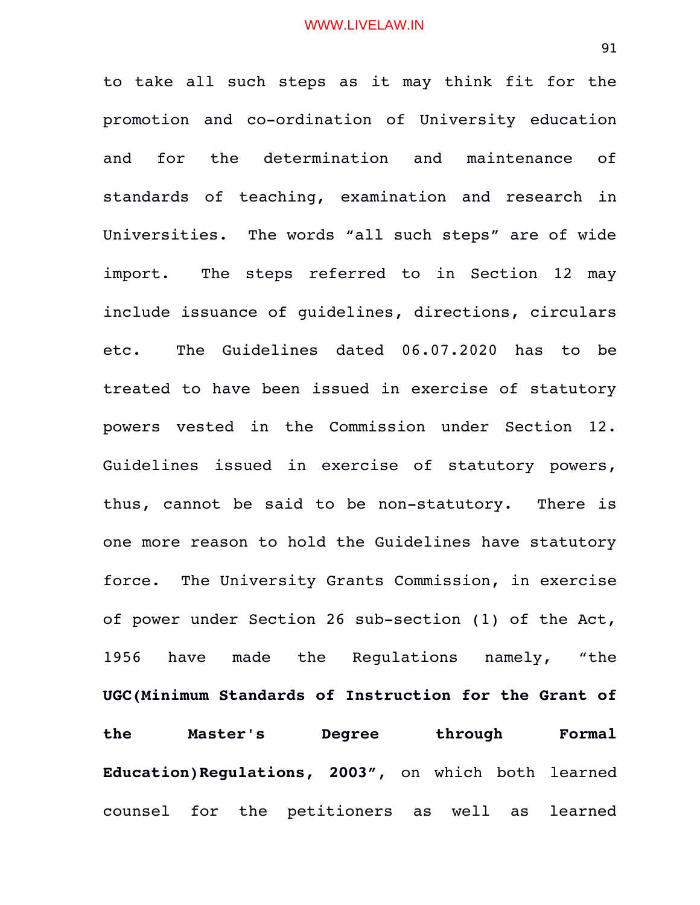to take all such steps as it may think fit for the promotion and co-ordination of University education and for the determination and maintenance of standards of teaching, examination and research in Universities. The words "all such steps" are of wide import. The steps referred to in Section 12 may include issuance of guidelines, directions, circulars etc. The Guidelines dated 06.07.2020 has to be treated to have been issued in exercise of statutory powers vested in the Commission under Section 12. Guidelines issued in exercise of statutory powers, thus, cannot be said to be non-statutory. There is one more reason to hold the Guidelines have statutory force. The University Grants Commission, in exercise of power under Section 26 sub-section (1) of the Act, 1956 have made the Regulations namely, "the **UGC(Minimum Standards of Instruction for the Grant of the Master's Degree through Formal Education)Regulations, 2003"**, on which both learned counsel for the petitioners as well as learned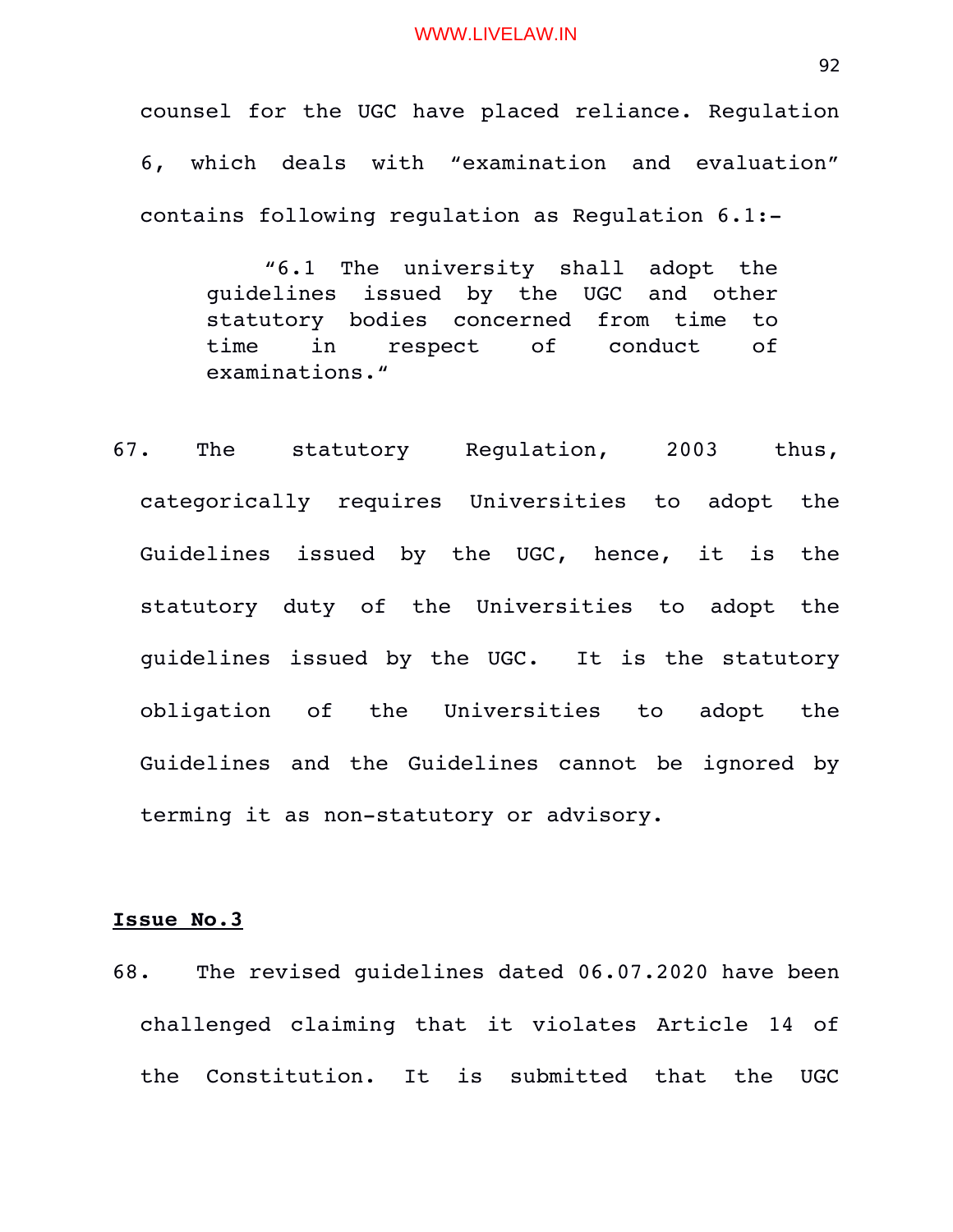counsel for the UGC have placed reliance. Regulation 6, which deals with "examination and evaluation" contains following regulation as Regulation 6.1:-

> "6.1 The university shall adopt the guidelines issued by the UGC and other statutory bodies concerned from time to time in respect of conduct of examinations."

67. The statutory Regulation, 2003 thus, categorically requires Universities to adopt the Guidelines issued by the UGC, hence, it is the statutory duty of the Universities to adopt the guidelines issued by the UGC. It is the statutory obligation of the Universities to adopt the Guidelines and the Guidelines cannot be ignored by terming it as non-statutory or advisory.

**<u>Issue No.3</u>**

68. The revised guidelines dated 06.07.2020 have been challenged claiming that it violates Article 14 of the Constitution. It is submitted that the UGC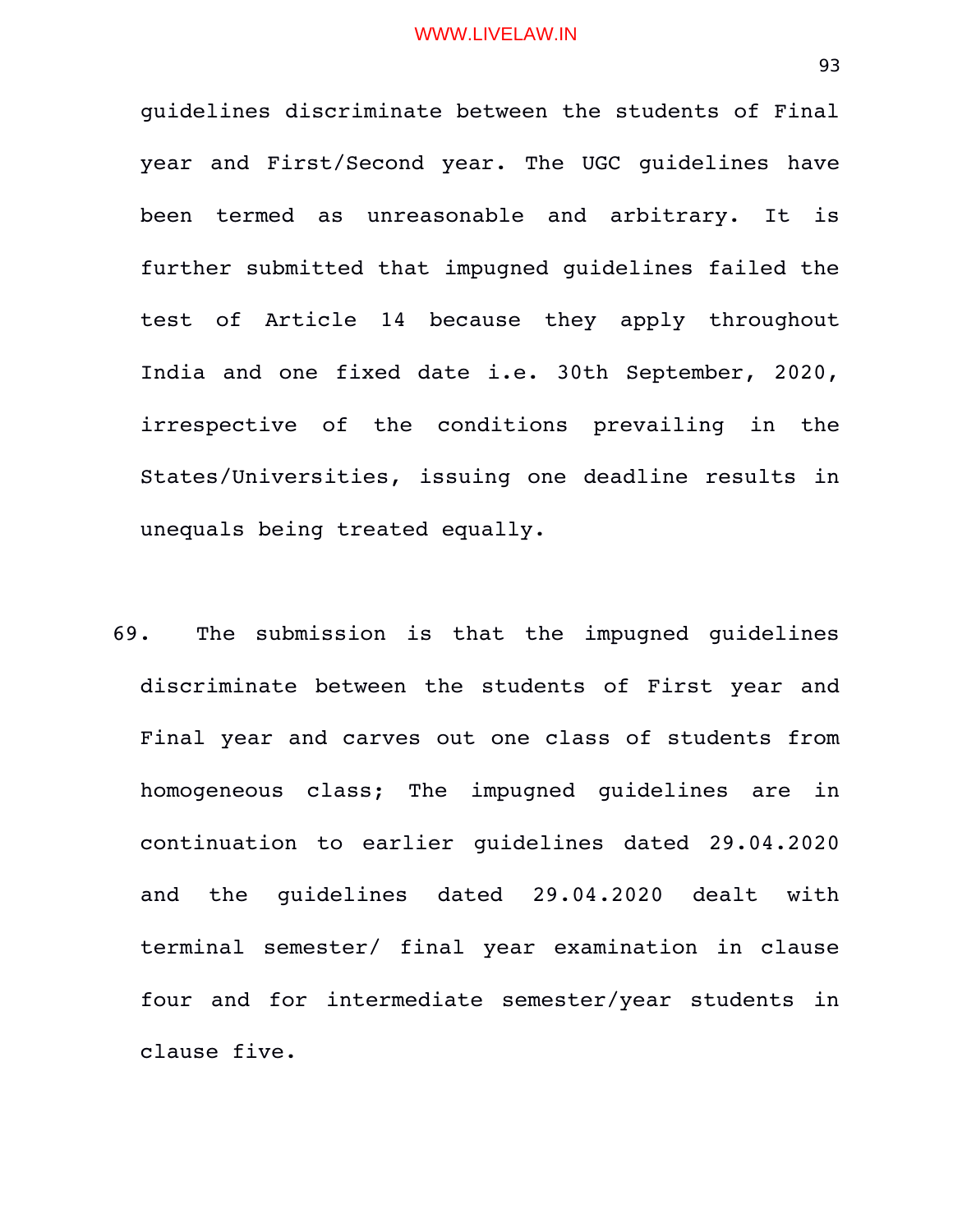guidelines discriminate between the students of Final year and First/Second year. The UGC guidelines have been termed as unreasonable and arbitrary. It is further submitted that impugned guidelines failed the test of Article 14 because they apply throughout India and one fixed date i.e. 30th September, 2020, irrespective of the conditions prevailing in the States/Universities, issuing one deadline results in unequals being treated equally.

69. The submission is that the impugned guidelines discriminate between the students of First year and Final year and carves out one class of students from homogeneous class; The impugned guidelines are in continuation to earlier guidelines dated 29.04.2020 and the guidelines dated 29.04.2020 dealt with terminal semester/ final year examination in clause four and for intermediate semester/year students in clause five.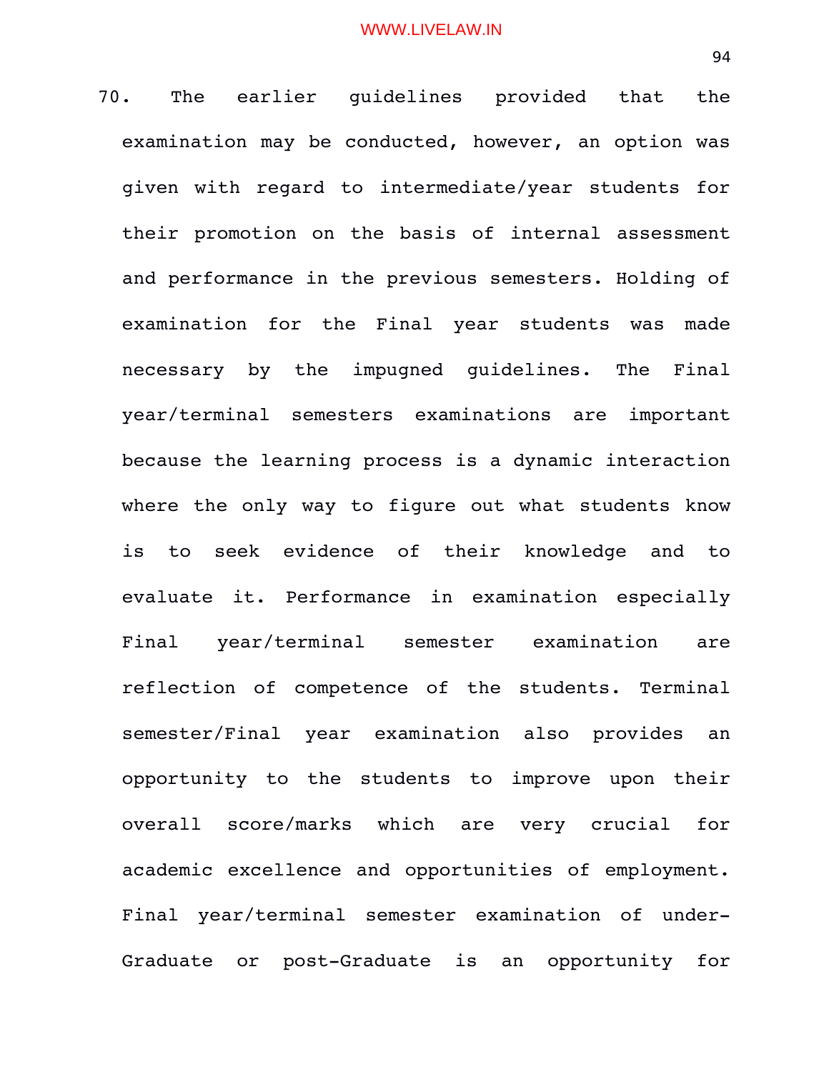70. The earlier guidelines provided that the examination may be conducted, however, an option was given with regard to intermediate/year students for their promotion on the basis of internal assessment and performance in the previous semesters. Holding of examination for the Final year students was made necessary by the impugned guidelines. The Final year/terminal semesters examinations are important because the learning process is a dynamic interaction where the only way to figure out what students know is to seek evidence of their knowledge and to evaluate it. Performance in examination especially Final year/terminal semester examination are reflection of competence of the students. Terminal semester/Final year examination also provides an opportunity to the students to improve upon their overall score/marks which are very crucial for academic excellence and opportunities of employment. Final year/terminal semester examination of under-Graduate or post-Graduate is an opportunity for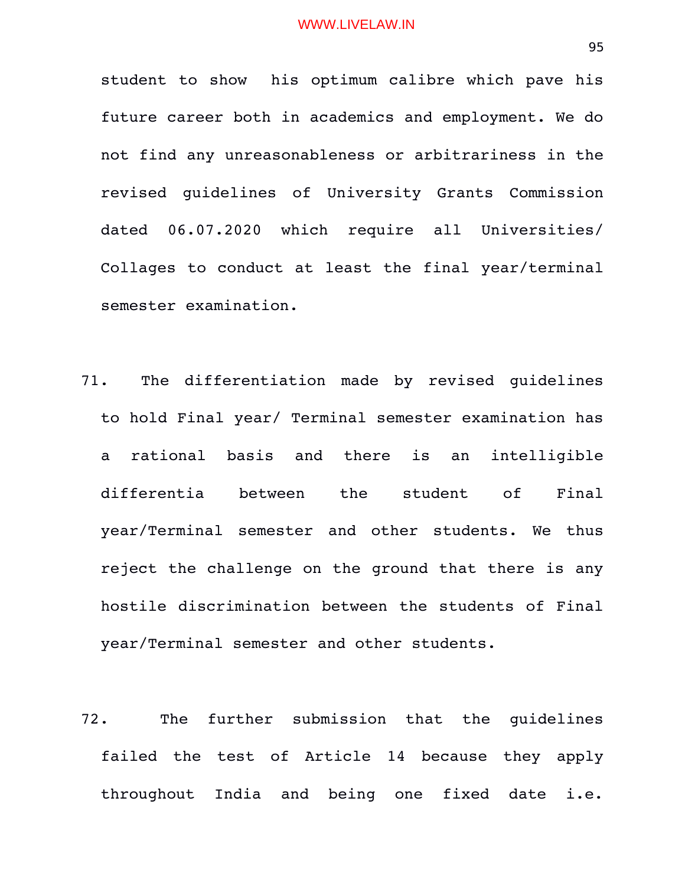student to show his optimum calibre which pave his future career both in academics and employment. We do not find any unreasonableness or arbitrariness in the revised guidelines of University Grants Commission dated 06.07.2020 which require all Universities/ Collages to conduct at least the final year/terminal semester examination.

71. The differentiation made by revised guidelines to hold Final year/ Terminal semester examination has a rational basis and there is an intelligible differentia between the student of Final year/Terminal semester and other students. We thus reject the challenge on the ground that there is any hostile discrimination between the students of Final year/Terminal semester and other students.

72. The further submission that the guidelines failed the test of Article 14 because they apply throughout India and being one fixed date i.e.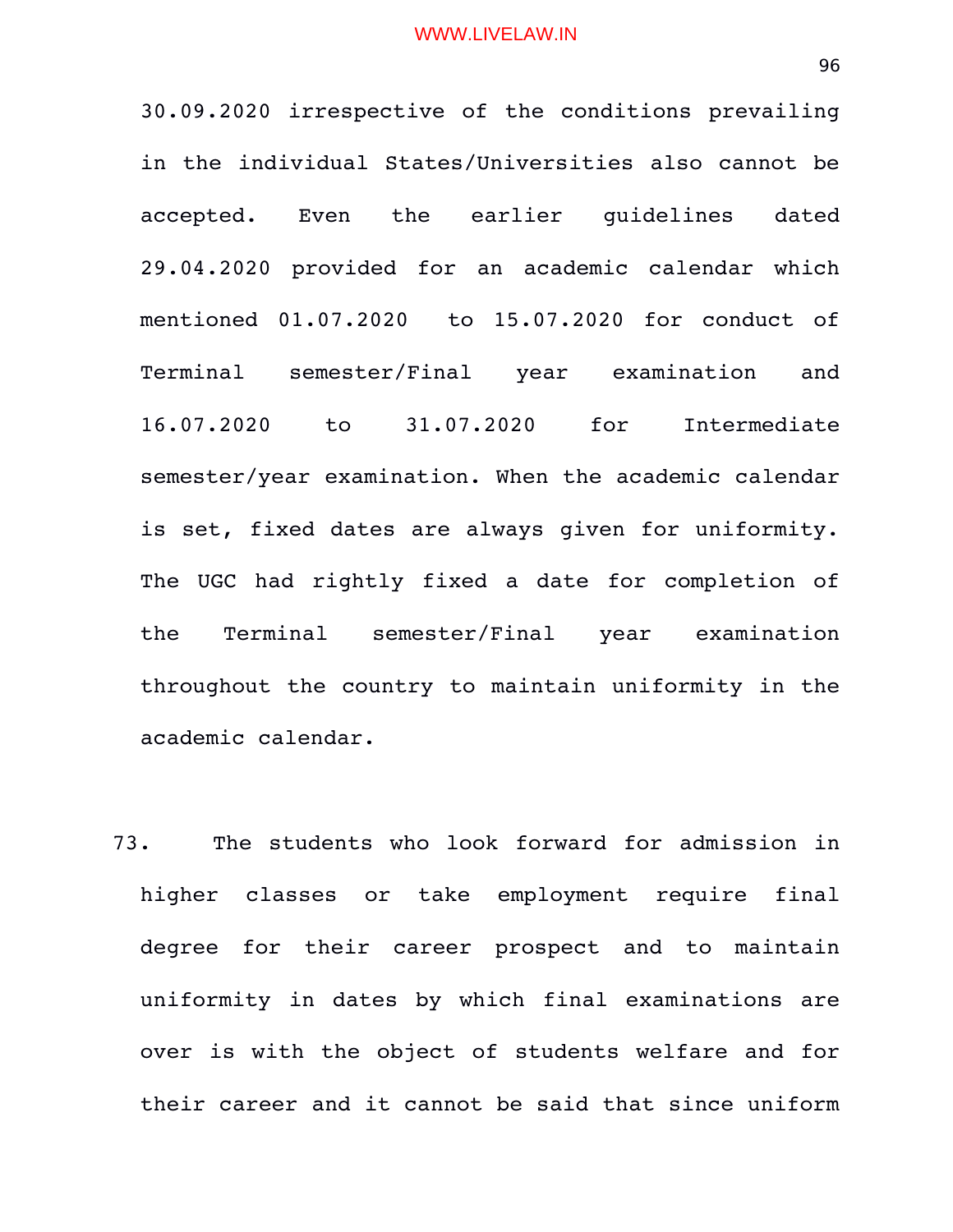30.09.2020 irrespective of the conditions prevailing in the individual States/Universities also cannot be accepted. Even the earlier guidelines dated 29.04.2020 provided for an academic calendar which mentioned 01.07.2020 to 15.07.2020 for conduct of Terminal semester/Final year examination and 16.07.2020 to 31.07.2020 for Intermediate semester/year examination. When the academic calendar is set, fixed dates are always given for uniformity. The UGC had rightly fixed a date for completion of the Terminal semester/Final year examination throughout the country to maintain uniformity in the academic calendar.

73. The students who look forward for admission in higher classes or take employment require final degree for their career prospect and to maintain uniformity in dates by which final examinations are over is with the object of students welfare and for their career and it cannot be said that since uniform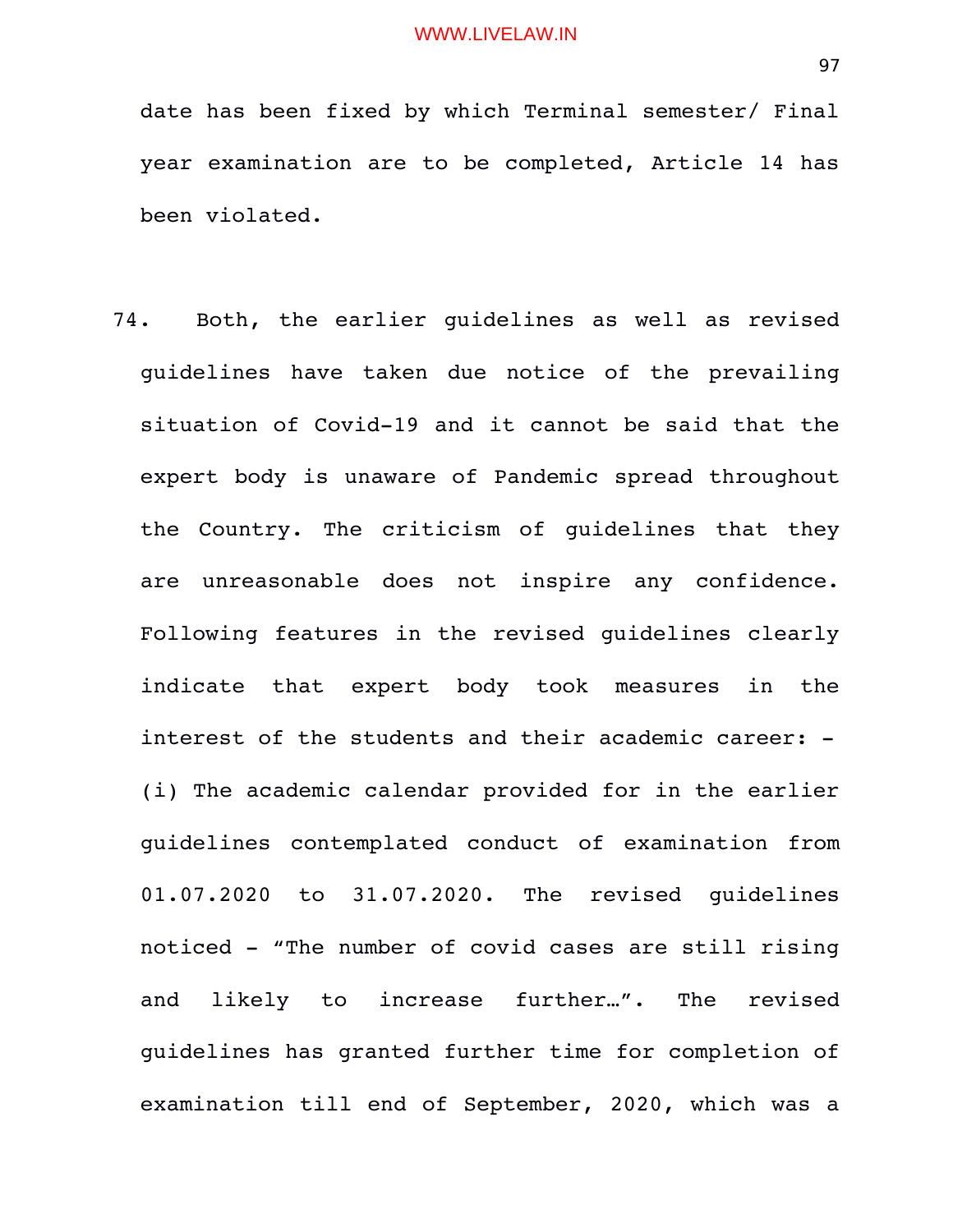date has been fixed by which Terminal semester/ Final year examination are to be completed, Article 14 has been violated.

74. Both, the earlier guidelines as well as revised guidelines have taken due notice of the prevailing situation of Covid-19 and it cannot be said that the expert body is unaware of Pandemic spread throughout the Country. The criticism of guidelines that they are unreasonable does not inspire any confidence. Following features in the revised guidelines clearly indicate that expert body took measures in the interest of the students and their academic career: -

(i) The academic calendar provided for in the earlier guidelines contemplated conduct of examination from 01.07.2020 to 31.07.2020. The revised guidelines noticed - “The number of covid cases are still rising and likely to increase further…”. The revised guidelines has granted further time for completion of examination till end of September, 2020, which was a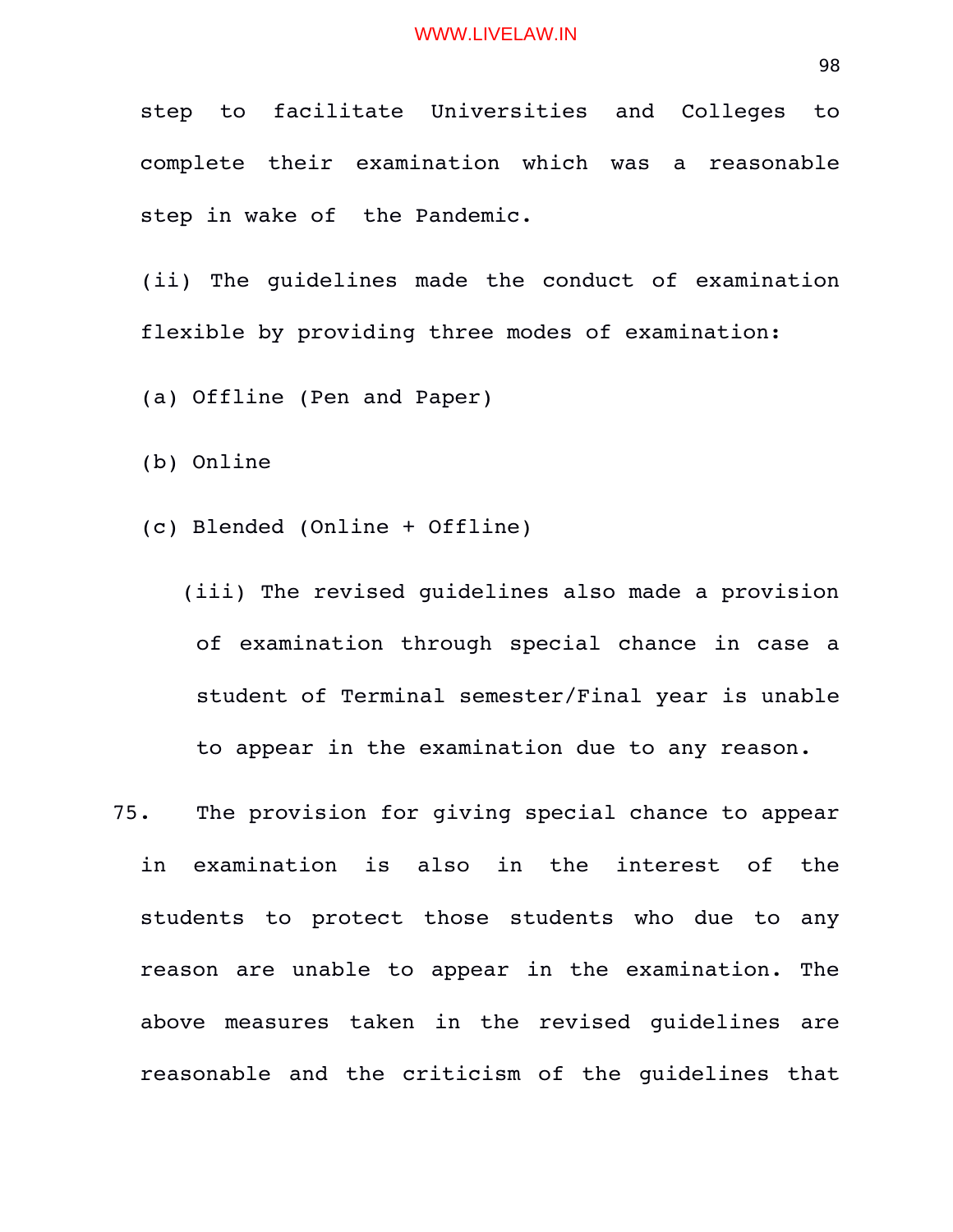step to facilitate Universities and Colleges to complete their examination which was a reasonable step in wake of the Pandemic.

(ii) The guidelines made the conduct of examination flexible by providing three modes of examination:

(a) Offline (Pen and Paper)

(b) Online

(c) Blended (Online + Offline)

(iii) The revised guidelines also made a provision of examination through special chance in case a student of Terminal semester/Final year is unable to appear in the examination due to any reason.

75. The provision for giving special chance to appear in examination is also in the interest of the students to protect those students who due to any reason are unable to appear in the examination. The above measures taken in the revised guidelines are reasonable and the criticism of the guidelines that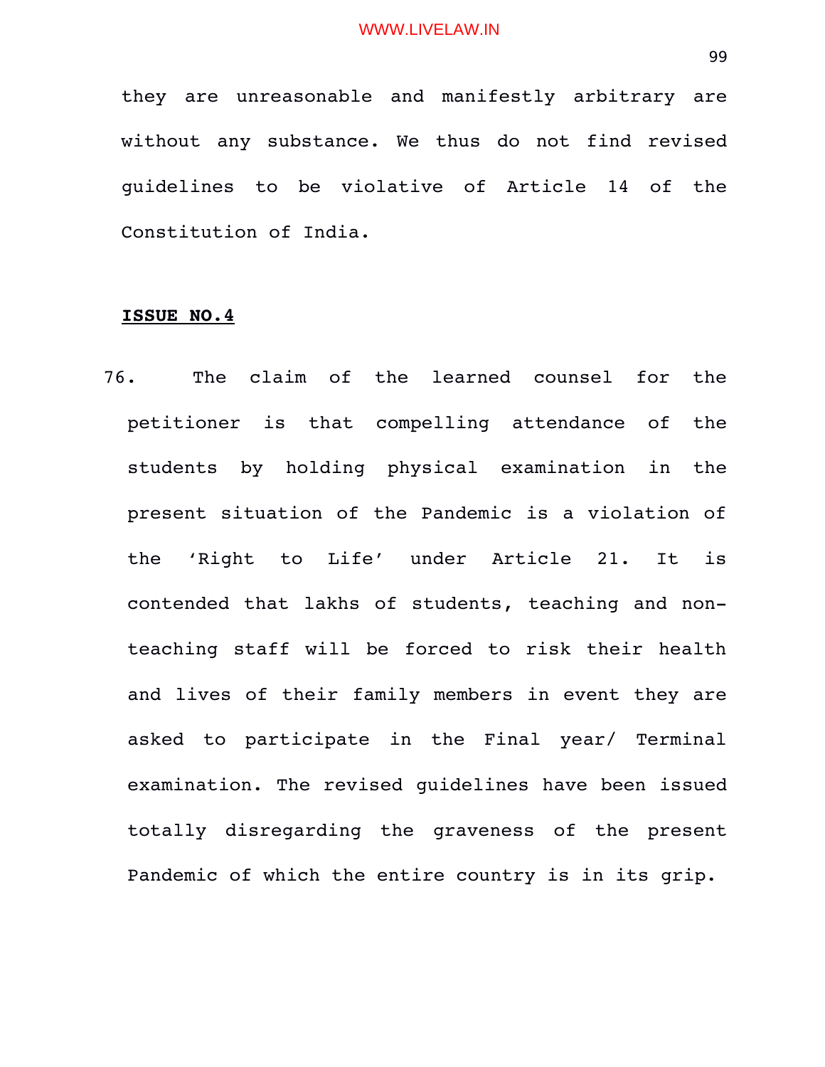they are unreasonable and manifestly arbitrary are without any substance. We thus do not find revised guidelines to be violative of Article 14 of the Constitution of India.

**ISSUE NO.4**

76. The claim of the learned counsel for the petitioner is that compelling attendance of the students by holding physical examination in the present situation of the Pandemic is a violation of the 'Right to Life' under Article 21. It is contended that lakhs of students, teaching and non-teaching staff will be forced to risk their health and lives of their family members in event they are asked to participate in the Final year/ Terminal examination. The revised guidelines have been issued totally disregarding the graveness of the present Pandemic of which the entire country is in its grip.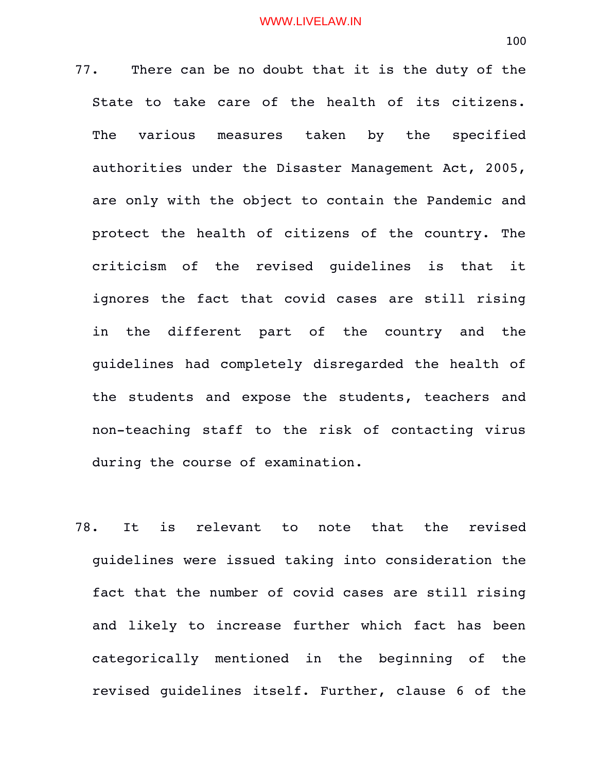77. There can be no doubt that it is the duty of the State to take care of the health of its citizens. The various measures taken by the specified authorities under the Disaster Management Act, 2005, are only with the object to contain the Pandemic and protect the health of citizens of the country. The criticism of the revised guidelines is that it ignores the fact that covid cases are still rising in the different part of the country and the guidelines had completely disregarded the health of the students and expose the students, teachers and non-teaching staff to the risk of contacting virus during the course of examination.

78. It is relevant to note that the revised guidelines were issued taking into consideration the fact that the number of covid cases are still rising and likely to increase further which fact has been categorically mentioned in the beginning of the revised guidelines itself. Further, clause 6 of the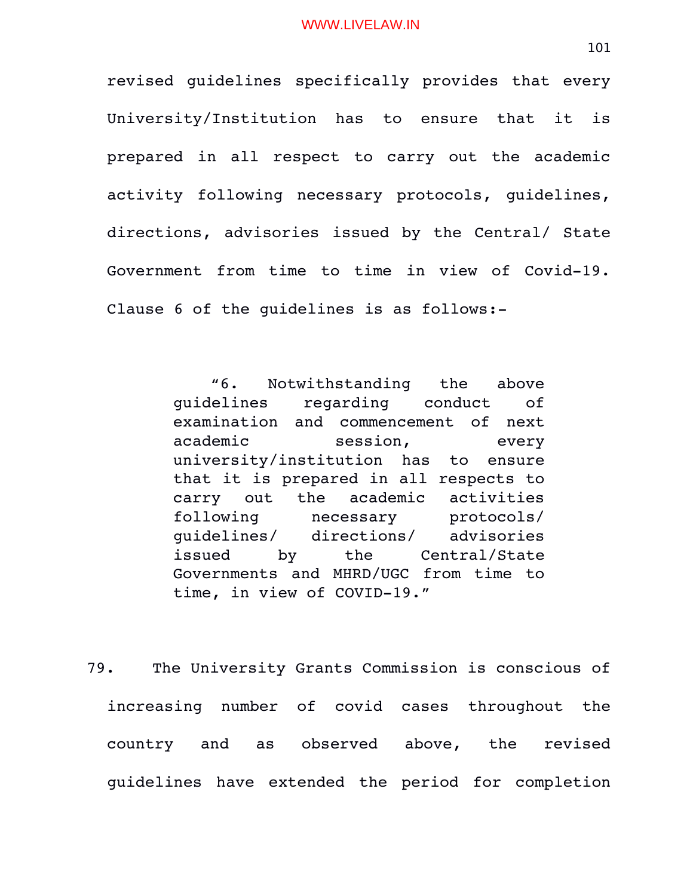revised guidelines specifically provides that every University/Institution has to ensure that it is prepared in all respect to carry out the academic activity following necessary protocols, guidelines, directions, advisories issued by the Central/ State Government from time to time in view of Covid-19. Clause 6 of the guidelines is as follows:-

> "6. Notwithstanding the above guidelines regarding conduct of examination and commencement of next academic session, every university/institution has to ensure that it is prepared in all respects to carry out the academic activities following necessary protocols/ guidelines/ directions/ advisories issued by the Central/State Governments and MHRD/UGC from time to time, in view of COVID-19."

79. The University Grants Commission is conscious of increasing number of covid cases throughout the country and as observed above, the revised guidelines have extended the period for completion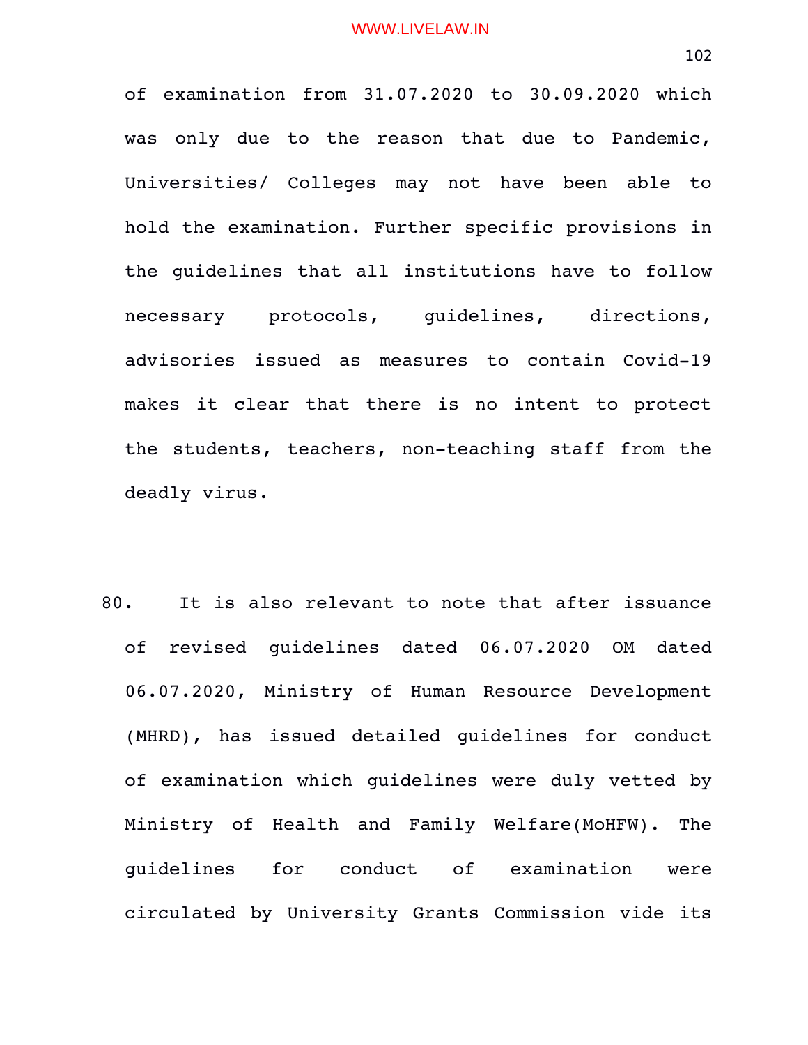of examination from 31.07.2020 to 30.09.2020 which was only due to the reason that due to Pandemic, Universities/ Colleges may not have been able to hold the examination. Further specific provisions in the guidelines that all institutions have to follow necessary protocols, guidelines, directions, advisories issued as measures to contain Covid-19 makes it clear that there is no intent to protect the students, teachers, non-teaching staff from the deadly virus.

80. It is also relevant to note that after issuance of revised guidelines dated 06.07.2020 OM dated 06.07.2020, Ministry of Human Resource Development (MHRD), has issued detailed guidelines for conduct of examination which guidelines were duly vetted by Ministry of Health and Family Welfare(MoHFW). The guidelines for conduct of examination were circulated by University Grants Commission vide its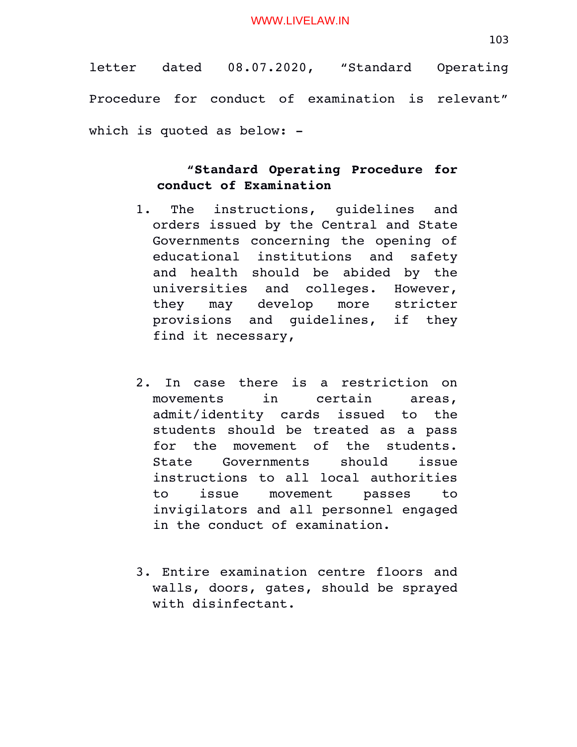letter dated 08.07.2020, “Standard Operating Procedure for conduct of examination is relevant” which is quoted as below: -

> **“Standard Operating Procedure for conduct of Examination**
>
> 1. The instructions, guidelines and orders issued by the Central and State Governments concerning the opening of educational institutions and safety and health should be abided by the universities and colleges. However, they may develop more stricter provisions and guidelines, if they find it necessary,
>
> 2. In case there is a restriction on movements in certain areas, admit/identity cards issued to the students should be treated as a pass for the movement of the students. State Governments should issue instructions to all local authorities to issue movement passes to invigilators and all personnel engaged in the conduct of examination.
>
> 3. Entire examination centre floors and walls, doors, gates, should be sprayed with disinfectant.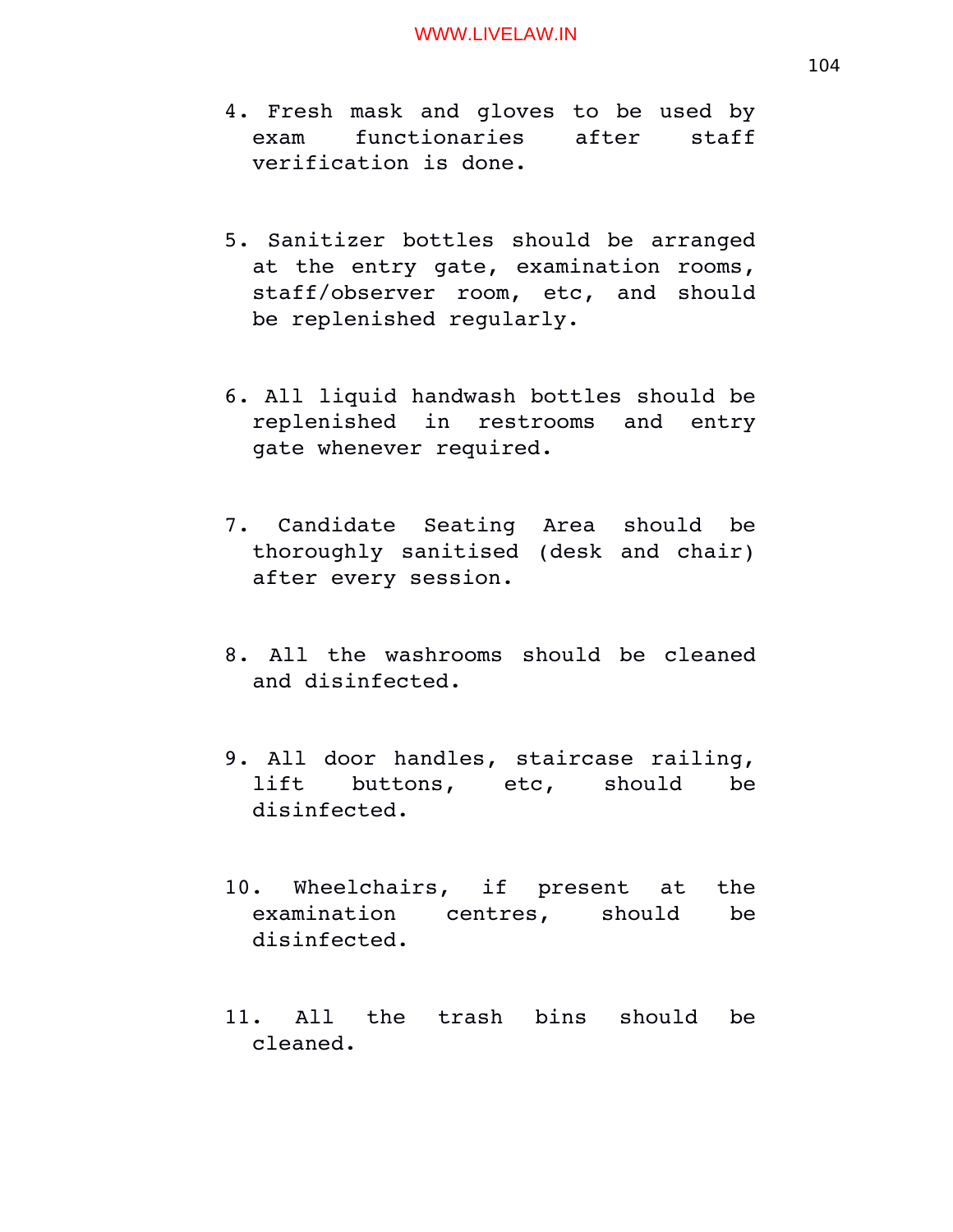4. Fresh mask and gloves to be used by exam functionaries after staff verification is done.

5. Sanitizer bottles should be arranged at the entry gate, examination rooms, staff/observer room, etc, and should be replenished regularly.

6. All liquid handwash bottles should be replenished in restrooms and entry gate whenever required.

7. Candidate Seating Area should be thoroughly sanitised (desk and chair) after every session.

8. All the washrooms should be cleaned and disinfected.

9. All door handles, staircase railing, lift buttons, etc, should be disinfected.

10. Wheelchairs, if present at the examination centres, should be disinfected.

11. All the trash bins should be cleaned.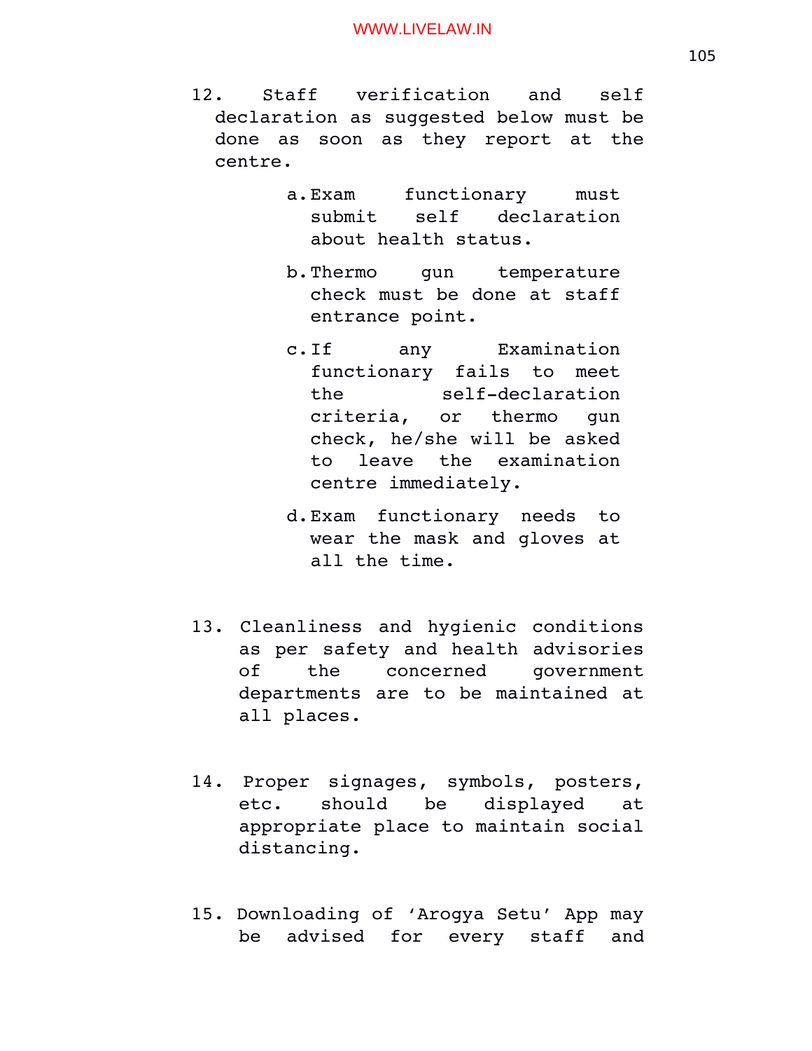12. Staff verification and self declaration as suggested below must be done as soon as they report at the centre.

    a. Exam functionary must submit self declaration about health status.

    b. Thermo gun temperature check must be done at staff entrance point.

    c. If any Examination functionary fails to meet the self-declaration criteria, or thermo gun check, he/she will be asked to leave the examination centre immediately.

    d. Exam functionary needs to wear the mask and gloves at all the time.

13. Cleanliness and hygienic conditions as per safety and health advisories of the concerned government departments are to be maintained at all places.

14. Proper signages, symbols, posters, etc. should be displayed at appropriate place to maintain social distancing.

15. Downloading of 'Arogya Setu' App may be advised for every staff and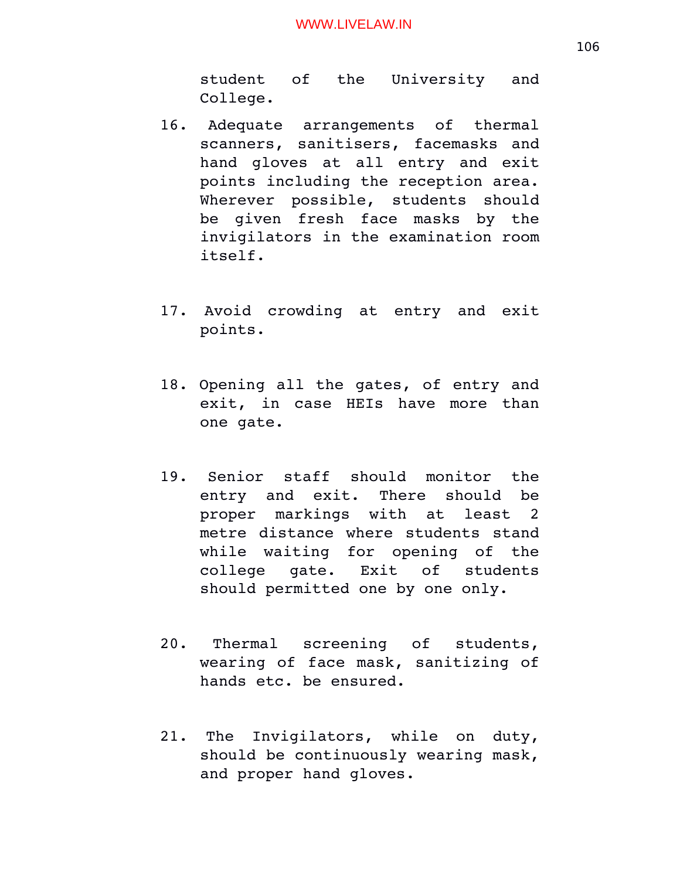student of the University and College.

16. Adequate arrangements of thermal scanners, sanitisers, facemasks and hand gloves at all entry and exit points including the reception area. Wherever possible, students should be given fresh face masks by the invigilators in the examination room itself.

17. Avoid crowding at entry and exit points.

18. Opening all the gates, of entry and exit, in case HEIs have more than one gate.

19. Senior staff should monitor the entry and exit. There should be proper markings with at least 2 metre distance where students stand while waiting for opening of the college gate. Exit of students should permitted one by one only.

20. Thermal screening of students, wearing of face mask, sanitizing of hands etc. be ensured.

21. The Invigilators, while on duty, should be continuously wearing mask, and proper hand gloves.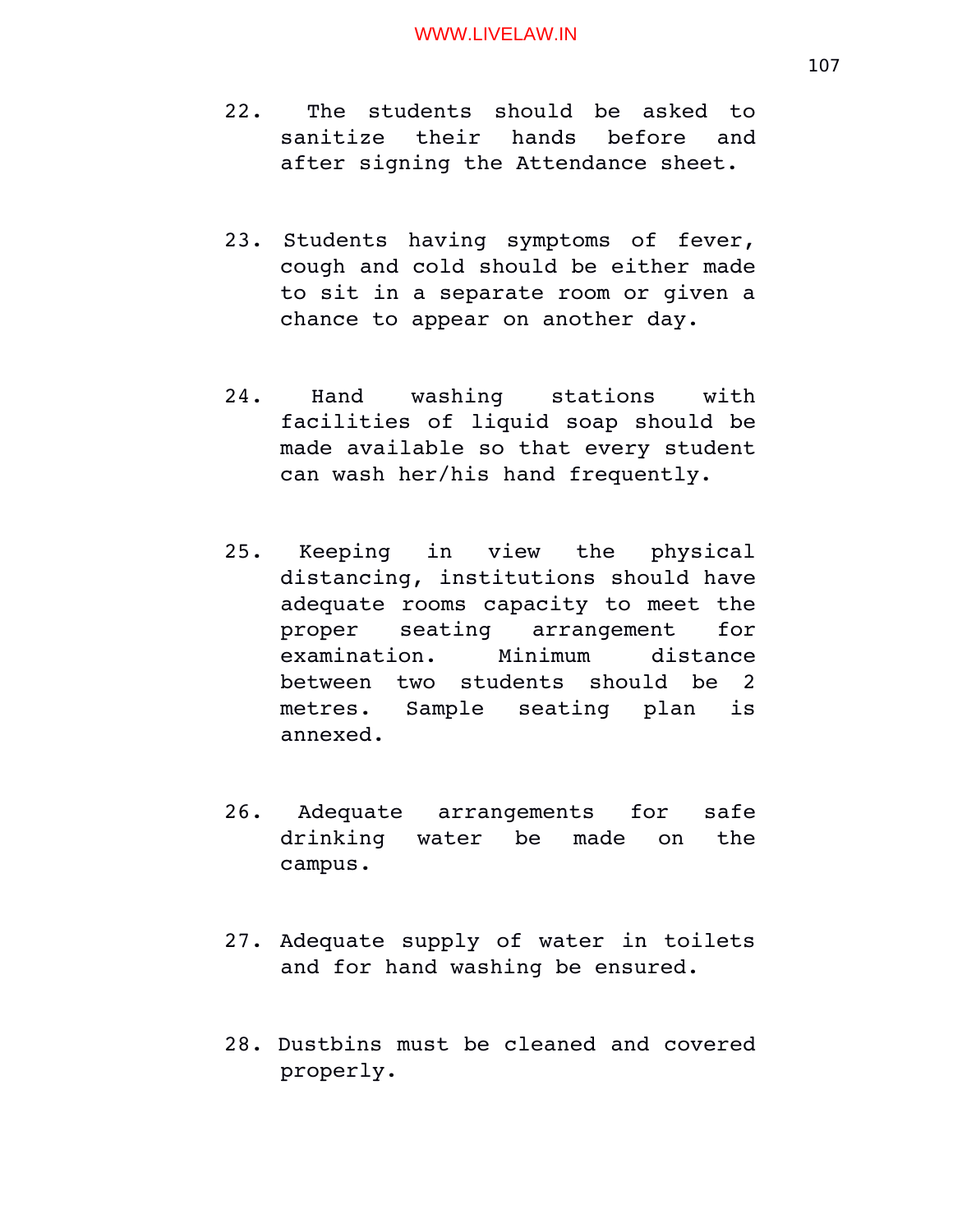22. The students should be asked to sanitize their hands before and after signing the Attendance sheet.

23. Students having symptoms of fever, cough and cold should be either made to sit in a separate room or given a chance to appear on another day.

24. Hand washing stations with facilities of liquid soap should be made available so that every student can wash her/his hand frequently.

25. Keeping in view the physical distancing, institutions should have adequate rooms capacity to meet the proper seating arrangement for examination. Minimum distance between two students should be 2 metres. Sample seating plan is annexed.

26. Adequate arrangements for safe drinking water be made on the campus.

27. Adequate supply of water in toilets and for hand washing be ensured.

28. Dustbins must be cleaned and covered properly.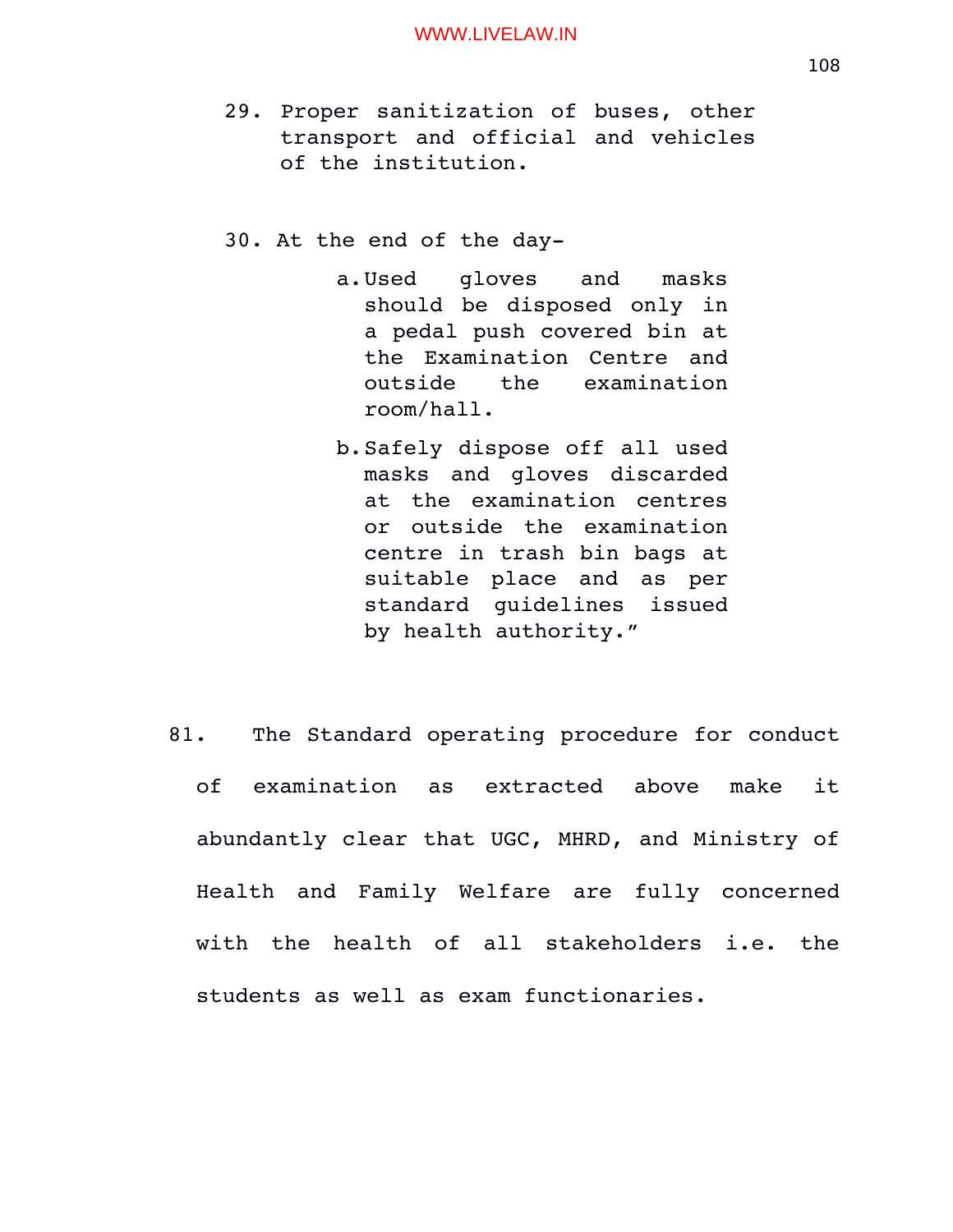29. Proper sanitization of buses, other transport and official and vehicles of the institution.

30. At the end of the day-

    a. Used gloves and masks should be disposed only in a pedal push covered bin at the Examination Centre and outside the examination room/hall.

    b. Safely dispose off all used masks and gloves discarded at the examination centres or outside the examination centre in trash bin bags at suitable place and as per standard guidelines issued by health authority.”

81. The Standard operating procedure for conduct of examination as extracted above make it abundantly clear that UGC, MHRD, and Ministry of Health and Family Welfare are fully concerned with the health of all stakeholders i.e. the students as well as exam functionaries.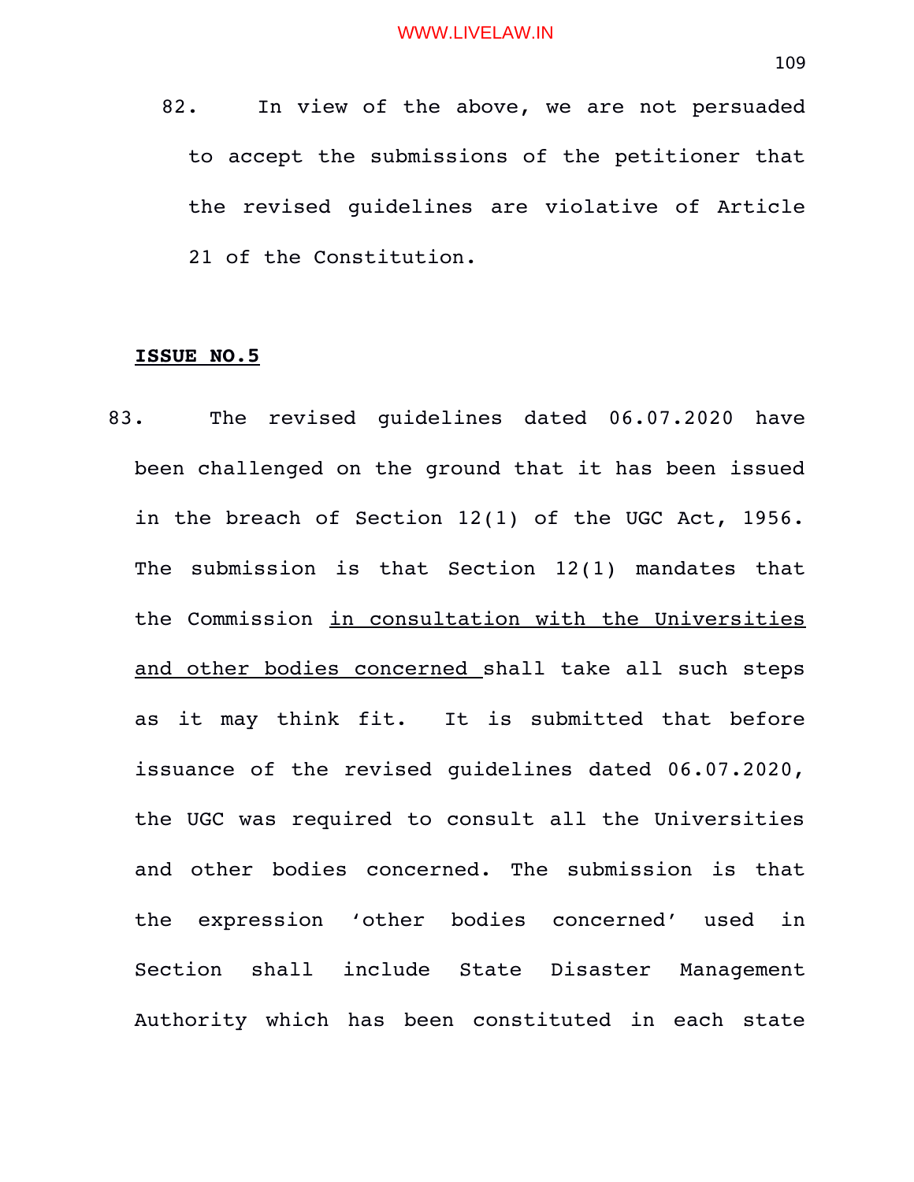82. In view of the above, we are not persuaded to accept the submissions of the petitioner that the revised guidelines are violative of Article 21 of the Constitution.

**ISSUE NO.5**

83. The revised guidelines dated 06.07.2020 have been challenged on the ground that it has been issued in the breach of Section 12(1) of the UGC Act, 1956. The submission is that Section 12(1) mandates that the Commission <u>in consultation with the Universities and other bodies concerned</u> shall take all such steps as it may think fit. It is submitted that before issuance of the revised guidelines dated 06.07.2020, the UGC was required to consult all the Universities and other bodies concerned. The submission is that the expression 'other bodies concerned' used in Section shall include State Disaster Management Authority which has been constituted in each state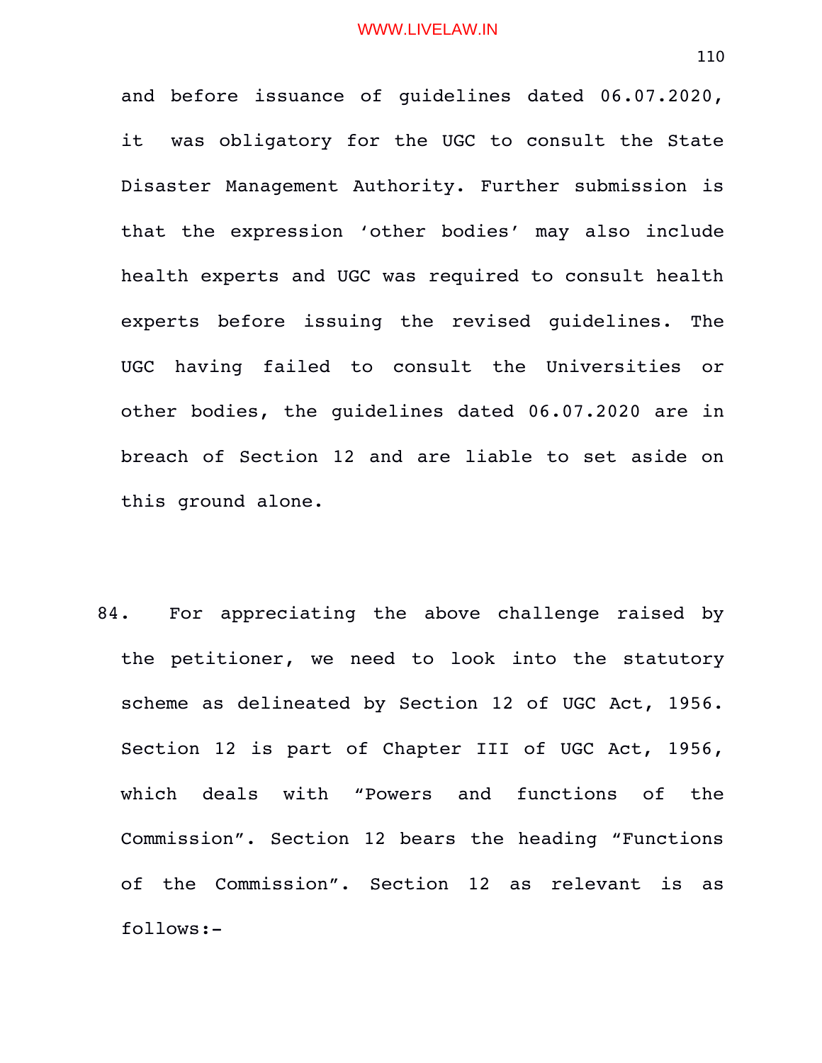and before issuance of guidelines dated 06.07.2020, it was obligatory for the UGC to consult the State Disaster Management Authority. Further submission is that the expression 'other bodies' may also include health experts and UGC was required to consult health experts before issuing the revised guidelines. The UGC having failed to consult the Universities or other bodies, the guidelines dated 06.07.2020 are in breach of Section 12 and are liable to set aside on this ground alone.

84. For appreciating the above challenge raised by the petitioner, we need to look into the statutory scheme as delineated by Section 12 of UGC Act, 1956. Section 12 is part of Chapter III of UGC Act, 1956, which deals with "Powers and functions of the Commission". Section 12 bears the heading "Functions of the Commission". Section 12 as relevant is as follows:-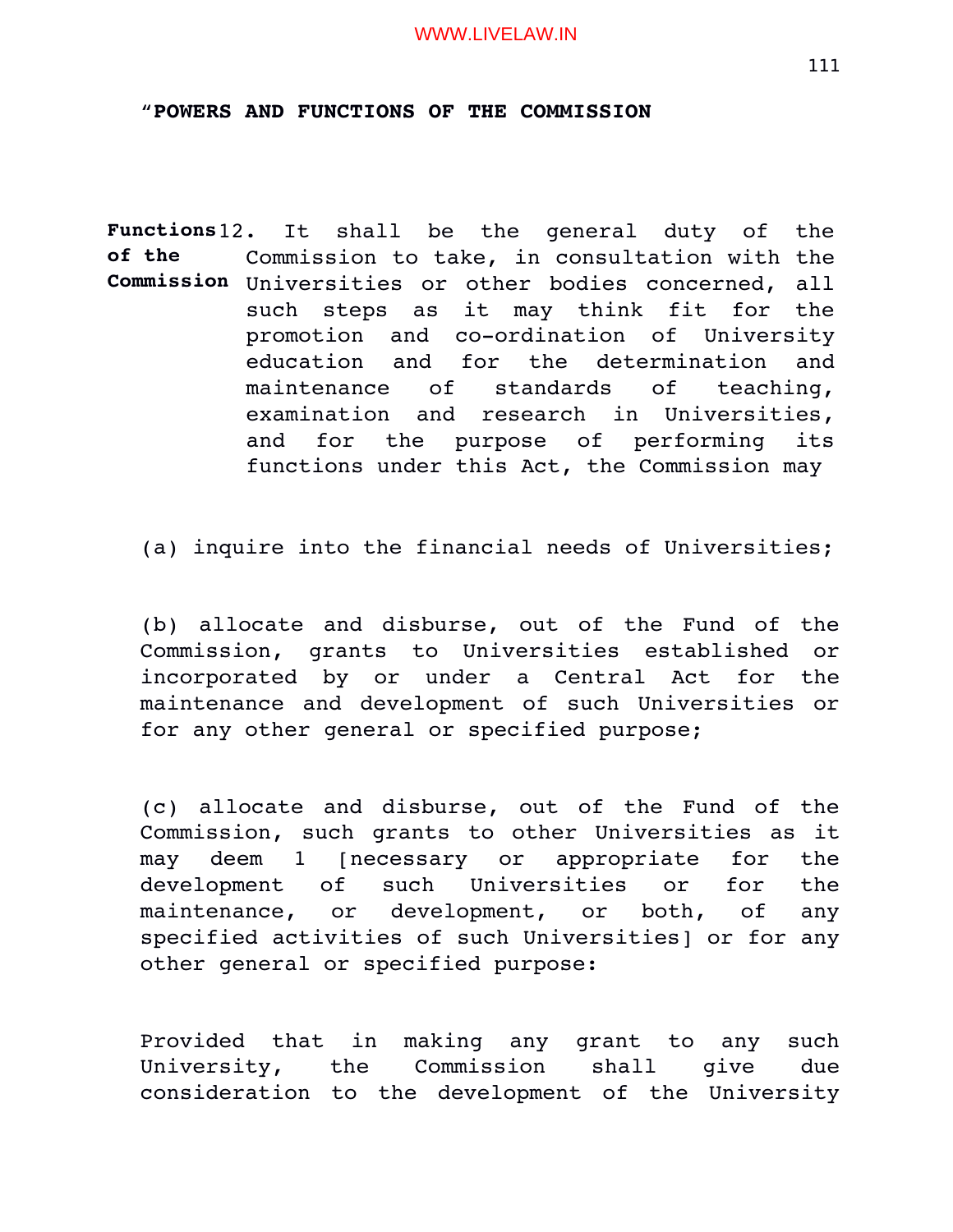"**POWERS AND FUNCTIONS OF THE COMMISSION**

**Functions of the Commission** 12. It shall be the general duty of the Commission to take, in consultation with the Universities or other bodies concerned, all such steps as it may think fit for the promotion and co-ordination of University education and for the determination and maintenance of standards of teaching, examination and research in Universities, and for the purpose of performing its functions under this Act, the Commission may

(a) inquire into the financial needs of Universities;

(b) allocate and disburse, out of the Fund of the Commission, grants to Universities established or incorporated by or under a Central Act for the maintenance and development of such Universities or for any other general or specified purpose;

(c) allocate and disburse, out of the Fund of the Commission, such grants to other Universities as it may deem 1 [necessary or appropriate for the development of such Universities or for the maintenance, or development, or both, of any specified activities of such Universities] or for any other general or specified purpose:

Provided that in making any grant to any such University, the Commission shall give due consideration to the development of the University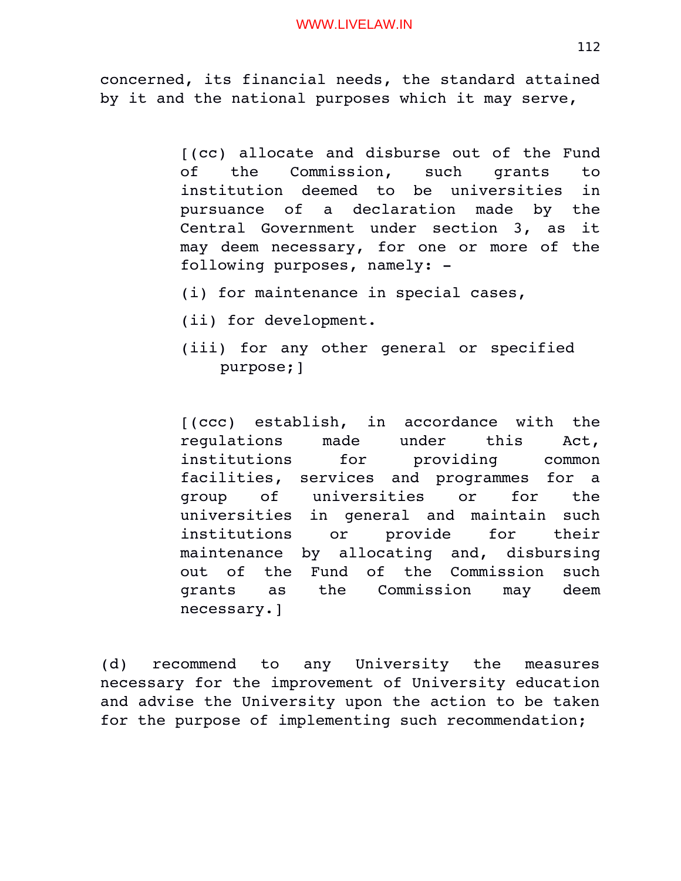concerned, its financial needs, the standard attained by it and the national purposes which it may serve,

> [(cc) allocate and disburse out of the Fund of the Commission, such grants to institution deemed to be universities in pursuance of a declaration made by the Central Government under section 3, as it may deem necessary, for one or more of the following purposes, namely: -
>
> (i) for maintenance in special cases,
>
> (ii) for development.
>
> (iii) for any other general or specified purpose;]

> [(ccc) establish, in accordance with the regulations made under this Act, institutions for providing common facilities, services and programmes for a group of universities or for the universities in general and maintain such institutions or provide for their maintenance by allocating and, disbursing out of the Fund of the Commission such grants as the Commission may deem necessary.]

(d) recommend to any University the measures necessary for the improvement of University education and advise the University upon the action to be taken for the purpose of implementing such recommendation;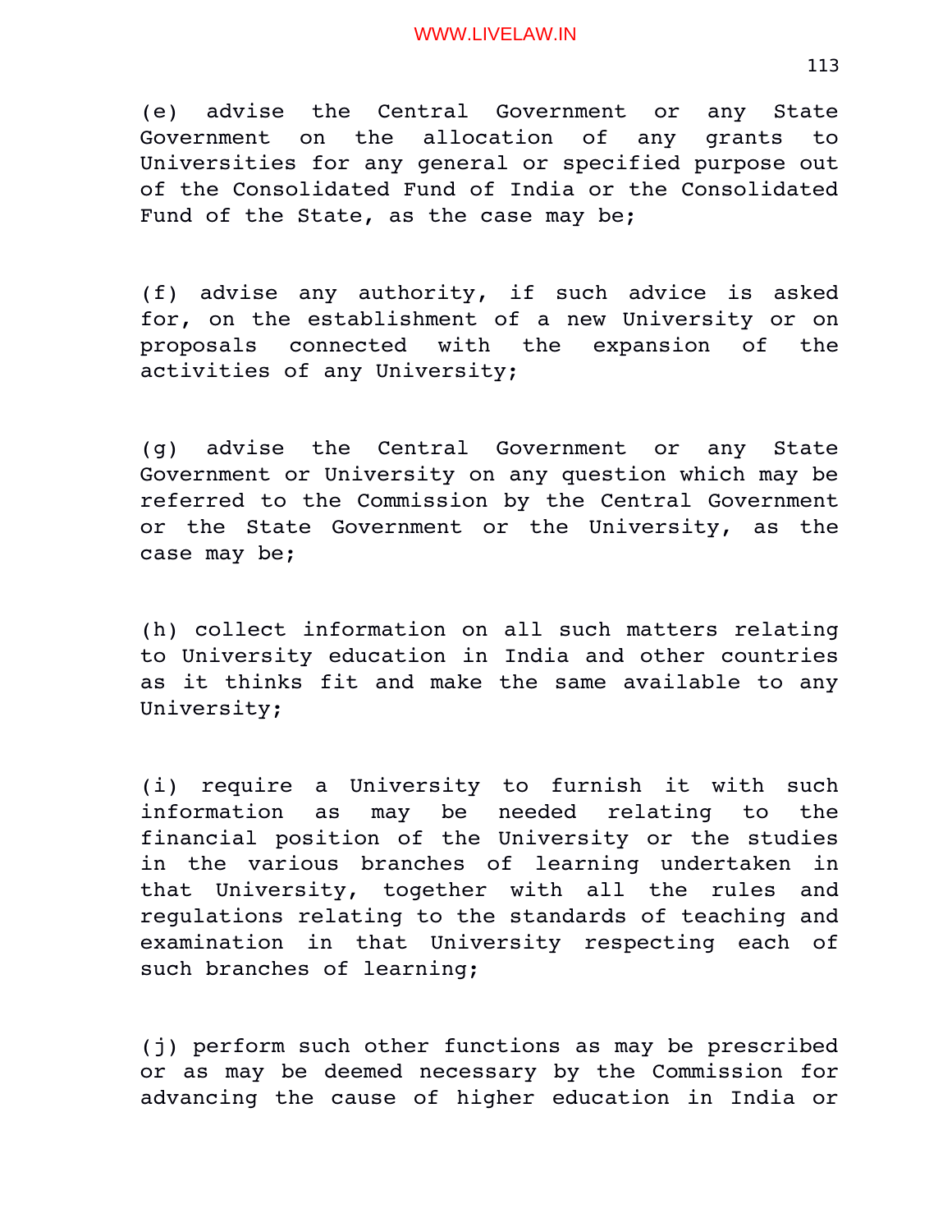(e) advise the Central Government or any State Government on the allocation of any grants to Universities for any general or specified purpose out of the Consolidated Fund of India or the Consolidated Fund of the State, as the case may be;

(f) advise any authority, if such advice is asked for, on the establishment of a new University or on proposals connected with the expansion of the activities of any University;

(g) advise the Central Government or any State Government or University on any question which may be referred to the Commission by the Central Government or the State Government or the University, as the case may be;

(h) collect information on all such matters relating to University education in India and other countries as it thinks fit and make the same available to any University;

(i) require a University to furnish it with such information as may be needed relating to the financial position of the University or the studies in the various branches of learning undertaken in that University, together with all the rules and regulations relating to the standards of teaching and examination in that University respecting each of such branches of learning;

(j) perform such other functions as may be prescribed or as may be deemed necessary by the Commission for advancing the cause of higher education in India or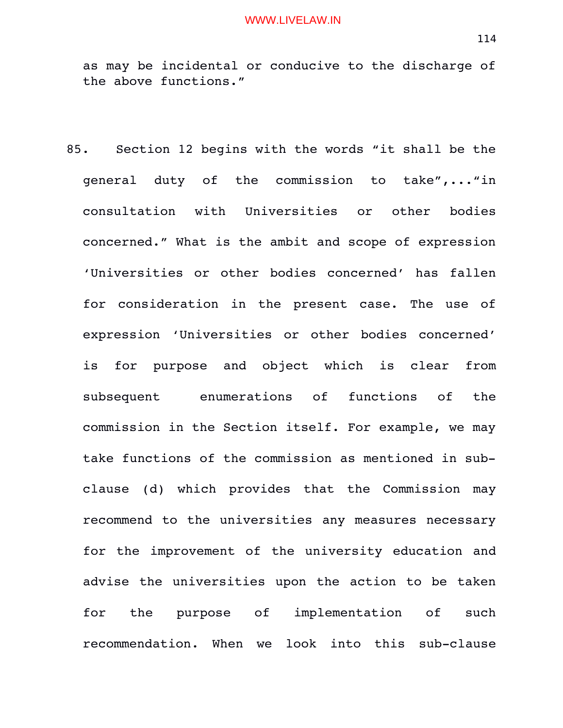as may be incidental or conducive to the discharge of the above functions."

85. Section 12 begins with the words "it shall be the general duty of the commission to take",..."in consultation with Universities or other bodies concerned." What is the ambit and scope of expression 'Universities or other bodies concerned' has fallen for consideration in the present case. The use of expression 'Universities or other bodies concerned' is for purpose and object which is clear from subsequent enumerations of functions of the commission in the Section itself. For example, we may take functions of the commission as mentioned in sub-clause (d) which provides that the Commission may recommend to the universities any measures necessary for the improvement of the university education and advise the universities upon the action to be taken for the purpose of implementation of such recommendation. When we look into this sub-clause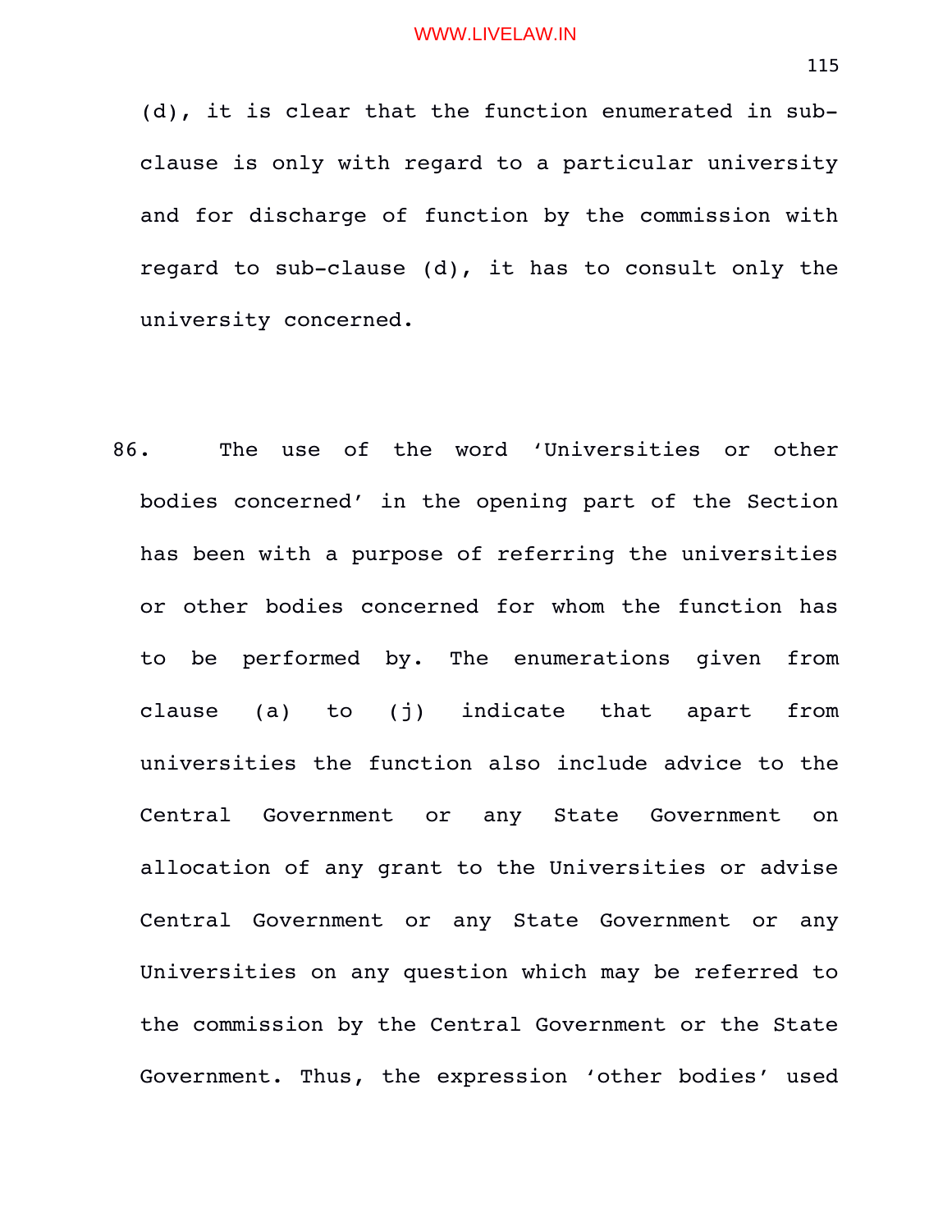(d), it is clear that the function enumerated in sub-clause is only with regard to a particular university and for discharge of function by the commission with regard to sub-clause (d), it has to consult only the university concerned.

86. The use of the word 'Universities or other bodies concerned' in the opening part of the Section has been with a purpose of referring the universities or other bodies concerned for whom the function has to be performed by. The enumerations given from clause (a) to (j) indicate that apart from universities the function also include advice to the Central Government or any State Government on allocation of any grant to the Universities or advise Central Government or any State Government or any Universities on any question which may be referred to the commission by the Central Government or the State Government. Thus, the expression 'other bodies' used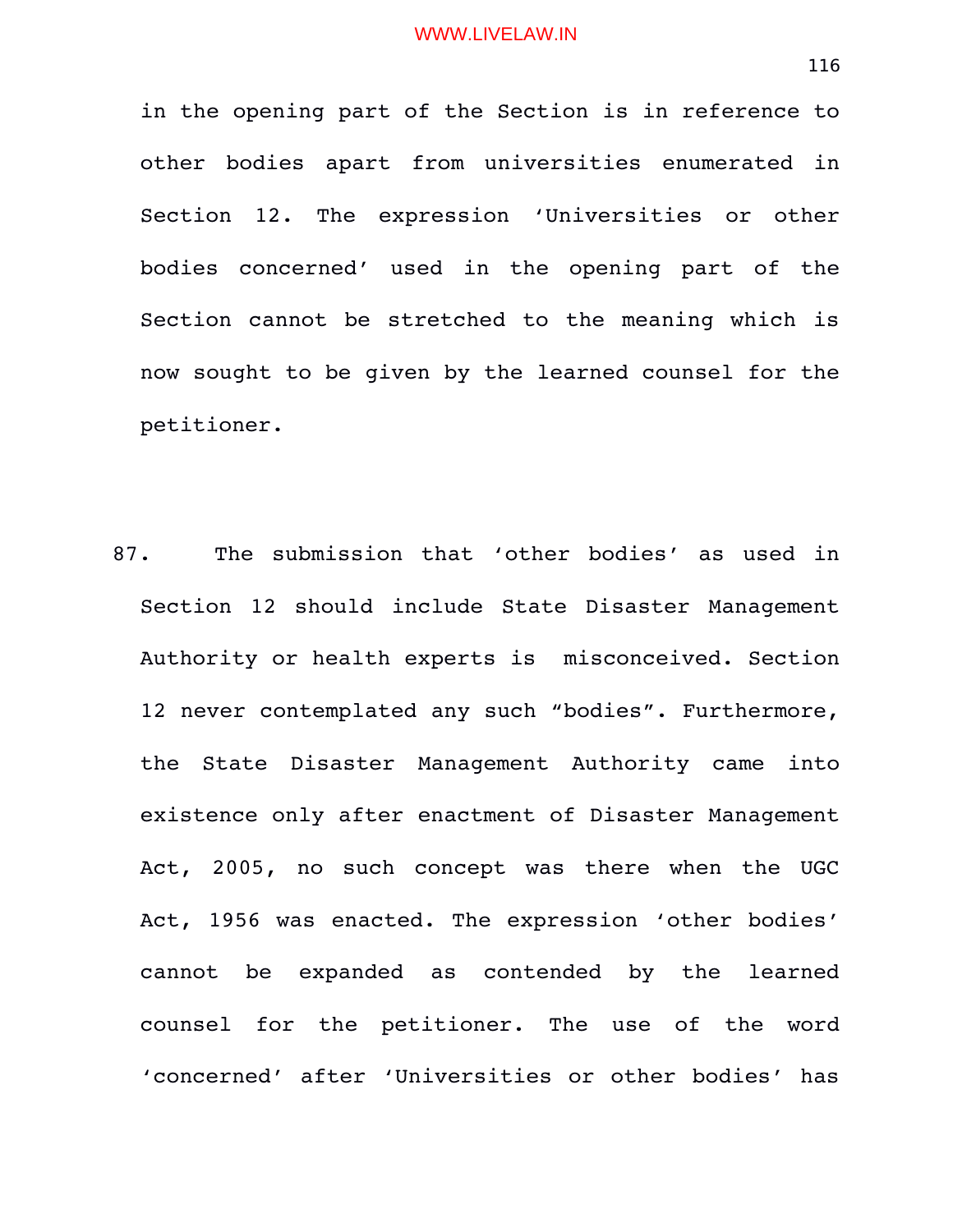in the opening part of the Section is in reference to other bodies apart from universities enumerated in Section 12. The expression 'Universities or other bodies concerned' used in the opening part of the Section cannot be stretched to the meaning which is now sought to be given by the learned counsel for the petitioner.

87. The submission that 'other bodies' as used in Section 12 should include State Disaster Management Authority or health experts is misconceived. Section 12 never contemplated any such "bodies". Furthermore, the State Disaster Management Authority came into existence only after enactment of Disaster Management Act, 2005, no such concept was there when the UGC Act, 1956 was enacted. The expression 'other bodies' cannot be expanded as contended by the learned counsel for the petitioner. The use of the word 'concerned' after 'Universities or other bodies' has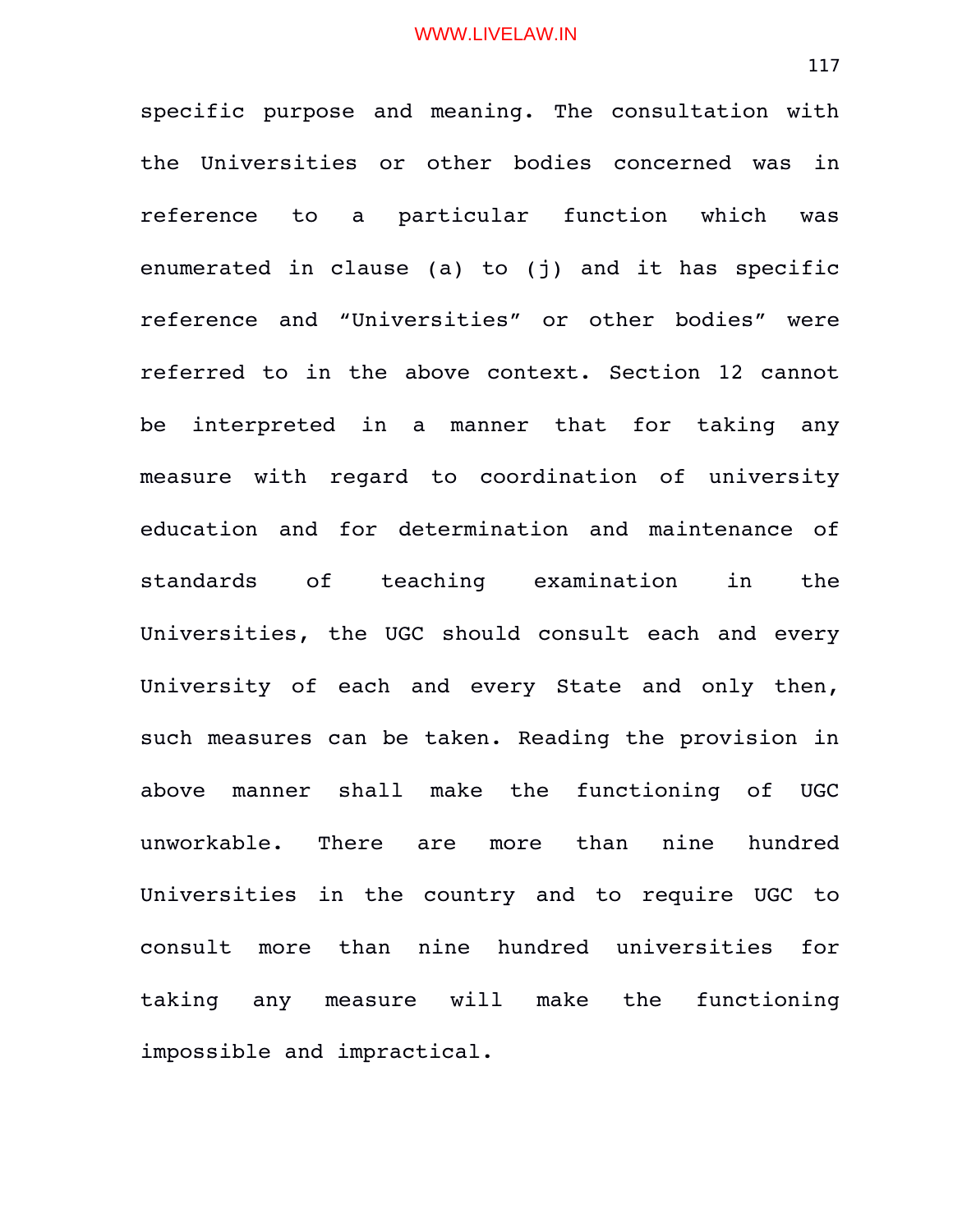specific purpose and meaning. The consultation with the Universities or other bodies concerned was in reference to a particular function which was enumerated in clause (a) to (j) and it has specific reference and "Universities" or other bodies" were referred to in the above context. Section 12 cannot be interpreted in a manner that for taking any measure with regard to coordination of university education and for determination and maintenance of standards of teaching examination in the Universities, the UGC should consult each and every University of each and every State and only then, such measures can be taken. Reading the provision in above manner shall make the functioning of UGC unworkable. There are more than nine hundred Universities in the country and to require UGC to consult more than nine hundred universities for taking any measure will make the functioning impossible and impractical.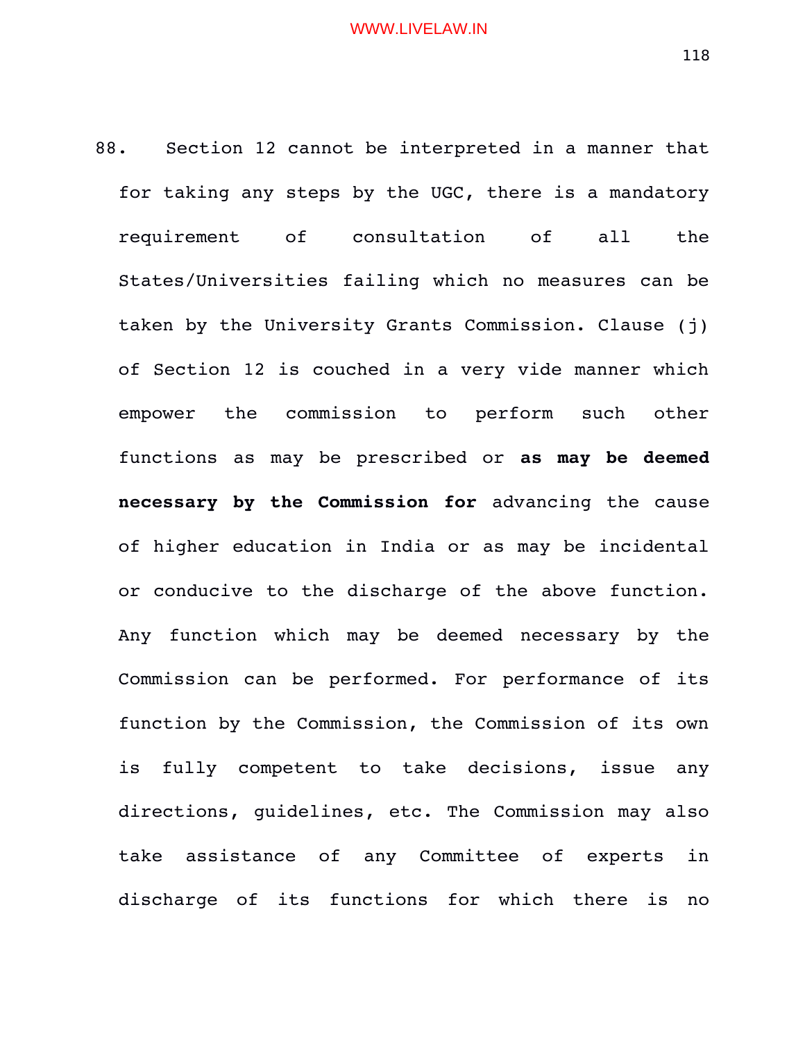88. Section 12 cannot be interpreted in a manner that for taking any steps by the UGC, there is a mandatory requirement of consultation of all the States/Universities failing which no measures can be taken by the University Grants Commission. Clause (j) of Section 12 is couched in a very vide manner which empower the commission to perform such other functions as may be prescribed or **as may be deemed necessary by the Commission for** advancing the cause of higher education in India or as may be incidental or conducive to the discharge of the above function. Any function which may be deemed necessary by the Commission can be performed. For performance of its function by the Commission, the Commission of its own is fully competent to take decisions, issue any directions, guidelines, etc. The Commission may also take assistance of any Committee of experts in discharge of its functions for which there is no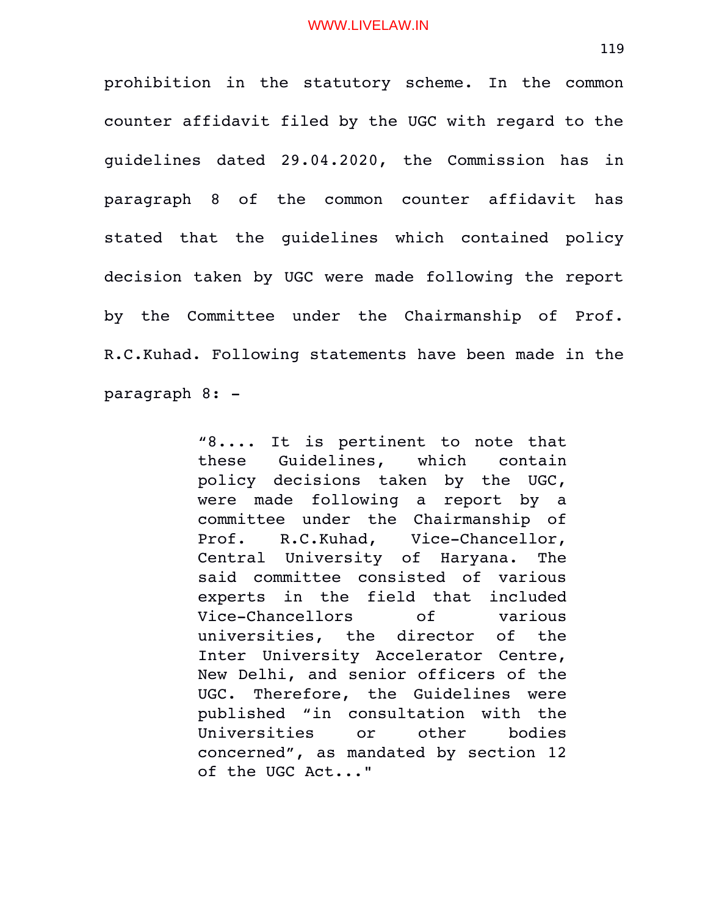prohibition in the statutory scheme. In the common counter affidavit filed by the UGC with regard to the guidelines dated 29.04.2020, the Commission has in paragraph 8 of the common counter affidavit has stated that the guidelines which contained policy decision taken by UGC were made following the report by the Committee under the Chairmanship of Prof. R.C.Kuhad. Following statements have been made in the paragraph 8: -

> "8.... It is pertinent to note that these Guidelines, which contain policy decisions taken by the UGC, were made following a report by a committee under the Chairmanship of Prof. R.C.Kuhad, Vice-Chancellor, Central University of Haryana. The said committee consisted of various experts in the field that included Vice-Chancellors of various universities, the director of the Inter University Accelerator Centre, New Delhi, and senior officers of the UGC. Therefore, the Guidelines were published "in consultation with the Universities or other bodies concerned", as mandated by section 12 of the UGC Act..."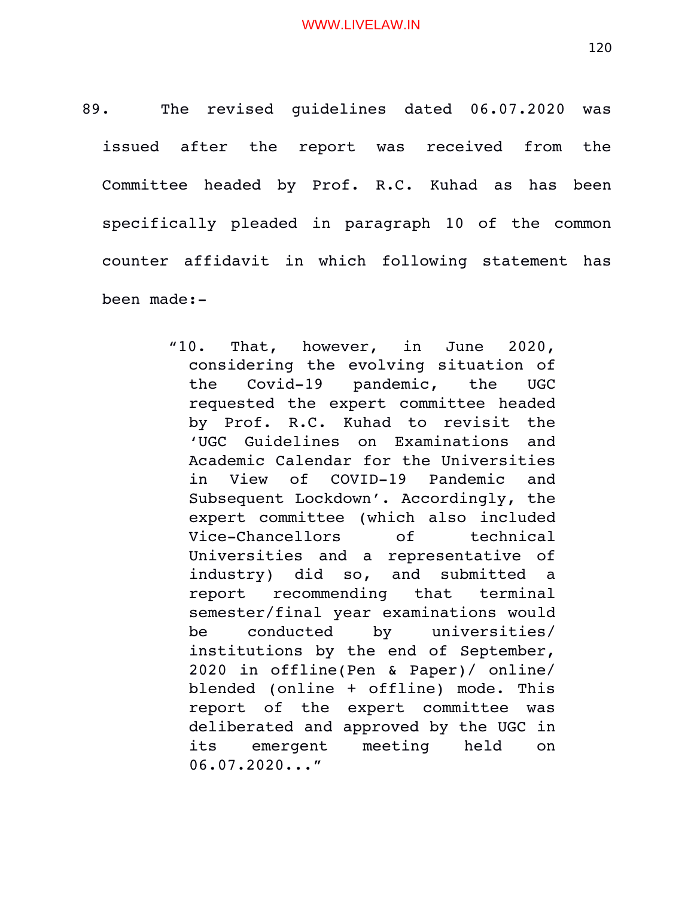89. The revised guidelines dated 06.07.2020 was issued after the report was received from the Committee headed by Prof. R.C. Kuhad as has been specifically pleaded in paragraph 10 of the common counter affidavit in which following statement has been made:-

> "10. That, however, in June 2020, considering the evolving situation of the Covid-19 pandemic, the UGC requested the expert committee headed by Prof. R.C. Kuhad to revisit the 'UGC Guidelines on Examinations and Academic Calendar for the Universities in View of COVID-19 Pandemic and Subsequent Lockdown'. Accordingly, the expert committee (which also included Vice-Chancellors of technical Universities and a representative of industry) did so, and submitted a report recommending that terminal semester/final year examinations would be conducted by universities/ institutions by the end of September, 2020 in offline(Pen & Paper)/ online/ blended (online + offline) mode. This report of the expert committee was deliberated and approved by the UGC in its emergent meeting held on 06.07.2020..."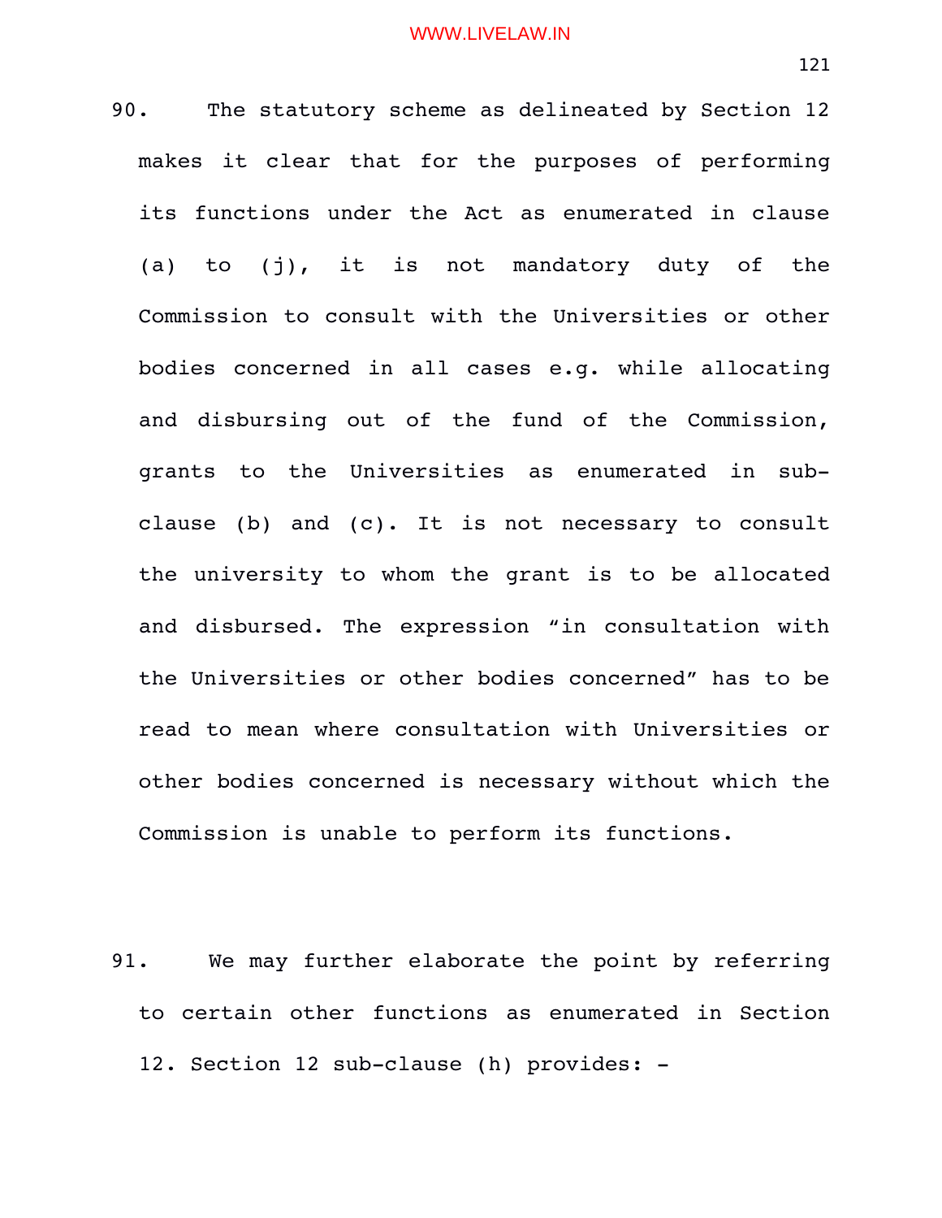90. The statutory scheme as delineated by Section 12 makes it clear that for the purposes of performing its functions under the Act as enumerated in clause (a) to (j), it is not mandatory duty of the Commission to consult with the Universities or other bodies concerned in all cases e.g. while allocating and disbursing out of the fund of the Commission, grants to the Universities as enumerated in sub-clause (b) and (c). It is not necessary to consult the university to whom the grant is to be allocated and disbursed. The expression "in consultation with the Universities or other bodies concerned" has to be read to mean where consultation with Universities or other bodies concerned is necessary without which the Commission is unable to perform its functions.

91. We may further elaborate the point by referring to certain other functions as enumerated in Section 12. Section 12 sub-clause (h) provides: -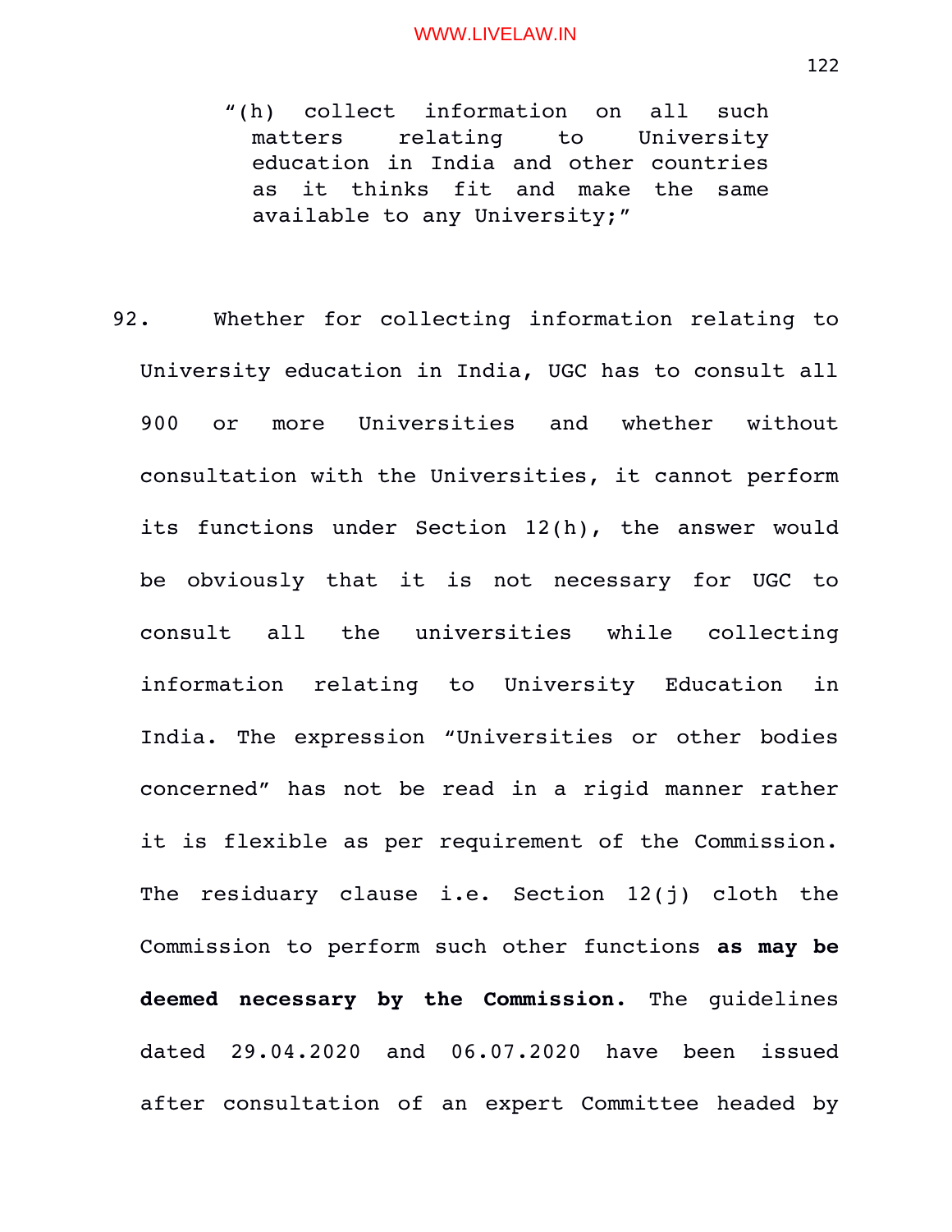> "(h) collect information on all such matters relating to University education in India and other countries as it thinks fit and make the same available to any University;"

92. Whether for collecting information relating to University education in India, UGC has to consult all 900 or more Universities and whether without consultation with the Universities, it cannot perform its functions under Section 12(h), the answer would be obviously that it is not necessary for UGC to consult all the universities while collecting information relating to University Education in India. The expression "Universities or other bodies concerned" has not be read in a rigid manner rather it is flexible as per requirement of the Commission. The residuary clause i.e. Section 12(j) cloth the Commission to perform such other functions **as may be deemed necessary by the Commission.** The guidelines dated 29.04.2020 and 06.07.2020 have been issued after consultation of an expert Committee headed by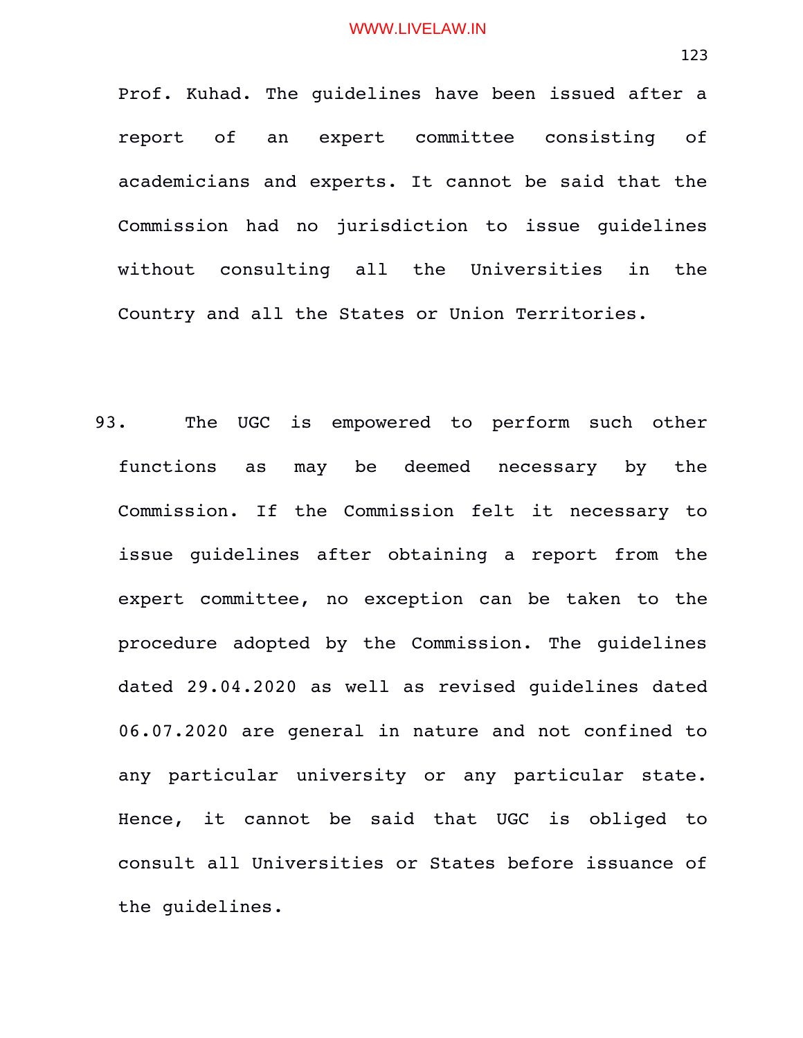Prof. Kuhad. The guidelines have been issued after a report of an expert committee consisting of academicians and experts. It cannot be said that the Commission had no jurisdiction to issue guidelines without consulting all the Universities in the Country and all the States or Union Territories.

93. The UGC is empowered to perform such other functions as may be deemed necessary by the Commission. If the Commission felt it necessary to issue guidelines after obtaining a report from the expert committee, no exception can be taken to the procedure adopted by the Commission. The guidelines dated 29.04.2020 as well as revised guidelines dated 06.07.2020 are general in nature and not confined to any particular university or any particular state. Hence, it cannot be said that UGC is obliged to consult all Universities or States before issuance of the guidelines.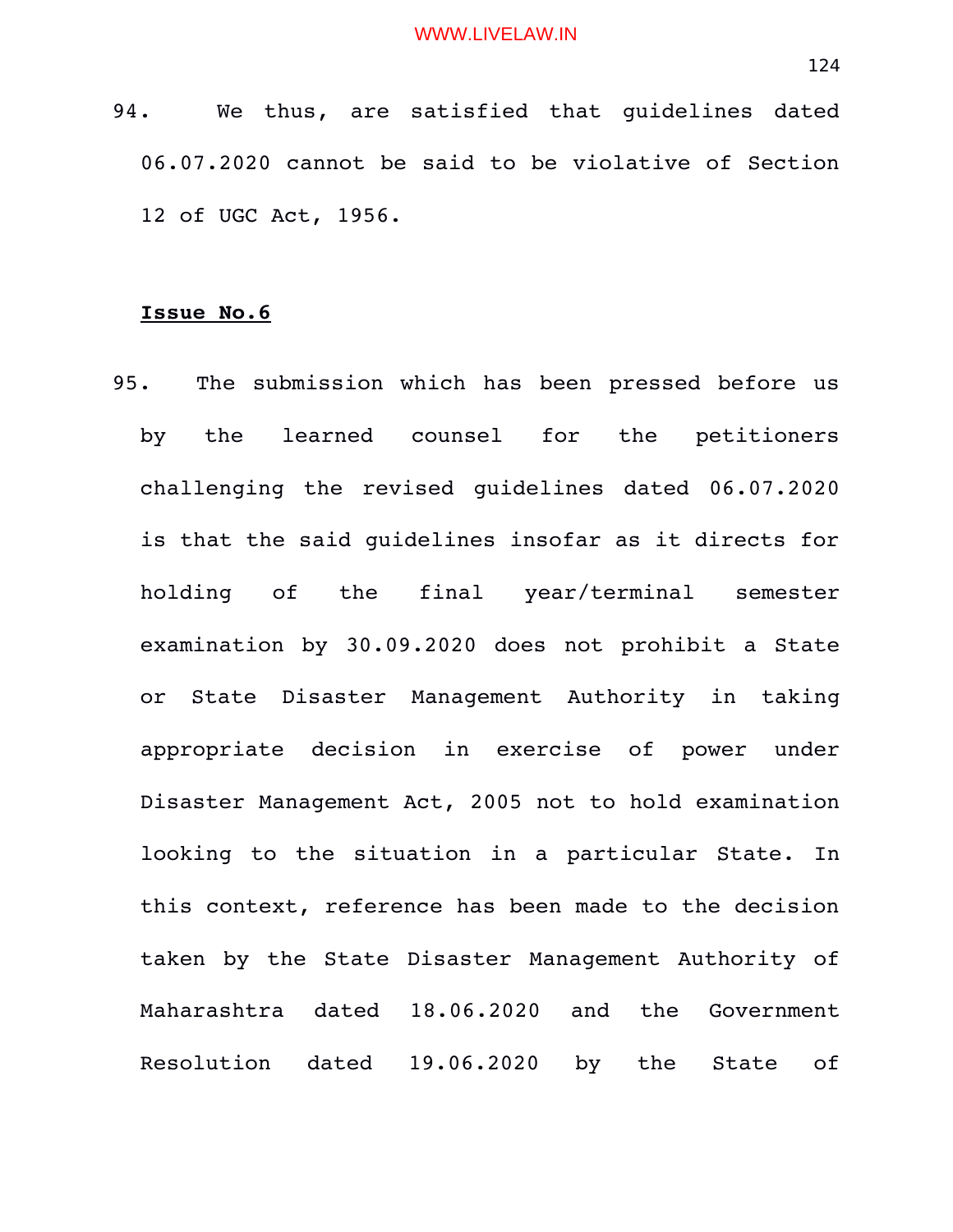94. We thus, are satisfied that guidelines dated 06.07.2020 cannot be said to be violative of Section 12 of UGC Act, 1956.

**Issue No.6**

95. The submission which has been pressed before us by the learned counsel for the petitioners challenging the revised guidelines dated 06.07.2020 is that the said guidelines insofar as it directs for holding of the final year/terminal semester examination by 30.09.2020 does not prohibit a State or State Disaster Management Authority in taking appropriate decision in exercise of power under Disaster Management Act, 2005 not to hold examination looking to the situation in a particular State. In this context, reference has been made to the decision taken by the State Disaster Management Authority of Maharashtra dated 18.06.2020 and the Government Resolution dated 19.06.2020 by the State of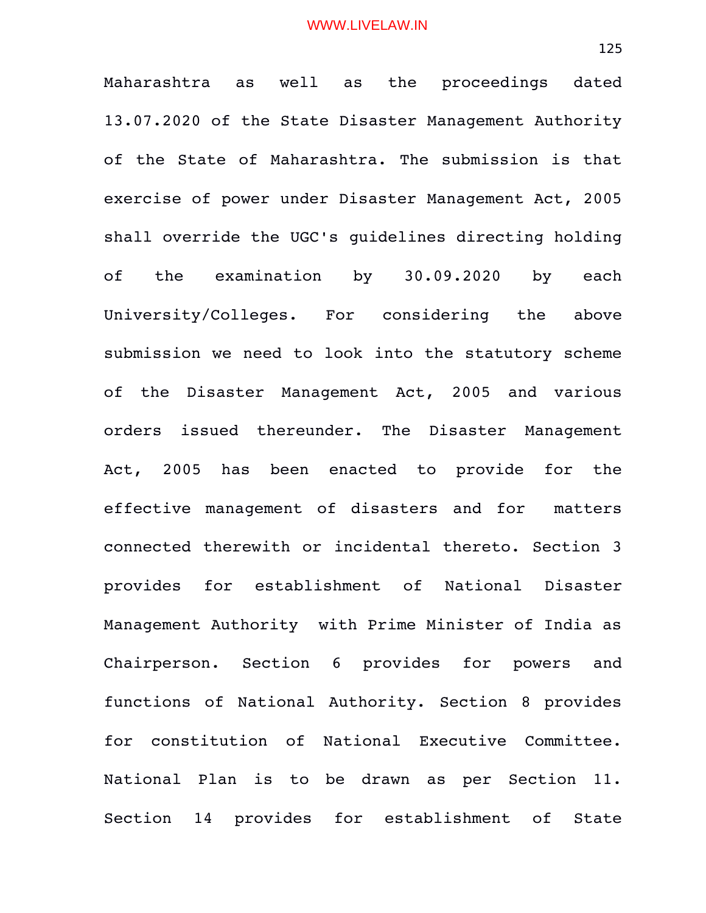Maharashtra as well as the proceedings dated 13.07.2020 of the State Disaster Management Authority of the State of Maharashtra. The submission is that exercise of power under Disaster Management Act, 2005 shall override the UGC's guidelines directing holding of the examination by 30.09.2020 by each University/Colleges. For considering the above submission we need to look into the statutory scheme of the Disaster Management Act, 2005 and various orders issued thereunder. The Disaster Management Act, 2005 has been enacted to provide for the effective management of disasters and for matters connected therewith or incidental thereto. Section 3 provides for establishment of National Disaster Management Authority with Prime Minister of India as Chairperson. Section 6 provides for powers and functions of National Authority. Section 8 provides for constitution of National Executive Committee. National Plan is to be drawn as per Section 11. Section 14 provides for establishment of State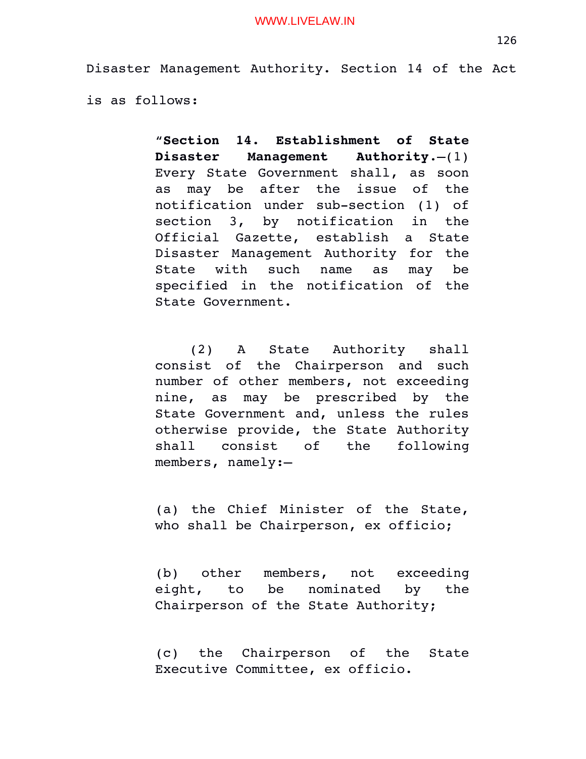Disaster Management Authority. Section 14 of the Act is as follows:

> "**Section 14. Establishment of State Disaster Management Authority.**—(1) Every State Government shall, as soon as may be after the issue of the notification under sub-section (1) of section 3, by notification in the Official Gazette, establish a State Disaster Management Authority for the State with such name as may be specified in the notification of the State Government.
>
> (2) A State Authority shall consist of the Chairperson and such number of other members, not exceeding nine, as may be prescribed by the State Government and, unless the rules otherwise provide, the State Authority shall consist of the following members, namely:—
>
> (a) the Chief Minister of the State, who shall be Chairperson, ex officio;
>
> (b) other members, not exceeding eight, to be nominated by the Chairperson of the State Authority;
>
> (c) the Chairperson of the State Executive Committee, ex officio.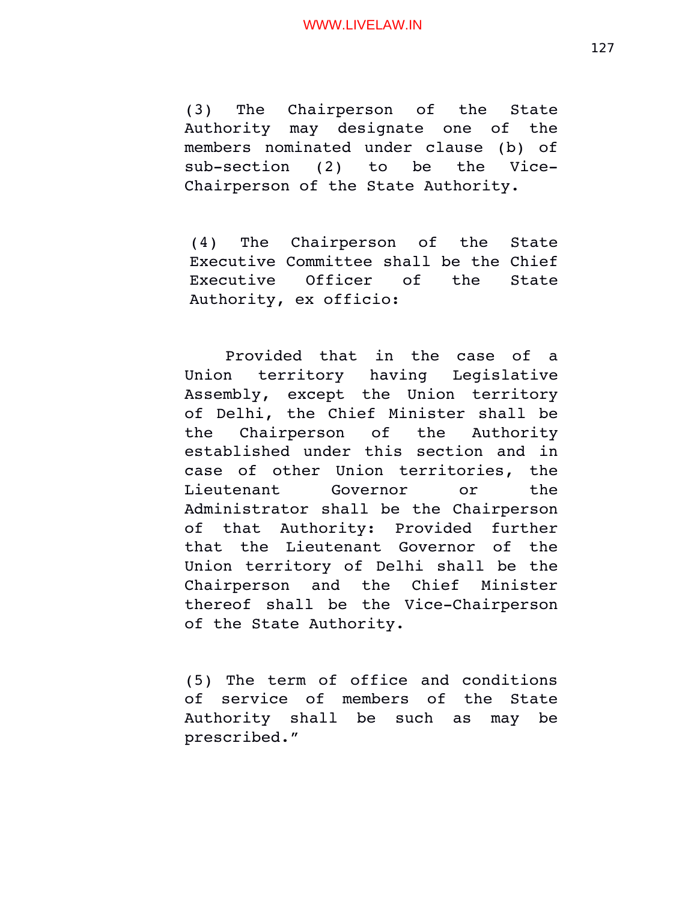(3) The Chairperson of the State Authority may designate one of the members nominated under clause (b) of sub-section (2) to be the Vice-Chairperson of the State Authority.

(4) The Chairperson of the State Executive Committee shall be the Chief Executive Officer of the State Authority, ex officio:

Provided that in the case of a Union territory having Legislative Assembly, except the Union territory of Delhi, the Chief Minister shall be the Chairperson of the Authority established under this section and in case of other Union territories, the Lieutenant Governor or the Administrator shall be the Chairperson of that Authority: Provided further that the Lieutenant Governor of the Union territory of Delhi shall be the Chairperson and the Chief Minister thereof shall be the Vice-Chairperson of the State Authority.

(5) The term of office and conditions of service of members of the State Authority shall be such as may be prescribed."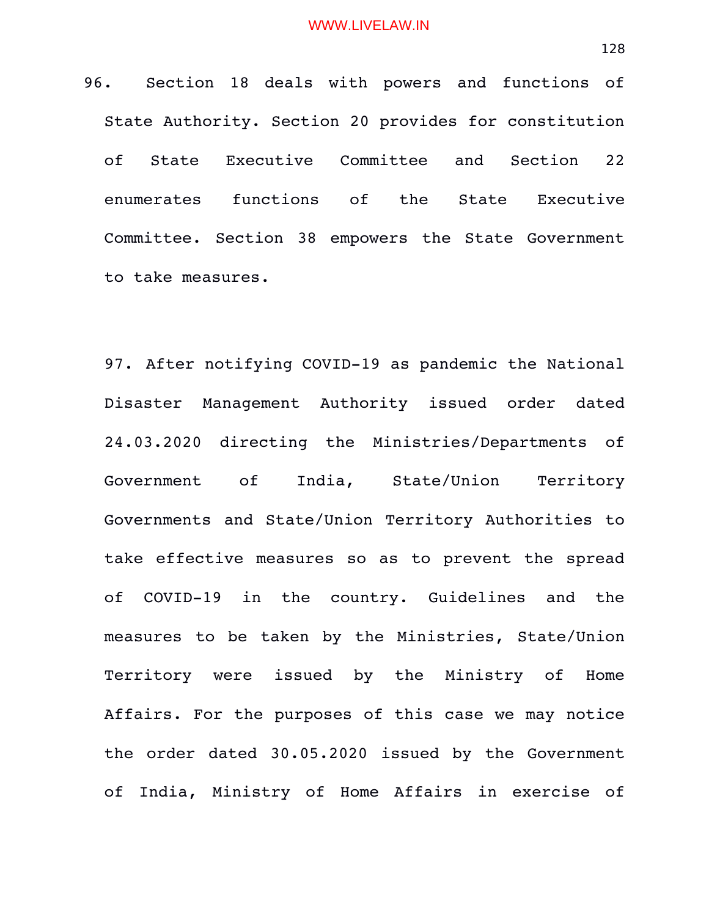96. Section 18 deals with powers and functions of State Authority. Section 20 provides for constitution of State Executive Committee and Section 22 enumerates functions of the State Executive Committee. Section 38 empowers the State Government to take measures.

97. After notifying COVID-19 as pandemic the National Disaster Management Authority issued order dated 24.03.2020 directing the Ministries/Departments of Government of India, State/Union Territory Governments and State/Union Territory Authorities to take effective measures so as to prevent the spread of COVID-19 in the country. Guidelines and the measures to be taken by the Ministries, State/Union Territory were issued by the Ministry of Home Affairs. For the purposes of this case we may notice the order dated 30.05.2020 issued by the Government of India, Ministry of Home Affairs in exercise of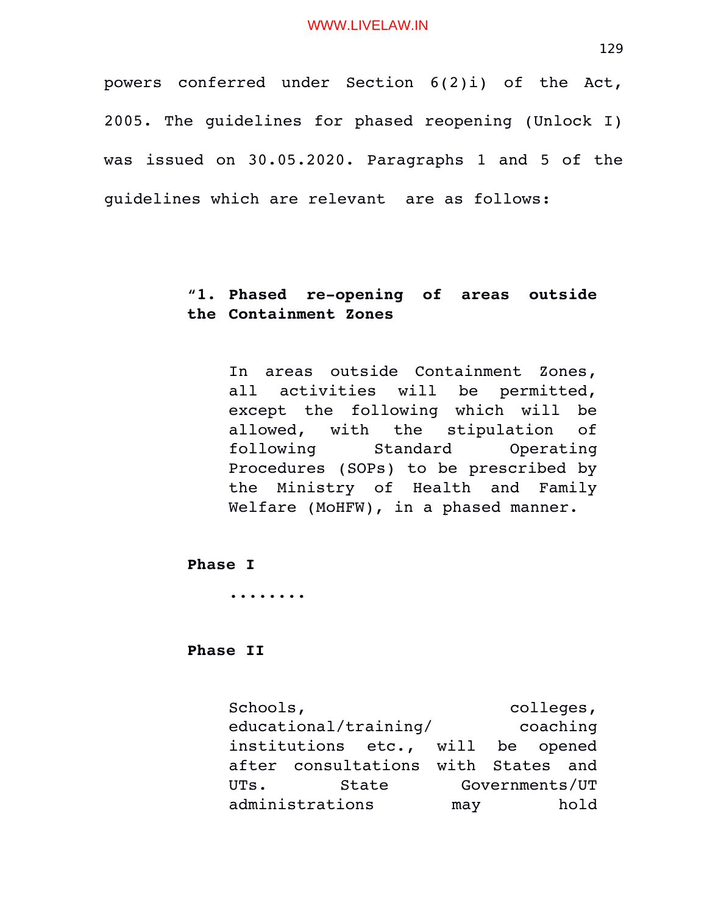powers conferred under Section 6(2)i) of the Act, 2005. The guidelines for phased reopening (Unlock I) was issued on 30.05.2020. Paragraphs 1 and 5 of the guidelines which are relevant are as follows:

> "**1. Phased re-opening of areas outside the Containment Zones**
>
> In areas outside Containment Zones, all activities will be permitted, except the following which will be allowed, with the stipulation of following Standard Operating Procedures (SOPs) to be prescribed by the Ministry of Health and Family Welfare (MoHFW), in a phased manner.
>
> **Phase I**
>
> ........
>
> **Phase II**
>
> Schools, colleges, educational/training/ coaching institutions etc., will be opened after consultations with States and UTs. State Governments/UT administrations may hold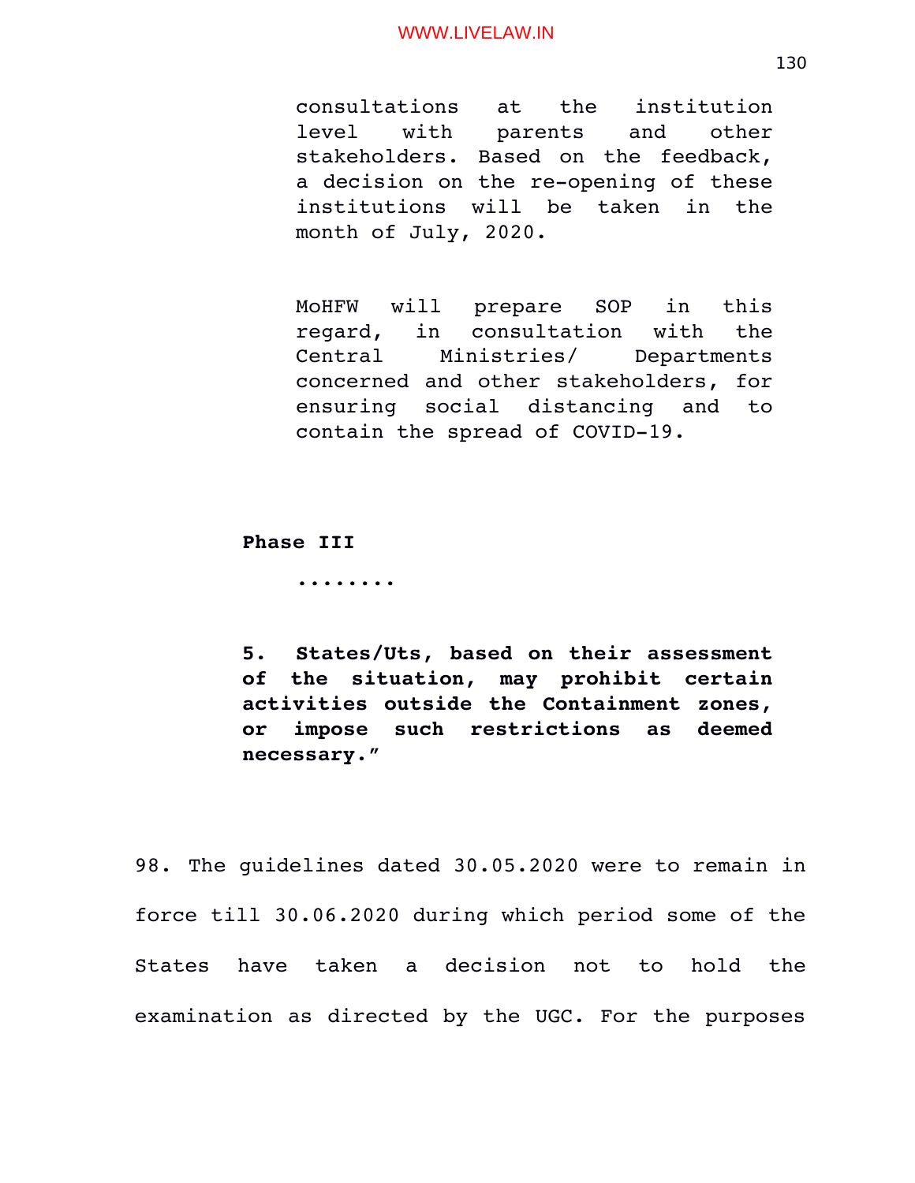consultations at the institution level with parents and other stakeholders. Based on the feedback, a decision on the re-opening of these institutions will be taken in the month of July, 2020.

MoHFW will prepare SOP in this regard, in consultation with the Central Ministries/ Departments concerned and other stakeholders, for ensuring social distancing and to contain the spread of COVID-19.

**Phase III**

........

**5. States/Uts, based on their assessment of the situation, may prohibit certain activities outside the Containment zones, or impose such restrictions as deemed necessary.”**

98. The guidelines dated 30.05.2020 were to remain in force till 30.06.2020 during which period some of the States have taken a decision not to hold the examination as directed by the UGC. For the purposes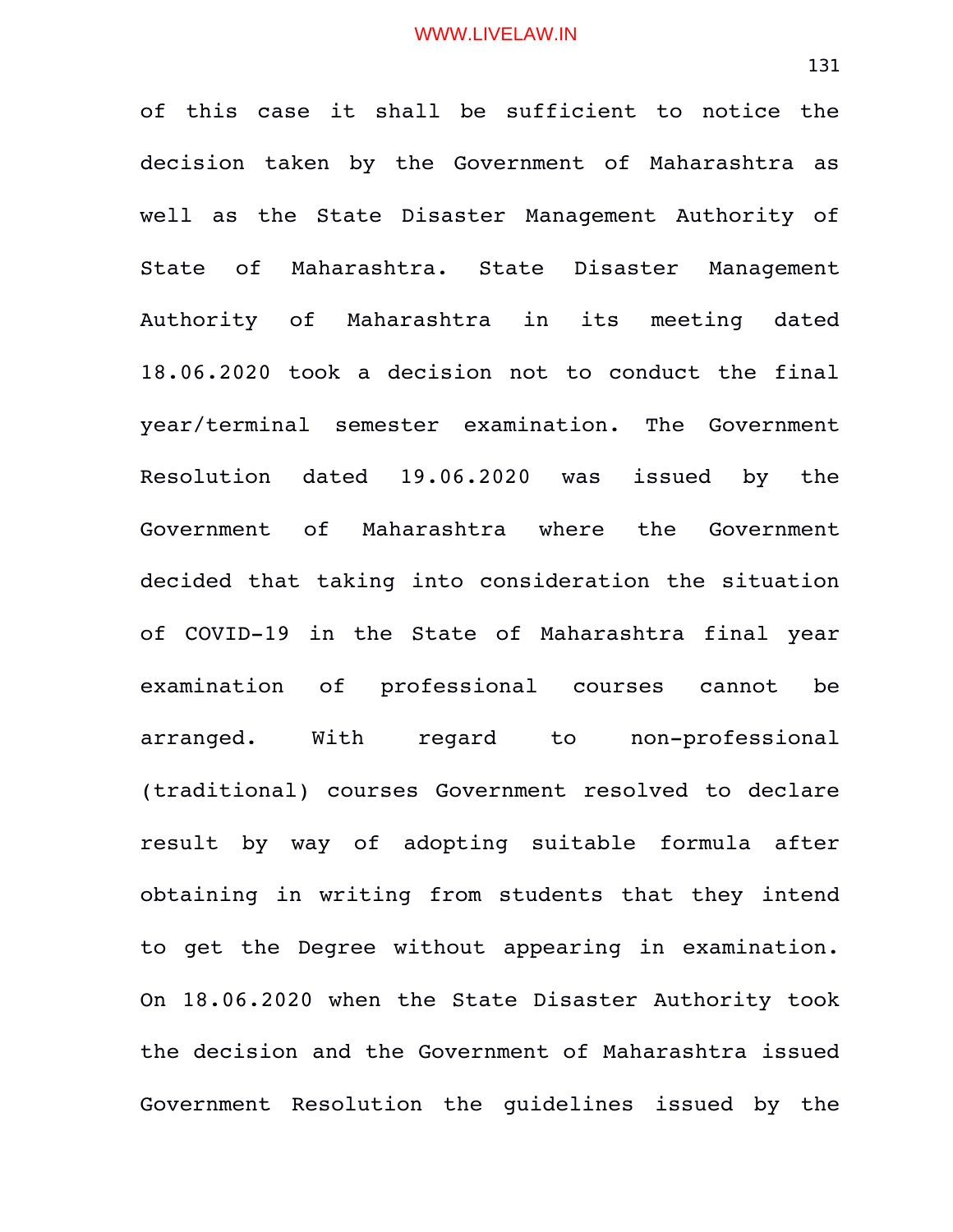of this case it shall be sufficient to notice the decision taken by the Government of Maharashtra as well as the State Disaster Management Authority of State of Maharashtra. State Disaster Management Authority of Maharashtra in its meeting dated 18.06.2020 took a decision not to conduct the final year/terminal semester examination. The Government Resolution dated 19.06.2020 was issued by the Government of Maharashtra where the Government decided that taking into consideration the situation of COVID-19 in the State of Maharashtra final year examination of professional courses cannot be arranged. With regard to non-professional (traditional) courses Government resolved to declare result by way of adopting suitable formula after obtaining in writing from students that they intend to get the Degree without appearing in examination. On 18.06.2020 when the State Disaster Authority took the decision and the Government of Maharashtra issued Government Resolution the guidelines issued by the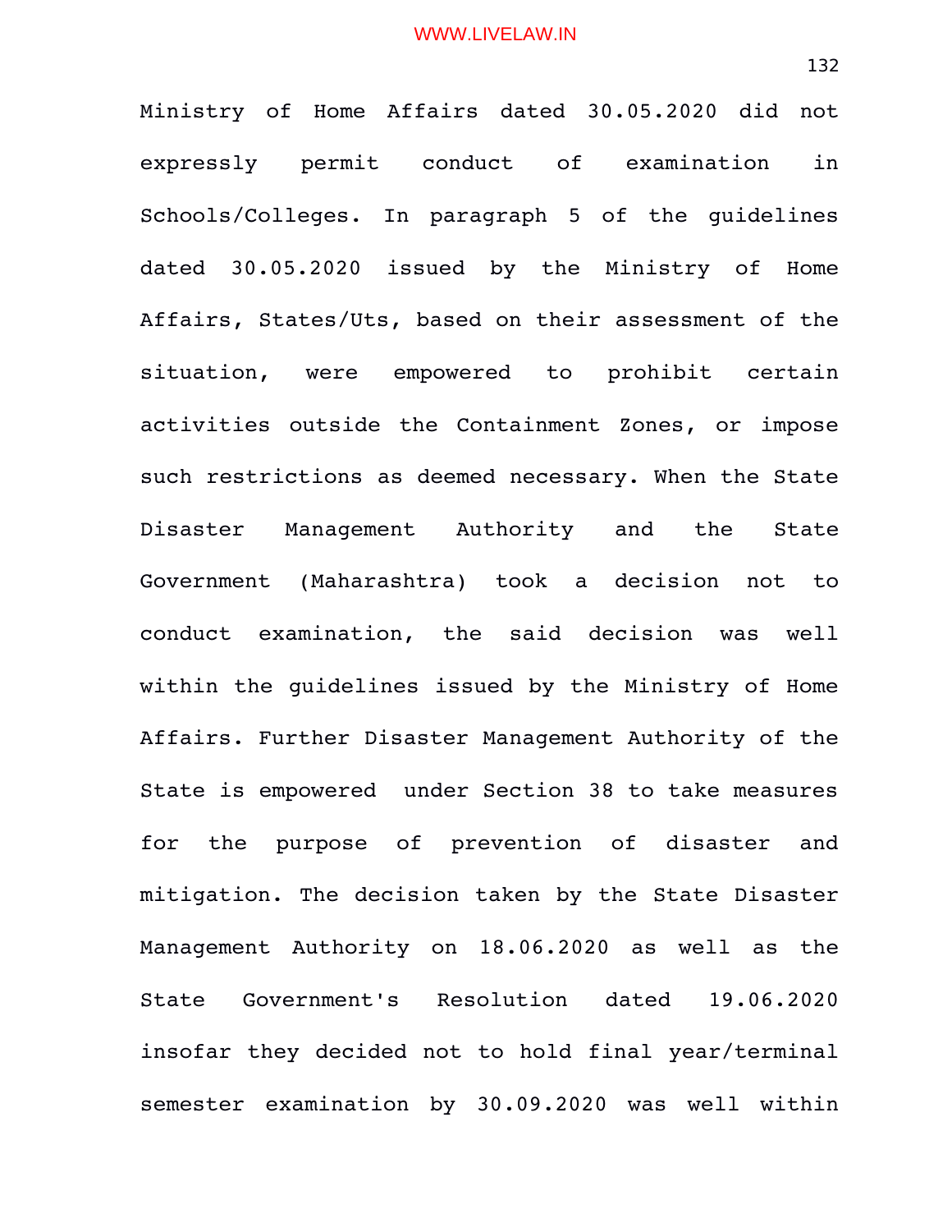Ministry of Home Affairs dated 30.05.2020 did not expressly permit conduct of examination in Schools/Colleges. In paragraph 5 of the guidelines dated 30.05.2020 issued by the Ministry of Home Affairs, States/Uts, based on their assessment of the situation, were empowered to prohibit certain activities outside the Containment Zones, or impose such restrictions as deemed necessary. When the State Disaster Management Authority and the State Government (Maharashtra) took a decision not to conduct examination, the said decision was well within the guidelines issued by the Ministry of Home Affairs. Further Disaster Management Authority of the State is empowered under Section 38 to take measures for the purpose of prevention of disaster and mitigation. The decision taken by the State Disaster Management Authority on 18.06.2020 as well as the State Government's Resolution dated 19.06.2020 insofar they decided not to hold final year/terminal semester examination by 30.09.2020 was well within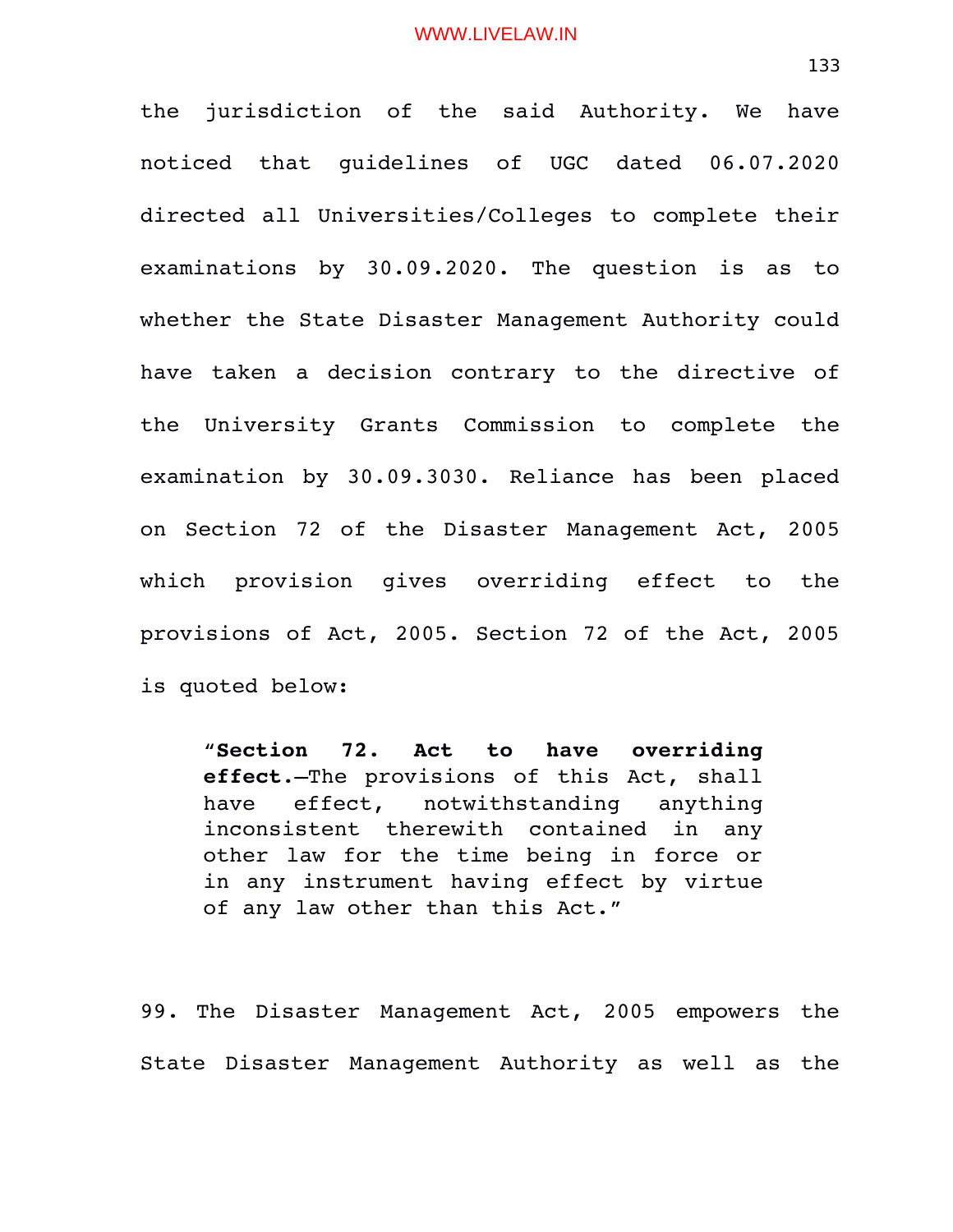the jurisdiction of the said Authority. We have noticed that guidelines of UGC dated 06.07.2020 directed all Universities/Colleges to complete their examinations by 30.09.2020. The question is as to whether the State Disaster Management Authority could have taken a decision contrary to the directive of the University Grants Commission to complete the examination by 30.09.3030. Reliance has been placed on Section 72 of the Disaster Management Act, 2005 which provision gives overriding effect to the provisions of Act, 2005. Section 72 of the Act, 2005 is quoted below:

> "**Section 72. Act to have overriding effect.**—The provisions of this Act, shall have effect, notwithstanding anything inconsistent therewith contained in any other law for the time being in force or in any instrument having effect by virtue of any law other than this Act."

99. The Disaster Management Act, 2005 empowers the State Disaster Management Authority as well as the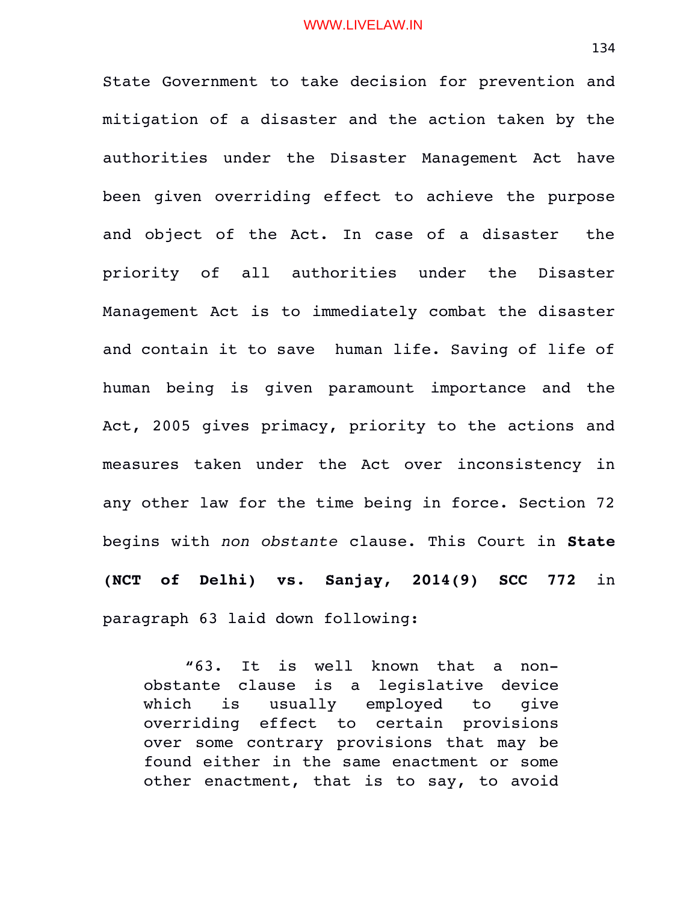State Government to take decision for prevention and mitigation of a disaster and the action taken by the authorities under the Disaster Management Act have been given overriding effect to achieve the purpose and object of the Act. In case of a disaster the priority of all authorities under the Disaster Management Act is to immediately combat the disaster and contain it to save human life. Saving of life of human being is given paramount importance and the Act, 2005 gives primacy, priority to the actions and measures taken under the Act over inconsistency in any other law for the time being in force. Section 72 begins with *non obstante* clause. This Court in **State (NCT of Delhi) vs. Sanjay, 2014(9) SCC 772** in paragraph 63 laid down following:

> "63. It is well known that a non-obstante clause is a legislative device which is usually employed to give overriding effect to certain provisions over some contrary provisions that may be found either in the same enactment or some other enactment, that is to say, to avoid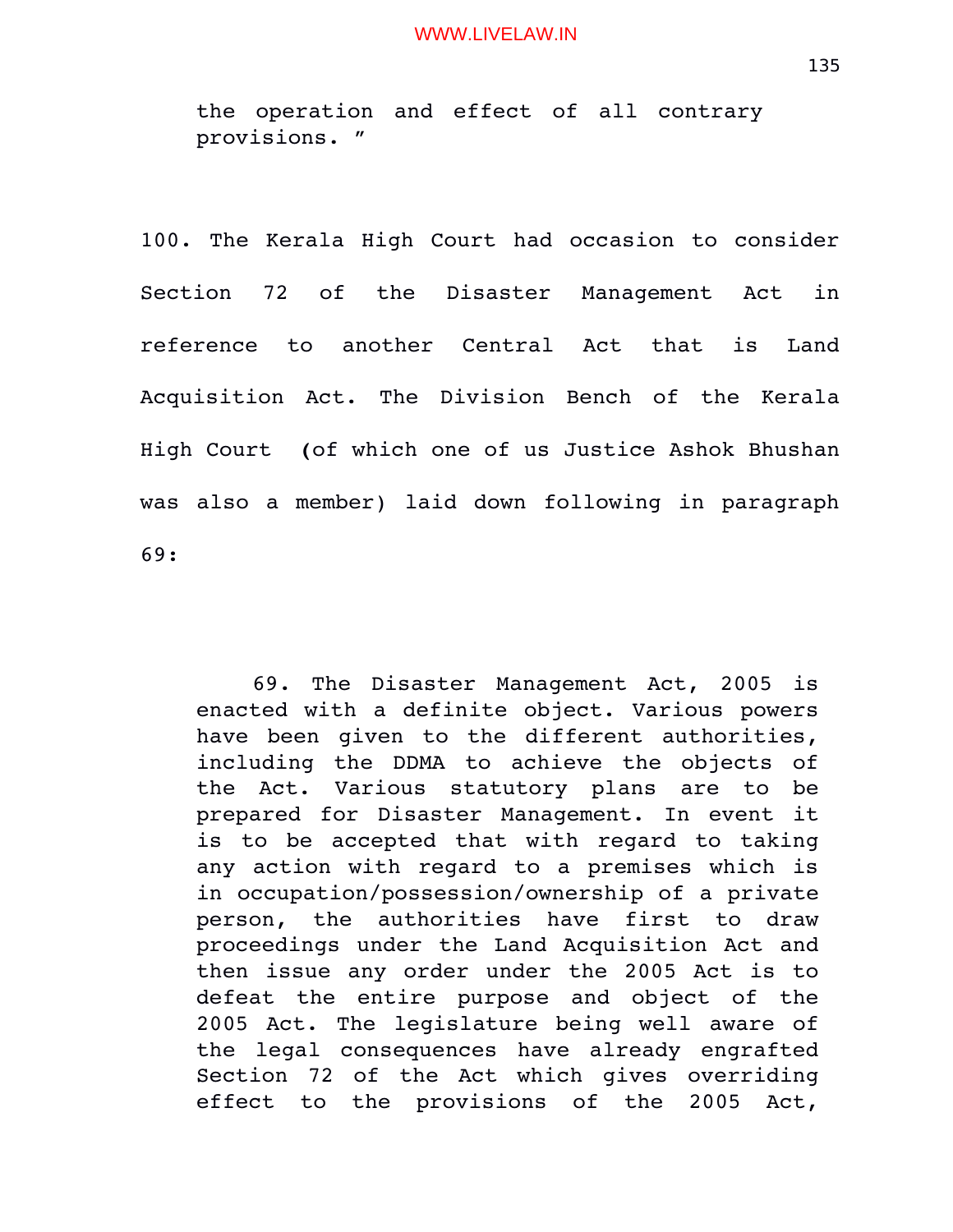> the operation and effect of all contrary provisions. "

100. The Kerala High Court had occasion to consider Section 72 of the Disaster Management Act in reference to another Central Act that is Land Acquisition Act. The Division Bench of the Kerala High Court (of which one of us Justice Ashok Bhushan was also a member) laid down following in paragraph 69:

> 69. The Disaster Management Act, 2005 is enacted with a definite object. Various powers have been given to the different authorities, including the DDMA to achieve the objects of the Act. Various statutory plans are to be prepared for Disaster Management. In event it is to be accepted that with regard to taking any action with regard to a premises which is in occupation/possession/ownership of a private person, the authorities have first to draw proceedings under the Land Acquisition Act and then issue any order under the 2005 Act is to defeat the entire purpose and object of the 2005 Act. The legislature being well aware of the legal consequences have already engrafted Section 72 of the Act which gives overriding effect to the provisions of the 2005 Act,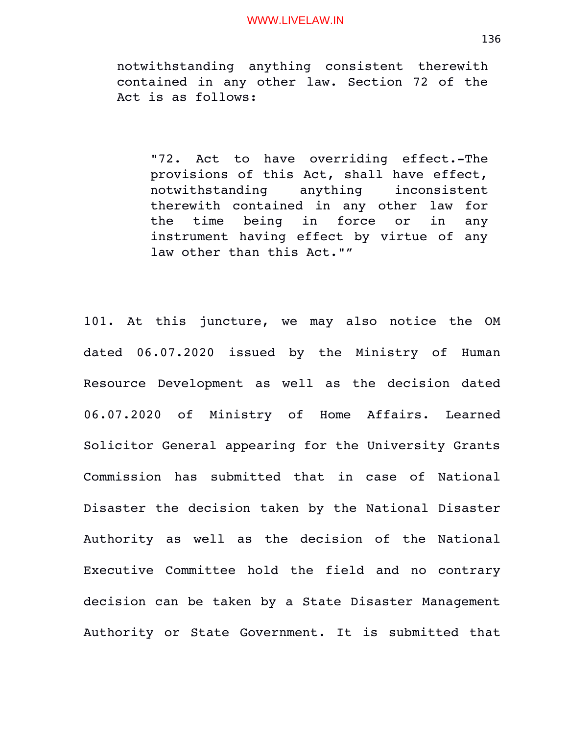notwithstanding anything consistent therewith contained in any other law. Section 72 of the Act is as follows:

> "72. Act to have overriding effect.-The provisions of this Act, shall have effect, notwithstanding anything inconsistent therewith contained in any other law for the time being in force or in any instrument having effect by virtue of any law other than this Act.""

101. At this juncture, we may also notice the OM dated 06.07.2020 issued by the Ministry of Human Resource Development as well as the decision dated 06.07.2020 of Ministry of Home Affairs. Learned Solicitor General appearing for the University Grants Commission has submitted that in case of National Disaster the decision taken by the National Disaster Authority as well as the decision of the National Executive Committee hold the field and no contrary decision can be taken by a State Disaster Management Authority or State Government. It is submitted that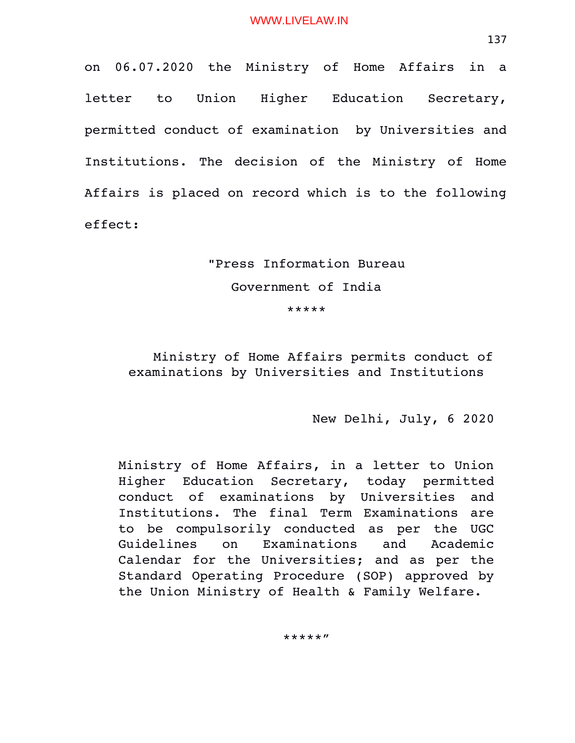on 06.07.2020 the Ministry of Home Affairs in a letter to Union Higher Education Secretary, permitted conduct of examination by Universities and Institutions. The decision of the Ministry of Home Affairs is placed on record which is to the following effect:

"Press Information Bureau

Government of India

*****

Ministry of Home Affairs permits conduct of examinations by Universities and Institutions

New Delhi, July, 6 2020

Ministry of Home Affairs, in a letter to Union Higher Education Secretary, today permitted conduct of examinations by Universities and Institutions. The final Term Examinations are to be compulsorily conducted as per the UGC Guidelines on Examinations and Academic Calendar for the Universities; and as per the Standard Operating Procedure (SOP) approved by the Union Ministry of Health & Family Welfare.

*****"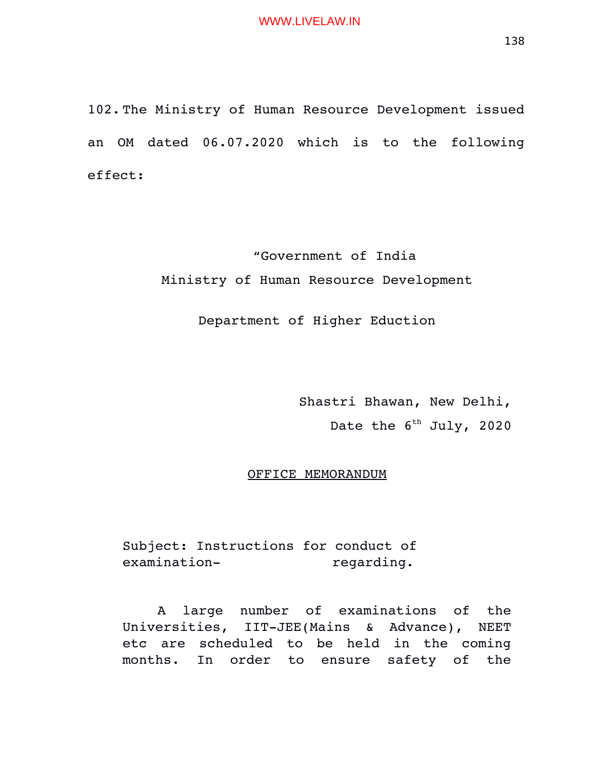102. The Ministry of Human Resource Development issued an OM dated 06.07.2020 which is to the following effect:

> "Government of India
> Ministry of Human Resource Development
>
> Department of Higher Eduction
>
> Shastri Bhawan, New Delhi,
> Date the 6th July, 2020
>
> OFFICE MEMORANDUM
>
> Subject: Instructions for conduct of examination- regarding.
>
> A large number of examinations of the Universities, IIT-JEE(Mains & Advance), NEET etc are scheduled to be held in the coming months. In order to ensure safety of the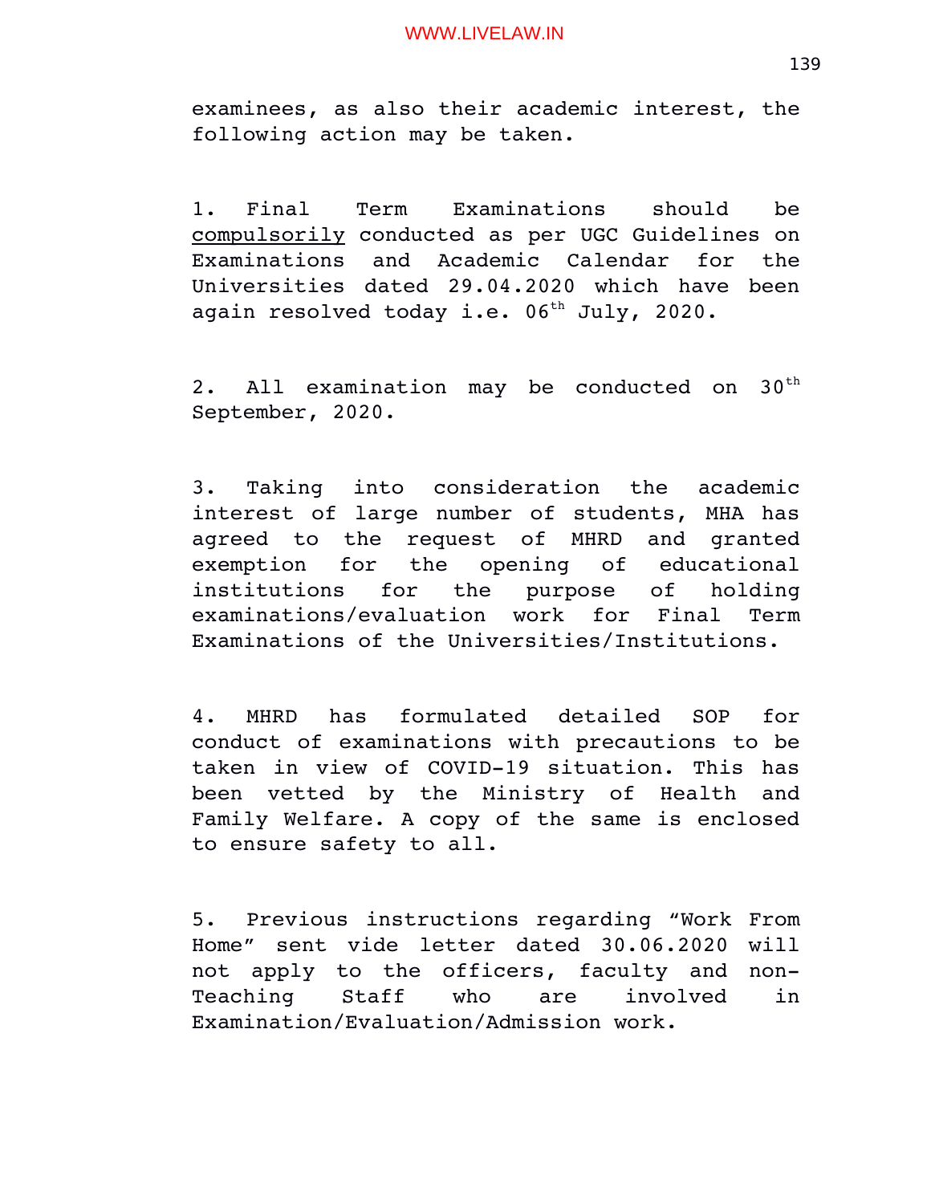examinees, as also their academic interest, the following action may be taken.

1. Final Term Examinations should be <u>compulsorily</u> conducted as per UGC Guidelines on Examinations and Academic Calendar for the Universities dated 29.04.2020 which have been again resolved today i.e. 06th July, 2020.

2. All examination may be conducted on 30th September, 2020.

3. Taking into consideration the academic interest of large number of students, MHA has agreed to the request of MHRD and granted exemption for the opening of educational institutions for the purpose of holding examinations/evaluation work for Final Term Examinations of the Universities/Institutions.

4. MHRD has formulated detailed SOP for conduct of examinations with precautions to be taken in view of COVID-19 situation. This has been vetted by the Ministry of Health and Family Welfare. A copy of the same is enclosed to ensure safety to all.

5. Previous instructions regarding "Work From Home" sent vide letter dated 30.06.2020 will not apply to the officers, faculty and non-Teaching Staff who are involved in Examination/Evaluation/Admission work.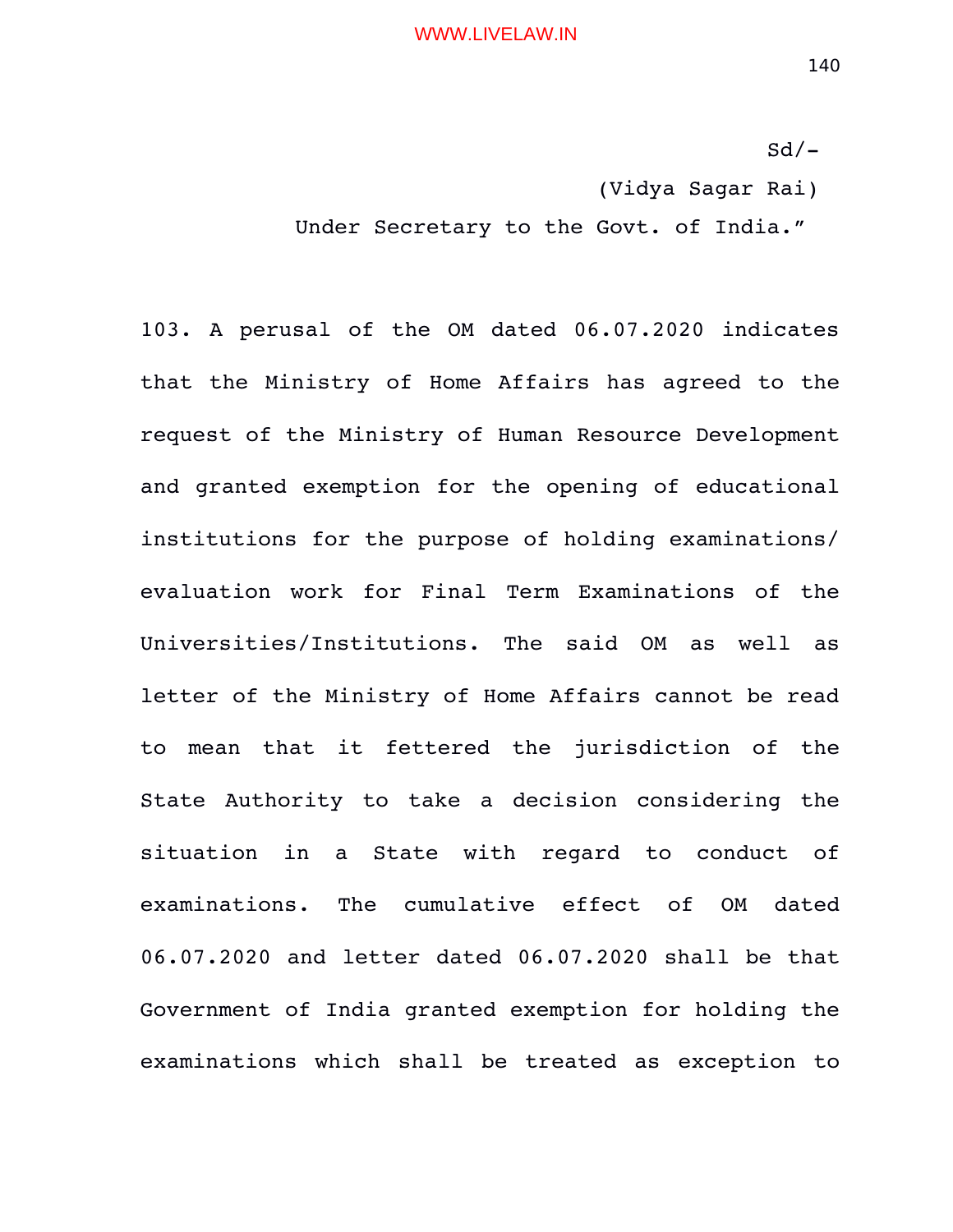Sd/-

(Vidya Sagar Rai)

Under Secretary to the Govt. of India."

103. A perusal of the OM dated 06.07.2020 indicates that the Ministry of Home Affairs has agreed to the request of the Ministry of Human Resource Development and granted exemption for the opening of educational institutions for the purpose of holding examinations/ evaluation work for Final Term Examinations of the Universities/Institutions. The said OM as well as letter of the Ministry of Home Affairs cannot be read to mean that it fettered the jurisdiction of the State Authority to take a decision considering the situation in a State with regard to conduct of examinations. The cumulative effect of OM dated 06.07.2020 and letter dated 06.07.2020 shall be that Government of India granted exemption for holding the examinations which shall be treated as exception to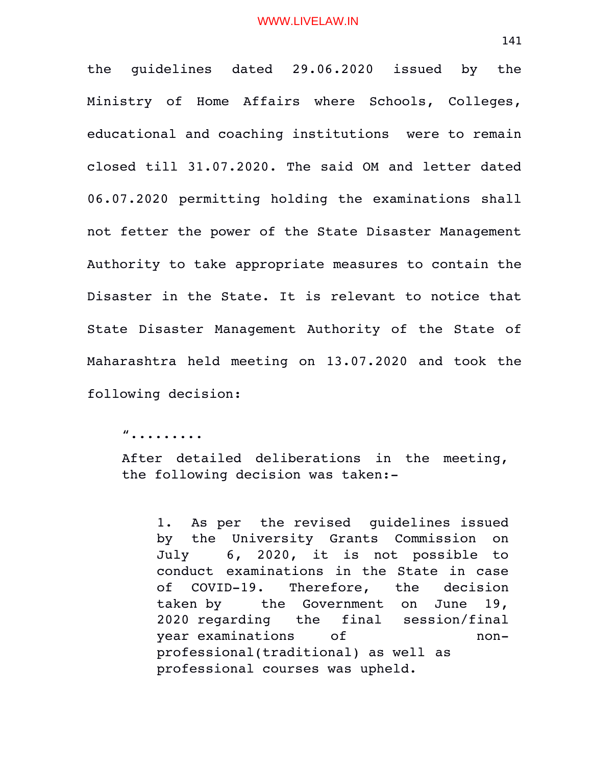the guidelines dated 29.06.2020 issued by the Ministry of Home Affairs where Schools, Colleges, educational and coaching institutions were to remain closed till 31.07.2020. The said OM and letter dated 06.07.2020 permitting holding the examinations shall not fetter the power of the State Disaster Management Authority to take appropriate measures to contain the Disaster in the State. It is relevant to notice that State Disaster Management Authority of the State of Maharashtra held meeting on 13.07.2020 and took the following decision:

> "........
>
> After detailed deliberations in the meeting, the following decision was taken:-
>
> > 1. As per the revised guidelines issued by the University Grants Commission on July 6, 2020, it is not possible to conduct examinations in the State in case of COVID-19. Therefore, the decision taken by the Government on June 19, 2020 regarding the final session/final year examinations of non-professional(traditional) as well as professional courses was upheld.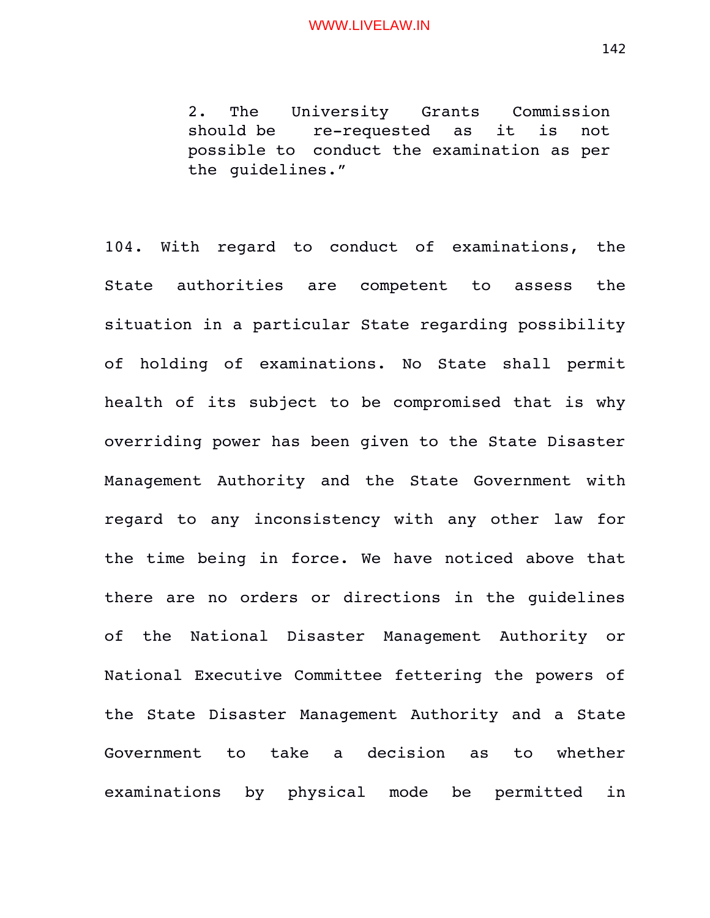> 2. The University Grants Commission should be re-requested as it is not possible to conduct the examination as per the guidelines."

104. With regard to conduct of examinations, the State authorities are competent to assess the situation in a particular State regarding possibility of holding of examinations. No State shall permit health of its subject to be compromised that is why overriding power has been given to the State Disaster Management Authority and the State Government with regard to any inconsistency with any other law for the time being in force. We have noticed above that there are no orders or directions in the guidelines of the National Disaster Management Authority or National Executive Committee fettering the powers of the State Disaster Management Authority and a State Government to take a decision as to whether examinations by physical mode be permitted in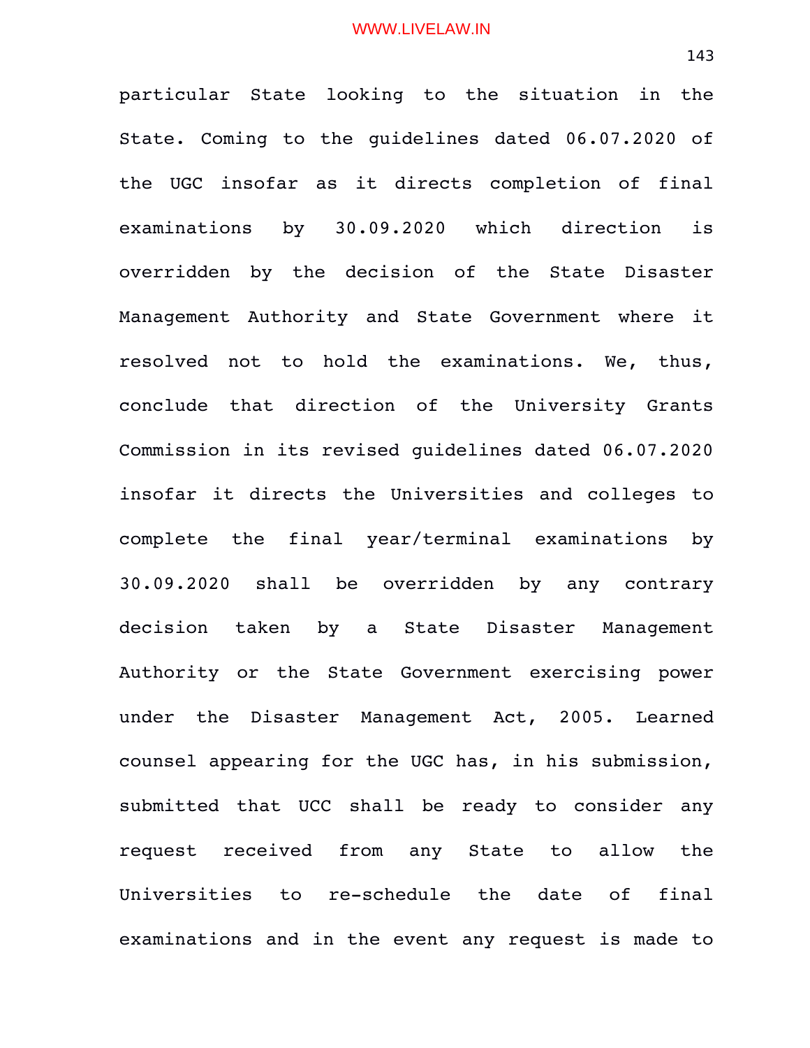particular State looking to the situation in the State. Coming to the guidelines dated 06.07.2020 of the UGC insofar as it directs completion of final examinations by 30.09.2020 which direction is overridden by the decision of the State Disaster Management Authority and State Government where it resolved not to hold the examinations. We, thus, conclude that direction of the University Grants Commission in its revised guidelines dated 06.07.2020 insofar it directs the Universities and colleges to complete the final year/terminal examinations by 30.09.2020 shall be overridden by any contrary decision taken by a State Disaster Management Authority or the State Government exercising power under the Disaster Management Act, 2005. Learned counsel appearing for the UGC has, in his submission, submitted that UCC shall be ready to consider any request received from any State to allow the Universities to re-schedule the date of final examinations and in the event any request is made to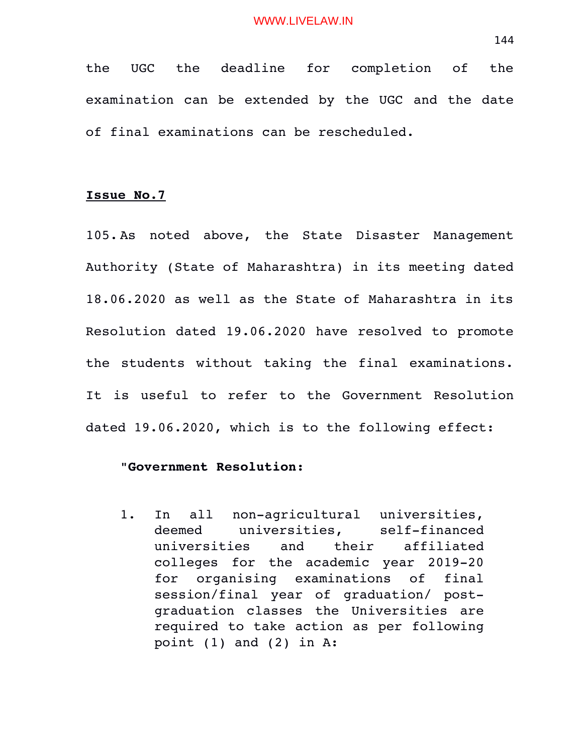the UGC the deadline for completion of the examination can be extended by the UGC and the date of final examinations can be rescheduled.

**Issue No.7**

105. As noted above, the State Disaster Management Authority (State of Maharashtra) in its meeting dated 18.06.2020 as well as the State of Maharashtra in its Resolution dated 19.06.2020 have resolved to promote the students without taking the final examinations. It is useful to refer to the Government Resolution dated 19.06.2020, which is to the following effect:

> "**Government Resolution:**
>
> 1. In all non-agricultural universities, deemed universities, self-financed universities and their affiliated colleges for the academic year 2019-20 for organising examinations of final session/final year of graduation/ post-graduation classes the Universities are required to take action as per following point (1) and (2) in A: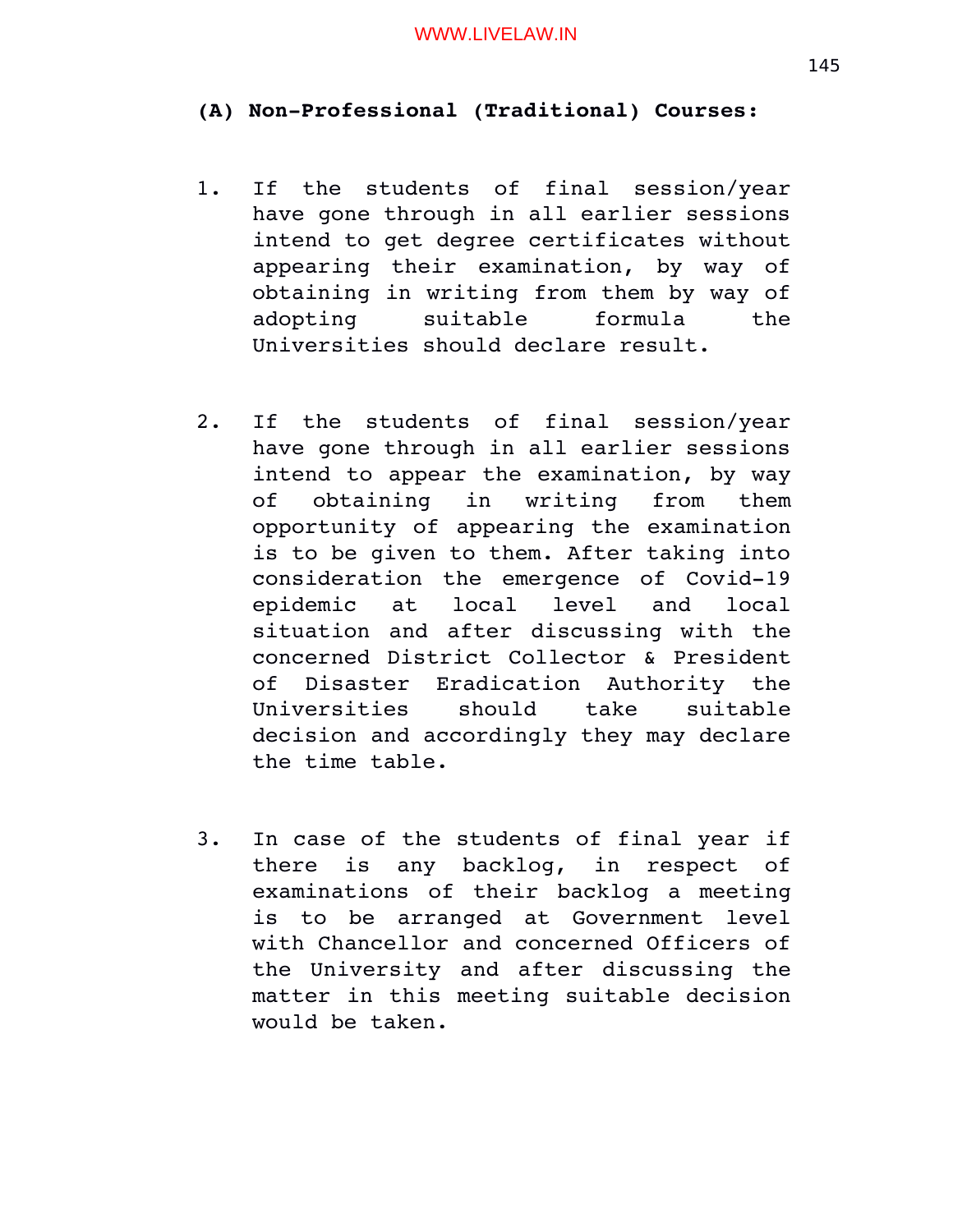**(A) Non-Professional (Traditional) Courses:**

1. If the students of final session/year have gone through in all earlier sessions intend to get degree certificates without appearing their examination, by way of obtaining in writing from them by way of adopting suitable formula the Universities should declare result.

2. If the students of final session/year have gone through in all earlier sessions intend to appear the examination, by way of obtaining in writing from them opportunity of appearing the examination is to be given to them. After taking into consideration the emergence of Covid-19 epidemic at local level and local situation and after discussing with the concerned District Collector & President of Disaster Eradication Authority the Universities should take suitable decision and accordingly they may declare the time table.

3. In case of the students of final year if there is any backlog, in respect of examinations of their backlog a meeting is to be arranged at Government level with Chancellor and concerned Officers of the University and after discussing the matter in this meeting suitable decision would be taken.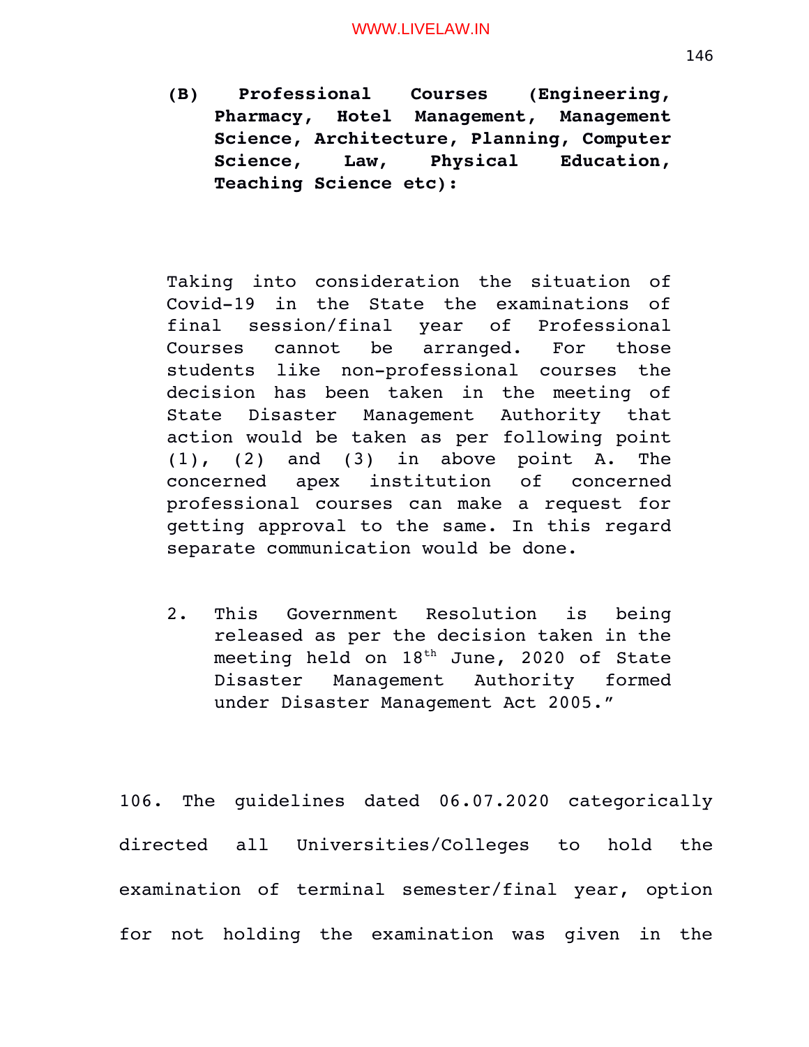**(B) Professional Courses (Engineering, Pharmacy, Hotel Management, Management Science, Architecture, Planning, Computer Science, Law, Physical Education, Teaching Science etc):**

Taking into consideration the situation of Covid-19 in the State the examinations of final session/final year of Professional Courses cannot be arranged. For those students like non-professional courses the decision has been taken in the meeting of State Disaster Management Authority that action would be taken as per following point (1), (2) and (3) in above point A. The concerned apex institution of concerned professional courses can make a request for getting approval to the same. In this regard separate communication would be done.

2. This Government Resolution is being released as per the decision taken in the meeting held on 18th June, 2020 of State Disaster Management Authority formed under Disaster Management Act 2005."

106. The guidelines dated 06.07.2020 categorically directed all Universities/Colleges to hold the examination of terminal semester/final year, option for not holding the examination was given in the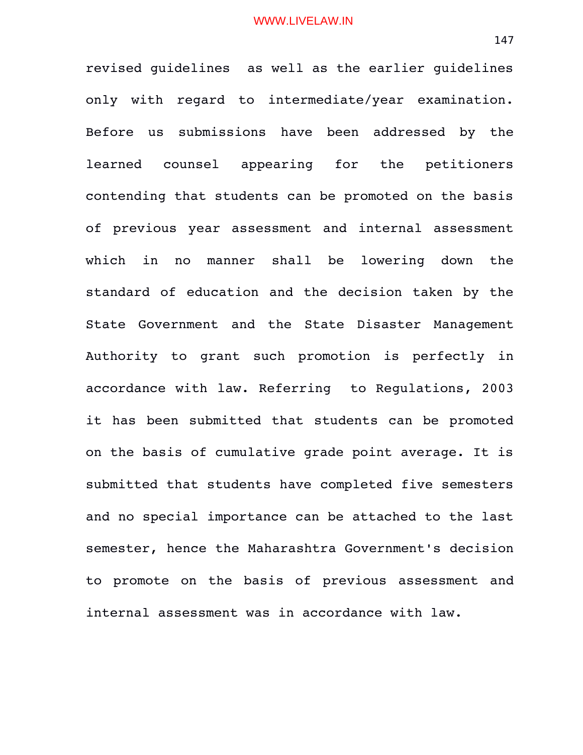revised guidelines as well as the earlier guidelines only with regard to intermediate/year examination. Before us submissions have been addressed by the learned counsel appearing for the petitioners contending that students can be promoted on the basis of previous year assessment and internal assessment which in no manner shall be lowering down the standard of education and the decision taken by the State Government and the State Disaster Management Authority to grant such promotion is perfectly in accordance with law. Referring to Regulations, 2003 it has been submitted that students can be promoted on the basis of cumulative grade point average. It is submitted that students have completed five semesters and no special importance can be attached to the last semester, hence the Maharashtra Government's decision to promote on the basis of previous assessment and internal assessment was in accordance with law.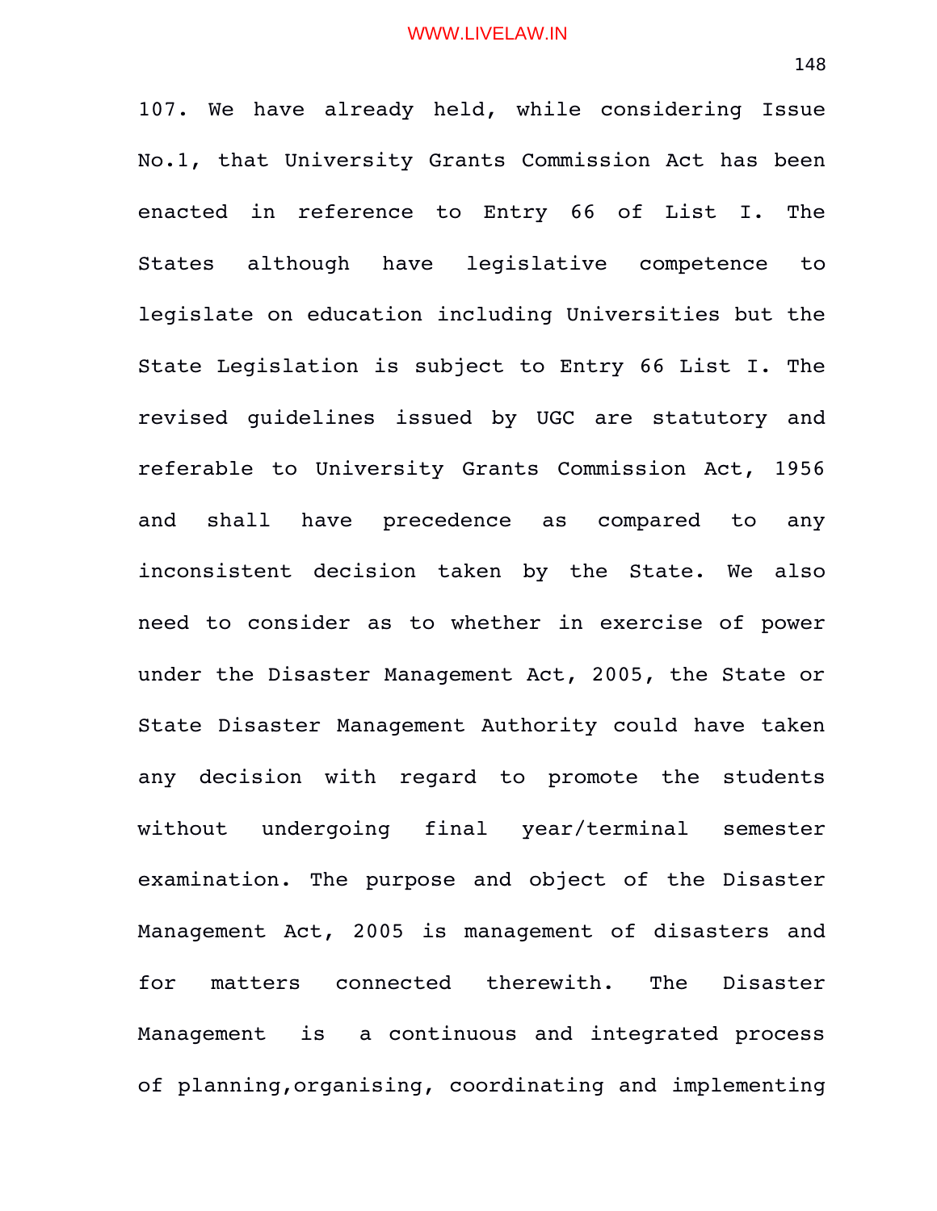107. We have already held, while considering Issue No.1, that University Grants Commission Act has been enacted in reference to Entry 66 of List I. The States although have legislative competence to legislate on education including Universities but the State Legislation is subject to Entry 66 List I. The revised guidelines issued by UGC are statutory and referable to University Grants Commission Act, 1956 and shall have precedence as compared to any inconsistent decision taken by the State. We also need to consider as to whether in exercise of power under the Disaster Management Act, 2005, the State or State Disaster Management Authority could have taken any decision with regard to promote the students without undergoing final year/terminal semester examination. The purpose and object of the Disaster Management Act, 2005 is management of disasters and for matters connected therewith. The Disaster Management is a continuous and integrated process of planning,organising, coordinating and implementing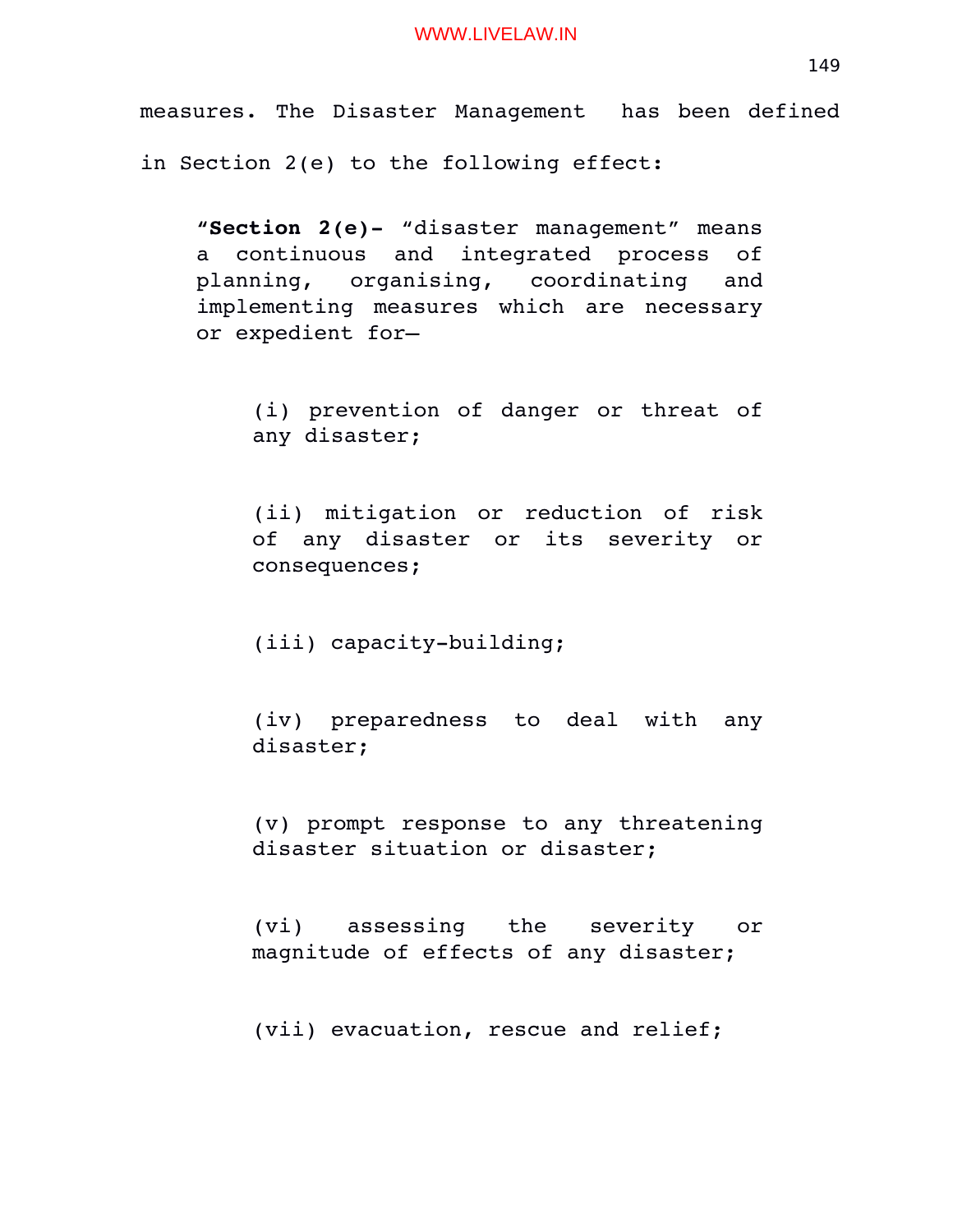measures. The Disaster Management has been defined in Section 2(e) to the following effect:

> “**Section 2(e)-** “disaster management” means a continuous and integrated process of planning, organising, coordinating and implementing measures which are necessary or expedient for—
>
> (i) prevention of danger or threat of any disaster;
>
> (ii) mitigation or reduction of risk of any disaster or its severity or consequences;
>
> (iii) capacity-building;
>
> (iv) preparedness to deal with any disaster;
>
> (v) prompt response to any threatening disaster situation or disaster;
>
> (vi) assessing the severity or magnitude of effects of any disaster;
>
> (vii) evacuation, rescue and relief;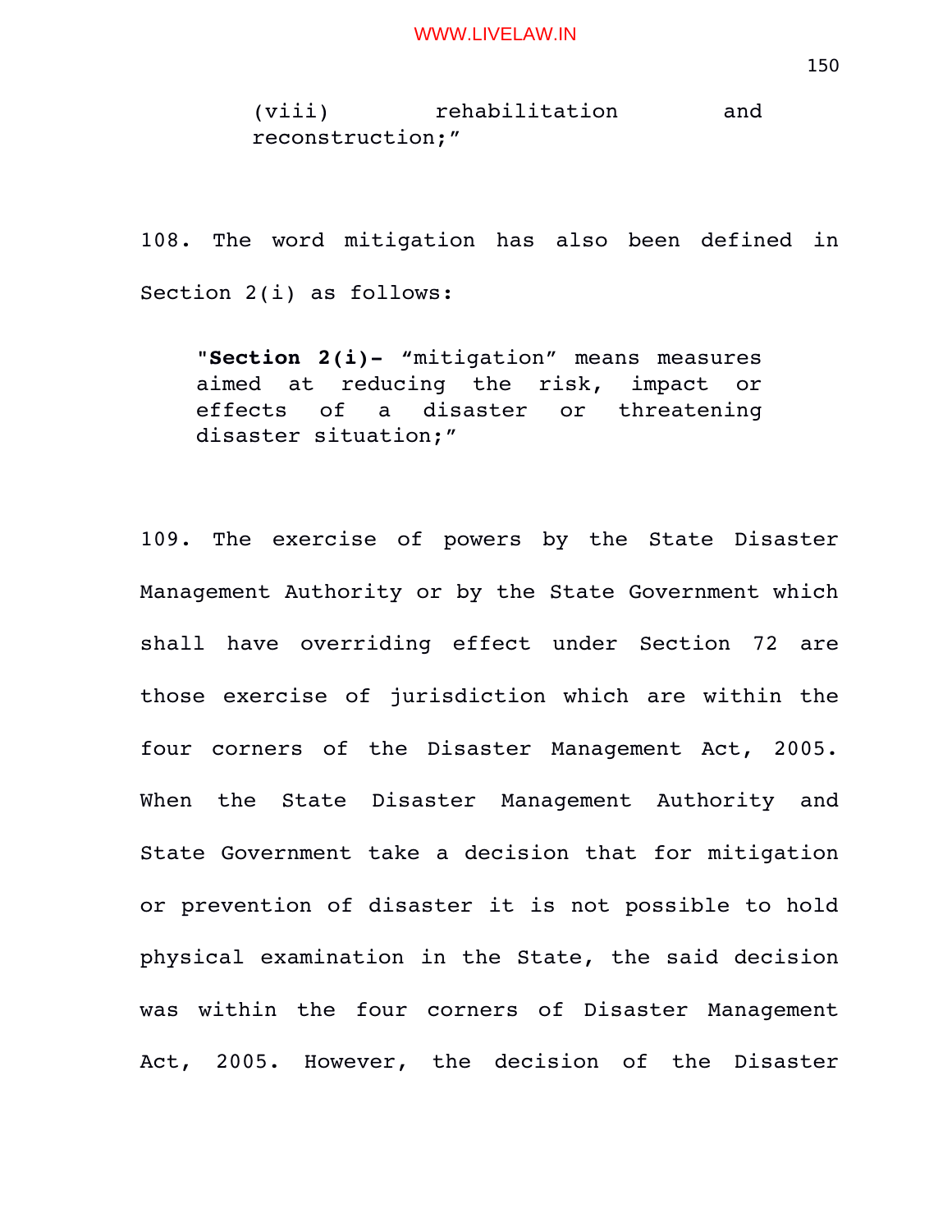(viii) rehabilitation and reconstruction;"

108. The word mitigation has also been defined in Section 2(i) as follows:

> "**Section 2(i)-** "mitigation" means measures aimed at reducing the risk, impact or effects of a disaster or threatening disaster situation;"

109. The exercise of powers by the State Disaster Management Authority or by the State Government which shall have overriding effect under Section 72 are those exercise of jurisdiction which are within the four corners of the Disaster Management Act, 2005. When the State Disaster Management Authority and State Government take a decision that for mitigation or prevention of disaster it is not possible to hold physical examination in the State, the said decision was within the four corners of Disaster Management Act, 2005. However, the decision of the Disaster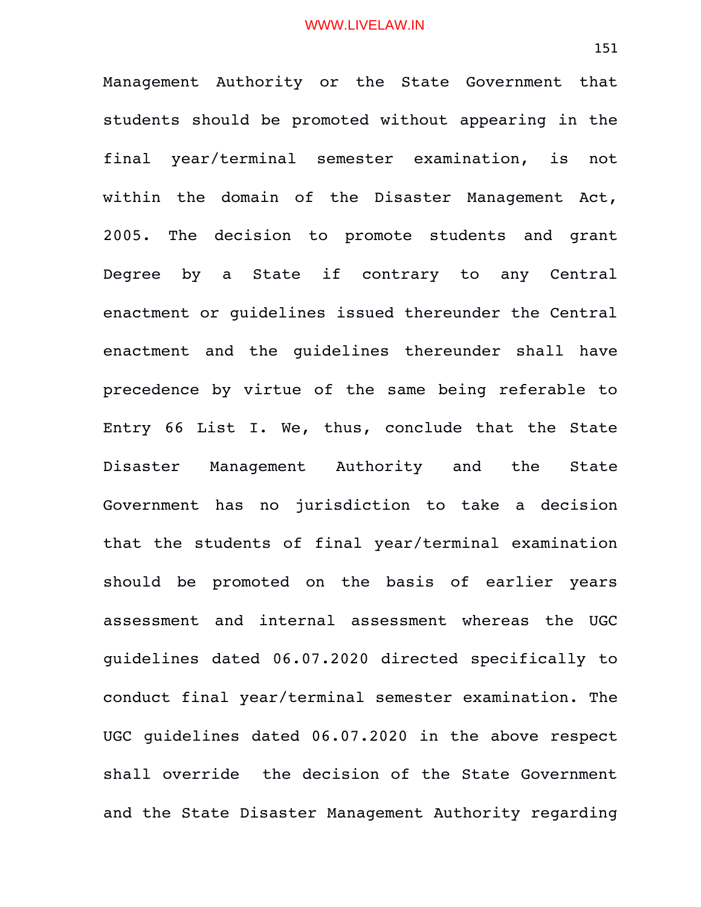Management Authority or the State Government that students should be promoted without appearing in the final year/terminal semester examination, is not within the domain of the Disaster Management Act, 2005. The decision to promote students and grant Degree by a State if contrary to any Central enactment or guidelines issued thereunder the Central enactment and the guidelines thereunder shall have precedence by virtue of the same being referable to Entry 66 List I. We, thus, conclude that the State Disaster Management Authority and the State Government has no jurisdiction to take a decision that the students of final year/terminal examination should be promoted on the basis of earlier years assessment and internal assessment whereas the UGC guidelines dated 06.07.2020 directed specifically to conduct final year/terminal semester examination. The UGC guidelines dated 06.07.2020 in the above respect shall override the decision of the State Government and the State Disaster Management Authority regarding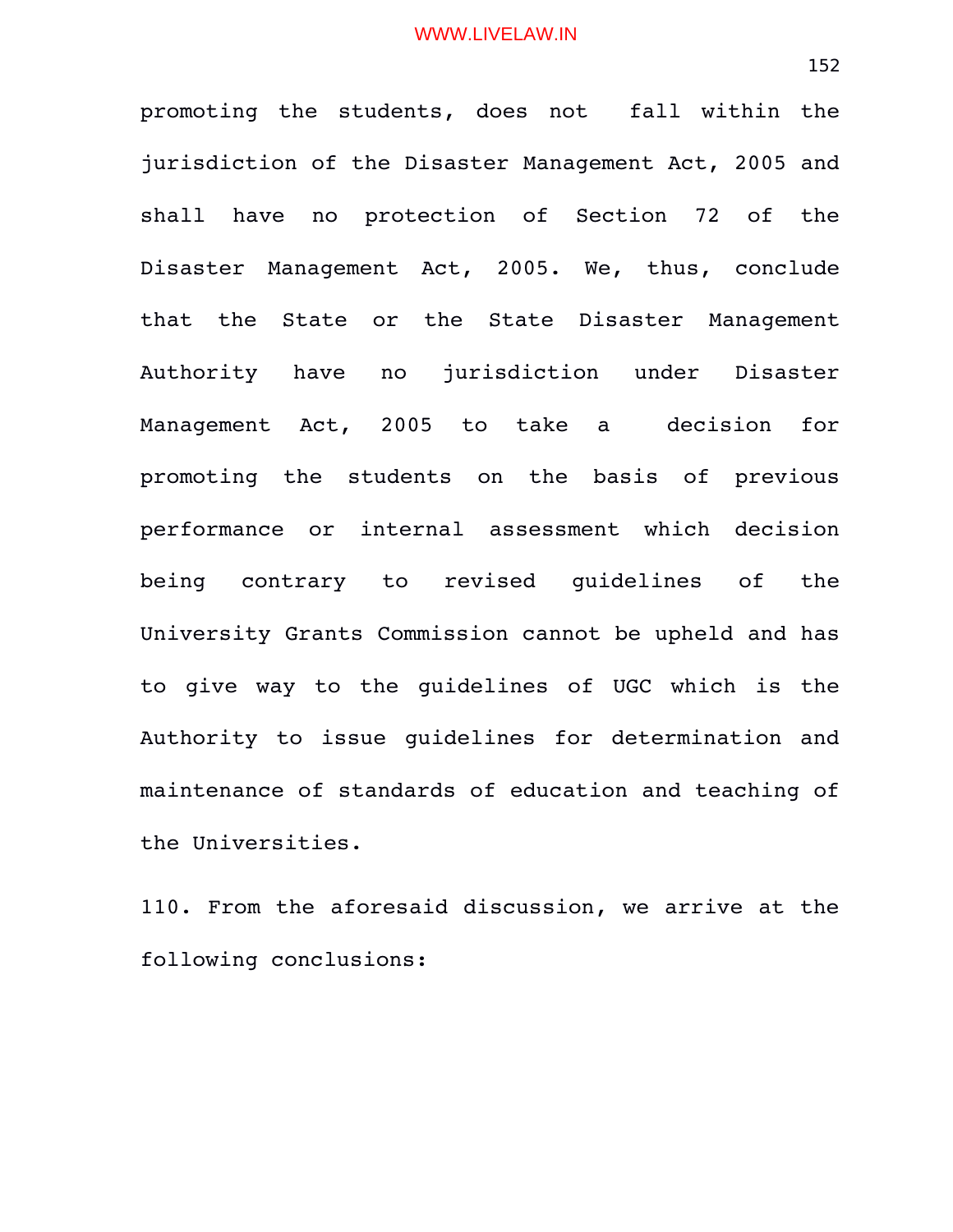promoting the students, does not fall within the jurisdiction of the Disaster Management Act, 2005 and shall have no protection of Section 72 of the Disaster Management Act, 2005. We, thus, conclude that the State or the State Disaster Management Authority have no jurisdiction under Disaster Management Act, 2005 to take a decision for promoting the students on the basis of previous performance or internal assessment which decision being contrary to revised guidelines of the University Grants Commission cannot be upheld and has to give way to the guidelines of UGC which is the Authority to issue guidelines for determination and maintenance of standards of education and teaching of the Universities.

110. From the aforesaid discussion, we arrive at the following conclusions: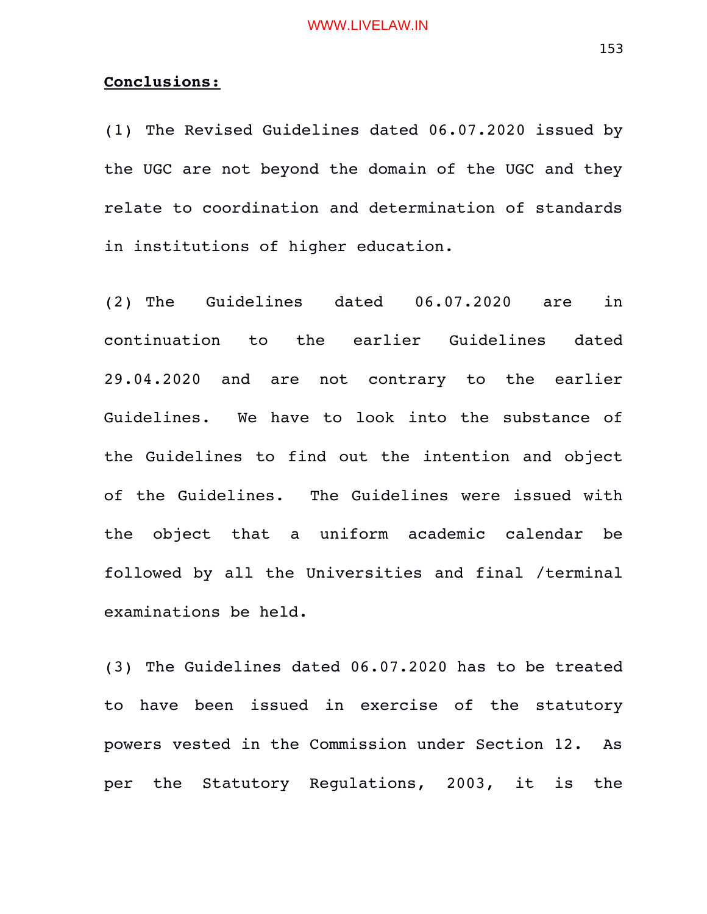**Conclusions:**

(1) The Revised Guidelines dated 06.07.2020 issued by the UGC are not beyond the domain of the UGC and they relate to coordination and determination of standards in institutions of higher education.

(2) The Guidelines dated 06.07.2020 are in continuation to the earlier Guidelines dated 29.04.2020 and are not contrary to the earlier Guidelines. We have to look into the substance of the Guidelines to find out the intention and object of the Guidelines. The Guidelines were issued with the object that a uniform academic calendar be followed by all the Universities and final /terminal examinations be held.

(3) The Guidelines dated 06.07.2020 has to be treated to have been issued in exercise of the statutory powers vested in the Commission under Section 12. As per the Statutory Regulations, 2003, it is the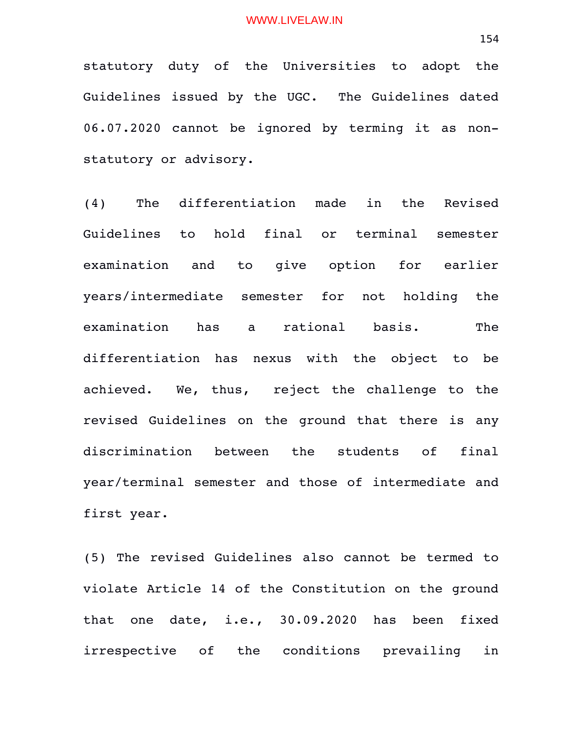statutory duty of the Universities to adopt the Guidelines issued by the UGC. The Guidelines dated 06.07.2020 cannot be ignored by terming it as non-statutory or advisory.

(4) The differentiation made in the Revised Guidelines to hold final or terminal semester examination and to give option for earlier years/intermediate semester for not holding the examination has a rational basis. The differentiation has nexus with the object to be achieved. We, thus, reject the challenge to the revised Guidelines on the ground that there is any discrimination between the students of final year/terminal semester and those of intermediate and first year.

(5) The revised Guidelines also cannot be termed to violate Article 14 of the Constitution on the ground that one date, i.e., 30.09.2020 has been fixed irrespective of the conditions prevailing in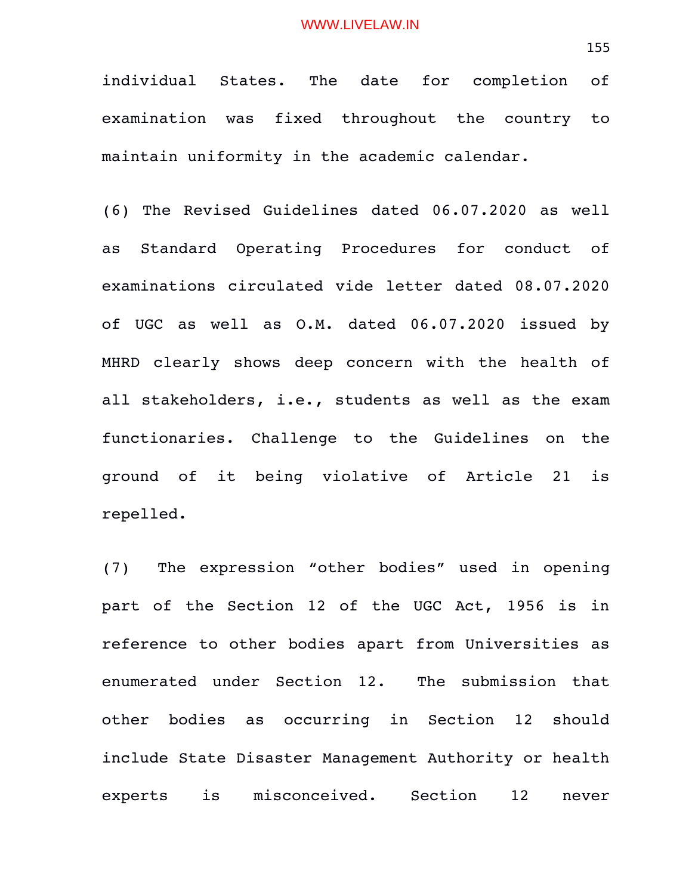individual States. The date for completion of examination was fixed throughout the country to maintain uniformity in the academic calendar.

(6) The Revised Guidelines dated 06.07.2020 as well as Standard Operating Procedures for conduct of examinations circulated vide letter dated 08.07.2020 of UGC as well as O.M. dated 06.07.2020 issued by MHRD clearly shows deep concern with the health of all stakeholders, i.e., students as well as the exam functionaries. Challenge to the Guidelines on the ground of it being violative of Article 21 is repelled.

(7) The expression "other bodies" used in opening part of the Section 12 of the UGC Act, 1956 is in reference to other bodies apart from Universities as enumerated under Section 12. The submission that other bodies as occurring in Section 12 should include State Disaster Management Authority or health experts is misconceived. Section 12 never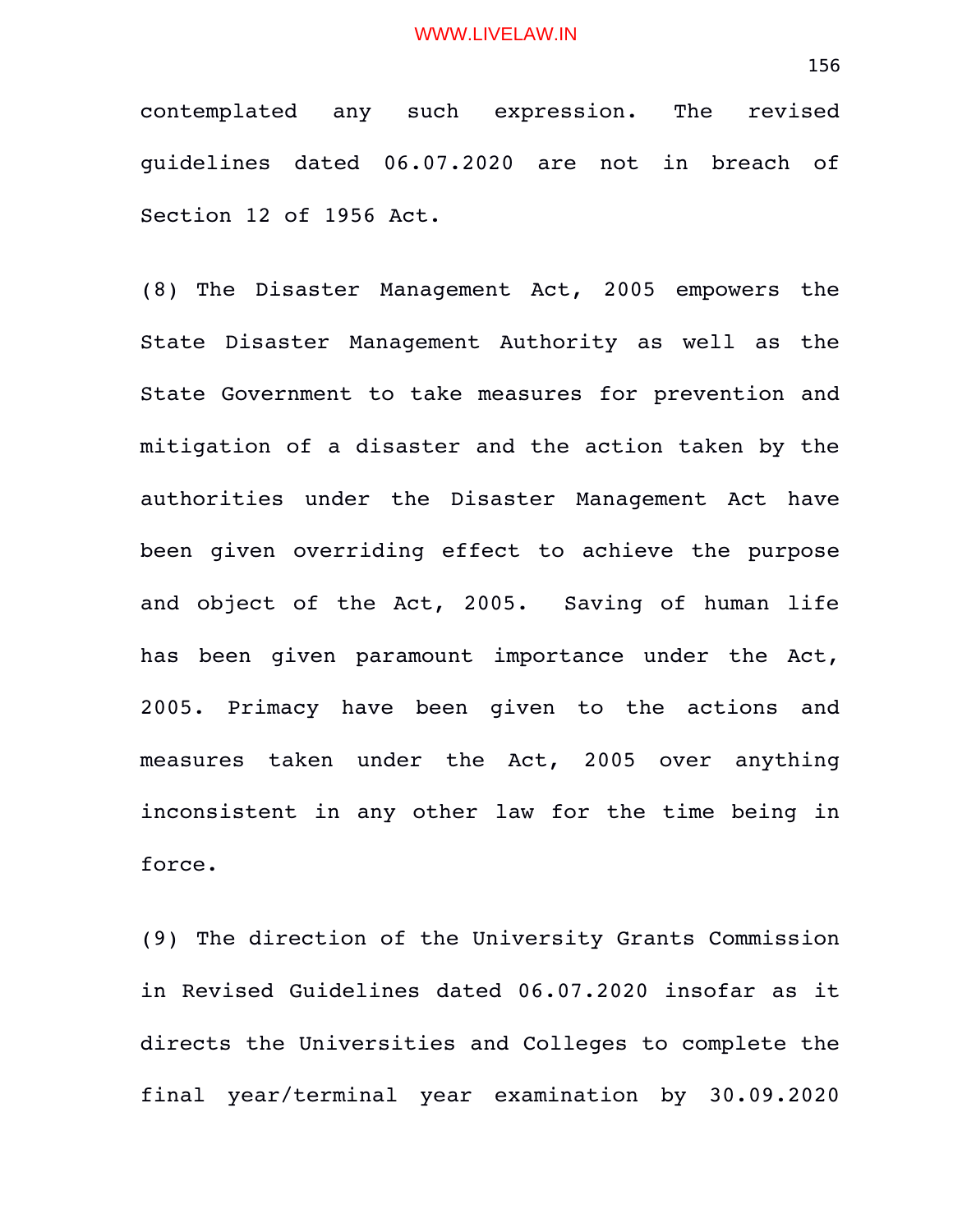contemplated any such expression. The revised guidelines dated 06.07.2020 are not in breach of Section 12 of 1956 Act.

(8) The Disaster Management Act, 2005 empowers the State Disaster Management Authority as well as the State Government to take measures for prevention and mitigation of a disaster and the action taken by the authorities under the Disaster Management Act have been given overriding effect to achieve the purpose and object of the Act, 2005. Saving of human life has been given paramount importance under the Act, 2005. Primacy have been given to the actions and measures taken under the Act, 2005 over anything inconsistent in any other law for the time being in force.

(9) The direction of the University Grants Commission in Revised Guidelines dated 06.07.2020 insofar as it directs the Universities and Colleges to complete the final year/terminal year examination by 30.09.2020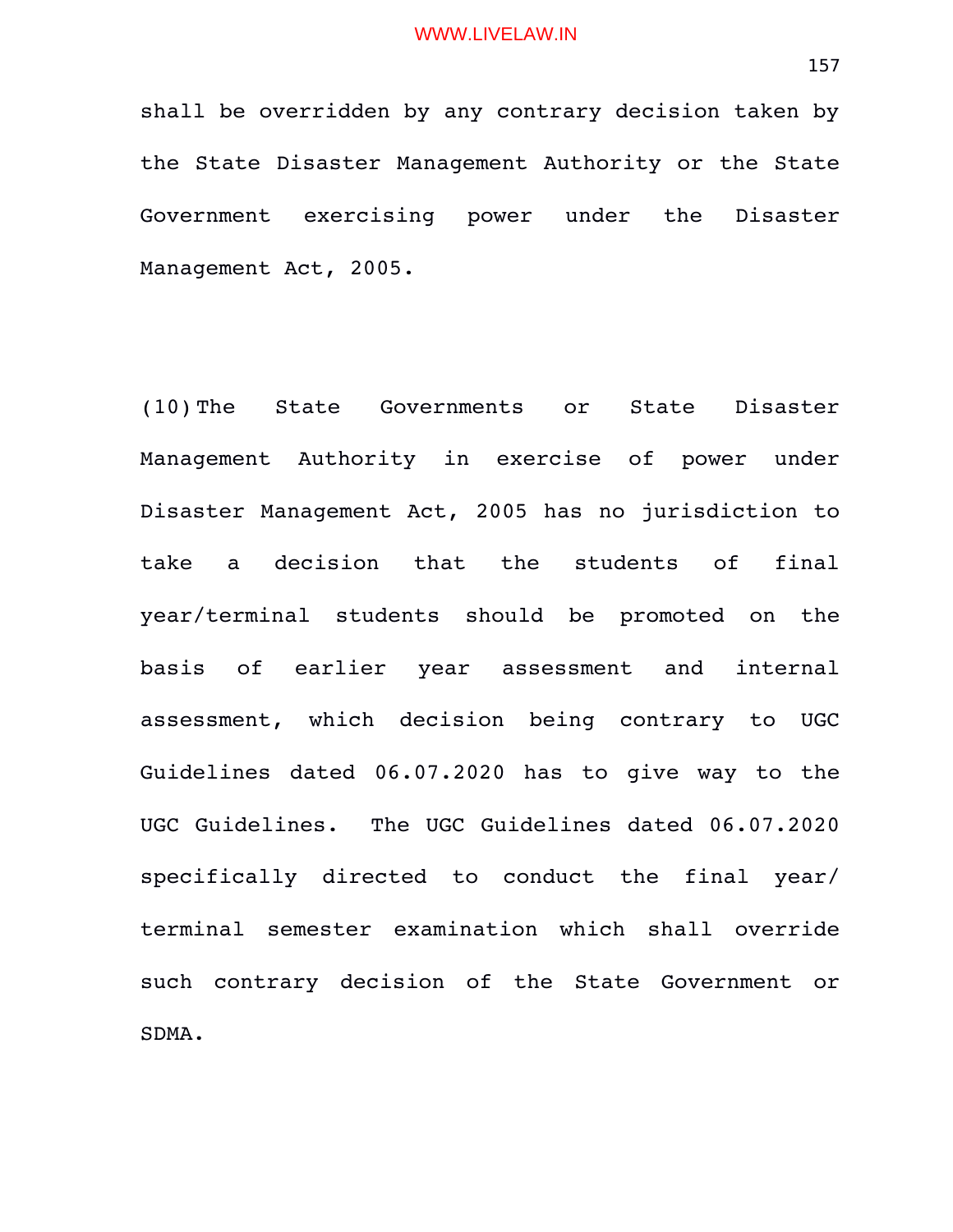shall be overridden by any contrary decision taken by the State Disaster Management Authority or the State Government exercising power under the Disaster Management Act, 2005.

(10) The State Governments or State Disaster Management Authority in exercise of power under Disaster Management Act, 2005 has no jurisdiction to take a decision that the students of final year/terminal students should be promoted on the basis of earlier year assessment and internal assessment, which decision being contrary to UGC Guidelines dated 06.07.2020 has to give way to the UGC Guidelines. The UGC Guidelines dated 06.07.2020 specifically directed to conduct the final year/ terminal semester examination which shall override such contrary decision of the State Government or SDMA.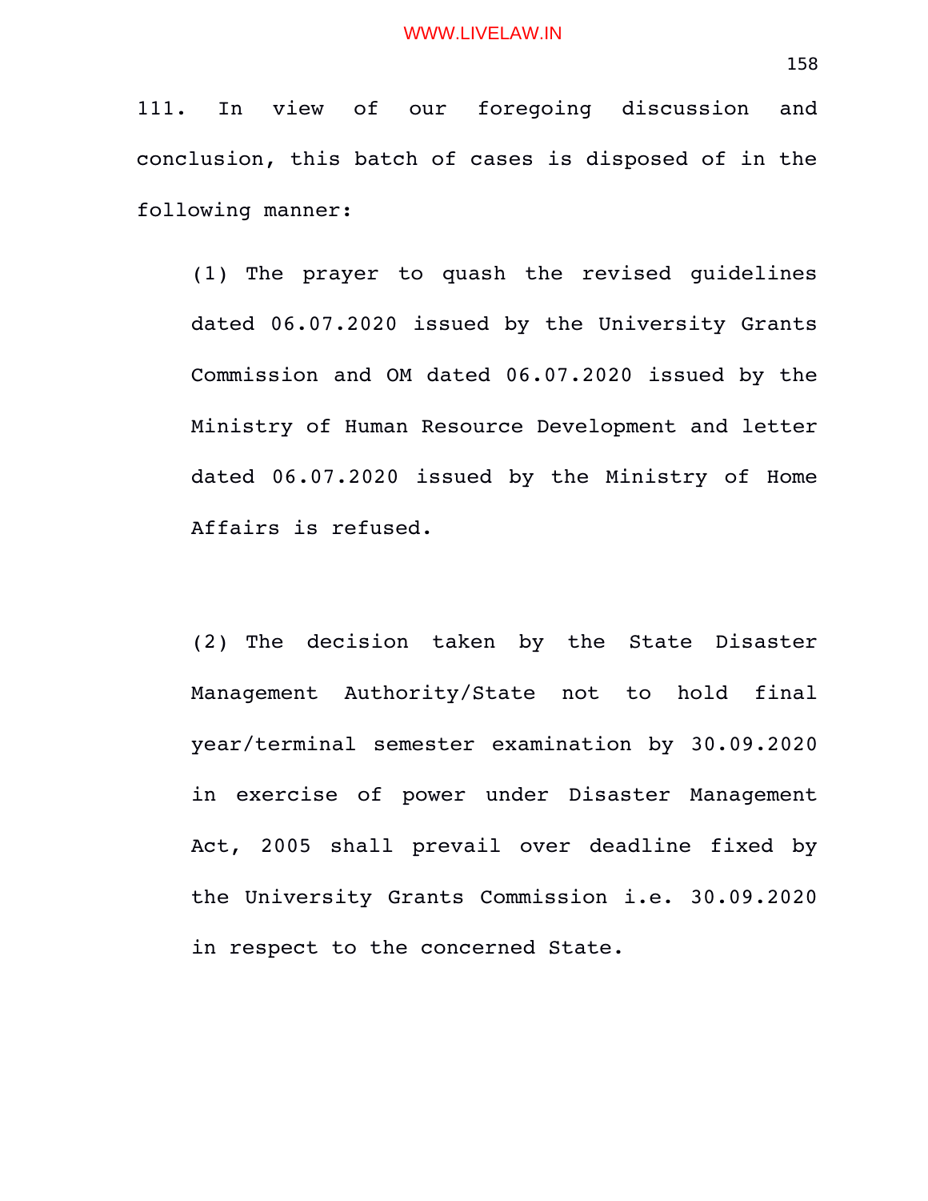111. In view of our foregoing discussion and conclusion, this batch of cases is disposed of in the following manner:

(1) The prayer to quash the revised guidelines dated 06.07.2020 issued by the University Grants Commission and OM dated 06.07.2020 issued by the Ministry of Human Resource Development and letter dated 06.07.2020 issued by the Ministry of Home Affairs is refused.

(2) The decision taken by the State Disaster Management Authority/State not to hold final year/terminal semester examination by 30.09.2020 in exercise of power under Disaster Management Act, 2005 shall prevail over deadline fixed by the University Grants Commission i.e. 30.09.2020 in respect to the concerned State.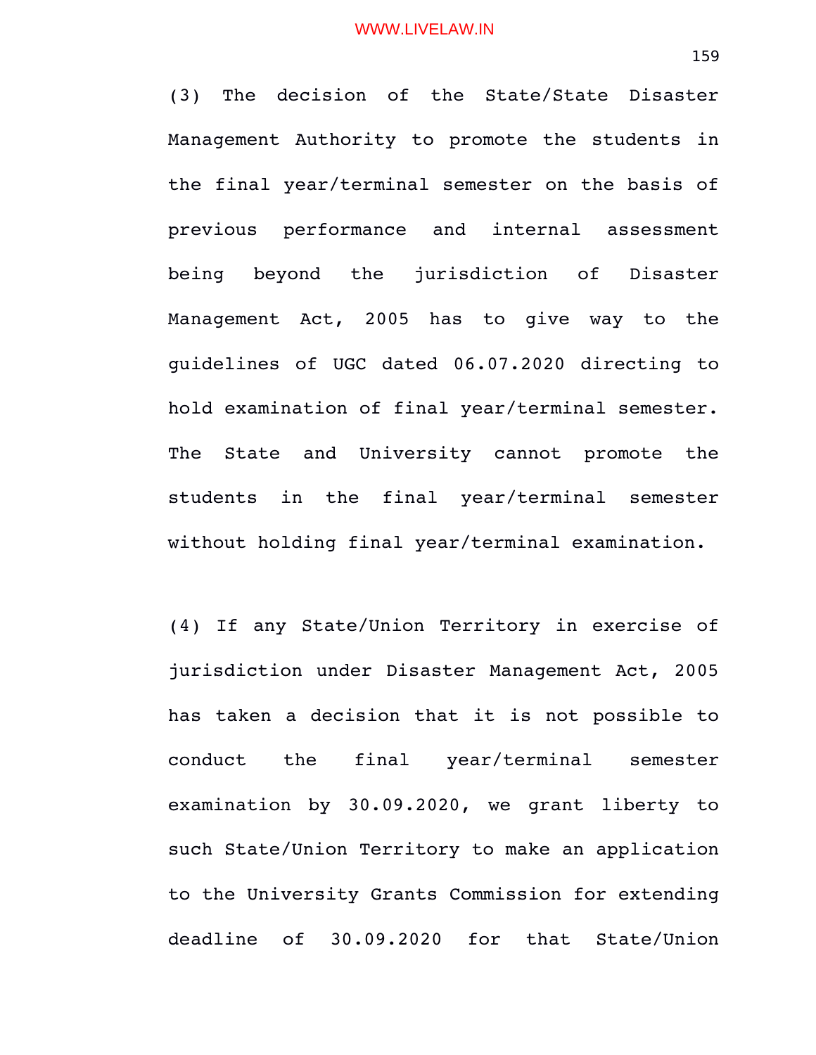(3) The decision of the State/State Disaster Management Authority to promote the students in the final year/terminal semester on the basis of previous performance and internal assessment being beyond the jurisdiction of Disaster Management Act, 2005 has to give way to the guidelines of UGC dated 06.07.2020 directing to hold examination of final year/terminal semester. The State and University cannot promote the students in the final year/terminal semester without holding final year/terminal examination.

(4) If any State/Union Territory in exercise of jurisdiction under Disaster Management Act, 2005 has taken a decision that it is not possible to conduct the final year/terminal semester examination by 30.09.2020, we grant liberty to such State/Union Territory to make an application to the University Grants Commission for extending deadline of 30.09.2020 for that State/Union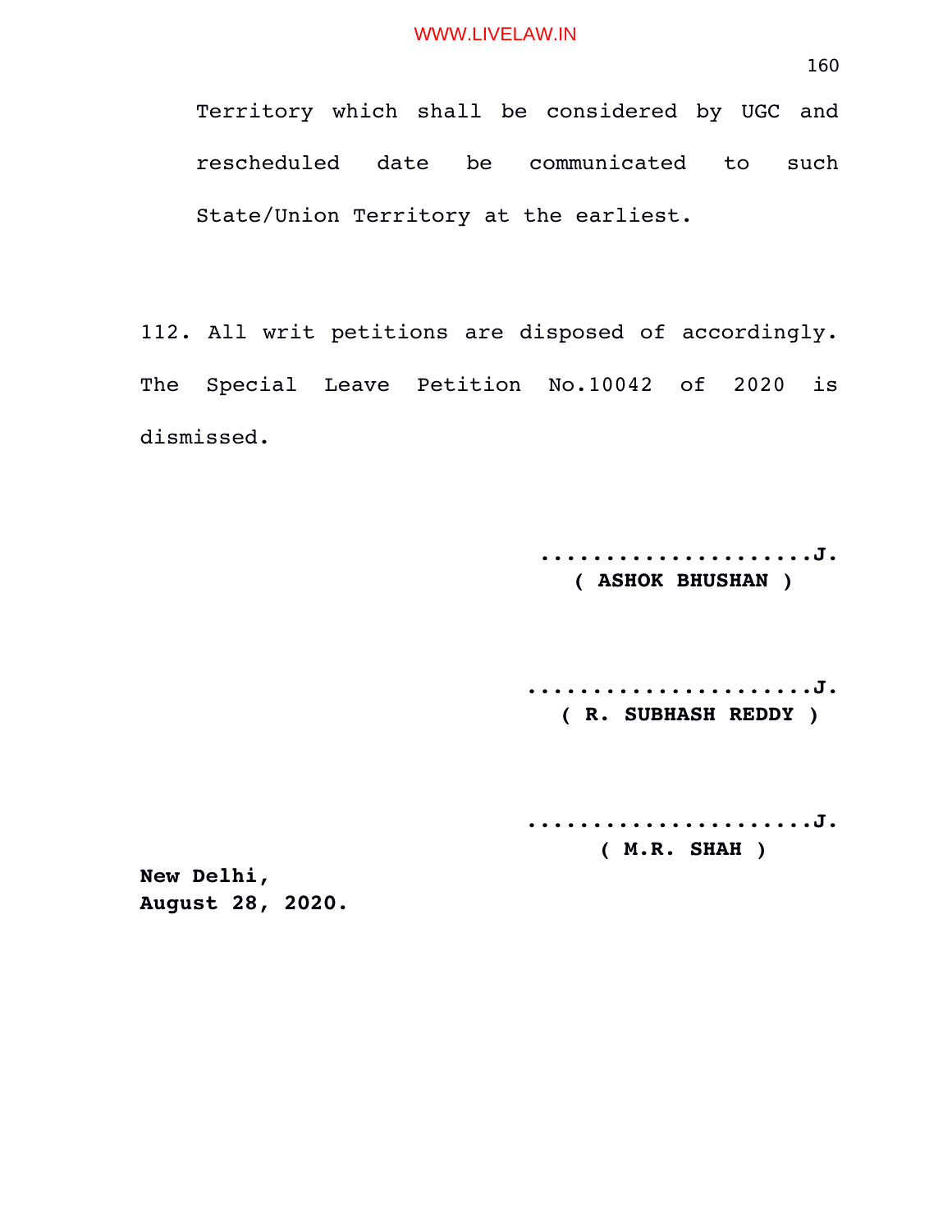Territory which shall be considered by UGC and rescheduled date be communicated to such State/Union Territory at the earliest.

112. All writ petitions are disposed of accordingly. The Special Leave Petition No.10042 of 2020 is dismissed.

**.....................J.**
**( ASHOK BHUSHAN )**

**......................J.**
**( R. SUBHASH REDDY )**

**......................J.**
**( M.R. SHAH )**

**New Delhi,**
**August 28, 2020.**